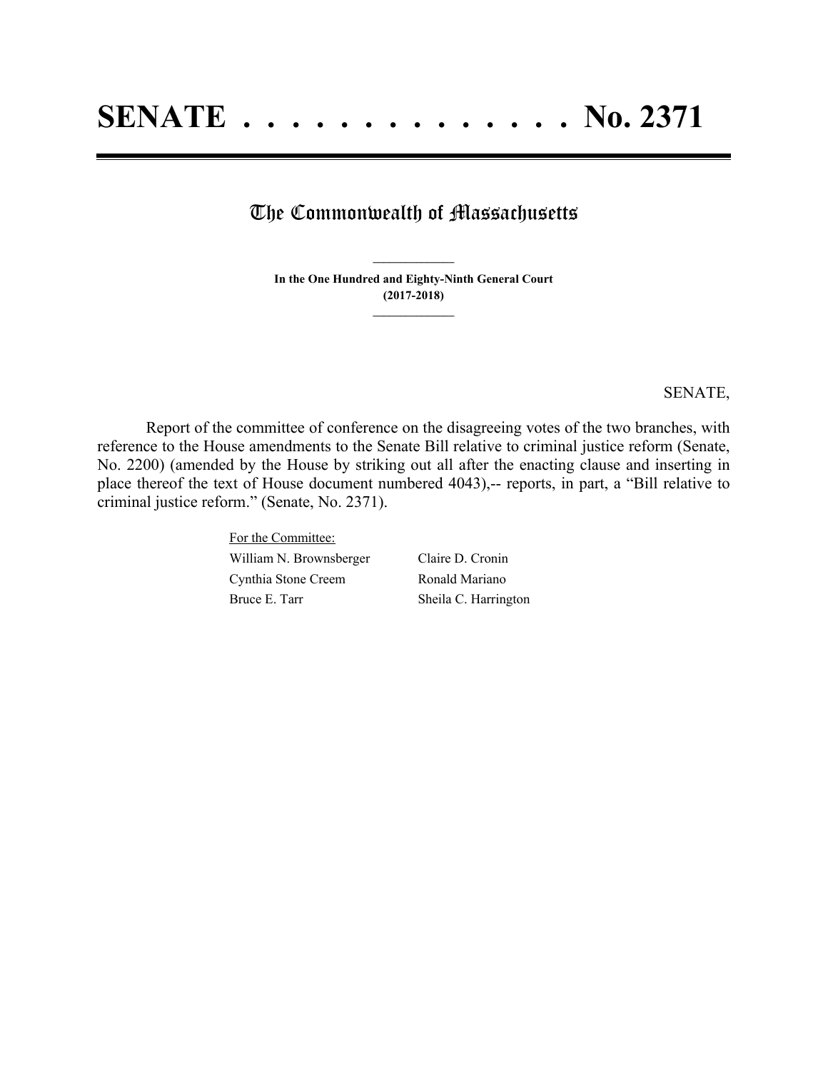# SENATE . . . . . . . . . . . . . . No. 2371

## The Commonwealth of Massachusetts

**In the One Hundred and Eighty-Ninth General Court**
**(2017-2018)**

SENATE,

Report of the committee of conference on the disagreeing votes of the two branches, with reference to the House amendments to the Senate Bill relative to criminal justice reform (Senate, No. 2200) (amended by the House by striking out all after the enacting clause and inserting in place thereof the text of House document numbered 4043),-- reports, in part, a "Bill relative to criminal justice reform." (Senate, No. 2371).

For the Committee:

| | |
|---|---|
| William N. Brownsberger | Claire D. Cronin |
| Cynthia Stone Creem | Ronald Mariano |
| Bruce E. Tarr | Sheila C. Harrington |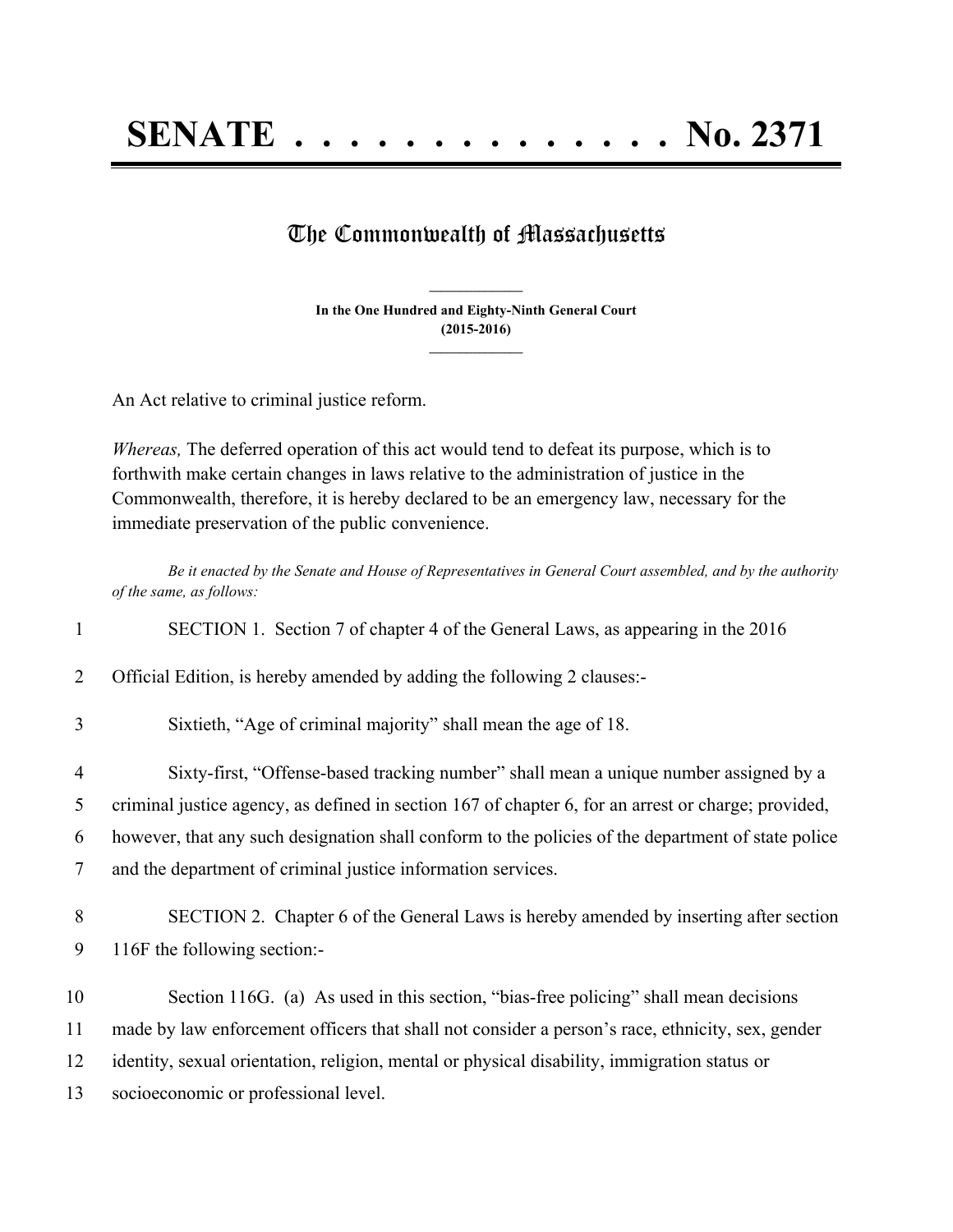# SENATE . . . . . . . . . . . . . . . No. 2371

## The Commonwealth of Massachusetts

**In the One Hundred and Eighty-Ninth General Court (2015-2016)**

An Act relative to criminal justice reform.

*Whereas,* The deferred operation of this act would tend to defeat its purpose, which is to forthwith make certain changes in laws relative to the administration of justice in the Commonwealth, therefore, it is hereby declared to be an emergency law, necessary for the immediate preservation of the public convenience.

*Be it enacted by the Senate and House of Representatives in General Court assembled, and by the authority of the same, as follows:*

1 SECTION 1. Section 7 of chapter 4 of the General Laws, as appearing in the 2016
2 Official Edition, is hereby amended by adding the following 2 clauses:-
3 Sixtieth, "Age of criminal majority" shall mean the age of 18.
4 Sixty-first, "Offense-based tracking number" shall mean a unique number assigned by a
5 criminal justice agency, as defined in section 167 of chapter 6, for an arrest or charge; provided,
6 however, that any such designation shall conform to the policies of the department of state police
7 and the department of criminal justice information services.
8 SECTION 2. Chapter 6 of the General Laws is hereby amended by inserting after section
9 116F the following section:-
10 Section 116G. (a) As used in this section, "bias-free policing" shall mean decisions
11 made by law enforcement officers that shall not consider a person's race, ethnicity, sex, gender
12 identity, sexual orientation, religion, mental or physical disability, immigration status or
13 socioeconomic or professional level.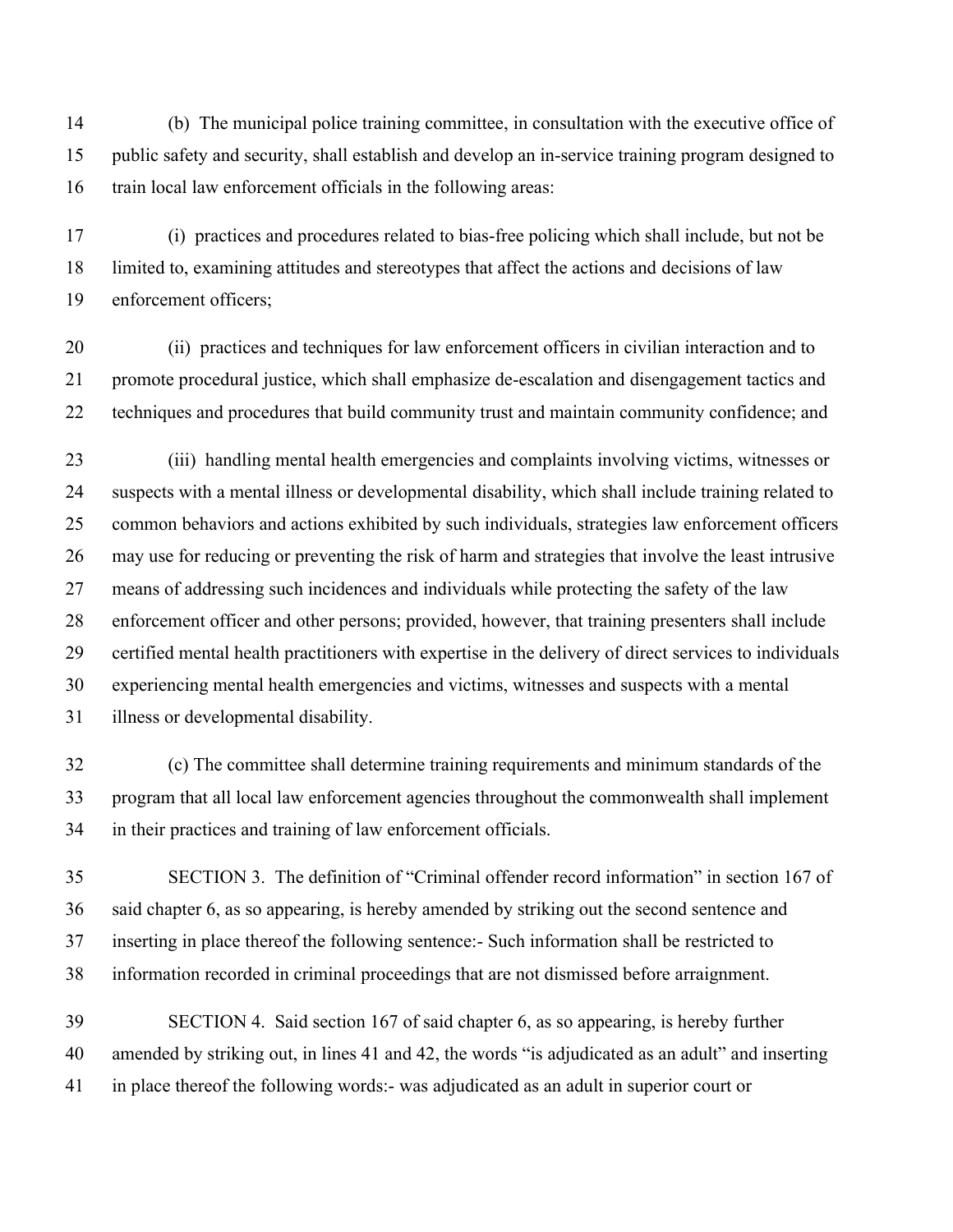(b) The municipal police training committee, in consultation with the executive office of public safety and security, shall establish and develop an in-service training program designed to train local law enforcement officials in the following areas:

(i) practices and procedures related to bias-free policing which shall include, but not be limited to, examining attitudes and stereotypes that affect the actions and decisions of law enforcement officers;

(ii) practices and techniques for law enforcement officers in civilian interaction and to promote procedural justice, which shall emphasize de-escalation and disengagement tactics and techniques and procedures that build community trust and maintain community confidence; and

(iii) handling mental health emergencies and complaints involving victims, witnesses or suspects with a mental illness or developmental disability, which shall include training related to common behaviors and actions exhibited by such individuals, strategies law enforcement officers may use for reducing or preventing the risk of harm and strategies that involve the least intrusive means of addressing such incidences and individuals while protecting the safety of the law enforcement officer and other persons; provided, however, that training presenters shall include certified mental health practitioners with expertise in the delivery of direct services to individuals experiencing mental health emergencies and victims, witnesses and suspects with a mental illness or developmental disability.

(c) The committee shall determine training requirements and minimum standards of the program that all local law enforcement agencies throughout the commonwealth shall implement in their practices and training of law enforcement officials.

SECTION 3. The definition of "Criminal offender record information" in section 167 of said chapter 6, as so appearing, is hereby amended by striking out the second sentence and inserting in place thereof the following sentence:- Such information shall be restricted to information recorded in criminal proceedings that are not dismissed before arraignment.

SECTION 4. Said section 167 of said chapter 6, as so appearing, is hereby further amended by striking out, in lines 41 and 42, the words "is adjudicated as an adult" and inserting in place thereof the following words:- was adjudicated as an adult in superior court or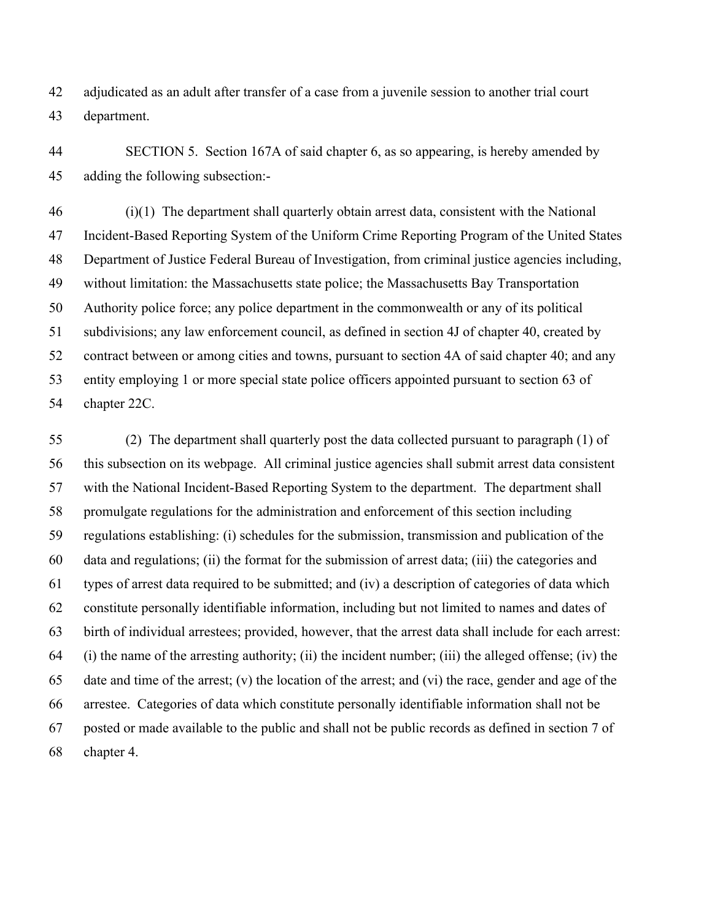adjudicated as an adult after transfer of a case from a juvenile session to another trial court department.

SECTION 5. Section 167A of said chapter 6, as so appearing, is hereby amended by adding the following subsection:-

(i)(1) The department shall quarterly obtain arrest data, consistent with the National Incident-Based Reporting System of the Uniform Crime Reporting Program of the United States Department of Justice Federal Bureau of Investigation, from criminal justice agencies including, without limitation: the Massachusetts state police; the Massachusetts Bay Transportation Authority police force; any police department in the commonwealth or any of its political subdivisions; any law enforcement council, as defined in section 4J of chapter 40, created by contract between or among cities and towns, pursuant to section 4A of said chapter 40; and any entity employing 1 or more special state police officers appointed pursuant to section 63 of chapter 22C.

(2) The department shall quarterly post the data collected pursuant to paragraph (1) of this subsection on its webpage. All criminal justice agencies shall submit arrest data consistent with the National Incident-Based Reporting System to the department. The department shall promulgate regulations for the administration and enforcement of this section including regulations establishing: (i) schedules for the submission, transmission and publication of the data and regulations; (ii) the format for the submission of arrest data; (iii) the categories and types of arrest data required to be submitted; and (iv) a description of categories of data which constitute personally identifiable information, including but not limited to names and dates of birth of individual arrestees; provided, however, that the arrest data shall include for each arrest: (i) the name of the arresting authority; (ii) the incident number; (iii) the alleged offense; (iv) the date and time of the arrest; (v) the location of the arrest; and (vi) the race, gender and age of the arrestee. Categories of data which constitute personally identifiable information shall not be posted or made available to the public and shall not be public records as defined in section 7 of chapter 4.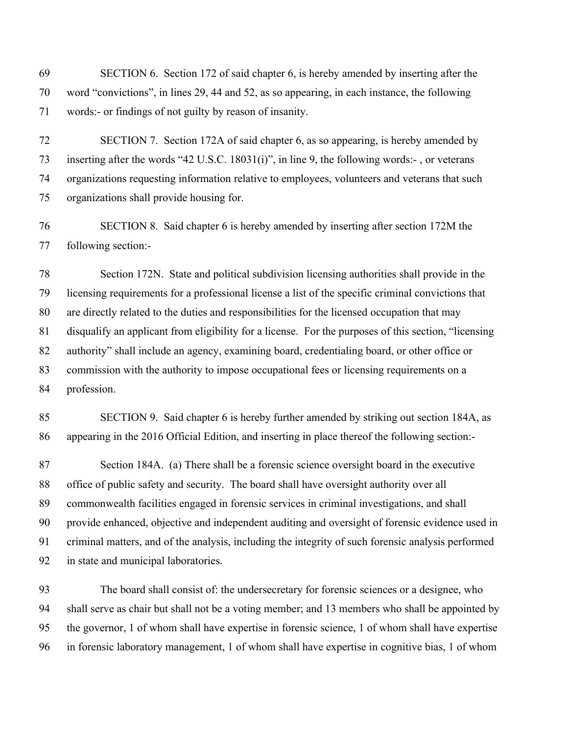SECTION 6. Section 172 of said chapter 6, is hereby amended by inserting after the word "convictions", in lines 29, 44 and 52, as so appearing, in each instance, the following words:- or findings of not guilty by reason of insanity.

SECTION 7. Section 172A of said chapter 6, as so appearing, is hereby amended by inserting after the words "42 U.S.C. 18031(i)", in line 9, the following words:- , or veterans organizations requesting information relative to employees, volunteers and veterans that such organizations shall provide housing for.

SECTION 8. Said chapter 6 is hereby amended by inserting after section 172M the following section:-

Section 172N. State and political subdivision licensing authorities shall provide in the licensing requirements for a professional license a list of the specific criminal convictions that are directly related to the duties and responsibilities for the licensed occupation that may disqualify an applicant from eligibility for a license. For the purposes of this section, "licensing authority" shall include an agency, examining board, credentialing board, or other office or commission with the authority to impose occupational fees or licensing requirements on a profession.

SECTION 9. Said chapter 6 is hereby further amended by striking out section 184A, as appearing in the 2016 Official Edition, and inserting in place thereof the following section:-

Section 184A. (a) There shall be a forensic science oversight board in the executive office of public safety and security. The board shall have oversight authority over all commonwealth facilities engaged in forensic services in criminal investigations, and shall provide enhanced, objective and independent auditing and oversight of forensic evidence used in criminal matters, and of the analysis, including the integrity of such forensic analysis performed in state and municipal laboratories.

The board shall consist of: the undersecretary for forensic sciences or a designee, who shall serve as chair but shall not be a voting member; and 13 members who shall be appointed by the governor, 1 of whom shall have expertise in forensic science, 1 of whom shall have expertise in forensic laboratory management, 1 of whom shall have expertise in cognitive bias, 1 of whom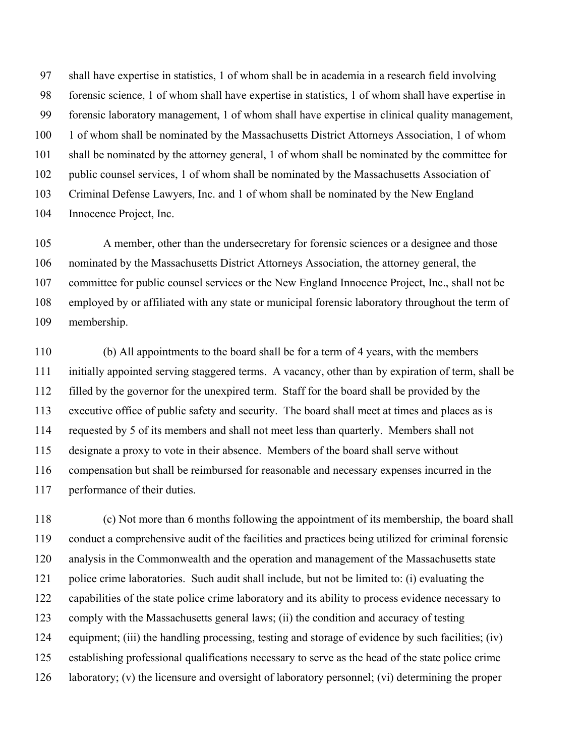shall have expertise in statistics, 1 of whom shall be in academia in a research field involving forensic science, 1 of whom shall have expertise in statistics, 1 of whom shall have expertise in forensic laboratory management, 1 of whom shall have expertise in clinical quality management, 1 of whom shall be nominated by the Massachusetts District Attorneys Association, 1 of whom shall be nominated by the attorney general, 1 of whom shall be nominated by the committee for public counsel services, 1 of whom shall be nominated by the Massachusetts Association of Criminal Defense Lawyers, Inc. and 1 of whom shall be nominated by the New England Innocence Project, Inc.

A member, other than the undersecretary for forensic sciences or a designee and those nominated by the Massachusetts District Attorneys Association, the attorney general, the committee for public counsel services or the New England Innocence Project, Inc., shall not be employed by or affiliated with any state or municipal forensic laboratory throughout the term of membership.

(b) All appointments to the board shall be for a term of 4 years, with the members initially appointed serving staggered terms. A vacancy, other than by expiration of term, shall be filled by the governor for the unexpired term. Staff for the board shall be provided by the executive office of public safety and security. The board shall meet at times and places as is requested by 5 of its members and shall not meet less than quarterly. Members shall not designate a proxy to vote in their absence. Members of the board shall serve without compensation but shall be reimbursed for reasonable and necessary expenses incurred in the performance of their duties.

(c) Not more than 6 months following the appointment of its membership, the board shall conduct a comprehensive audit of the facilities and practices being utilized for criminal forensic analysis in the Commonwealth and the operation and management of the Massachusetts state police crime laboratories. Such audit shall include, but not be limited to: (i) evaluating the capabilities of the state police crime laboratory and its ability to process evidence necessary to comply with the Massachusetts general laws; (ii) the condition and accuracy of testing equipment; (iii) the handling processing, testing and storage of evidence by such facilities; (iv) establishing professional qualifications necessary to serve as the head of the state police crime laboratory; (v) the licensure and oversight of laboratory personnel; (vi) determining the proper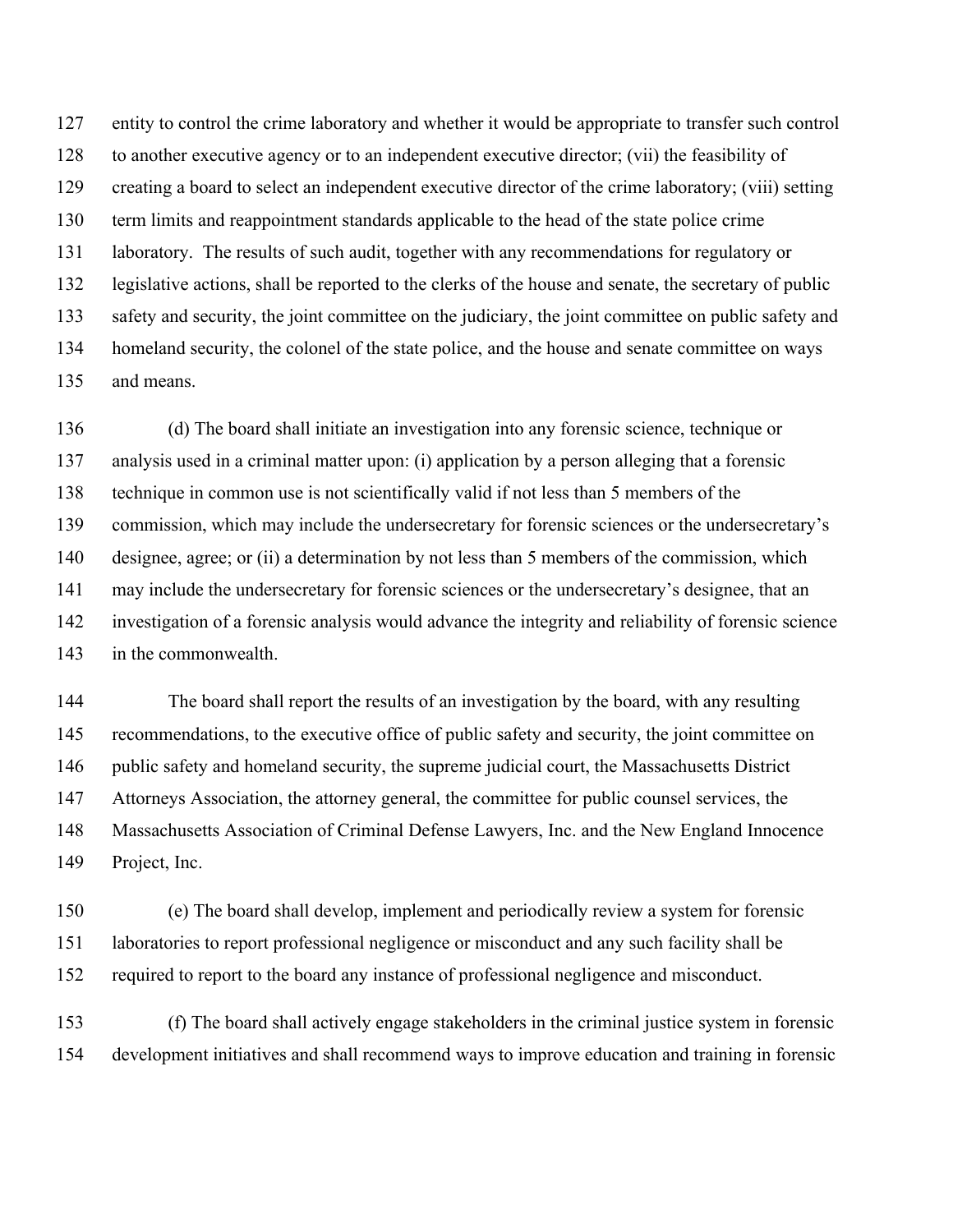entity to control the crime laboratory and whether it would be appropriate to transfer such control to another executive agency or to an independent executive director; (vii) the feasibility of creating a board to select an independent executive director of the crime laboratory; (viii) setting term limits and reappointment standards applicable to the head of the state police crime laboratory. The results of such audit, together with any recommendations for regulatory or legislative actions, shall be reported to the clerks of the house and senate, the secretary of public safety and security, the joint committee on the judiciary, the joint committee on public safety and homeland security, the colonel of the state police, and the house and senate committee on ways and means.

(d) The board shall initiate an investigation into any forensic science, technique or analysis used in a criminal matter upon: (i) application by a person alleging that a forensic technique in common use is not scientifically valid if not less than 5 members of the commission, which may include the undersecretary for forensic sciences or the undersecretary's designee, agree; or (ii) a determination by not less than 5 members of the commission, which may include the undersecretary for forensic sciences or the undersecretary's designee, that an investigation of a forensic analysis would advance the integrity and reliability of forensic science in the commonwealth.

The board shall report the results of an investigation by the board, with any resulting recommendations, to the executive office of public safety and security, the joint committee on public safety and homeland security, the supreme judicial court, the Massachusetts District Attorneys Association, the attorney general, the committee for public counsel services, the Massachusetts Association of Criminal Defense Lawyers, Inc. and the New England Innocence Project, Inc.

(e) The board shall develop, implement and periodically review a system for forensic laboratories to report professional negligence or misconduct and any such facility shall be required to report to the board any instance of professional negligence and misconduct.

(f) The board shall actively engage stakeholders in the criminal justice system in forensic development initiatives and shall recommend ways to improve education and training in forensic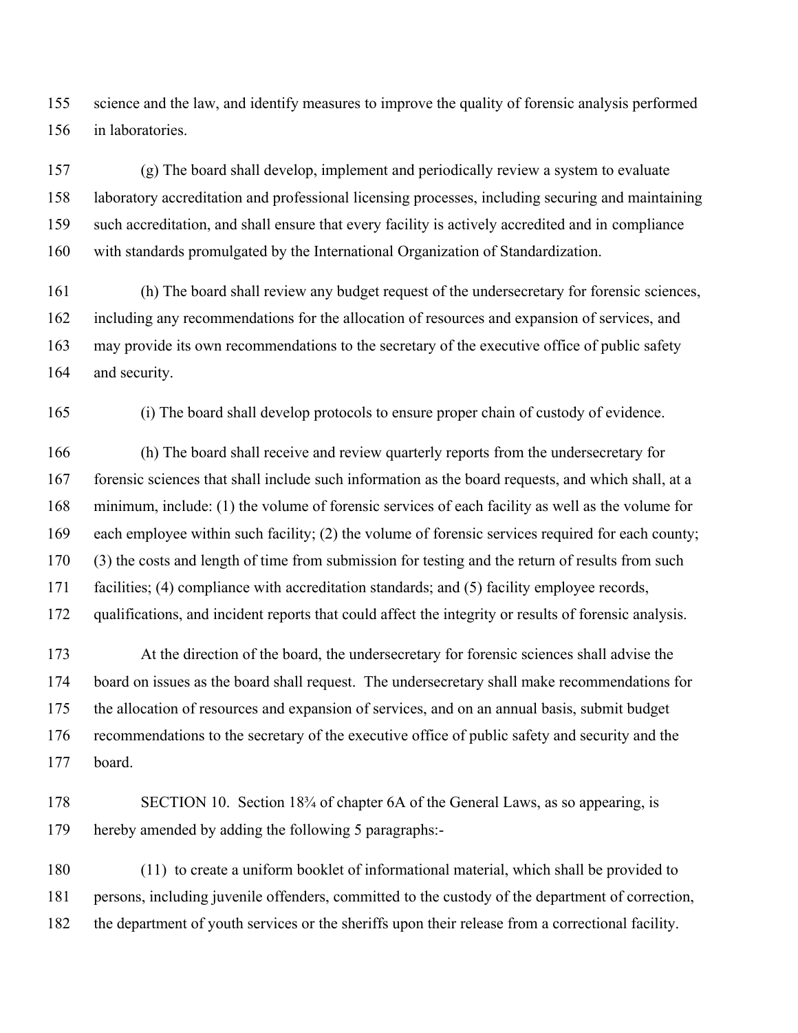science and the law, and identify measures to improve the quality of forensic analysis performed in laboratories.

(g) The board shall develop, implement and periodically review a system to evaluate laboratory accreditation and professional licensing processes, including securing and maintaining such accreditation, and shall ensure that every facility is actively accredited and in compliance with standards promulgated by the International Organization of Standardization.

(h) The board shall review any budget request of the undersecretary for forensic sciences, including any recommendations for the allocation of resources and expansion of services, and may provide its own recommendations to the secretary of the executive office of public safety and security.

(i) The board shall develop protocols to ensure proper chain of custody of evidence.

(h) The board shall receive and review quarterly reports from the undersecretary for forensic sciences that shall include such information as the board requests, and which shall, at a minimum, include: (1) the volume of forensic services of each facility as well as the volume for each employee within such facility; (2) the volume of forensic services required for each county; (3) the costs and length of time from submission for testing and the return of results from such facilities; (4) compliance with accreditation standards; and (5) facility employee records, qualifications, and incident reports that could affect the integrity or results of forensic analysis.

At the direction of the board, the undersecretary for forensic sciences shall advise the board on issues as the board shall request. The undersecretary shall make recommendations for the allocation of resources and expansion of services, and on an annual basis, submit budget recommendations to the secretary of the executive office of public safety and security and the board.

SECTION 10. Section 18¾ of chapter 6A of the General Laws, as so appearing, is hereby amended by adding the following 5 paragraphs:-

(11) to create a uniform booklet of informational material, which shall be provided to persons, including juvenile offenders, committed to the custody of the department of correction, the department of youth services or the sheriffs upon their release from a correctional facility.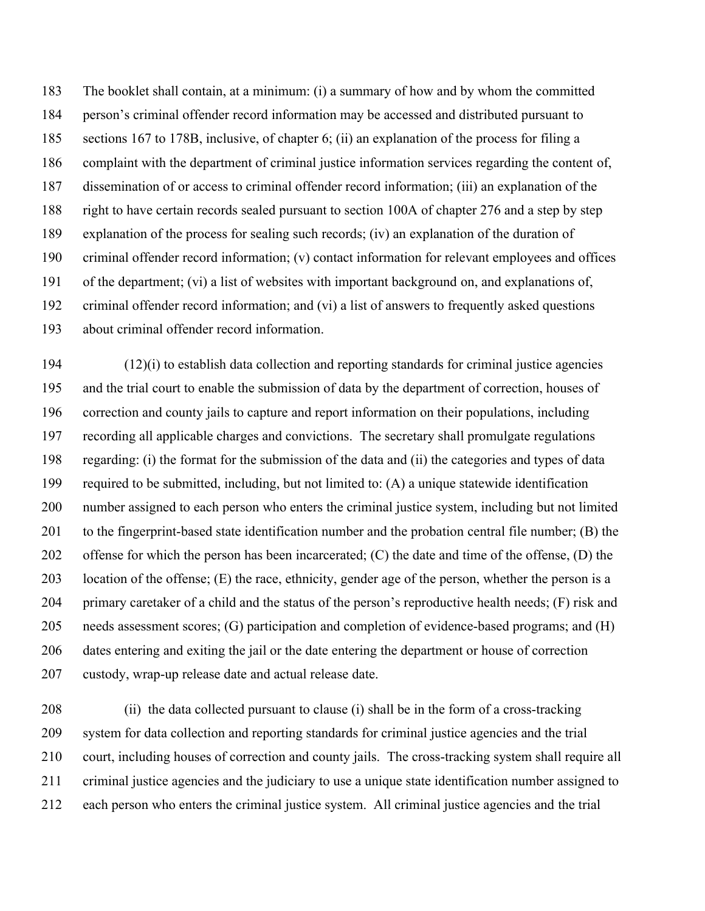The booklet shall contain, at a minimum: (i) a summary of how and by whom the committed person's criminal offender record information may be accessed and distributed pursuant to sections 167 to 178B, inclusive, of chapter 6; (ii) an explanation of the process for filing a complaint with the department of criminal justice information services regarding the content of, dissemination of or access to criminal offender record information; (iii) an explanation of the right to have certain records sealed pursuant to section 100A of chapter 276 and a step by step explanation of the process for sealing such records; (iv) an explanation of the duration of criminal offender record information; (v) contact information for relevant employees and offices of the department; (vi) a list of websites with important background on, and explanations of, criminal offender record information; and (vi) a list of answers to frequently asked questions about criminal offender record information.

(12)(i) to establish data collection and reporting standards for criminal justice agencies and the trial court to enable the submission of data by the department of correction, houses of correction and county jails to capture and report information on their populations, including recording all applicable charges and convictions. The secretary shall promulgate regulations regarding: (i) the format for the submission of the data and (ii) the categories and types of data required to be submitted, including, but not limited to: (A) a unique statewide identification number assigned to each person who enters the criminal justice system, including but not limited to the fingerprint-based state identification number and the probation central file number; (B) the offense for which the person has been incarcerated; (C) the date and time of the offense, (D) the location of the offense; (E) the race, ethnicity, gender age of the person, whether the person is a primary caretaker of a child and the status of the person's reproductive health needs; (F) risk and needs assessment scores; (G) participation and completion of evidence-based programs; and (H) dates entering and exiting the jail or the date entering the department or house of correction custody, wrap-up release date and actual release date.

(ii) the data collected pursuant to clause (i) shall be in the form of a cross-tracking system for data collection and reporting standards for criminal justice agencies and the trial court, including houses of correction and county jails. The cross-tracking system shall require all criminal justice agencies and the judiciary to use a unique state identification number assigned to each person who enters the criminal justice system. All criminal justice agencies and the trial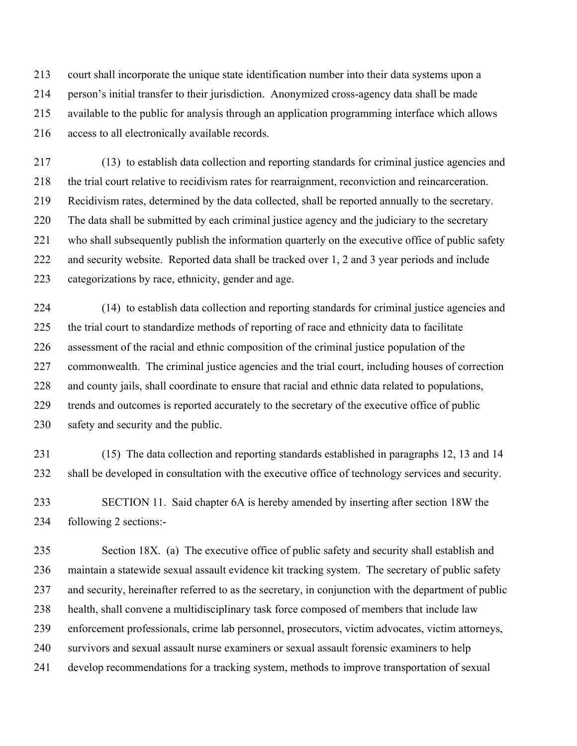court shall incorporate the unique state identification number into their data systems upon a person's initial transfer to their jurisdiction. Anonymized cross-agency data shall be made available to the public for analysis through an application programming interface which allows access to all electronically available records.

(13) to establish data collection and reporting standards for criminal justice agencies and the trial court relative to recidivism rates for rearraignment, reconviction and reincarceration. Recidivism rates, determined by the data collected, shall be reported annually to the secretary. The data shall be submitted by each criminal justice agency and the judiciary to the secretary who shall subsequently publish the information quarterly on the executive office of public safety and security website. Reported data shall be tracked over 1, 2 and 3 year periods and include categorizations by race, ethnicity, gender and age.

(14) to establish data collection and reporting standards for criminal justice agencies and the trial court to standardize methods of reporting of race and ethnicity data to facilitate assessment of the racial and ethnic composition of the criminal justice population of the commonwealth. The criminal justice agencies and the trial court, including houses of correction and county jails, shall coordinate to ensure that racial and ethnic data related to populations, trends and outcomes is reported accurately to the secretary of the executive office of public safety and security and the public.

(15) The data collection and reporting standards established in paragraphs 12, 13 and 14 shall be developed in consultation with the executive office of technology services and security.

SECTION 11. Said chapter 6A is hereby amended by inserting after section 18W the following 2 sections:-

Section 18X. (a) The executive office of public safety and security shall establish and maintain a statewide sexual assault evidence kit tracking system. The secretary of public safety and security, hereinafter referred to as the secretary, in conjunction with the department of public health, shall convene a multidisciplinary task force composed of members that include law enforcement professionals, crime lab personnel, prosecutors, victim advocates, victim attorneys, survivors and sexual assault nurse examiners or sexual assault forensic examiners to help develop recommendations for a tracking system, methods to improve transportation of sexual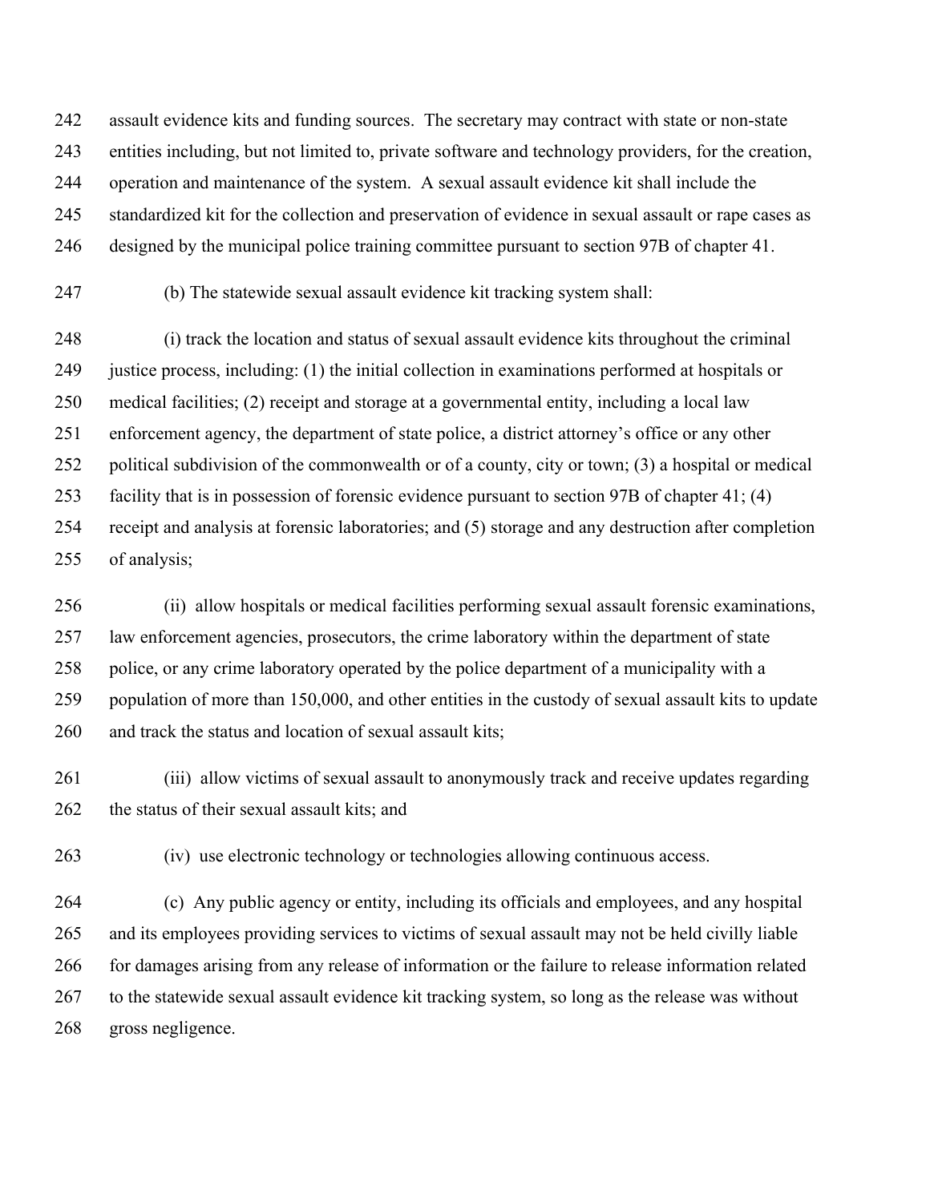assault evidence kits and funding sources. The secretary may contract with state or non-state entities including, but not limited to, private software and technology providers, for the creation, operation and maintenance of the system. A sexual assault evidence kit shall include the standardized kit for the collection and preservation of evidence in sexual assault or rape cases as designed by the municipal police training committee pursuant to section 97B of chapter 41.

(b) The statewide sexual assault evidence kit tracking system shall:

(i) track the location and status of sexual assault evidence kits throughout the criminal justice process, including: (1) the initial collection in examinations performed at hospitals or medical facilities; (2) receipt and storage at a governmental entity, including a local law enforcement agency, the department of state police, a district attorney's office or any other political subdivision of the commonwealth or of a county, city or town; (3) a hospital or medical facility that is in possession of forensic evidence pursuant to section 97B of chapter 41; (4) receipt and analysis at forensic laboratories; and (5) storage and any destruction after completion of analysis;

(ii) allow hospitals or medical facilities performing sexual assault forensic examinations, law enforcement agencies, prosecutors, the crime laboratory within the department of state police, or any crime laboratory operated by the police department of a municipality with a population of more than 150,000, and other entities in the custody of sexual assault kits to update and track the status and location of sexual assault kits;

(iii) allow victims of sexual assault to anonymously track and receive updates regarding the status of their sexual assault kits; and

(iv) use electronic technology or technologies allowing continuous access.

(c) Any public agency or entity, including its officials and employees, and any hospital and its employees providing services to victims of sexual assault may not be held civilly liable for damages arising from any release of information or the failure to release information related to the statewide sexual assault evidence kit tracking system, so long as the release was without gross negligence.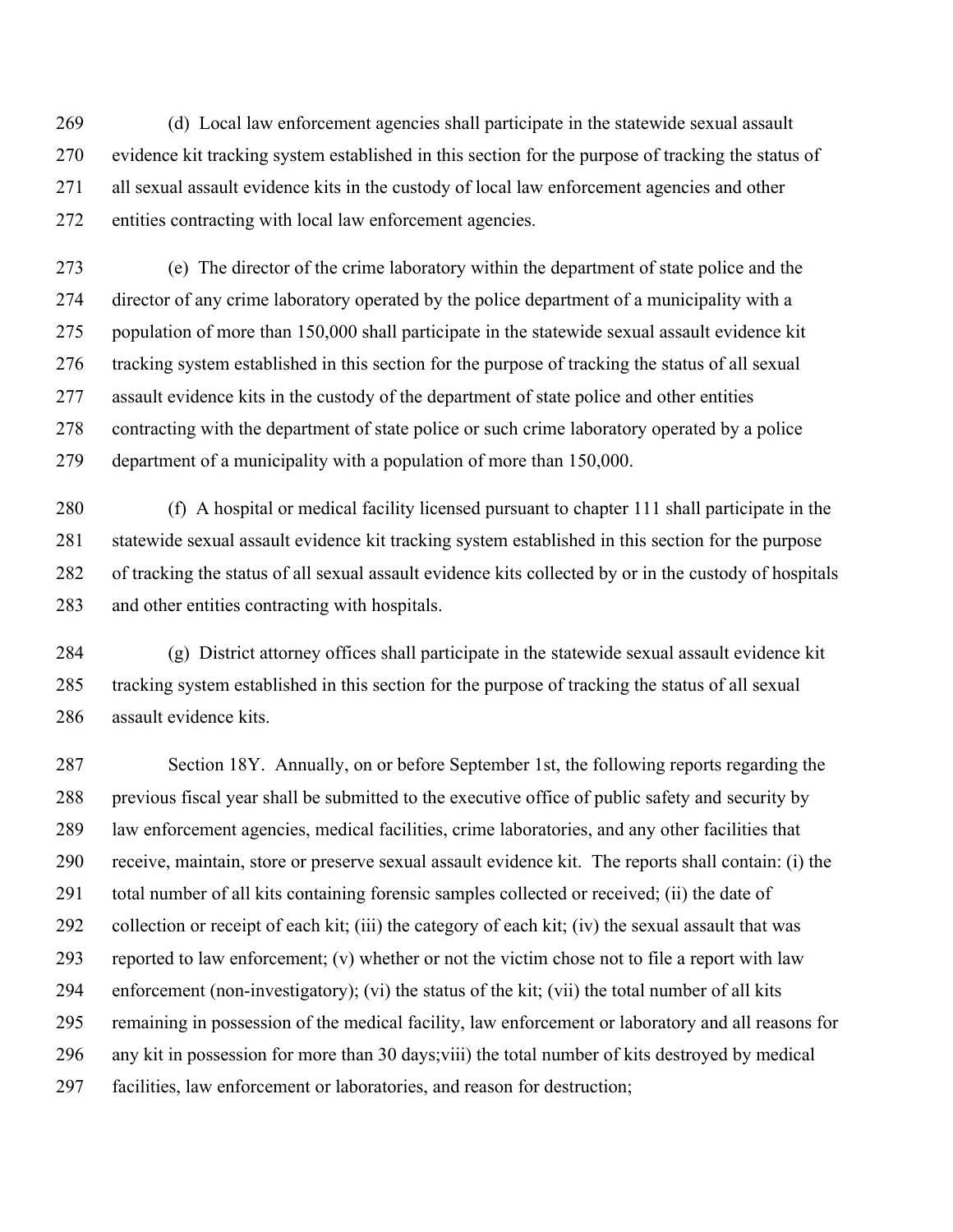(d) Local law enforcement agencies shall participate in the statewide sexual assault evidence kit tracking system established in this section for the purpose of tracking the status of all sexual assault evidence kits in the custody of local law enforcement agencies and other entities contracting with local law enforcement agencies.

(e) The director of the crime laboratory within the department of state police and the director of any crime laboratory operated by the police department of a municipality with a population of more than 150,000 shall participate in the statewide sexual assault evidence kit tracking system established in this section for the purpose of tracking the status of all sexual assault evidence kits in the custody of the department of state police and other entities contracting with the department of state police or such crime laboratory operated by a police department of a municipality with a population of more than 150,000.

(f) A hospital or medical facility licensed pursuant to chapter 111 shall participate in the statewide sexual assault evidence kit tracking system established in this section for the purpose of tracking the status of all sexual assault evidence kits collected by or in the custody of hospitals and other entities contracting with hospitals.

(g) District attorney offices shall participate in the statewide sexual assault evidence kit tracking system established in this section for the purpose of tracking the status of all sexual assault evidence kits.

Section 18Y. Annually, on or before September 1st, the following reports regarding the previous fiscal year shall be submitted to the executive office of public safety and security by law enforcement agencies, medical facilities, crime laboratories, and any other facilities that receive, maintain, store or preserve sexual assault evidence kit. The reports shall contain: (i) the total number of all kits containing forensic samples collected or received; (ii) the date of collection or receipt of each kit; (iii) the category of each kit; (iv) the sexual assault that was reported to law enforcement; (v) whether or not the victim chose not to file a report with law enforcement (non-investigatory); (vi) the status of the kit; (vii) the total number of all kits remaining in possession of the medical facility, law enforcement or laboratory and all reasons for any kit in possession for more than 30 days;viii) the total number of kits destroyed by medical facilities, law enforcement or laboratories, and reason for destruction;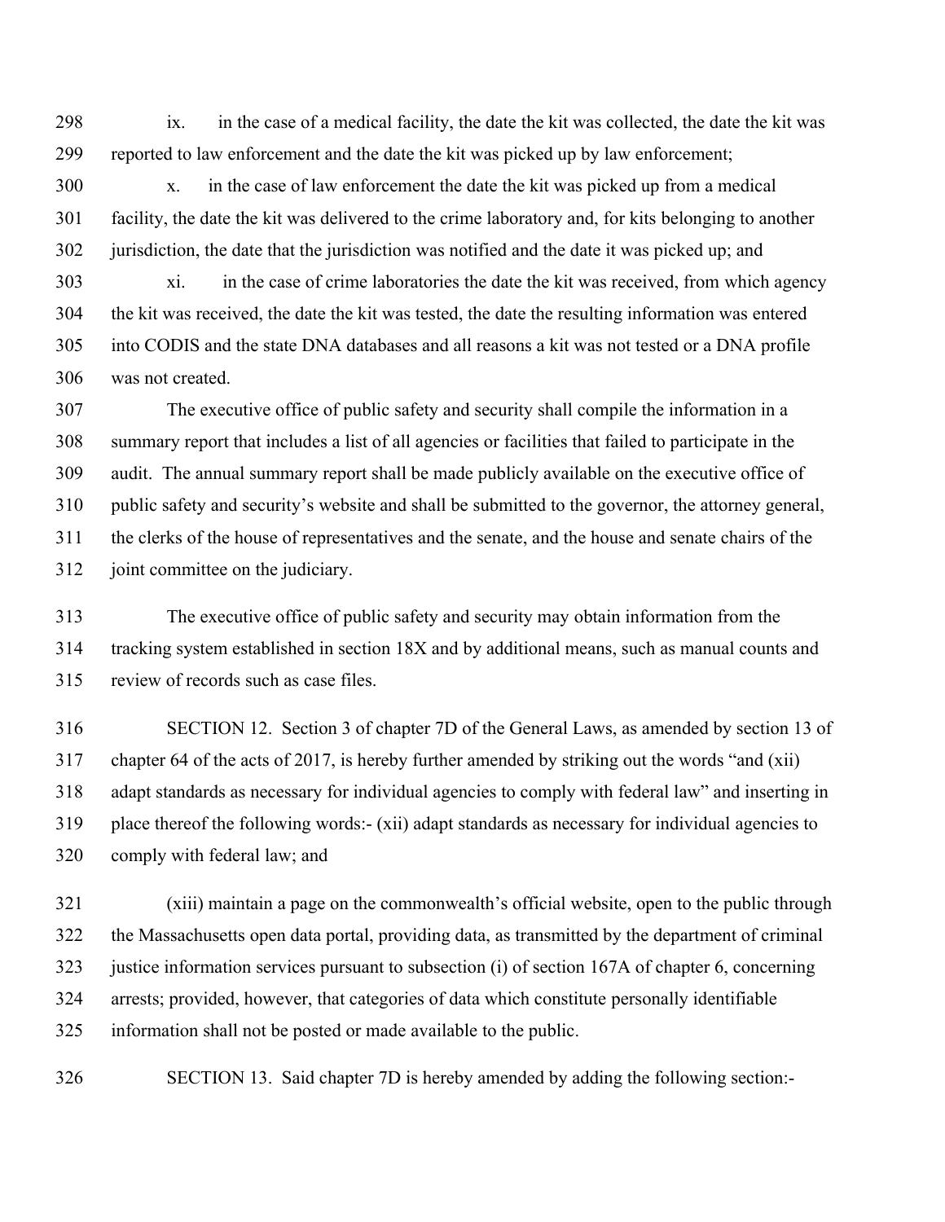ix. in the case of a medical facility, the date the kit was collected, the date the kit was reported to law enforcement and the date the kit was picked up by law enforcement;

x. in the case of law enforcement the date the kit was picked up from a medical facility, the date the kit was delivered to the crime laboratory and, for kits belonging to another jurisdiction, the date that the jurisdiction was notified and the date it was picked up; and

xi. in the case of crime laboratories the date the kit was received, from which agency the kit was received, the date the kit was tested, the date the resulting information was entered into CODIS and the state DNA databases and all reasons a kit was not tested or a DNA profile was not created.

The executive office of public safety and security shall compile the information in a summary report that includes a list of all agencies or facilities that failed to participate in the audit. The annual summary report shall be made publicly available on the executive office of public safety and security's website and shall be submitted to the governor, the attorney general, the clerks of the house of representatives and the senate, and the house and senate chairs of the joint committee on the judiciary.

The executive office of public safety and security may obtain information from the tracking system established in section 18X and by additional means, such as manual counts and review of records such as case files.

SECTION 12. Section 3 of chapter 7D of the General Laws, as amended by section 13 of chapter 64 of the acts of 2017, is hereby further amended by striking out the words "and (xii) adapt standards as necessary for individual agencies to comply with federal law" and inserting in place thereof the following words:- (xii) adapt standards as necessary for individual agencies to comply with federal law; and

(xiii) maintain a page on the commonwealth's official website, open to the public through the Massachusetts open data portal, providing data, as transmitted by the department of criminal justice information services pursuant to subsection (i) of section 167A of chapter 6, concerning arrests; provided, however, that categories of data which constitute personally identifiable information shall not be posted or made available to the public.

SECTION 13. Said chapter 7D is hereby amended by adding the following section:-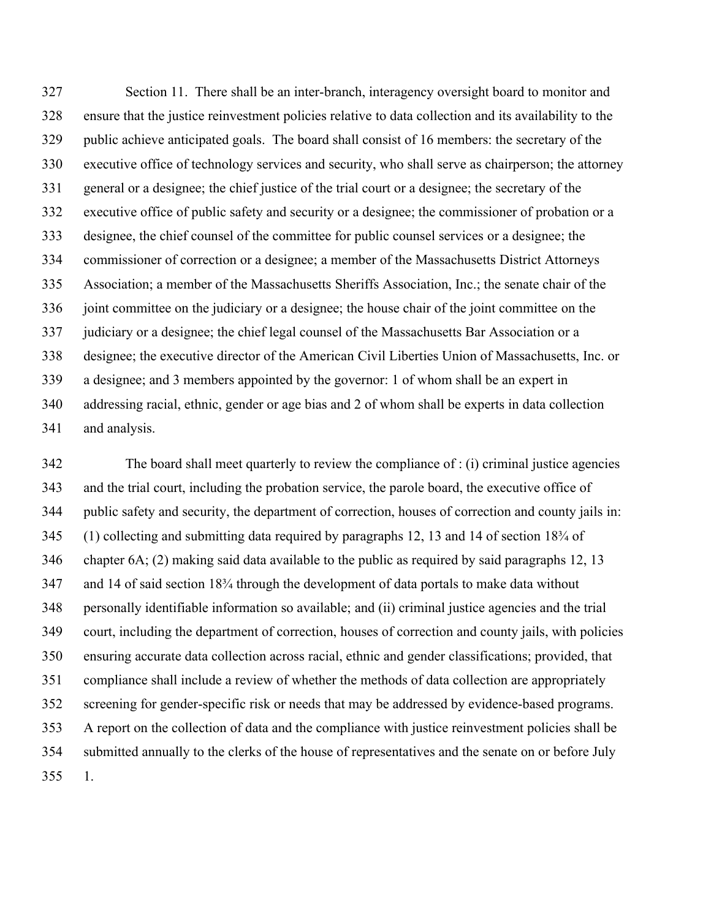Section 11. There shall be an inter-branch, interagency oversight board to monitor and ensure that the justice reinvestment policies relative to data collection and its availability to the public achieve anticipated goals. The board shall consist of 16 members: the secretary of the executive office of technology services and security, who shall serve as chairperson; the attorney general or a designee; the chief justice of the trial court or a designee; the secretary of the executive office of public safety and security or a designee; the commissioner of probation or a designee, the chief counsel of the committee for public counsel services or a designee; the commissioner of correction or a designee; a member of the Massachusetts District Attorneys Association; a member of the Massachusetts Sheriffs Association, Inc.; the senate chair of the joint committee on the judiciary or a designee; the house chair of the joint committee on the judiciary or a designee; the chief legal counsel of the Massachusetts Bar Association or a designee; the executive director of the American Civil Liberties Union of Massachusetts, Inc. or a designee; and 3 members appointed by the governor: 1 of whom shall be an expert in addressing racial, ethnic, gender or age bias and 2 of whom shall be experts in data collection and analysis.

The board shall meet quarterly to review the compliance of : (i) criminal justice agencies and the trial court, including the probation service, the parole board, the executive office of public safety and security, the department of correction, houses of correction and county jails in: (1) collecting and submitting data required by paragraphs 12, 13 and 14 of section 18¾ of chapter 6A; (2) making said data available to the public as required by said paragraphs 12, 13 and 14 of said section 18¾ through the development of data portals to make data without personally identifiable information so available; and (ii) criminal justice agencies and the trial court, including the department of correction, houses of correction and county jails, with policies ensuring accurate data collection across racial, ethnic and gender classifications; provided, that compliance shall include a review of whether the methods of data collection are appropriately screening for gender-specific risk or needs that may be addressed by evidence-based programs. A report on the collection of data and the compliance with justice reinvestment policies shall be submitted annually to the clerks of the house of representatives and the senate on or before July 1.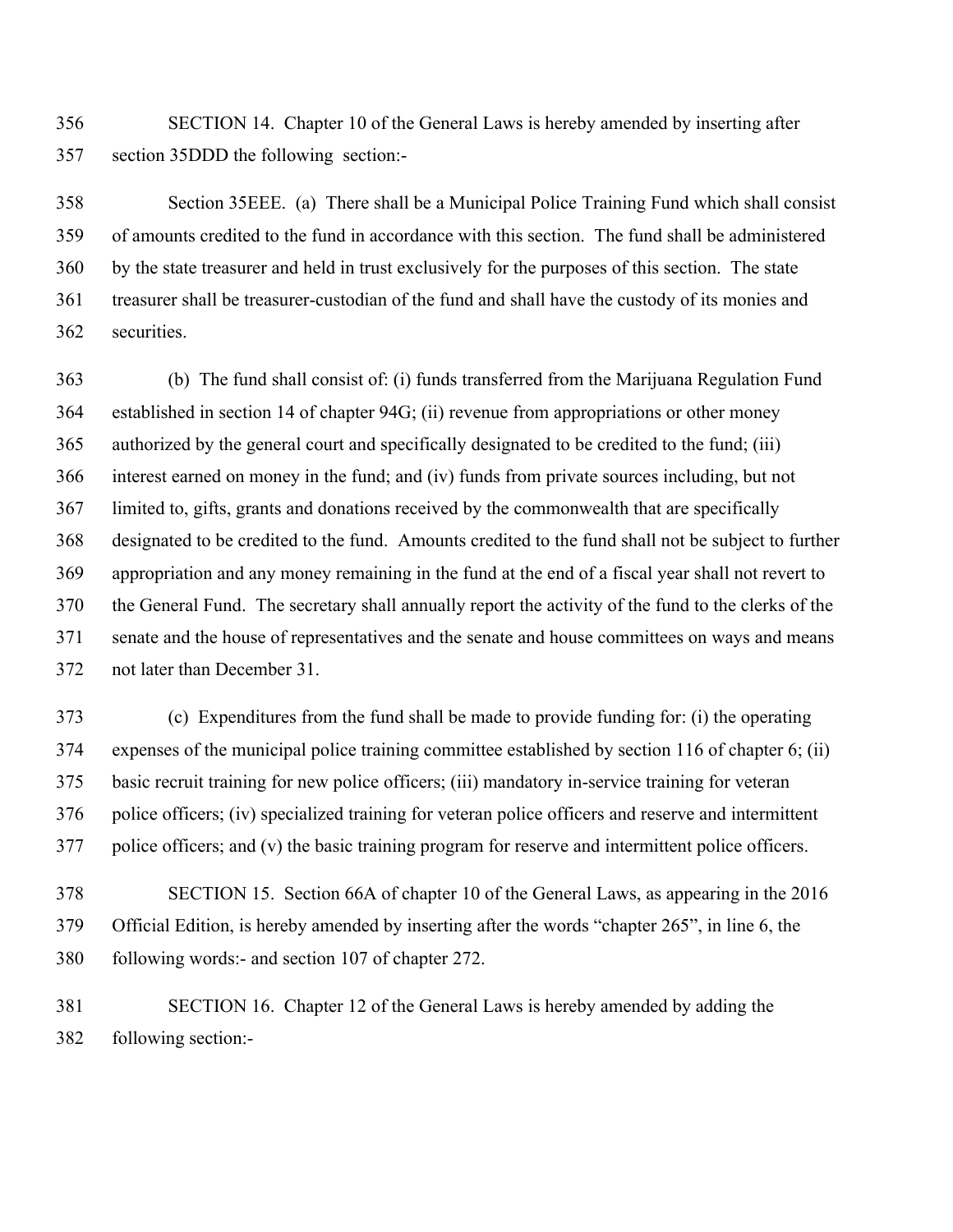SECTION 14. Chapter 10 of the General Laws is hereby amended by inserting after section 35DDD the following section:-

Section 35EEE. (a) There shall be a Municipal Police Training Fund which shall consist of amounts credited to the fund in accordance with this section. The fund shall be administered by the state treasurer and held in trust exclusively for the purposes of this section. The state treasurer shall be treasurer-custodian of the fund and shall have the custody of its monies and securities.

(b) The fund shall consist of: (i) funds transferred from the Marijuana Regulation Fund established in section 14 of chapter 94G; (ii) revenue from appropriations or other money authorized by the general court and specifically designated to be credited to the fund; (iii) interest earned on money in the fund; and (iv) funds from private sources including, but not limited to, gifts, grants and donations received by the commonwealth that are specifically designated to be credited to the fund. Amounts credited to the fund shall not be subject to further appropriation and any money remaining in the fund at the end of a fiscal year shall not revert to the General Fund. The secretary shall annually report the activity of the fund to the clerks of the senate and the house of representatives and the senate and house committees on ways and means not later than December 31.

(c) Expenditures from the fund shall be made to provide funding for: (i) the operating expenses of the municipal police training committee established by section 116 of chapter 6; (ii) basic recruit training for new police officers; (iii) mandatory in-service training for veteran police officers; (iv) specialized training for veteran police officers and reserve and intermittent police officers; and (v) the basic training program for reserve and intermittent police officers.

SECTION 15. Section 66A of chapter 10 of the General Laws, as appearing in the 2016 Official Edition, is hereby amended by inserting after the words "chapter 265", in line 6, the following words:- and section 107 of chapter 272.

SECTION 16. Chapter 12 of the General Laws is hereby amended by adding the following section:-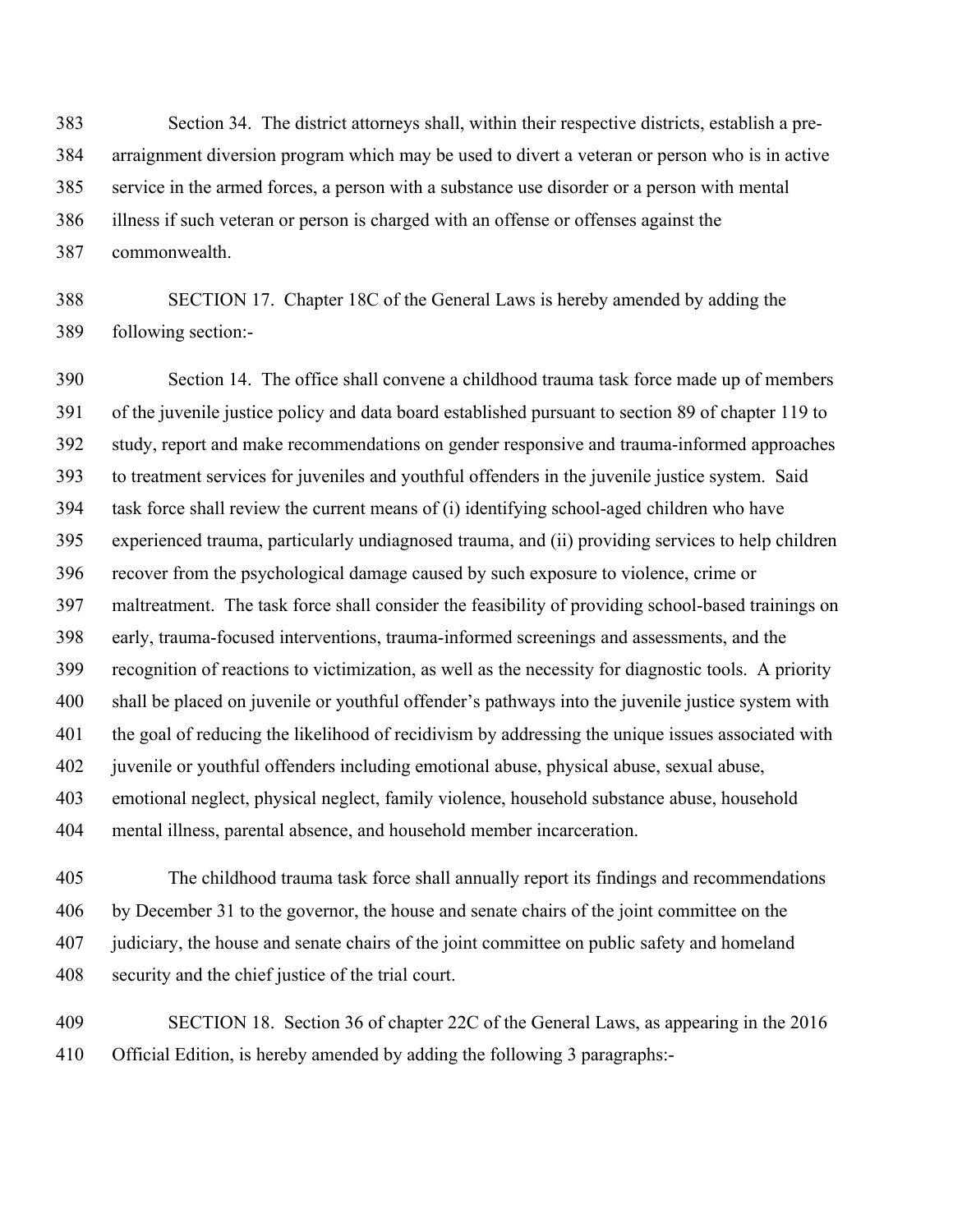Section 34. The district attorneys shall, within their respective districts, establish a pre-arraignment diversion program which may be used to divert a veteran or person who is in active service in the armed forces, a person with a substance use disorder or a person with mental illness if such veteran or person is charged with an offense or offenses against the commonwealth.

SECTION 17. Chapter 18C of the General Laws is hereby amended by adding the following section:-

Section 14. The office shall convene a childhood trauma task force made up of members of the juvenile justice policy and data board established pursuant to section 89 of chapter 119 to study, report and make recommendations on gender responsive and trauma-informed approaches to treatment services for juveniles and youthful offenders in the juvenile justice system. Said task force shall review the current means of (i) identifying school-aged children who have experienced trauma, particularly undiagnosed trauma, and (ii) providing services to help children recover from the psychological damage caused by such exposure to violence, crime or maltreatment. The task force shall consider the feasibility of providing school-based trainings on early, trauma-focused interventions, trauma-informed screenings and assessments, and the recognition of reactions to victimization, as well as the necessity for diagnostic tools. A priority shall be placed on juvenile or youthful offender's pathways into the juvenile justice system with the goal of reducing the likelihood of recidivism by addressing the unique issues associated with juvenile or youthful offenders including emotional abuse, physical abuse, sexual abuse, emotional neglect, physical neglect, family violence, household substance abuse, household mental illness, parental absence, and household member incarceration.

The childhood trauma task force shall annually report its findings and recommendations by December 31 to the governor, the house and senate chairs of the joint committee on the judiciary, the house and senate chairs of the joint committee on public safety and homeland security and the chief justice of the trial court.

SECTION 18. Section 36 of chapter 22C of the General Laws, as appearing in the 2016 Official Edition, is hereby amended by adding the following 3 paragraphs:-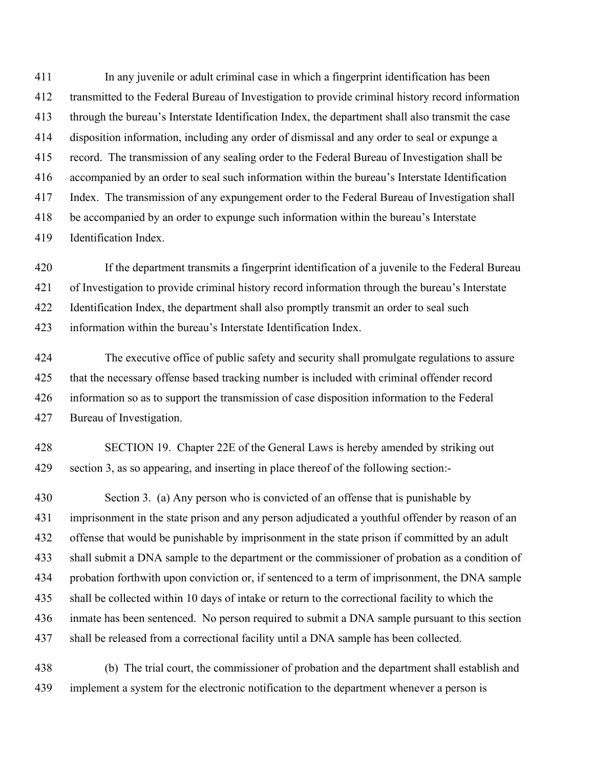In any juvenile or adult criminal case in which a fingerprint identification has been transmitted to the Federal Bureau of Investigation to provide criminal history record information through the bureau's Interstate Identification Index, the department shall also transmit the case disposition information, including any order of dismissal and any order to seal or expunge a record. The transmission of any sealing order to the Federal Bureau of Investigation shall be accompanied by an order to seal such information within the bureau's Interstate Identification Index. The transmission of any expungement order to the Federal Bureau of Investigation shall be accompanied by an order to expunge such information within the bureau's Interstate Identification Index.

If the department transmits a fingerprint identification of a juvenile to the Federal Bureau of Investigation to provide criminal history record information through the bureau's Interstate Identification Index, the department shall also promptly transmit an order to seal such information within the bureau's Interstate Identification Index.

The executive office of public safety and security shall promulgate regulations to assure that the necessary offense based tracking number is included with criminal offender record information so as to support the transmission of case disposition information to the Federal Bureau of Investigation.

SECTION 19. Chapter 22E of the General Laws is hereby amended by striking out section 3, as so appearing, and inserting in place thereof of the following section:-

Section 3. (a) Any person who is convicted of an offense that is punishable by imprisonment in the state prison and any person adjudicated a youthful offender by reason of an offense that would be punishable by imprisonment in the state prison if committed by an adult shall submit a DNA sample to the department or the commissioner of probation as a condition of probation forthwith upon conviction or, if sentenced to a term of imprisonment, the DNA sample shall be collected within 10 days of intake or return to the correctional facility to which the inmate has been sentenced. No person required to submit a DNA sample pursuant to this section shall be released from a correctional facility until a DNA sample has been collected.

(b) The trial court, the commissioner of probation and the department shall establish and implement a system for the electronic notification to the department whenever a person is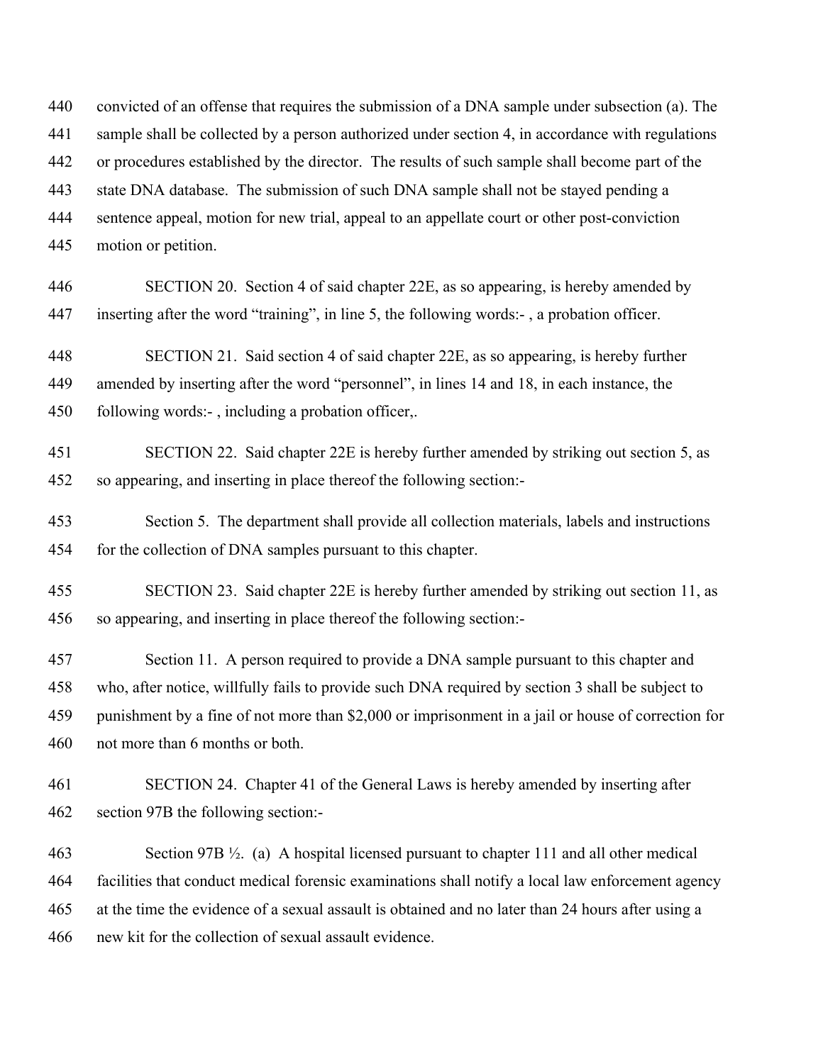convicted of an offense that requires the submission of a DNA sample under subsection (a). The sample shall be collected by a person authorized under section 4, in accordance with regulations or procedures established by the director. The results of such sample shall become part of the state DNA database. The submission of such DNA sample shall not be stayed pending a sentence appeal, motion for new trial, appeal to an appellate court or other post-conviction motion or petition.

SECTION 20. Section 4 of said chapter 22E, as so appearing, is hereby amended by inserting after the word "training", in line 5, the following words:- , a probation officer.

SECTION 21. Said section 4 of said chapter 22E, as so appearing, is hereby further amended by inserting after the word "personnel", in lines 14 and 18, in each instance, the following words:- , including a probation officer,.

SECTION 22. Said chapter 22E is hereby further amended by striking out section 5, as so appearing, and inserting in place thereof the following section:-

Section 5. The department shall provide all collection materials, labels and instructions for the collection of DNA samples pursuant to this chapter.

SECTION 23. Said chapter 22E is hereby further amended by striking out section 11, as so appearing, and inserting in place thereof the following section:-

Section 11. A person required to provide a DNA sample pursuant to this chapter and who, after notice, willfully fails to provide such DNA required by section 3 shall be subject to punishment by a fine of not more than $2,000 or imprisonment in a jail or house of correction for not more than 6 months or both.

SECTION 24. Chapter 41 of the General Laws is hereby amended by inserting after section 97B the following section:-

Section 97B ½. (a) A hospital licensed pursuant to chapter 111 and all other medical facilities that conduct medical forensic examinations shall notify a local law enforcement agency at the time the evidence of a sexual assault is obtained and no later than 24 hours after using a new kit for the collection of sexual assault evidence.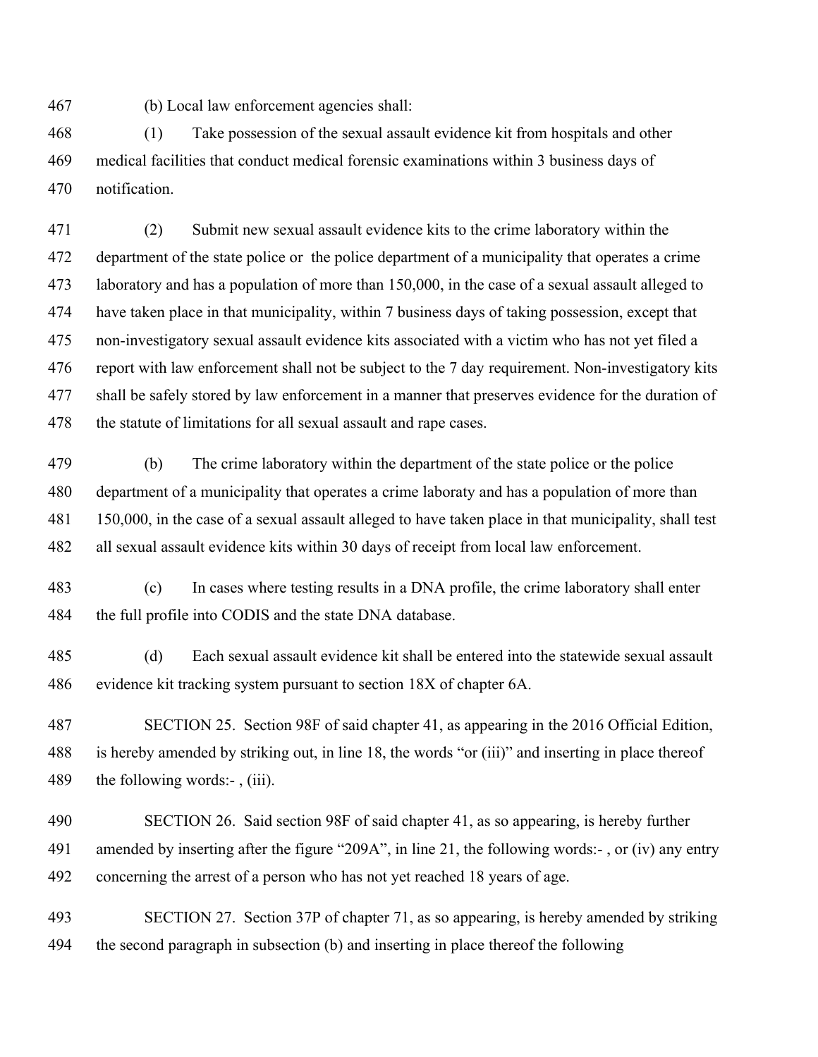(b) Local law enforcement agencies shall:

(1) Take possession of the sexual assault evidence kit from hospitals and other medical facilities that conduct medical forensic examinations within 3 business days of notification.

(2) Submit new sexual assault evidence kits to the crime laboratory within the department of the state police or the police department of a municipality that operates a crime laboratory and has a population of more than 150,000, in the case of a sexual assault alleged to have taken place in that municipality, within 7 business days of taking possession, except that non-investigatory sexual assault evidence kits associated with a victim who has not yet filed a report with law enforcement shall not be subject to the 7 day requirement. Non-investigatory kits shall be safely stored by law enforcement in a manner that preserves evidence for the duration of the statute of limitations for all sexual assault and rape cases.

(b) The crime laboratory within the department of the state police or the police department of a municipality that operates a crime laboraty and has a population of more than 150,000, in the case of a sexual assault alleged to have taken place in that municipality, shall test all sexual assault evidence kits within 30 days of receipt from local law enforcement.

(c) In cases where testing results in a DNA profile, the crime laboratory shall enter the full profile into CODIS and the state DNA database.

(d) Each sexual assault evidence kit shall be entered into the statewide sexual assault evidence kit tracking system pursuant to section 18X of chapter 6A.

SECTION 25. Section 98F of said chapter 41, as appearing in the 2016 Official Edition, is hereby amended by striking out, in line 18, the words "or (iii)" and inserting in place thereof the following words:- , (iii).

SECTION 26. Said section 98F of said chapter 41, as so appearing, is hereby further amended by inserting after the figure "209A", in line 21, the following words:- , or (iv) any entry concerning the arrest of a person who has not yet reached 18 years of age.

SECTION 27. Section 37P of chapter 71, as so appearing, is hereby amended by striking the second paragraph in subsection (b) and inserting in place thereof the following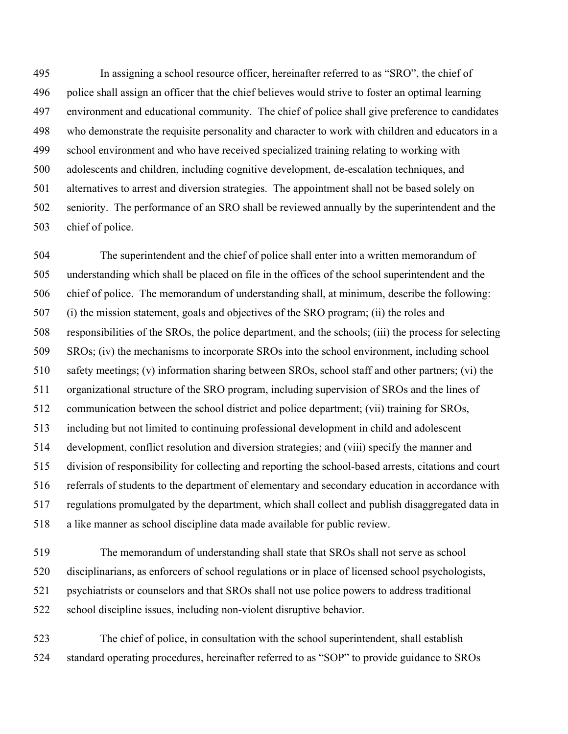In assigning a school resource officer, hereinafter referred to as "SRO", the chief of police shall assign an officer that the chief believes would strive to foster an optimal learning environment and educational community. The chief of police shall give preference to candidates who demonstrate the requisite personality and character to work with children and educators in a school environment and who have received specialized training relating to working with adolescents and children, including cognitive development, de-escalation techniques, and alternatives to arrest and diversion strategies. The appointment shall not be based solely on seniority. The performance of an SRO shall be reviewed annually by the superintendent and the chief of police.

The superintendent and the chief of police shall enter into a written memorandum of understanding which shall be placed on file in the offices of the school superintendent and the chief of police. The memorandum of understanding shall, at minimum, describe the following: (i) the mission statement, goals and objectives of the SRO program; (ii) the roles and responsibilities of the SROs, the police department, and the schools; (iii) the process for selecting SROs; (iv) the mechanisms to incorporate SROs into the school environment, including school safety meetings; (v) information sharing between SROs, school staff and other partners; (vi) the organizational structure of the SRO program, including supervision of SROs and the lines of communication between the school district and police department; (vii) training for SROs, including but not limited to continuing professional development in child and adolescent development, conflict resolution and diversion strategies; and (viii) specify the manner and division of responsibility for collecting and reporting the school-based arrests, citations and court referrals of students to the department of elementary and secondary education in accordance with regulations promulgated by the department, which shall collect and publish disaggregated data in a like manner as school discipline data made available for public review.

The memorandum of understanding shall state that SROs shall not serve as school disciplinarians, as enforcers of school regulations or in place of licensed school psychologists, psychiatrists or counselors and that SROs shall not use police powers to address traditional school discipline issues, including non-violent disruptive behavior.

The chief of police, in consultation with the school superintendent, shall establish standard operating procedures, hereinafter referred to as "SOP" to provide guidance to SROs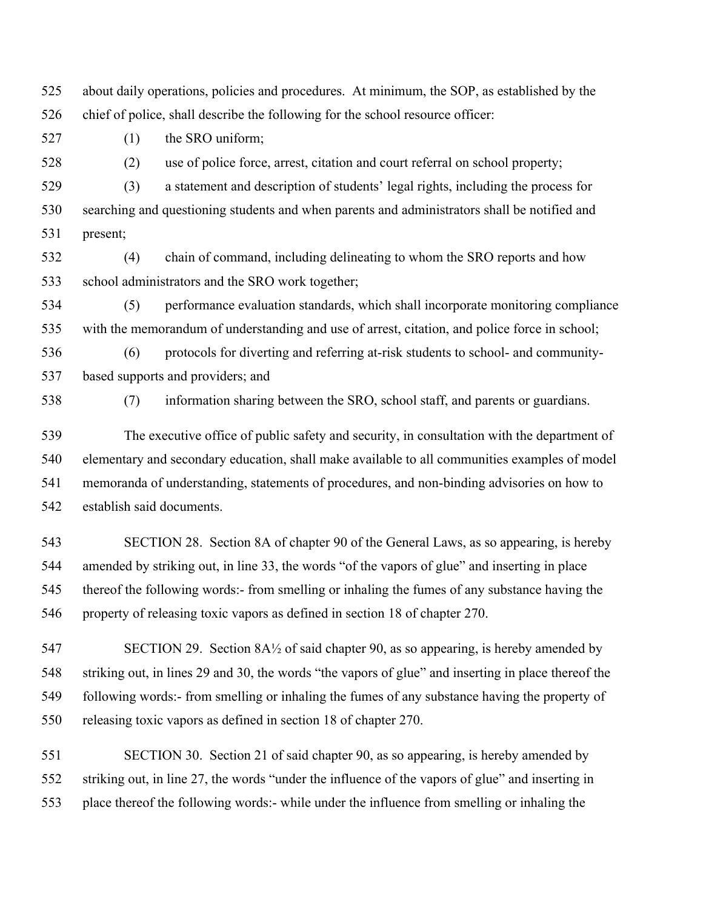about daily operations, policies and procedures. At minimum, the SOP, as established by the chief of police, shall describe the following for the school resource officer:

(1) the SRO uniform;

(2) use of police force, arrest, citation and court referral on school property;

(3) a statement and description of students' legal rights, including the process for searching and questioning students and when parents and administrators shall be notified and present;

(4) chain of command, including delineating to whom the SRO reports and how school administrators and the SRO work together;

(5) performance evaluation standards, which shall incorporate monitoring compliance with the memorandum of understanding and use of arrest, citation, and police force in school;

(6) protocols for diverting and referring at-risk students to school- and community-based supports and providers; and

(7) information sharing between the SRO, school staff, and parents or guardians.

The executive office of public safety and security, in consultation with the department of elementary and secondary education, shall make available to all communities examples of model memoranda of understanding, statements of procedures, and non-binding advisories on how to establish said documents.

SECTION 28. Section 8A of chapter 90 of the General Laws, as so appearing, is hereby amended by striking out, in line 33, the words "of the vapors of glue" and inserting in place thereof the following words:- from smelling or inhaling the fumes of any substance having the property of releasing toxic vapors as defined in section 18 of chapter 270.

SECTION 29. Section 8A½ of said chapter 90, as so appearing, is hereby amended by striking out, in lines 29 and 30, the words "the vapors of glue" and inserting in place thereof the following words:- from smelling or inhaling the fumes of any substance having the property of releasing toxic vapors as defined in section 18 of chapter 270.

SECTION 30. Section 21 of said chapter 90, as so appearing, is hereby amended by striking out, in line 27, the words "under the influence of the vapors of glue" and inserting in place thereof the following words:- while under the influence from smelling or inhaling the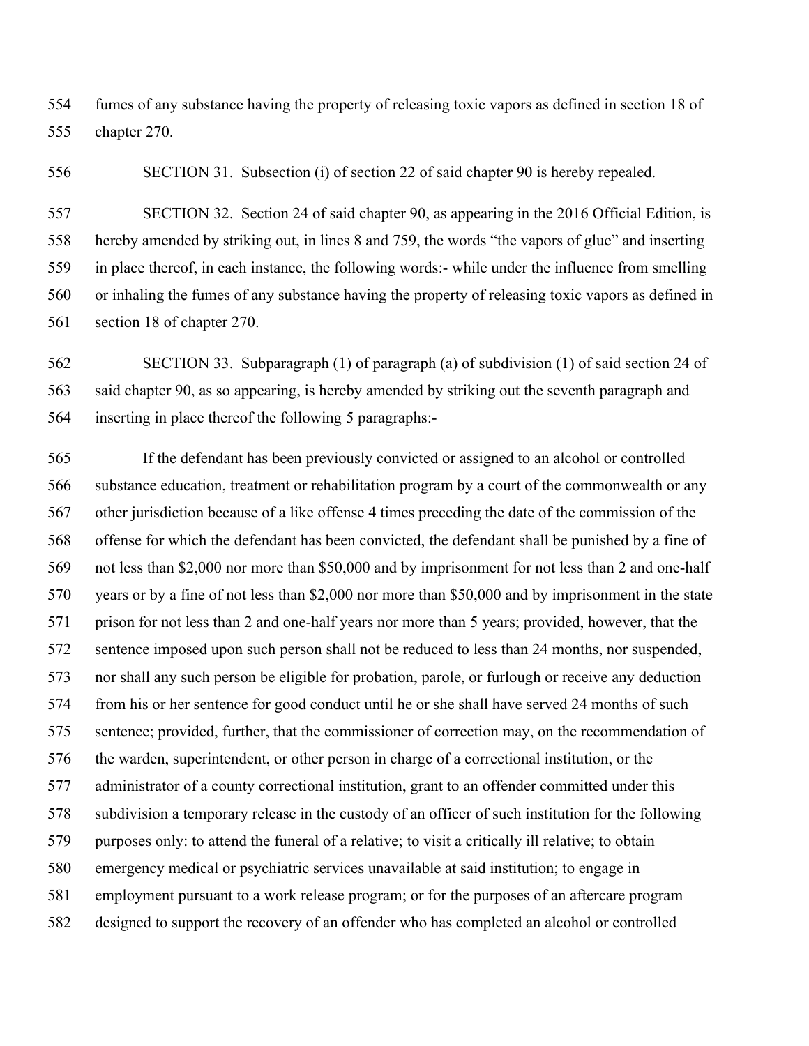fumes of any substance having the property of releasing toxic vapors as defined in section 18 of chapter 270.

SECTION 31. Subsection (i) of section 22 of said chapter 90 is hereby repealed.

SECTION 32. Section 24 of said chapter 90, as appearing in the 2016 Official Edition, is hereby amended by striking out, in lines 8 and 759, the words "the vapors of glue" and inserting in place thereof, in each instance, the following words:- while under the influence from smelling or inhaling the fumes of any substance having the property of releasing toxic vapors as defined in section 18 of chapter 270.

SECTION 33. Subparagraph (1) of paragraph (a) of subdivision (1) of said section 24 of said chapter 90, as so appearing, is hereby amended by striking out the seventh paragraph and inserting in place thereof the following 5 paragraphs:-

If the defendant has been previously convicted or assigned to an alcohol or controlled substance education, treatment or rehabilitation program by a court of the commonwealth or any other jurisdiction because of a like offense 4 times preceding the date of the commission of the offense for which the defendant has been convicted, the defendant shall be punished by a fine of not less than \$2,000 nor more than \$50,000 and by imprisonment for not less than 2 and one-half years or by a fine of not less than \$2,000 nor more than \$50,000 and by imprisonment in the state prison for not less than 2 and one-half years nor more than 5 years; provided, however, that the sentence imposed upon such person shall not be reduced to less than 24 months, nor suspended, nor shall any such person be eligible for probation, parole, or furlough or receive any deduction from his or her sentence for good conduct until he or she shall have served 24 months of such sentence; provided, further, that the commissioner of correction may, on the recommendation of the warden, superintendent, or other person in charge of a correctional institution, or the administrator of a county correctional institution, grant to an offender committed under this subdivision a temporary release in the custody of an officer of such institution for the following purposes only: to attend the funeral of a relative; to visit a critically ill relative; to obtain emergency medical or psychiatric services unavailable at said institution; to engage in employment pursuant to a work release program; or for the purposes of an aftercare program designed to support the recovery of an offender who has completed an alcohol or controlled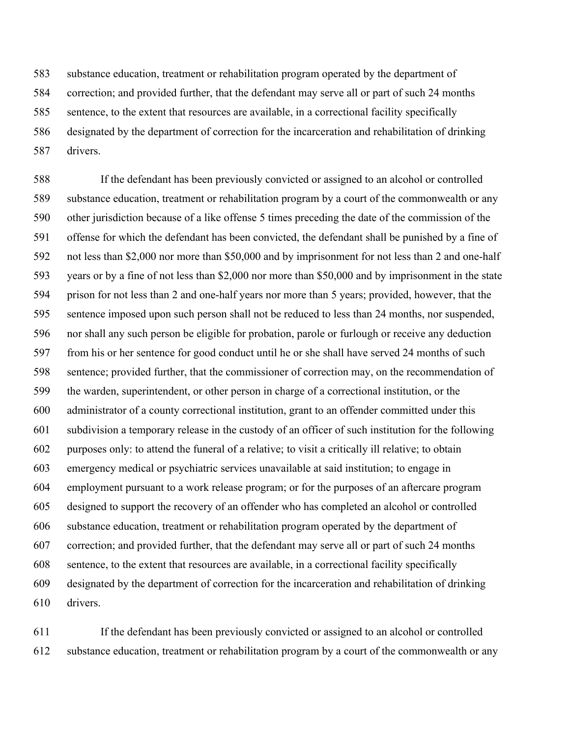substance education, treatment or rehabilitation program operated by the department of correction; and provided further, that the defendant may serve all or part of such 24 months sentence, to the extent that resources are available, in a correctional facility specifically designated by the department of correction for the incarceration and rehabilitation of drinking drivers.

If the defendant has been previously convicted or assigned to an alcohol or controlled substance education, treatment or rehabilitation program by a court of the commonwealth or any other jurisdiction because of a like offense 5 times preceding the date of the commission of the offense for which the defendant has been convicted, the defendant shall be punished by a fine of not less than $2,000 nor more than $50,000 and by imprisonment for not less than 2 and one-half years or by a fine of not less than $2,000 nor more than $50,000 and by imprisonment in the state prison for not less than 2 and one-half years nor more than 5 years; provided, however, that the sentence imposed upon such person shall not be reduced to less than 24 months, nor suspended, nor shall any such person be eligible for probation, parole or furlough or receive any deduction from his or her sentence for good conduct until he or she shall have served 24 months of such sentence; provided further, that the commissioner of correction may, on the recommendation of the warden, superintendent, or other person in charge of a correctional institution, or the administrator of a county correctional institution, grant to an offender committed under this subdivision a temporary release in the custody of an officer of such institution for the following purposes only: to attend the funeral of a relative; to visit a critically ill relative; to obtain emergency medical or psychiatric services unavailable at said institution; to engage in employment pursuant to a work release program; or for the purposes of an aftercare program designed to support the recovery of an offender who has completed an alcohol or controlled substance education, treatment or rehabilitation program operated by the department of correction; and provided further, that the defendant may serve all or part of such 24 months sentence, to the extent that resources are available, in a correctional facility specifically designated by the department of correction for the incarceration and rehabilitation of drinking drivers.

If the defendant has been previously convicted or assigned to an alcohol or controlled substance education, treatment or rehabilitation program by a court of the commonwealth or any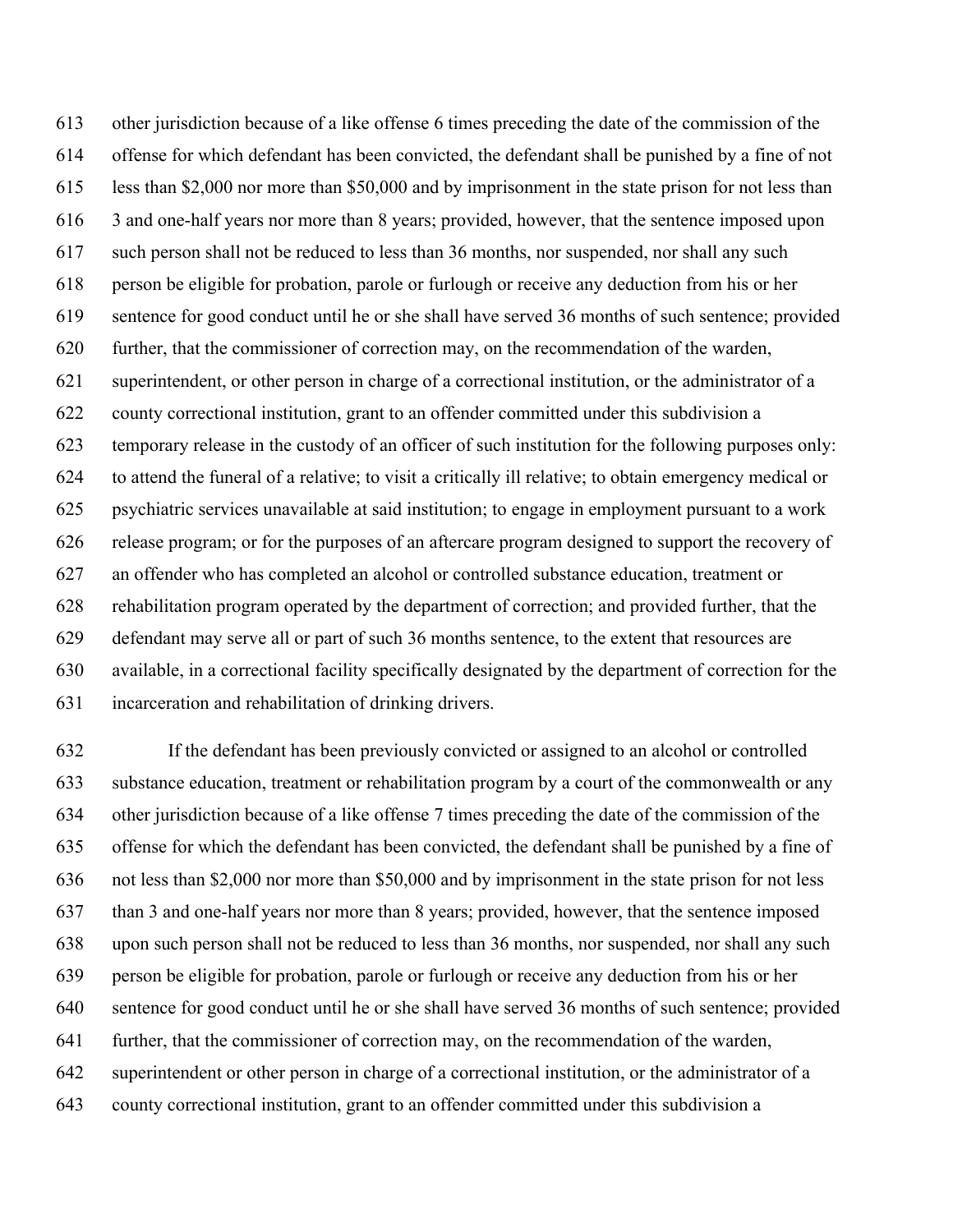other jurisdiction because of a like offense 6 times preceding the date of the commission of the offense for which defendant has been convicted, the defendant shall be punished by a fine of not less than $2,000 nor more than $50,000 and by imprisonment in the state prison for not less than 3 and one-half years nor more than 8 years; provided, however, that the sentence imposed upon such person shall not be reduced to less than 36 months, nor suspended, nor shall any such person be eligible for probation, parole or furlough or receive any deduction from his or her sentence for good conduct until he or she shall have served 36 months of such sentence; provided further, that the commissioner of correction may, on the recommendation of the warden, superintendent, or other person in charge of a correctional institution, or the administrator of a county correctional institution, grant to an offender committed under this subdivision a temporary release in the custody of an officer of such institution for the following purposes only: to attend the funeral of a relative; to visit a critically ill relative; to obtain emergency medical or psychiatric services unavailable at said institution; to engage in employment pursuant to a work release program; or for the purposes of an aftercare program designed to support the recovery of an offender who has completed an alcohol or controlled substance education, treatment or rehabilitation program operated by the department of correction; and provided further, that the defendant may serve all or part of such 36 months sentence, to the extent that resources are available, in a correctional facility specifically designated by the department of correction for the incarceration and rehabilitation of drinking drivers.

If the defendant has been previously convicted or assigned to an alcohol or controlled substance education, treatment or rehabilitation program by a court of the commonwealth or any other jurisdiction because of a like offense 7 times preceding the date of the commission of the offense for which the defendant has been convicted, the defendant shall be punished by a fine of not less than $2,000 nor more than $50,000 and by imprisonment in the state prison for not less than 3 and one-half years nor more than 8 years; provided, however, that the sentence imposed upon such person shall not be reduced to less than 36 months, nor suspended, nor shall any such person be eligible for probation, parole or furlough or receive any deduction from his or her sentence for good conduct until he or she shall have served 36 months of such sentence; provided further, that the commissioner of correction may, on the recommendation of the warden, superintendent or other person in charge of a correctional institution, or the administrator of a county correctional institution, grant to an offender committed under this subdivision a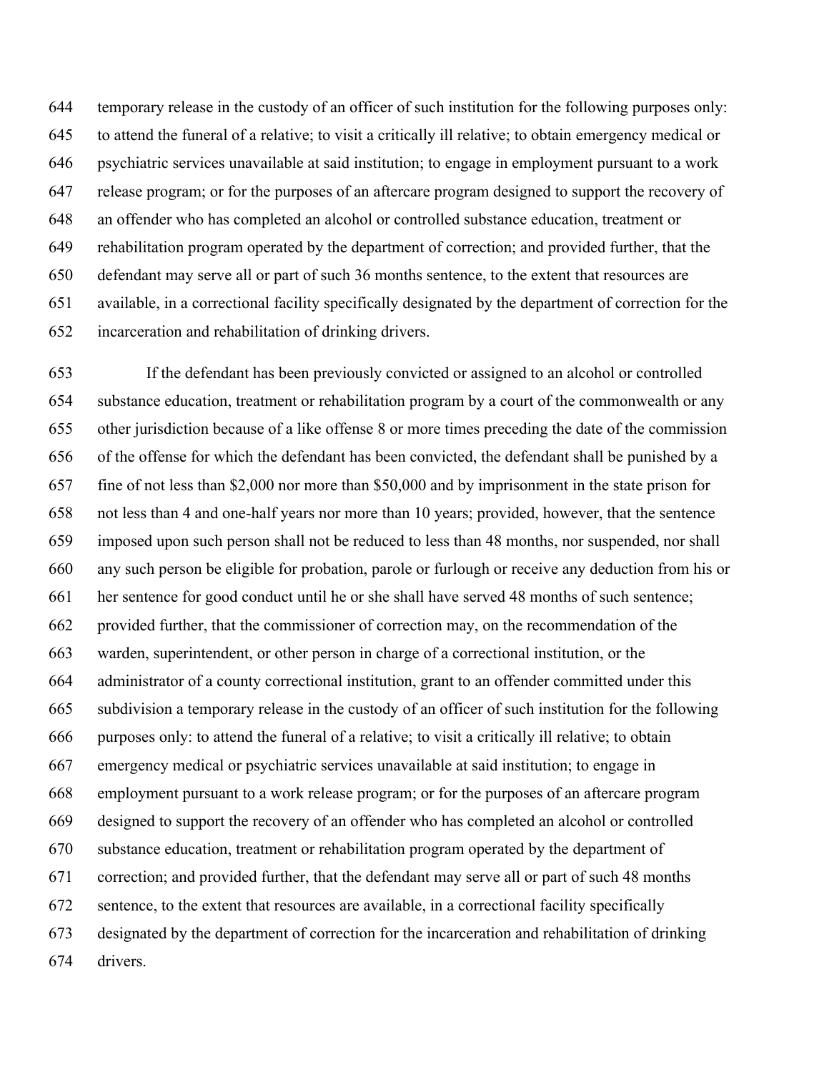temporary release in the custody of an officer of such institution for the following purposes only: to attend the funeral of a relative; to visit a critically ill relative; to obtain emergency medical or psychiatric services unavailable at said institution; to engage in employment pursuant to a work release program; or for the purposes of an aftercare program designed to support the recovery of an offender who has completed an alcohol or controlled substance education, treatment or rehabilitation program operated by the department of correction; and provided further, that the defendant may serve all or part of such 36 months sentence, to the extent that resources are available, in a correctional facility specifically designated by the department of correction for the incarceration and rehabilitation of drinking drivers.

If the defendant has been previously convicted or assigned to an alcohol or controlled substance education, treatment or rehabilitation program by a court of the commonwealth or any other jurisdiction because of a like offense 8 or more times preceding the date of the commission of the offense for which the defendant has been convicted, the defendant shall be punished by a fine of not less than $2,000 nor more than $50,000 and by imprisonment in the state prison for not less than 4 and one-half years nor more than 10 years; provided, however, that the sentence imposed upon such person shall not be reduced to less than 48 months, nor suspended, nor shall any such person be eligible for probation, parole or furlough or receive any deduction from his or her sentence for good conduct until he or she shall have served 48 months of such sentence; provided further, that the commissioner of correction may, on the recommendation of the warden, superintendent, or other person in charge of a correctional institution, or the administrator of a county correctional institution, grant to an offender committed under this subdivision a temporary release in the custody of an officer of such institution for the following purposes only: to attend the funeral of a relative; to visit a critically ill relative; to obtain emergency medical or psychiatric services unavailable at said institution; to engage in employment pursuant to a work release program; or for the purposes of an aftercare program designed to support the recovery of an offender who has completed an alcohol or controlled substance education, treatment or rehabilitation program operated by the department of correction; and provided further, that the defendant may serve all or part of such 48 months sentence, to the extent that resources are available, in a correctional facility specifically designated by the department of correction for the incarceration and rehabilitation of drinking drivers.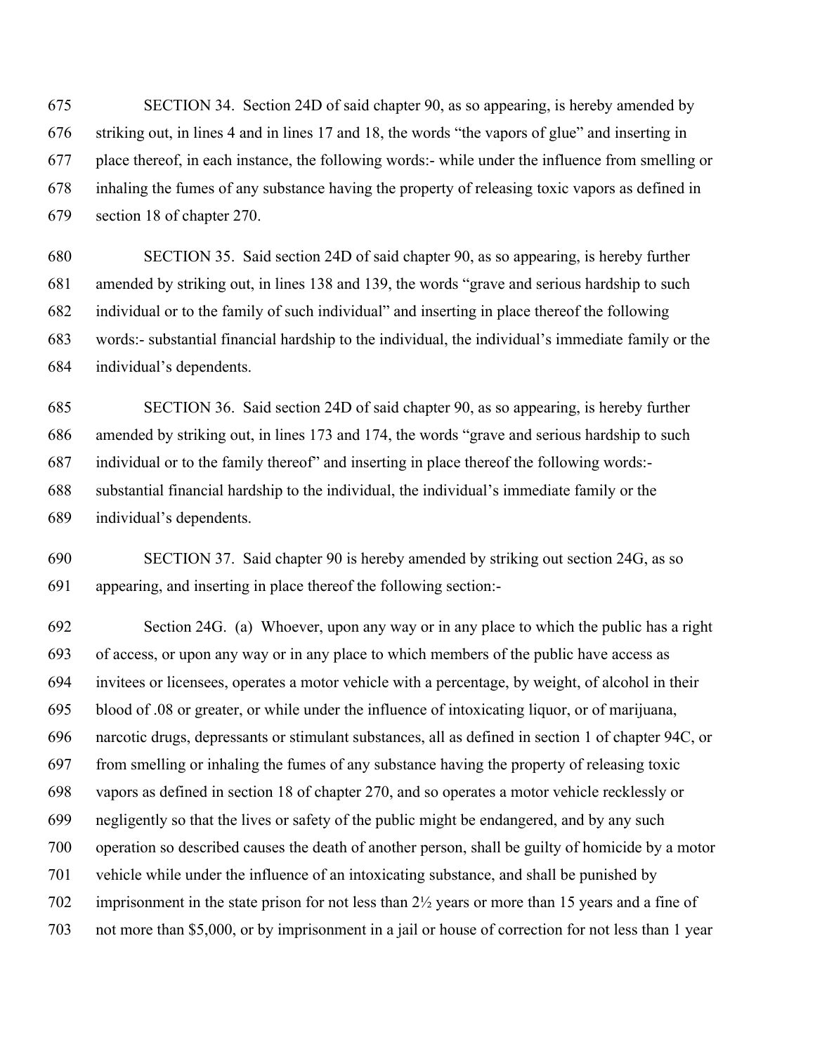SECTION 34. Section 24D of said chapter 90, as so appearing, is hereby amended by striking out, in lines 4 and in lines 17 and 18, the words "the vapors of glue" and inserting in place thereof, in each instance, the following words:- while under the influence from smelling or inhaling the fumes of any substance having the property of releasing toxic vapors as defined in section 18 of chapter 270.

SECTION 35. Said section 24D of said chapter 90, as so appearing, is hereby further amended by striking out, in lines 138 and 139, the words "grave and serious hardship to such individual or to the family of such individual" and inserting in place thereof the following words:- substantial financial hardship to the individual, the individual's immediate family or the individual's dependents.

SECTION 36. Said section 24D of said chapter 90, as so appearing, is hereby further amended by striking out, in lines 173 and 174, the words "grave and serious hardship to such individual or to the family thereof" and inserting in place thereof the following words:- substantial financial hardship to the individual, the individual's immediate family or the individual's dependents.

SECTION 37. Said chapter 90 is hereby amended by striking out section 24G, as so appearing, and inserting in place thereof the following section:-

Section 24G. (a) Whoever, upon any way or in any place to which the public has a right of access, or upon any way or in any place to which members of the public have access as invitees or licensees, operates a motor vehicle with a percentage, by weight, of alcohol in their blood of .08 or greater, or while under the influence of intoxicating liquor, or of marijuana, narcotic drugs, depressants or stimulant substances, all as defined in section 1 of chapter 94C, or from smelling or inhaling the fumes of any substance having the property of releasing toxic vapors as defined in section 18 of chapter 270, and so operates a motor vehicle recklessly or negligently so that the lives or safety of the public might be endangered, and by any such operation so described causes the death of another person, shall be guilty of homicide by a motor vehicle while under the influence of an intoxicating substance, and shall be punished by imprisonment in the state prison for not less than 2½ years or more than 15 years and a fine of not more than $5,000, or by imprisonment in a jail or house of correction for not less than 1 year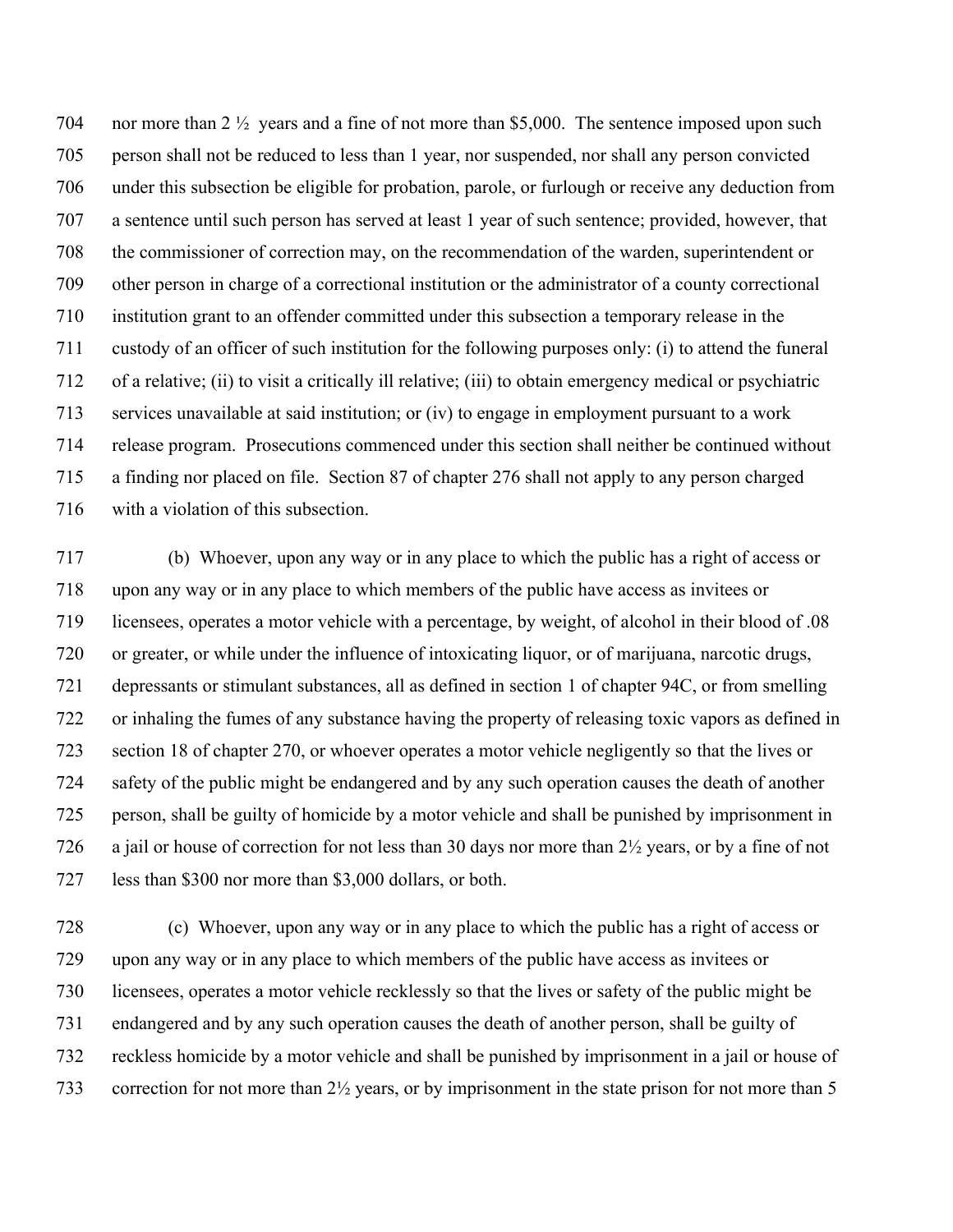nor more than 2 ½ years and a fine of not more than $5,000. The sentence imposed upon such person shall not be reduced to less than 1 year, nor suspended, nor shall any person convicted under this subsection be eligible for probation, parole, or furlough or receive any deduction from a sentence until such person has served at least 1 year of such sentence; provided, however, that the commissioner of correction may, on the recommendation of the warden, superintendent or other person in charge of a correctional institution or the administrator of a county correctional institution grant to an offender committed under this subsection a temporary release in the custody of an officer of such institution for the following purposes only: (i) to attend the funeral of a relative; (ii) to visit a critically ill relative; (iii) to obtain emergency medical or psychiatric services unavailable at said institution; or (iv) to engage in employment pursuant to a work release program. Prosecutions commenced under this section shall neither be continued without a finding nor placed on file. Section 87 of chapter 276 shall not apply to any person charged with a violation of this subsection.

(b) Whoever, upon any way or in any place to which the public has a right of access or upon any way or in any place to which members of the public have access as invitees or licensees, operates a motor vehicle with a percentage, by weight, of alcohol in their blood of .08 or greater, or while under the influence of intoxicating liquor, or of marijuana, narcotic drugs, depressants or stimulant substances, all as defined in section 1 of chapter 94C, or from smelling or inhaling the fumes of any substance having the property of releasing toxic vapors as defined in section 18 of chapter 270, or whoever operates a motor vehicle negligently so that the lives or safety of the public might be endangered and by any such operation causes the death of another person, shall be guilty of homicide by a motor vehicle and shall be punished by imprisonment in a jail or house of correction for not less than 30 days nor more than 2½ years, or by a fine of not less than $300 nor more than $3,000 dollars, or both.

(c) Whoever, upon any way or in any place to which the public has a right of access or upon any way or in any place to which members of the public have access as invitees or licensees, operates a motor vehicle recklessly so that the lives or safety of the public might be endangered and by any such operation causes the death of another person, shall be guilty of reckless homicide by a motor vehicle and shall be punished by imprisonment in a jail or house of correction for not more than 2½ years, or by imprisonment in the state prison for not more than 5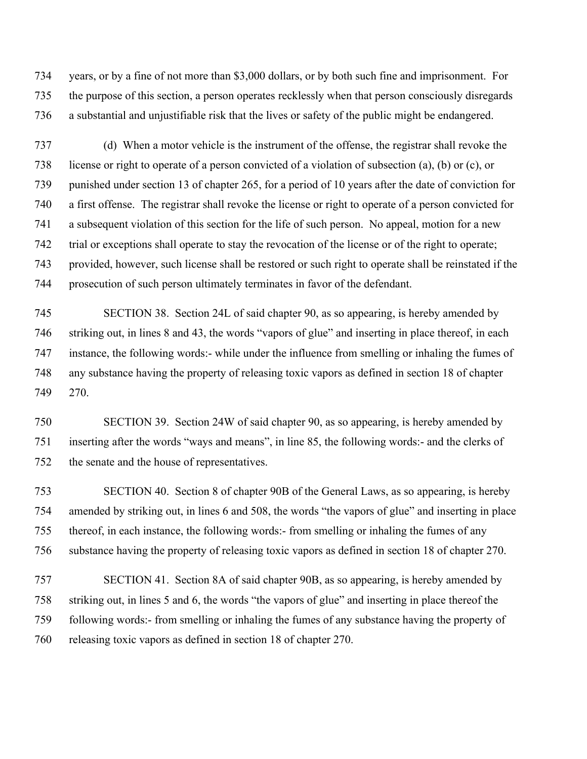years, or by a fine of not more than $3,000 dollars, or by both such fine and imprisonment. For the purpose of this section, a person operates recklessly when that person consciously disregards a substantial and unjustifiable risk that the lives or safety of the public might be endangered.

(d) When a motor vehicle is the instrument of the offense, the registrar shall revoke the license or right to operate of a person convicted of a violation of subsection (a), (b) or (c), or punished under section 13 of chapter 265, for a period of 10 years after the date of conviction for a first offense. The registrar shall revoke the license or right to operate of a person convicted for a subsequent violation of this section for the life of such person. No appeal, motion for a new trial or exceptions shall operate to stay the revocation of the license or of the right to operate; provided, however, such license shall be restored or such right to operate shall be reinstated if the prosecution of such person ultimately terminates in favor of the defendant.

SECTION 38. Section 24L of said chapter 90, as so appearing, is hereby amended by striking out, in lines 8 and 43, the words "vapors of glue" and inserting in place thereof, in each instance, the following words:- while under the influence from smelling or inhaling the fumes of any substance having the property of releasing toxic vapors as defined in section 18 of chapter 270.

SECTION 39. Section 24W of said chapter 90, as so appearing, is hereby amended by inserting after the words "ways and means", in line 85, the following words:- and the clerks of the senate and the house of representatives.

SECTION 40. Section 8 of chapter 90B of the General Laws, as so appearing, is hereby amended by striking out, in lines 6 and 508, the words "the vapors of glue" and inserting in place thereof, in each instance, the following words:- from smelling or inhaling the fumes of any substance having the property of releasing toxic vapors as defined in section 18 of chapter 270.

SECTION 41. Section 8A of said chapter 90B, as so appearing, is hereby amended by striking out, in lines 5 and 6, the words "the vapors of glue" and inserting in place thereof the following words:- from smelling or inhaling the fumes of any substance having the property of releasing toxic vapors as defined in section 18 of chapter 270.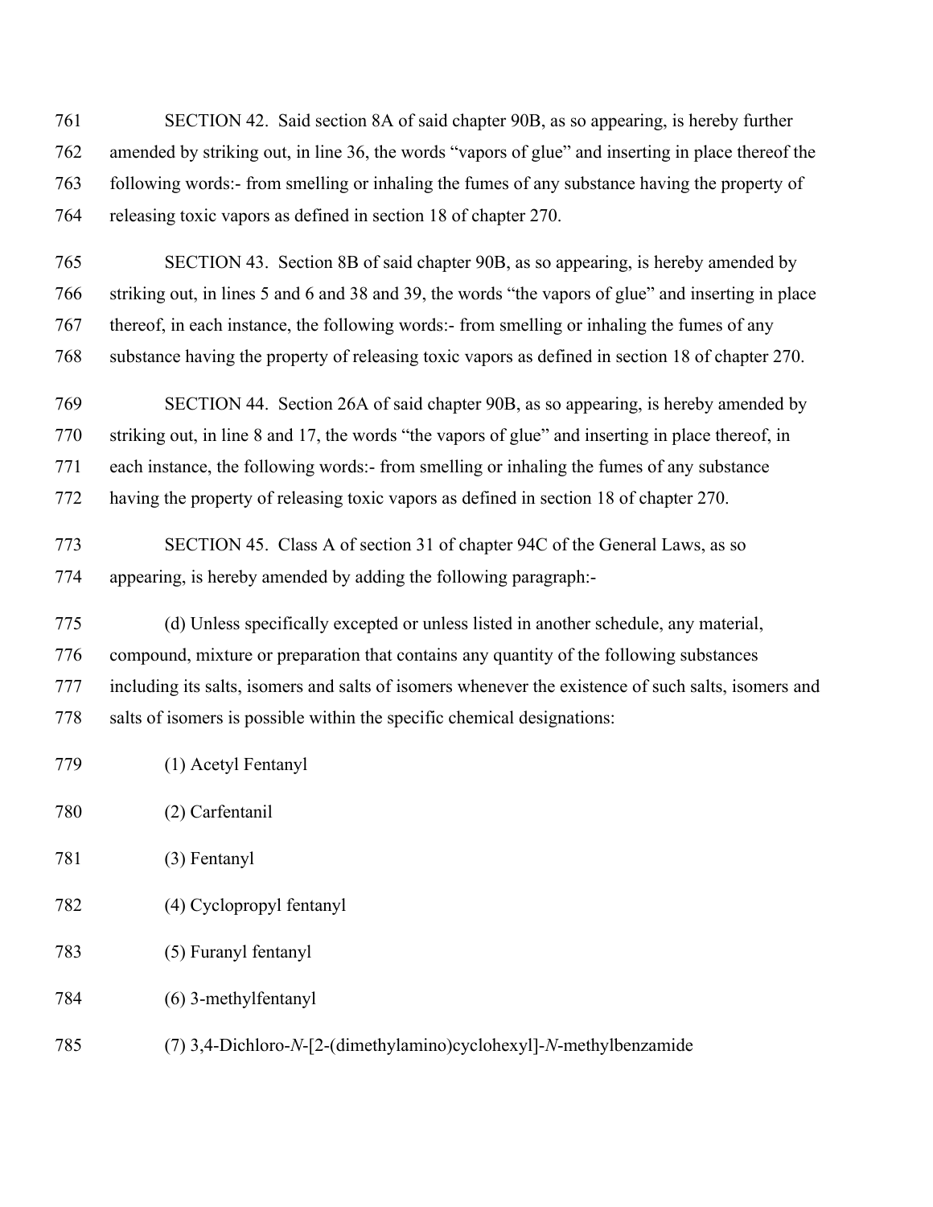761 SECTION 42. Said section 8A of said chapter 90B, as so appearing, is hereby further
762 amended by striking out, in line 36, the words "vapors of glue" and inserting in place thereof the
763 following words:- from smelling or inhaling the fumes of any substance having the property of
764 releasing toxic vapors as defined in section 18 of chapter 270.

765 SECTION 43. Section 8B of said chapter 90B, as so appearing, is hereby amended by
766 striking out, in lines 5 and 6 and 38 and 39, the words "the vapors of glue" and inserting in place
767 thereof, in each instance, the following words:- from smelling or inhaling the fumes of any
768 substance having the property of releasing toxic vapors as defined in section 18 of chapter 270.

769 SECTION 44. Section 26A of said chapter 90B, as so appearing, is hereby amended by
770 striking out, in line 8 and 17, the words "the vapors of glue" and inserting in place thereof, in
771 each instance, the following words:- from smelling or inhaling the fumes of any substance
772 having the property of releasing toxic vapors as defined in section 18 of chapter 270.

773 SECTION 45. Class A of section 31 of chapter 94C of the General Laws, as so
774 appearing, is hereby amended by adding the following paragraph:-

775 (d) Unless specifically excepted or unless listed in another schedule, any material,
776 compound, mixture or preparation that contains any quantity of the following substances
777 including its salts, isomers and salts of isomers whenever the existence of such salts, isomers and
778 salts of isomers is possible within the specific chemical designations:

779 (1) Acetyl Fentanyl

780 (2) Carfentanil

781 (3) Fentanyl

782 (4) Cyclopropyl fentanyl

783 (5) Furanyl fentanyl

784 (6) 3-methylfentanyl

785 (7) 3,4-Dichloro-*N*-[2-(dimethylamino)cyclohexyl]-*N*-methylbenzamide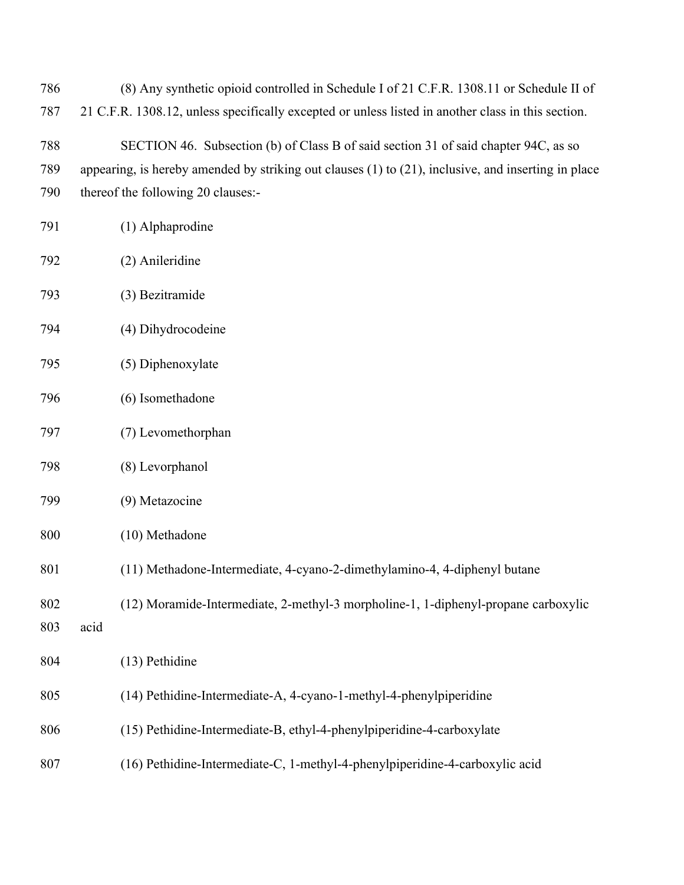(8) Any synthetic opioid controlled in Schedule I of 21 C.F.R. 1308.11 or Schedule II of 21 C.F.R. 1308.12, unless specifically excepted or unless listed in another class in this section.

SECTION 46. Subsection (b) of Class B of said section 31 of said chapter 94C, as so appearing, is hereby amended by striking out clauses (1) to (21), inclusive, and inserting in place thereof the following 20 clauses:-

(1) Alphaprodine

(2) Anileridine

(3) Bezitramide

(4) Dihydrocodeine

(5) Diphenoxylate

(6) Isomethadone

(7) Levomethorphan

(8) Levorphanol

(9) Metazocine

(10) Methadone

(11) Methadone-Intermediate, 4-cyano-2-dimethylamino-4, 4-diphenyl butane

(12) Moramide-Intermediate, 2-methyl-3 morpholine-1, 1-diphenyl-propane carboxylic acid

(13) Pethidine

(14) Pethidine-Intermediate-A, 4-cyano-1-methyl-4-phenylpiperidine

(15) Pethidine-Intermediate-B, ethyl-4-phenylpiperidine-4-carboxylate

(16) Pethidine-Intermediate-C, 1-methyl-4-phenylpiperidine-4-carboxylic acid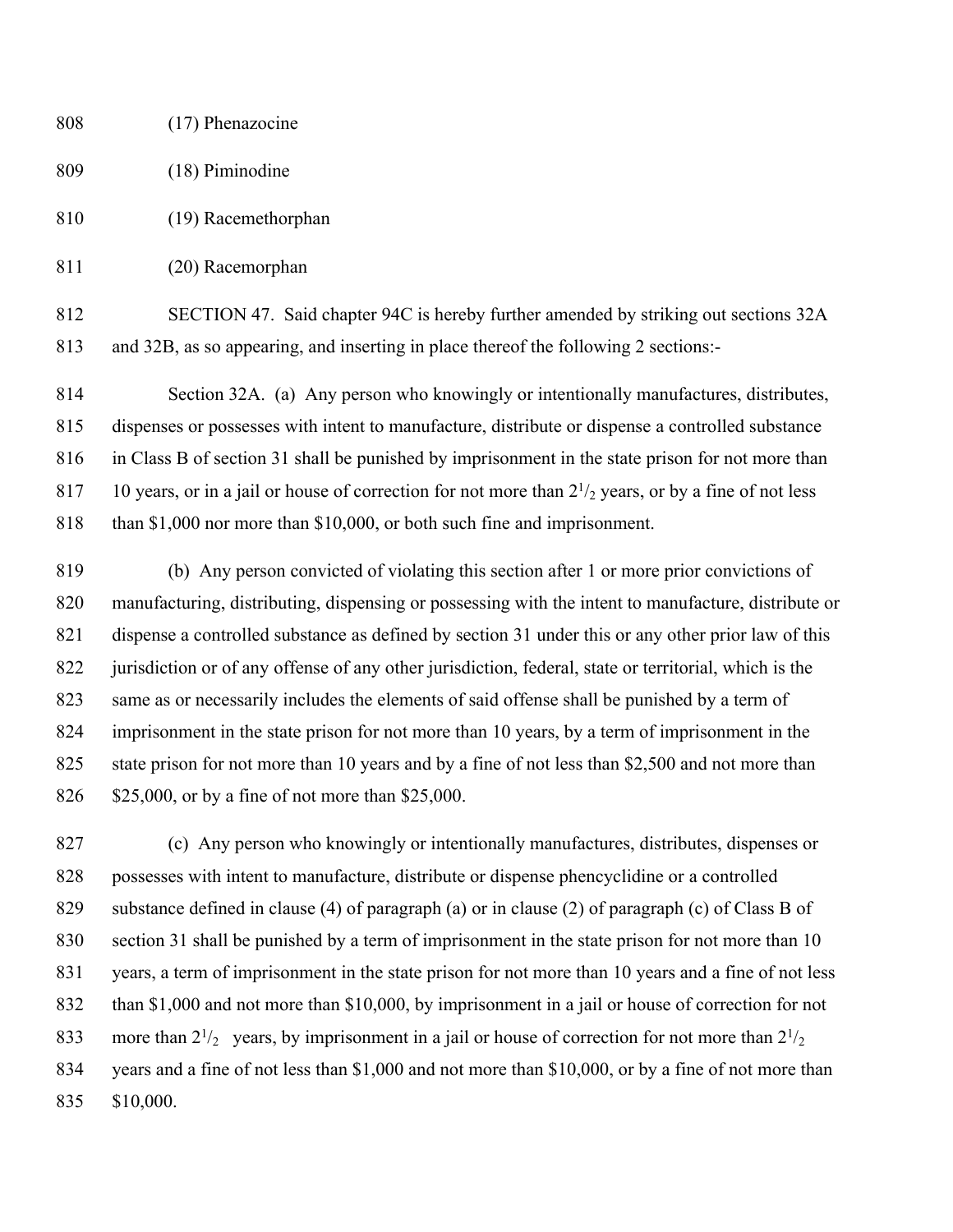(17) Phenazocine

(18) Piminodine

(19) Racemethorphan

(20) Racemorphan

SECTION 47. Said chapter 94C is hereby further amended by striking out sections 32A and 32B, as so appearing, and inserting in place thereof the following 2 sections:-

Section 32A. (a) Any person who knowingly or intentionally manufactures, distributes, dispenses or possesses with intent to manufacture, distribute or dispense a controlled substance in Class B of section 31 shall be punished by imprisonment in the state prison for not more than 10 years, or in a jail or house of correction for not more than $2^1/_2$ years, or by a fine of not less than \$1,000 nor more than \$10,000, or both such fine and imprisonment.

(b) Any person convicted of violating this section after 1 or more prior convictions of manufacturing, distributing, dispensing or possessing with the intent to manufacture, distribute or dispense a controlled substance as defined by section 31 under this or any other prior law of this jurisdiction or of any offense of any other jurisdiction, federal, state or territorial, which is the same as or necessarily includes the elements of said offense shall be punished by a term of imprisonment in the state prison for not more than 10 years, by a term of imprisonment in the state prison for not more than 10 years and by a fine of not less than \$2,500 and not more than \$25,000, or by a fine of not more than \$25,000.

(c) Any person who knowingly or intentionally manufactures, distributes, dispenses or possesses with intent to manufacture, distribute or dispense phencyclidine or a controlled substance defined in clause (4) of paragraph (a) or in clause (2) of paragraph (c) of Class B of section 31 shall be punished by a term of imprisonment in the state prison for not more than 10 years, a term of imprisonment in the state prison for not more than 10 years and a fine of not less than \$1,000 and not more than \$10,000, by imprisonment in a jail or house of correction for not more than $2^1/_2$ years, by imprisonment in a jail or house of correction for not more than $2^1/_2$ years and a fine of not less than \$1,000 and not more than \$10,000, or by a fine of not more than \$10,000.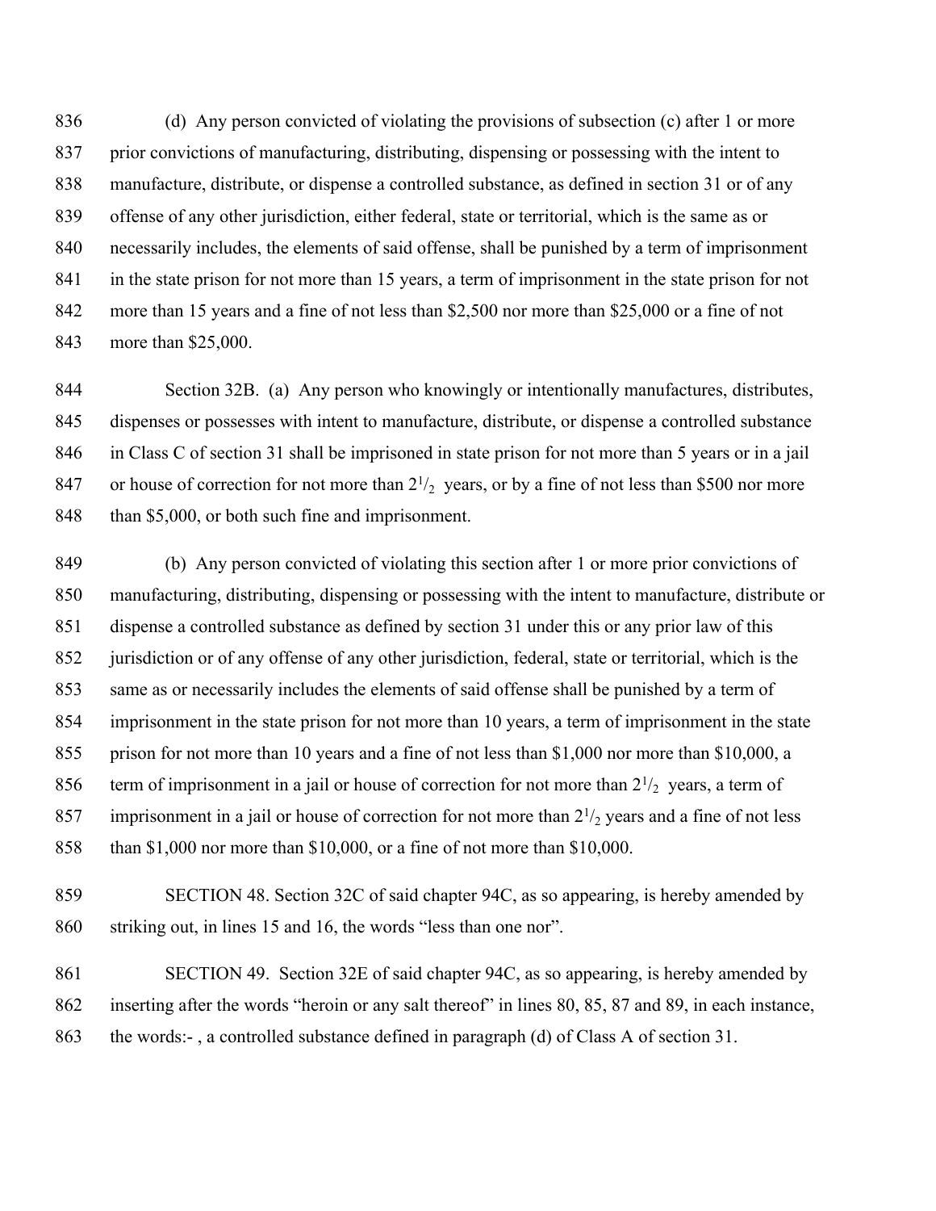(d) Any person convicted of violating the provisions of subsection (c) after 1 or more prior convictions of manufacturing, distributing, dispensing or possessing with the intent to manufacture, distribute, or dispense a controlled substance, as defined in section 31 or of any offense of any other jurisdiction, either federal, state or territorial, which is the same as or necessarily includes, the elements of said offense, shall be punished by a term of imprisonment in the state prison for not more than 15 years, a term of imprisonment in the state prison for not more than 15 years and a fine of not less than $2,500 nor more than $25,000 or a fine of not more than $25,000.

Section 32B. (a) Any person who knowingly or intentionally manufactures, distributes, dispenses or possesses with intent to manufacture, distribute, or dispense a controlled substance in Class C of section 31 shall be imprisoned in state prison for not more than 5 years or in a jail or house of correction for not more than $2^{1}/_{2}$ years, or by a fine of not less than $500 nor more than $5,000, or both such fine and imprisonment.

(b) Any person convicted of violating this section after 1 or more prior convictions of manufacturing, distributing, dispensing or possessing with the intent to manufacture, distribute or dispense a controlled substance as defined by section 31 under this or any prior law of this jurisdiction or of any offense of any other jurisdiction, federal, state or territorial, which is the same as or necessarily includes the elements of said offense shall be punished by a term of imprisonment in the state prison for not more than 10 years, a term of imprisonment in the state prison for not more than 10 years and a fine of not less than $1,000 nor more than $10,000, a term of imprisonment in a jail or house of correction for not more than $2^{1}/_{2}$ years, a term of imprisonment in a jail or house of correction for not more than $2^{1}/_{2}$ years and a fine of not less than $1,000 nor more than $10,000, or a fine of not more than $10,000.

SECTION 48. Section 32C of said chapter 94C, as so appearing, is hereby amended by striking out, in lines 15 and 16, the words "less than one nor".

SECTION 49. Section 32E of said chapter 94C, as so appearing, is hereby amended by inserting after the words "heroin or any salt thereof" in lines 80, 85, 87 and 89, in each instance, the words:- , a controlled substance defined in paragraph (d) of Class A of section 31.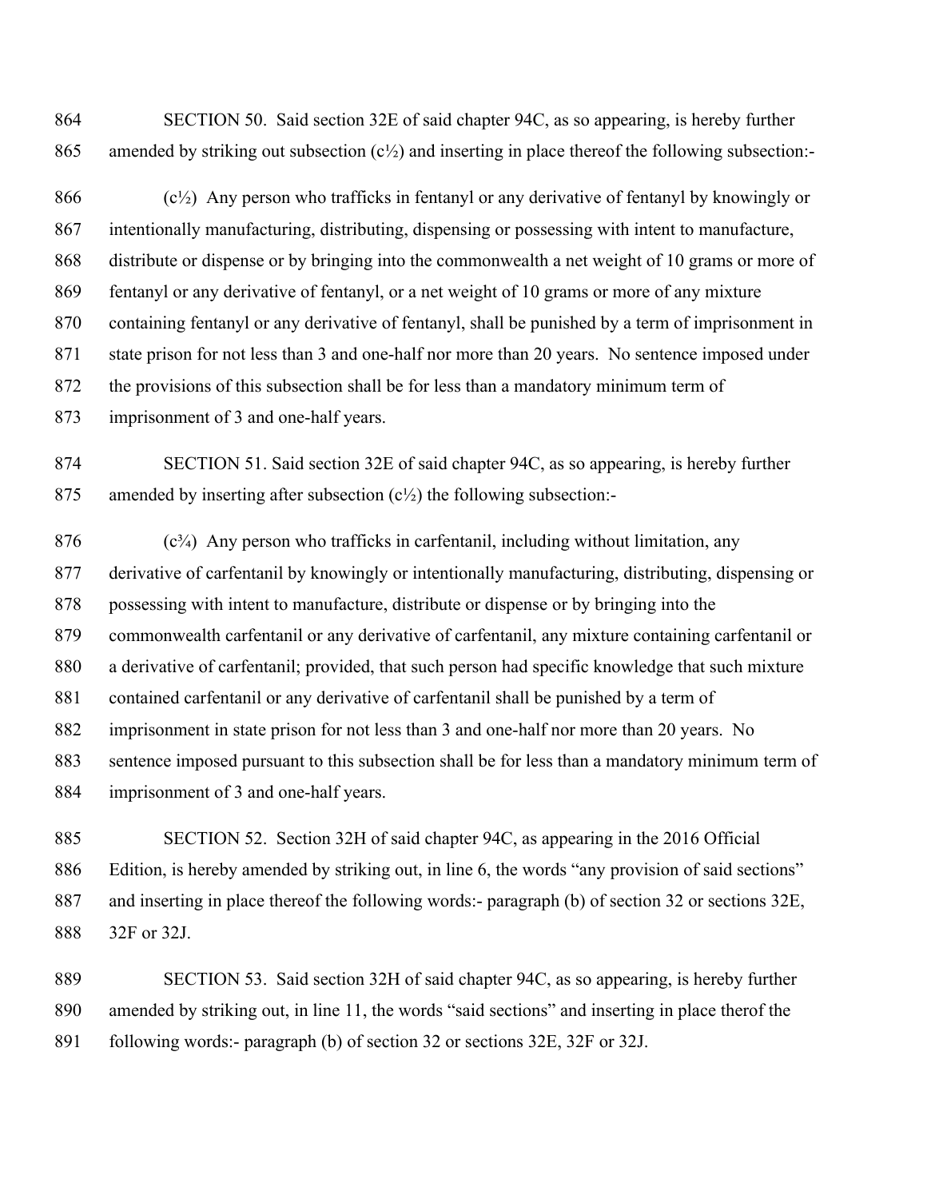SECTION 50. Said section 32E of said chapter 94C, as so appearing, is hereby further amended by striking out subsection (c½) and inserting in place thereof the following subsection:-

(c½) Any person who trafficks in fentanyl or any derivative of fentanyl by knowingly or intentionally manufacturing, distributing, dispensing or possessing with intent to manufacture, distribute or dispense or by bringing into the commonwealth a net weight of 10 grams or more of fentanyl or any derivative of fentanyl, or a net weight of 10 grams or more of any mixture containing fentanyl or any derivative of fentanyl, shall be punished by a term of imprisonment in state prison for not less than 3 and one-half nor more than 20 years. No sentence imposed under the provisions of this subsection shall be for less than a mandatory minimum term of imprisonment of 3 and one-half years.

SECTION 51. Said section 32E of said chapter 94C, as so appearing, is hereby further amended by inserting after subsection (c½) the following subsection:-

(c¾) Any person who trafficks in carfentanil, including without limitation, any derivative of carfentanil by knowingly or intentionally manufacturing, distributing, dispensing or possessing with intent to manufacture, distribute or dispense or by bringing into the commonwealth carfentanil or any derivative of carfentanil, any mixture containing carfentanil or a derivative of carfentanil; provided, that such person had specific knowledge that such mixture contained carfentanil or any derivative of carfentanil shall be punished by a term of imprisonment in state prison for not less than 3 and one-half nor more than 20 years. No sentence imposed pursuant to this subsection shall be for less than a mandatory minimum term of imprisonment of 3 and one-half years.

SECTION 52. Section 32H of said chapter 94C, as appearing in the 2016 Official Edition, is hereby amended by striking out, in line 6, the words "any provision of said sections" and inserting in place thereof the following words:- paragraph (b) of section 32 or sections 32E, 32F or 32J.

SECTION 53. Said section 32H of said chapter 94C, as so appearing, is hereby further amended by striking out, in line 11, the words "said sections" and inserting in place therof the following words:- paragraph (b) of section 32 or sections 32E, 32F or 32J.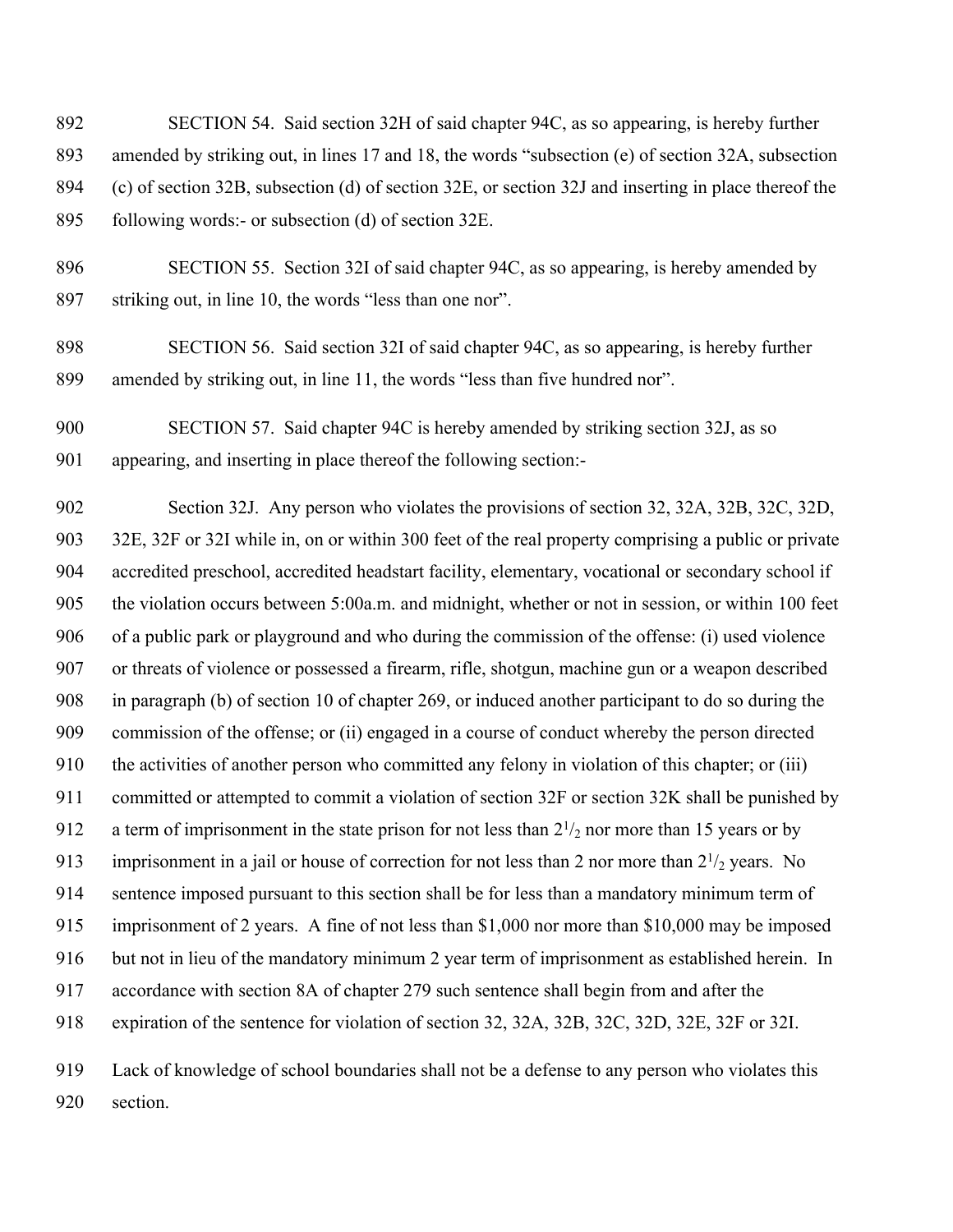SECTION 54. Said section 32H of said chapter 94C, as so appearing, is hereby further amended by striking out, in lines 17 and 18, the words "subsection (e) of section 32A, subsection (c) of section 32B, subsection (d) of section 32E, or section 32J and inserting in place thereof the following words:- or subsection (d) of section 32E.

SECTION 55. Section 32I of said chapter 94C, as so appearing, is hereby amended by striking out, in line 10, the words "less than one nor".

SECTION 56. Said section 32I of said chapter 94C, as so appearing, is hereby further amended by striking out, in line 11, the words "less than five hundred nor".

SECTION 57. Said chapter 94C is hereby amended by striking section 32J, as so appearing, and inserting in place thereof the following section:-

Section 32J. Any person who violates the provisions of section 32, 32A, 32B, 32C, 32D, 32E, 32F or 32I while in, on or within 300 feet of the real property comprising a public or private accredited preschool, accredited headstart facility, elementary, vocational or secondary school if the violation occurs between 5:00a.m. and midnight, whether or not in session, or within 100 feet of a public park or playground and who during the commission of the offense: (i) used violence or threats of violence or possessed a firearm, rifle, shotgun, machine gun or a weapon described in paragraph (b) of section 10 of chapter 269, or induced another participant to do so during the commission of the offense; or (ii) engaged in a course of conduct whereby the person directed the activities of another person who committed any felony in violation of this chapter; or (iii) committed or attempted to commit a violation of section 32F or section 32K shall be punished by a term of imprisonment in the state prison for not less than $2^1/_2$ nor more than 15 years or by imprisonment in a jail or house of correction for not less than 2 nor more than $2^1/_2$ years. No sentence imposed pursuant to this section shall be for less than a mandatory minimum term of imprisonment of 2 years. A fine of not less than $1,000 nor more than $10,000 may be imposed but not in lieu of the mandatory minimum 2 year term of imprisonment as established herein. In accordance with section 8A of chapter 279 such sentence shall begin from and after the expiration of the sentence for violation of section 32, 32A, 32B, 32C, 32D, 32E, 32F or 32I.

Lack of knowledge of school boundaries shall not be a defense to any person who violates this section.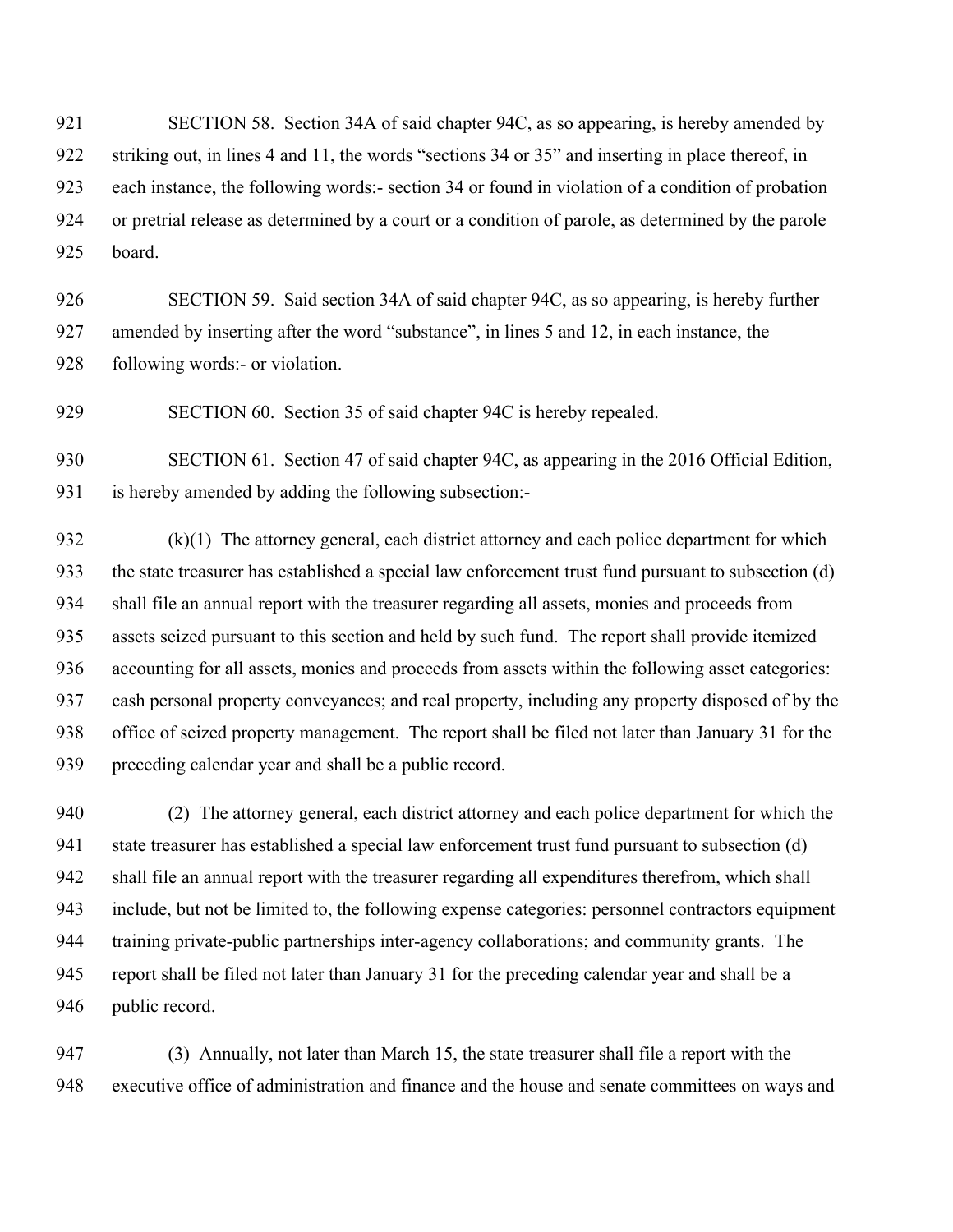SECTION 58. Section 34A of said chapter 94C, as so appearing, is hereby amended by striking out, in lines 4 and 11, the words "sections 34 or 35" and inserting in place thereof, in each instance, the following words:- section 34 or found in violation of a condition of probation or pretrial release as determined by a court or a condition of parole, as determined by the parole board.

SECTION 59. Said section 34A of said chapter 94C, as so appearing, is hereby further amended by inserting after the word "substance", in lines 5 and 12, in each instance, the following words:- or violation.

SECTION 60. Section 35 of said chapter 94C is hereby repealed.

SECTION 61. Section 47 of said chapter 94C, as appearing in the 2016 Official Edition, is hereby amended by adding the following subsection:-

(k)(1) The attorney general, each district attorney and each police department for which the state treasurer has established a special law enforcement trust fund pursuant to subsection (d) shall file an annual report with the treasurer regarding all assets, monies and proceeds from assets seized pursuant to this section and held by such fund. The report shall provide itemized accounting for all assets, monies and proceeds from assets within the following asset categories: cash personal property conveyances; and real property, including any property disposed of by the office of seized property management. The report shall be filed not later than January 31 for the preceding calendar year and shall be a public record.

(2) The attorney general, each district attorney and each police department for which the state treasurer has established a special law enforcement trust fund pursuant to subsection (d) shall file an annual report with the treasurer regarding all expenditures therefrom, which shall include, but not be limited to, the following expense categories: personnel contractors equipment training private-public partnerships inter-agency collaborations; and community grants. The report shall be filed not later than January 31 for the preceding calendar year and shall be a public record.

(3) Annually, not later than March 15, the state treasurer shall file a report with the executive office of administration and finance and the house and senate committees on ways and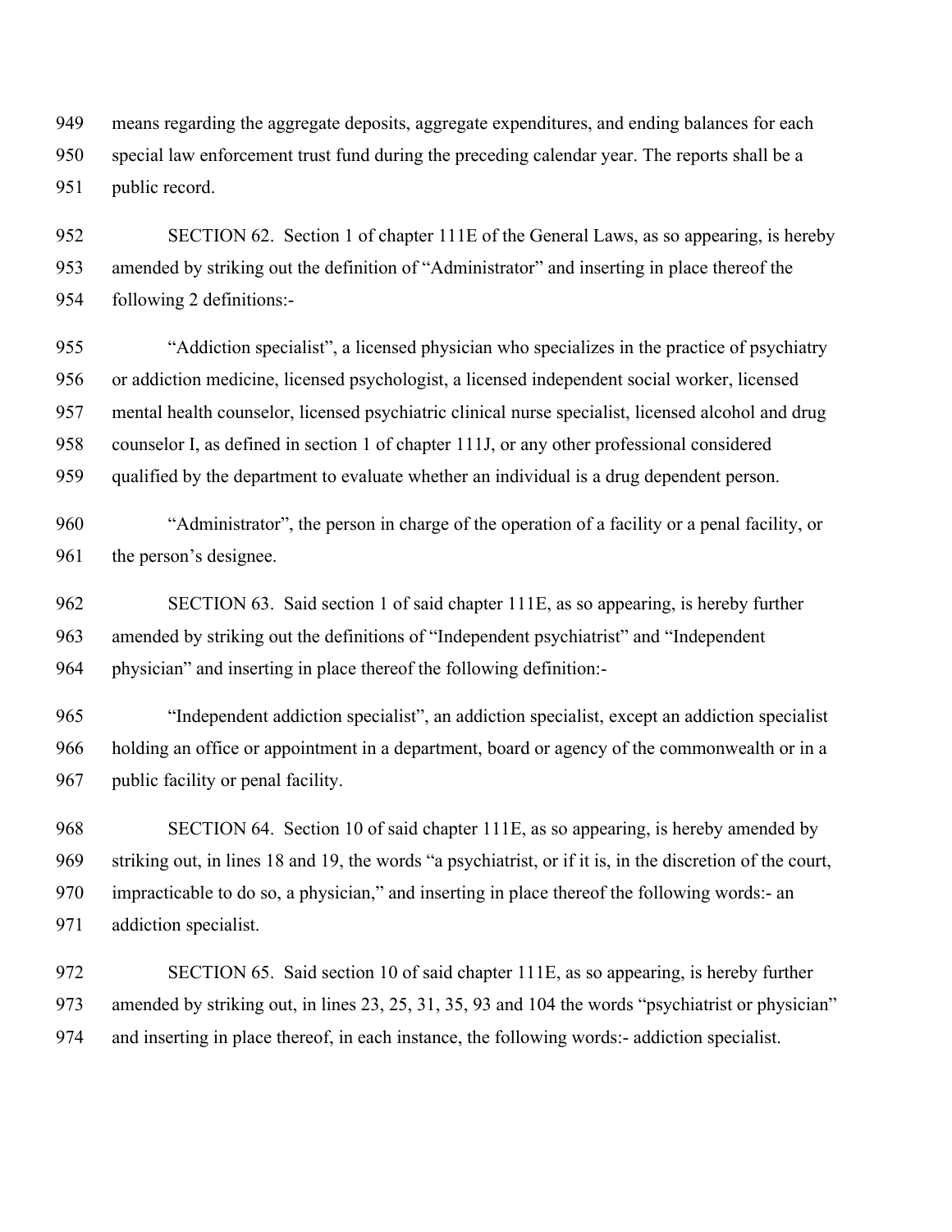means regarding the aggregate deposits, aggregate expenditures, and ending balances for each special law enforcement trust fund during the preceding calendar year. The reports shall be a public record.

SECTION 62. Section 1 of chapter 111E of the General Laws, as so appearing, is hereby amended by striking out the definition of "Administrator" and inserting in place thereof the following 2 definitions:-

"Addiction specialist", a licensed physician who specializes in the practice of psychiatry or addiction medicine, licensed psychologist, a licensed independent social worker, licensed mental health counselor, licensed psychiatric clinical nurse specialist, licensed alcohol and drug counselor I, as defined in section 1 of chapter 111J, or any other professional considered qualified by the department to evaluate whether an individual is a drug dependent person.

"Administrator", the person in charge of the operation of a facility or a penal facility, or the person's designee.

SECTION 63. Said section 1 of said chapter 111E, as so appearing, is hereby further amended by striking out the definitions of "Independent psychiatrist" and "Independent physician" and inserting in place thereof the following definition:-

"Independent addiction specialist", an addiction specialist, except an addiction specialist holding an office or appointment in a department, board or agency of the commonwealth or in a public facility or penal facility.

SECTION 64. Section 10 of said chapter 111E, as so appearing, is hereby amended by striking out, in lines 18 and 19, the words "a psychiatrist, or if it is, in the discretion of the court, impracticable to do so, a physician," and inserting in place thereof the following words:- an addiction specialist.

SECTION 65. Said section 10 of said chapter 111E, as so appearing, is hereby further amended by striking out, in lines 23, 25, 31, 35, 93 and 104 the words "psychiatrist or physician" and inserting in place thereof, in each instance, the following words:- addiction specialist.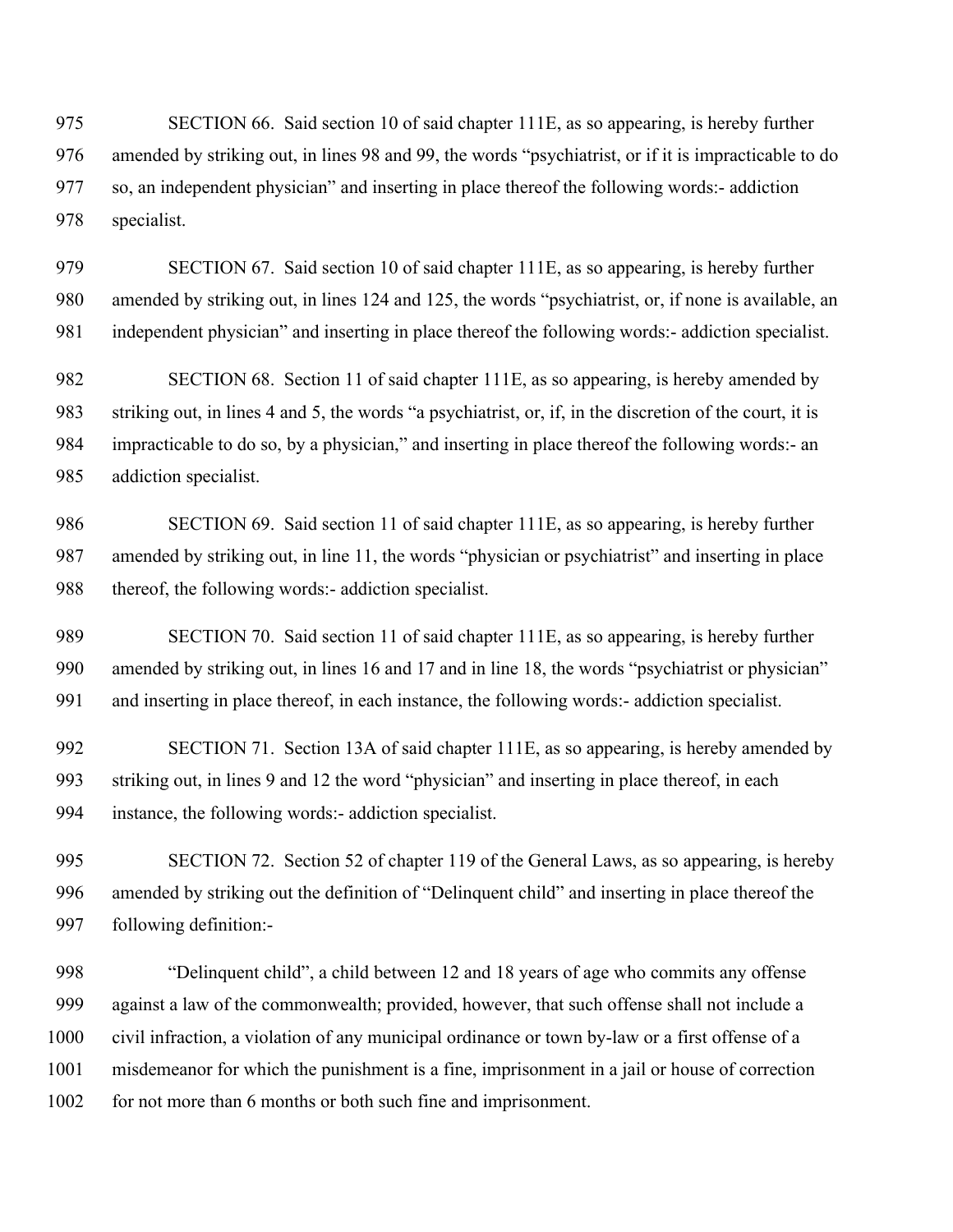SECTION 66. Said section 10 of said chapter 111E, as so appearing, is hereby further amended by striking out, in lines 98 and 99, the words "psychiatrist, or if it is impracticable to do so, an independent physician" and inserting in place thereof the following words:- addiction specialist.

SECTION 67. Said section 10 of said chapter 111E, as so appearing, is hereby further amended by striking out, in lines 124 and 125, the words "psychiatrist, or, if none is available, an independent physician" and inserting in place thereof the following words:- addiction specialist.

SECTION 68. Section 11 of said chapter 111E, as so appearing, is hereby amended by striking out, in lines 4 and 5, the words "a psychiatrist, or, if, in the discretion of the court, it is impracticable to do so, by a physician," and inserting in place thereof the following words:- an addiction specialist.

SECTION 69. Said section 11 of said chapter 111E, as so appearing, is hereby further amended by striking out, in line 11, the words "physician or psychiatrist" and inserting in place thereof, the following words:- addiction specialist.

SECTION 70. Said section 11 of said chapter 111E, as so appearing, is hereby further amended by striking out, in lines 16 and 17 and in line 18, the words "psychiatrist or physician" and inserting in place thereof, in each instance, the following words:- addiction specialist.

SECTION 71. Section 13A of said chapter 111E, as so appearing, is hereby amended by striking out, in lines 9 and 12 the word "physician" and inserting in place thereof, in each instance, the following words:- addiction specialist.

SECTION 72. Section 52 of chapter 119 of the General Laws, as so appearing, is hereby amended by striking out the definition of "Delinquent child" and inserting in place thereof the following definition:-

"Delinquent child", a child between 12 and 18 years of age who commits any offense against a law of the commonwealth; provided, however, that such offense shall not include a civil infraction, a violation of any municipal ordinance or town by-law or a first offense of a misdemeanor for which the punishment is a fine, imprisonment in a jail or house of correction for not more than 6 months or both such fine and imprisonment.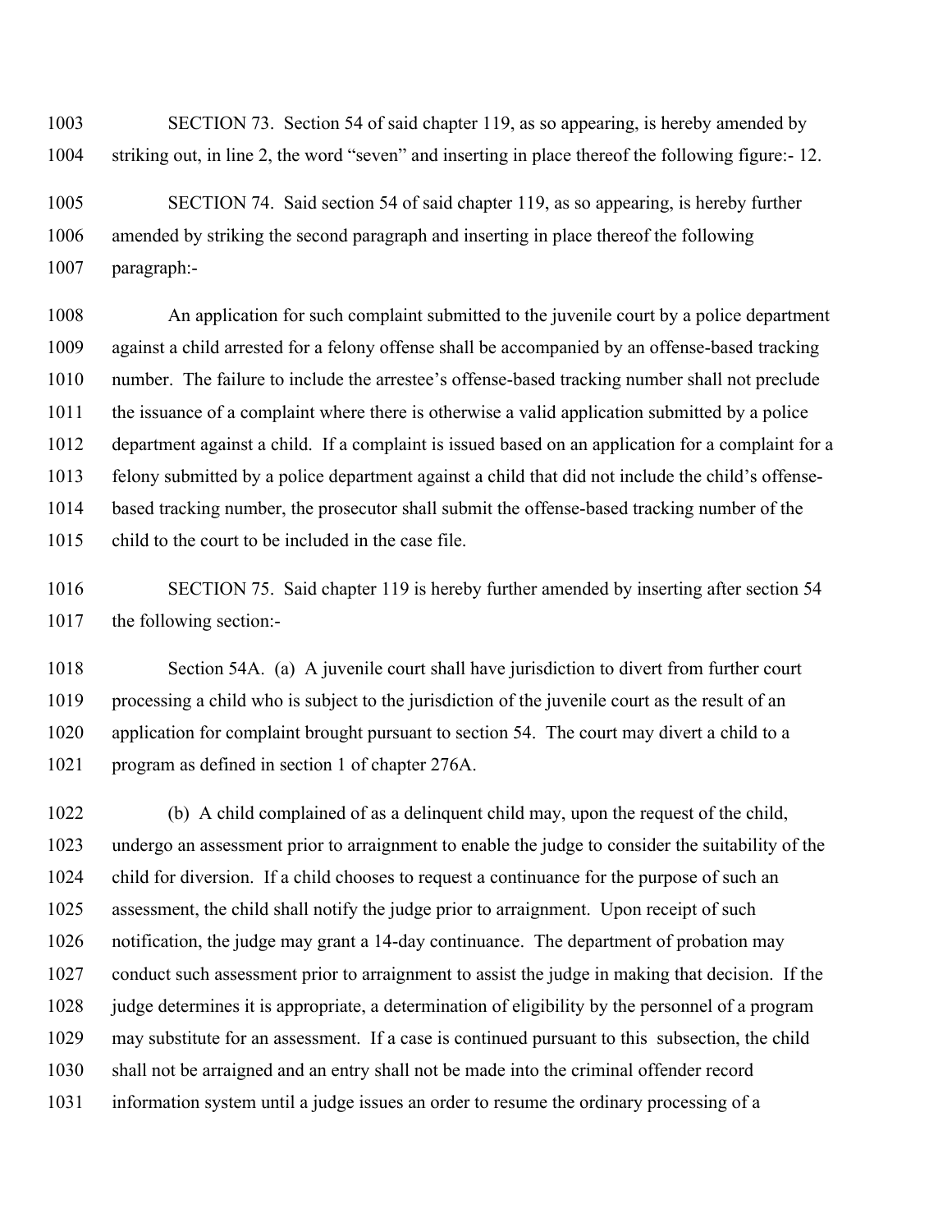SECTION 73. Section 54 of said chapter 119, as so appearing, is hereby amended by striking out, in line 2, the word "seven" and inserting in place thereof the following figure:- 12.

SECTION 74. Said section 54 of said chapter 119, as so appearing, is hereby further amended by striking the second paragraph and inserting in place thereof the following paragraph:-

An application for such complaint submitted to the juvenile court by a police department against a child arrested for a felony offense shall be accompanied by an offense-based tracking number. The failure to include the arrestee's offense-based tracking number shall not preclude the issuance of a complaint where there is otherwise a valid application submitted by a police department against a child. If a complaint is issued based on an application for a complaint for a felony submitted by a police department against a child that did not include the child's offense-based tracking number, the prosecutor shall submit the offense-based tracking number of the child to the court to be included in the case file.

SECTION 75. Said chapter 119 is hereby further amended by inserting after section 54 the following section:-

Section 54A. (a) A juvenile court shall have jurisdiction to divert from further court processing a child who is subject to the jurisdiction of the juvenile court as the result of an application for complaint brought pursuant to section 54. The court may divert a child to a program as defined in section 1 of chapter 276A.

(b) A child complained of as a delinquent child may, upon the request of the child, undergo an assessment prior to arraignment to enable the judge to consider the suitability of the child for diversion. If a child chooses to request a continuance for the purpose of such an assessment, the child shall notify the judge prior to arraignment. Upon receipt of such notification, the judge may grant a 14-day continuance. The department of probation may conduct such assessment prior to arraignment to assist the judge in making that decision. If the judge determines it is appropriate, a determination of eligibility by the personnel of a program may substitute for an assessment. If a case is continued pursuant to this subsection, the child shall not be arraigned and an entry shall not be made into the criminal offender record information system until a judge issues an order to resume the ordinary processing of a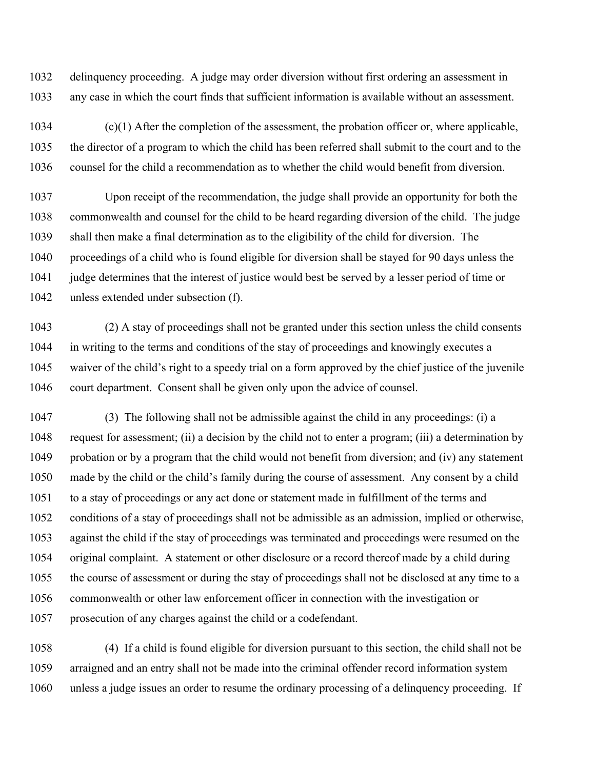delinquency proceeding. A judge may order diversion without first ordering an assessment in any case in which the court finds that sufficient information is available without an assessment.

(c)(1) After the completion of the assessment, the probation officer or, where applicable, the director of a program to which the child has been referred shall submit to the court and to the counsel for the child a recommendation as to whether the child would benefit from diversion.

Upon receipt of the recommendation, the judge shall provide an opportunity for both the commonwealth and counsel for the child to be heard regarding diversion of the child. The judge shall then make a final determination as to the eligibility of the child for diversion. The proceedings of a child who is found eligible for diversion shall be stayed for 90 days unless the judge determines that the interest of justice would best be served by a lesser period of time or unless extended under subsection (f).

(2) A stay of proceedings shall not be granted under this section unless the child consents in writing to the terms and conditions of the stay of proceedings and knowingly executes a waiver of the child's right to a speedy trial on a form approved by the chief justice of the juvenile court department. Consent shall be given only upon the advice of counsel.

(3) The following shall not be admissible against the child in any proceedings: (i) a request for assessment; (ii) a decision by the child not to enter a program; (iii) a determination by probation or by a program that the child would not benefit from diversion; and (iv) any statement made by the child or the child's family during the course of assessment. Any consent by a child to a stay of proceedings or any act done or statement made in fulfillment of the terms and conditions of a stay of proceedings shall not be admissible as an admission, implied or otherwise, against the child if the stay of proceedings was terminated and proceedings were resumed on the original complaint. A statement or other disclosure or a record thereof made by a child during the course of assessment or during the stay of proceedings shall not be disclosed at any time to a commonwealth or other law enforcement officer in connection with the investigation or prosecution of any charges against the child or a codefendant.

(4) If a child is found eligible for diversion pursuant to this section, the child shall not be arraigned and an entry shall not be made into the criminal offender record information system unless a judge issues an order to resume the ordinary processing of a delinquency proceeding. If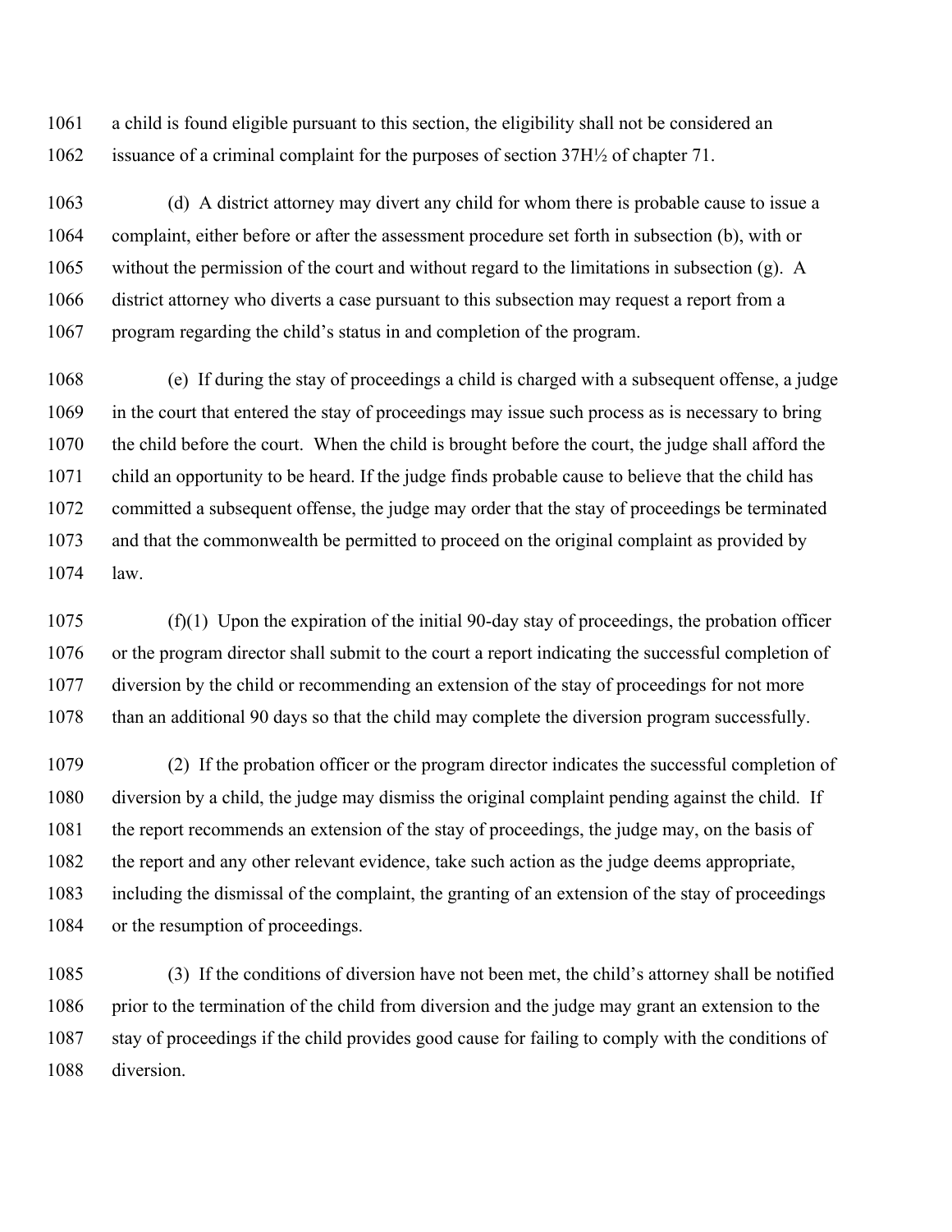a child is found eligible pursuant to this section, the eligibility shall not be considered an issuance of a criminal complaint for the purposes of section 37H½ of chapter 71.

(d) A district attorney may divert any child for whom there is probable cause to issue a complaint, either before or after the assessment procedure set forth in subsection (b), with or without the permission of the court and without regard to the limitations in subsection (g). A district attorney who diverts a case pursuant to this subsection may request a report from a program regarding the child's status in and completion of the program.

(e) If during the stay of proceedings a child is charged with a subsequent offense, a judge in the court that entered the stay of proceedings may issue such process as is necessary to bring the child before the court. When the child is brought before the court, the judge shall afford the child an opportunity to be heard. If the judge finds probable cause to believe that the child has committed a subsequent offense, the judge may order that the stay of proceedings be terminated and that the commonwealth be permitted to proceed on the original complaint as provided by law.

(f)(1) Upon the expiration of the initial 90-day stay of proceedings, the probation officer or the program director shall submit to the court a report indicating the successful completion of diversion by the child or recommending an extension of the stay of proceedings for not more than an additional 90 days so that the child may complete the diversion program successfully.

(2) If the probation officer or the program director indicates the successful completion of diversion by a child, the judge may dismiss the original complaint pending against the child. If the report recommends an extension of the stay of proceedings, the judge may, on the basis of the report and any other relevant evidence, take such action as the judge deems appropriate, including the dismissal of the complaint, the granting of an extension of the stay of proceedings or the resumption of proceedings.

(3) If the conditions of diversion have not been met, the child's attorney shall be notified prior to the termination of the child from diversion and the judge may grant an extension to the stay of proceedings if the child provides good cause for failing to comply with the conditions of diversion.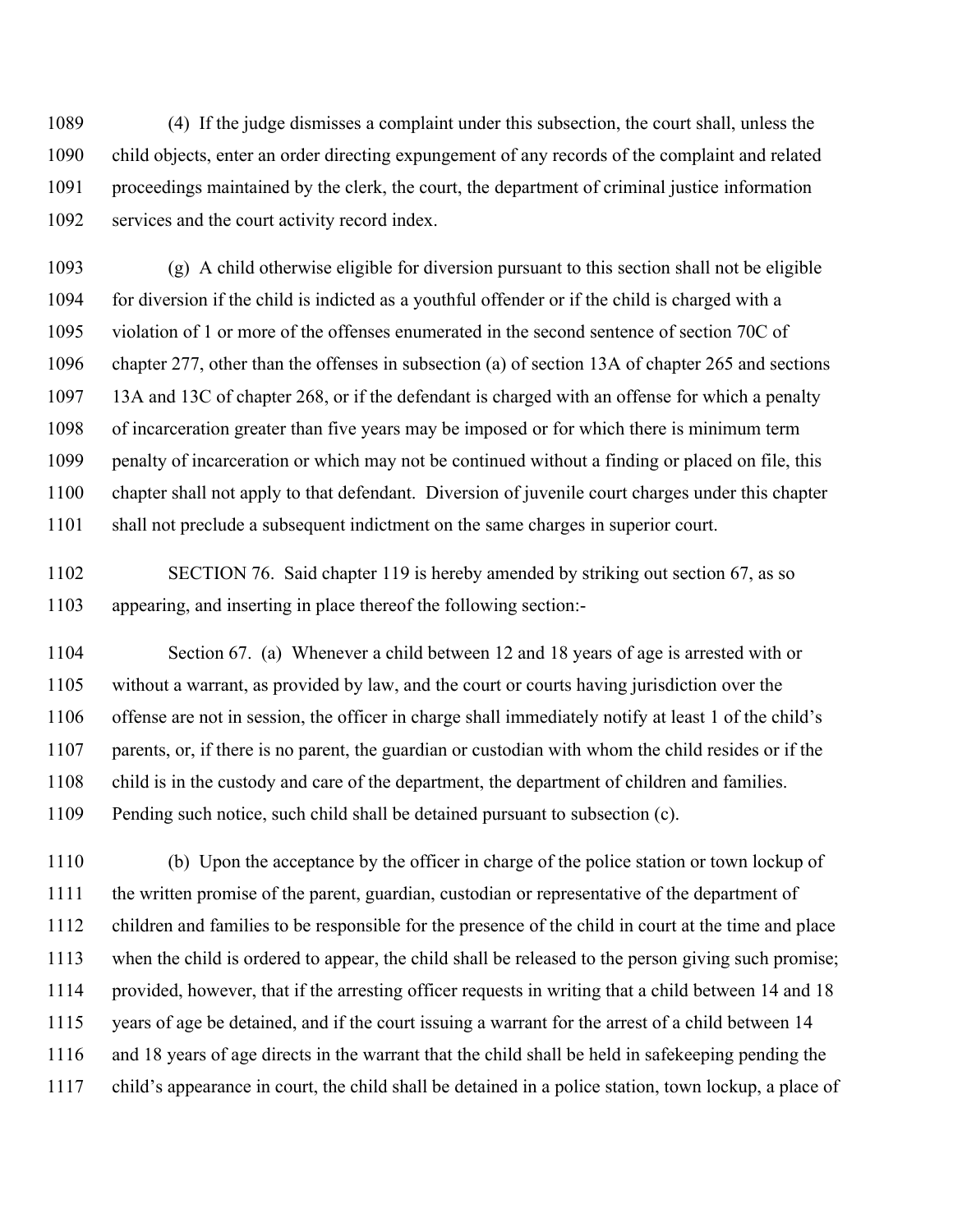(4) If the judge dismisses a complaint under this subsection, the court shall, unless the child objects, enter an order directing expungement of any records of the complaint and related proceedings maintained by the clerk, the court, the department of criminal justice information services and the court activity record index.

(g) A child otherwise eligible for diversion pursuant to this section shall not be eligible for diversion if the child is indicted as a youthful offender or if the child is charged with a violation of 1 or more of the offenses enumerated in the second sentence of section 70C of chapter 277, other than the offenses in subsection (a) of section 13A of chapter 265 and sections 13A and 13C of chapter 268, or if the defendant is charged with an offense for which a penalty of incarceration greater than five years may be imposed or for which there is minimum term penalty of incarceration or which may not be continued without a finding or placed on file, this chapter shall not apply to that defendant. Diversion of juvenile court charges under this chapter shall not preclude a subsequent indictment on the same charges in superior court.

SECTION 76. Said chapter 119 is hereby amended by striking out section 67, as so appearing, and inserting in place thereof the following section:-

Section 67. (a) Whenever a child between 12 and 18 years of age is arrested with or without a warrant, as provided by law, and the court or courts having jurisdiction over the offense are not in session, the officer in charge shall immediately notify at least 1 of the child's parents, or, if there is no parent, the guardian or custodian with whom the child resides or if the child is in the custody and care of the department, the department of children and families. Pending such notice, such child shall be detained pursuant to subsection (c).

(b) Upon the acceptance by the officer in charge of the police station or town lockup of the written promise of the parent, guardian, custodian or representative of the department of children and families to be responsible for the presence of the child in court at the time and place when the child is ordered to appear, the child shall be released to the person giving such promise; provided, however, that if the arresting officer requests in writing that a child between 14 and 18 years of age be detained, and if the court issuing a warrant for the arrest of a child between 14 and 18 years of age directs in the warrant that the child shall be held in safekeeping pending the child's appearance in court, the child shall be detained in a police station, town lockup, a place of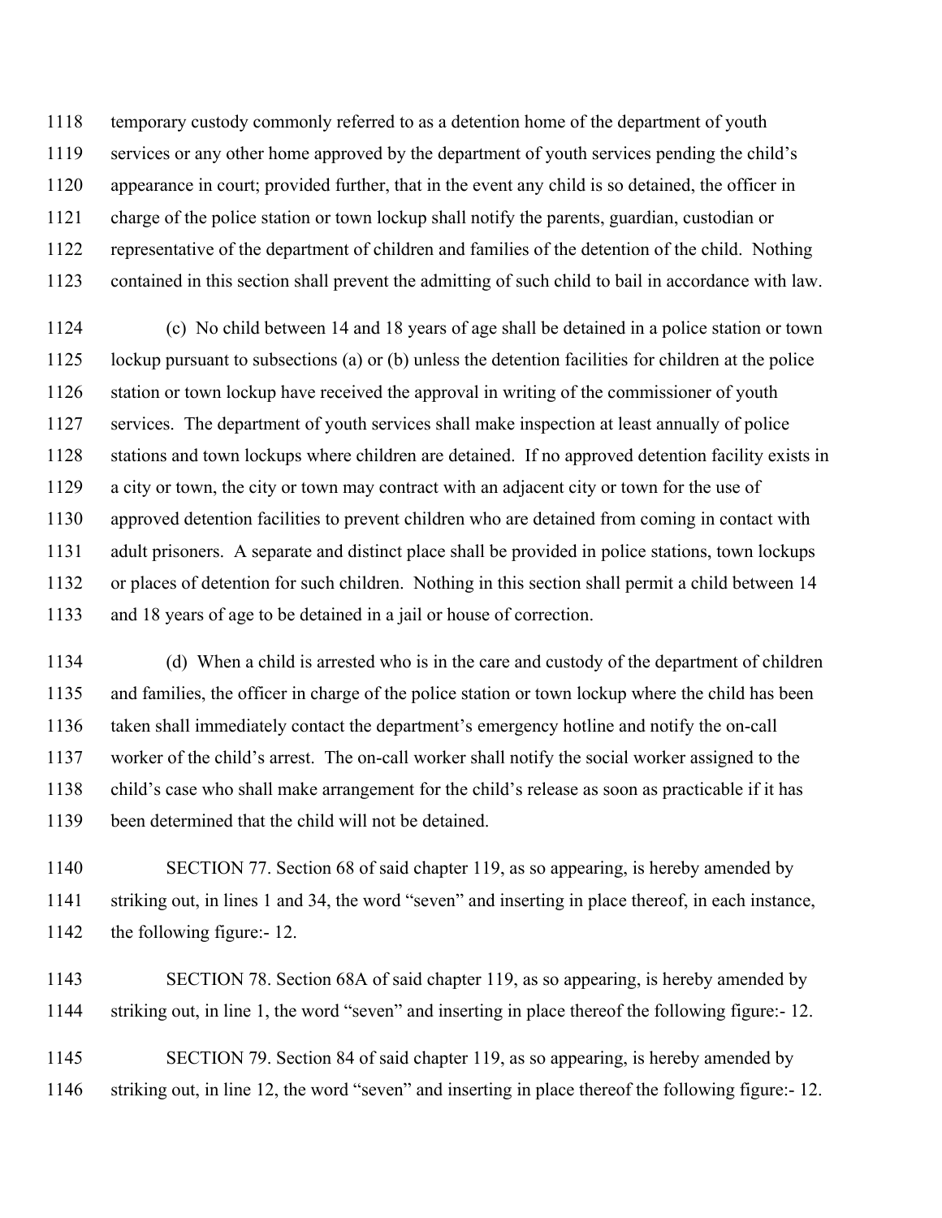temporary custody commonly referred to as a detention home of the department of youth services or any other home approved by the department of youth services pending the child's appearance in court; provided further, that in the event any child is so detained, the officer in charge of the police station or town lockup shall notify the parents, guardian, custodian or representative of the department of children and families of the detention of the child. Nothing contained in this section shall prevent the admitting of such child to bail in accordance with law.

(c) No child between 14 and 18 years of age shall be detained in a police station or town lockup pursuant to subsections (a) or (b) unless the detention facilities for children at the police station or town lockup have received the approval in writing of the commissioner of youth services. The department of youth services shall make inspection at least annually of police stations and town lockups where children are detained. If no approved detention facility exists in a city or town, the city or town may contract with an adjacent city or town for the use of approved detention facilities to prevent children who are detained from coming in contact with adult prisoners. A separate and distinct place shall be provided in police stations, town lockups or places of detention for such children. Nothing in this section shall permit a child between 14 and 18 years of age to be detained in a jail or house of correction.

(d) When a child is arrested who is in the care and custody of the department of children and families, the officer in charge of the police station or town lockup where the child has been taken shall immediately contact the department's emergency hotline and notify the on-call worker of the child's arrest. The on-call worker shall notify the social worker assigned to the child's case who shall make arrangement for the child's release as soon as practicable if it has been determined that the child will not be detained.

SECTION 77. Section 68 of said chapter 119, as so appearing, is hereby amended by striking out, in lines 1 and 34, the word "seven" and inserting in place thereof, in each instance, the following figure:- 12.

SECTION 78. Section 68A of said chapter 119, as so appearing, is hereby amended by striking out, in line 1, the word "seven" and inserting in place thereof the following figure:- 12.

SECTION 79. Section 84 of said chapter 119, as so appearing, is hereby amended by striking out, in line 12, the word "seven" and inserting in place thereof the following figure:- 12.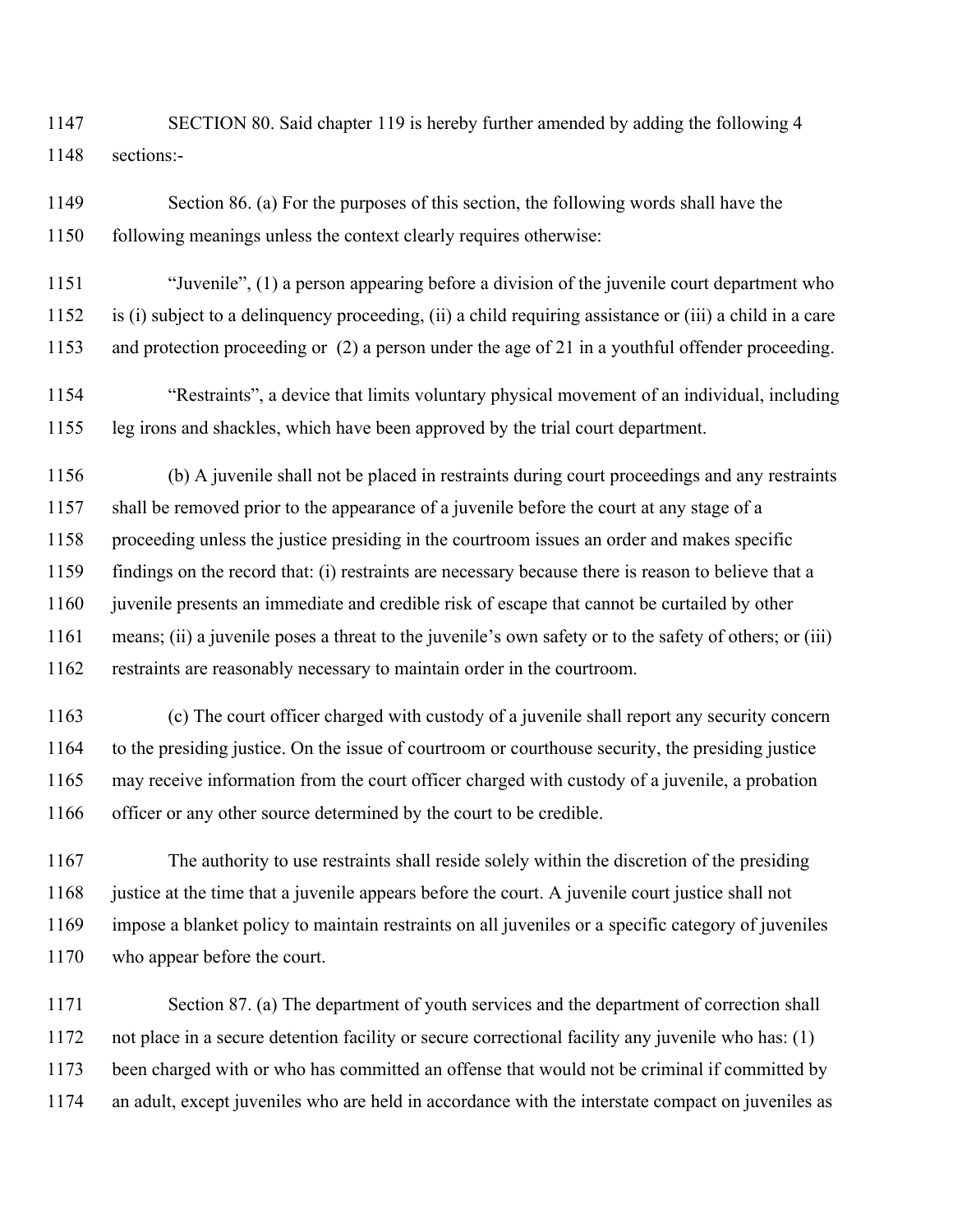SECTION 80. Said chapter 119 is hereby further amended by adding the following 4 sections:-

Section 86. (a) For the purposes of this section, the following words shall have the following meanings unless the context clearly requires otherwise:

"Juvenile", (1) a person appearing before a division of the juvenile court department who is (i) subject to a delinquency proceeding, (ii) a child requiring assistance or (iii) a child in a care and protection proceeding or (2) a person under the age of 21 in a youthful offender proceeding.

"Restraints", a device that limits voluntary physical movement of an individual, including leg irons and shackles, which have been approved by the trial court department.

(b) A juvenile shall not be placed in restraints during court proceedings and any restraints shall be removed prior to the appearance of a juvenile before the court at any stage of a proceeding unless the justice presiding in the courtroom issues an order and makes specific findings on the record that: (i) restraints are necessary because there is reason to believe that a juvenile presents an immediate and credible risk of escape that cannot be curtailed by other means; (ii) a juvenile poses a threat to the juvenile's own safety or to the safety of others; or (iii) restraints are reasonably necessary to maintain order in the courtroom.

(c) The court officer charged with custody of a juvenile shall report any security concern to the presiding justice. On the issue of courtroom or courthouse security, the presiding justice may receive information from the court officer charged with custody of a juvenile, a probation officer or any other source determined by the court to be credible.

The authority to use restraints shall reside solely within the discretion of the presiding justice at the time that a juvenile appears before the court. A juvenile court justice shall not impose a blanket policy to maintain restraints on all juveniles or a specific category of juveniles who appear before the court.

Section 87. (a) The department of youth services and the department of correction shall not place in a secure detention facility or secure correctional facility any juvenile who has: (1) been charged with or who has committed an offense that would not be criminal if committed by an adult, except juveniles who are held in accordance with the interstate compact on juveniles as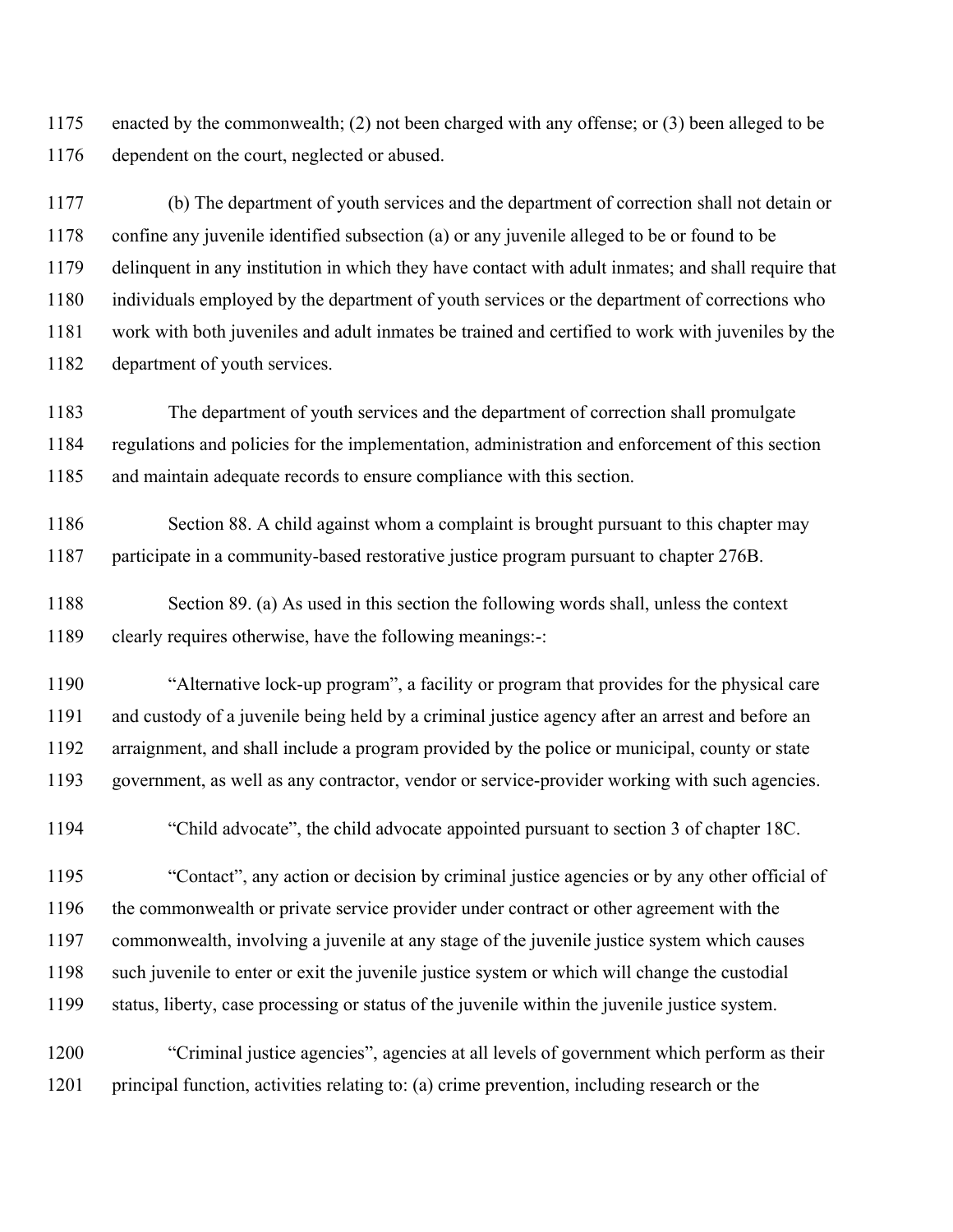enacted by the commonwealth; (2) not been charged with any offense; or (3) been alleged to be dependent on the court, neglected or abused.

(b) The department of youth services and the department of correction shall not detain or confine any juvenile identified subsection (a) or any juvenile alleged to be or found to be delinquent in any institution in which they have contact with adult inmates; and shall require that individuals employed by the department of youth services or the department of corrections who work with both juveniles and adult inmates be trained and certified to work with juveniles by the department of youth services.

The department of youth services and the department of correction shall promulgate regulations and policies for the implementation, administration and enforcement of this section and maintain adequate records to ensure compliance with this section.

Section 88. A child against whom a complaint is brought pursuant to this chapter may participate in a community-based restorative justice program pursuant to chapter 276B.

Section 89. (a) As used in this section the following words shall, unless the context clearly requires otherwise, have the following meanings:-:

"Alternative lock-up program", a facility or program that provides for the physical care and custody of a juvenile being held by a criminal justice agency after an arrest and before an arraignment, and shall include a program provided by the police or municipal, county or state government, as well as any contractor, vendor or service-provider working with such agencies.

"Child advocate", the child advocate appointed pursuant to section 3 of chapter 18C.

"Contact", any action or decision by criminal justice agencies or by any other official of the commonwealth or private service provider under contract or other agreement with the commonwealth, involving a juvenile at any stage of the juvenile justice system which causes such juvenile to enter or exit the juvenile justice system or which will change the custodial status, liberty, case processing or status of the juvenile within the juvenile justice system.

"Criminal justice agencies", agencies at all levels of government which perform as their principal function, activities relating to: (a) crime prevention, including research or the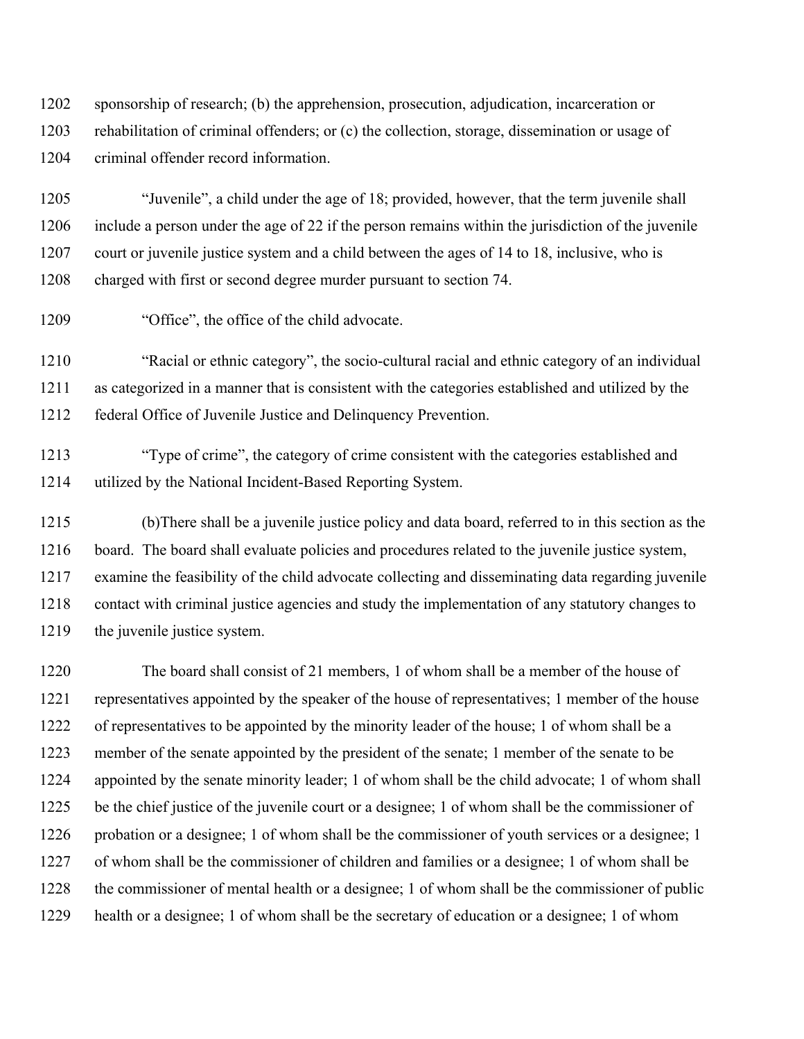sponsorship of research; (b) the apprehension, prosecution, adjudication, incarceration or rehabilitation of criminal offenders; or (c) the collection, storage, dissemination or usage of criminal offender record information.

"Juvenile", a child under the age of 18; provided, however, that the term juvenile shall include a person under the age of 22 if the person remains within the jurisdiction of the juvenile court or juvenile justice system and a child between the ages of 14 to 18, inclusive, who is charged with first or second degree murder pursuant to section 74.

"Office", the office of the child advocate.

"Racial or ethnic category", the socio-cultural racial and ethnic category of an individual as categorized in a manner that is consistent with the categories established and utilized by the federal Office of Juvenile Justice and Delinquency Prevention.

"Type of crime", the category of crime consistent with the categories established and utilized by the National Incident-Based Reporting System.

(b)There shall be a juvenile justice policy and data board, referred to in this section as the board. The board shall evaluate policies and procedures related to the juvenile justice system, examine the feasibility of the child advocate collecting and disseminating data regarding juvenile contact with criminal justice agencies and study the implementation of any statutory changes to the juvenile justice system.

The board shall consist of 21 members, 1 of whom shall be a member of the house of representatives appointed by the speaker of the house of representatives; 1 member of the house of representatives to be appointed by the minority leader of the house; 1 of whom shall be a member of the senate appointed by the president of the senate; 1 member of the senate to be appointed by the senate minority leader; 1 of whom shall be the child advocate; 1 of whom shall be the chief justice of the juvenile court or a designee; 1 of whom shall be the commissioner of probation or a designee; 1 of whom shall be the commissioner of youth services or a designee; 1 of whom shall be the commissioner of children and families or a designee; 1 of whom shall be the commissioner of mental health or a designee; 1 of whom shall be the commissioner of public health or a designee; 1 of whom shall be the secretary of education or a designee; 1 of whom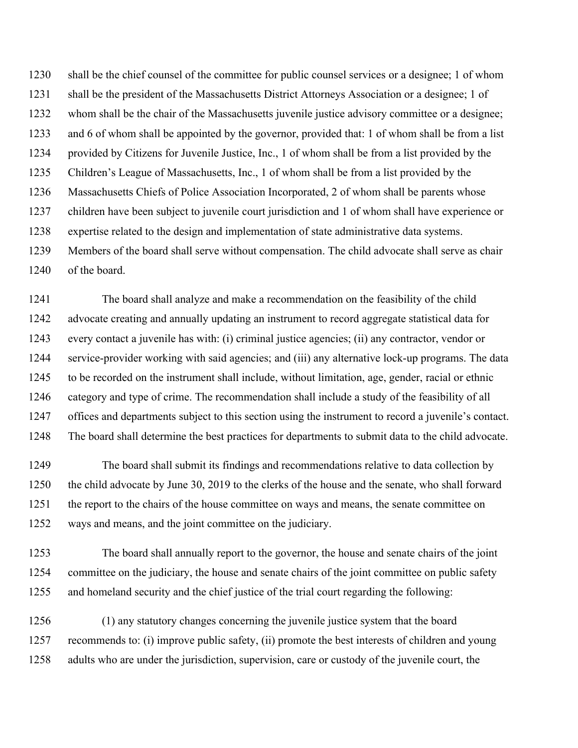shall be the chief counsel of the committee for public counsel services or a designee; 1 of whom shall be the president of the Massachusetts District Attorneys Association or a designee; 1 of whom shall be the chair of the Massachusetts juvenile justice advisory committee or a designee; and 6 of whom shall be appointed by the governor, provided that: 1 of whom shall be from a list provided by Citizens for Juvenile Justice, Inc., 1 of whom shall be from a list provided by the Children's League of Massachusetts, Inc., 1 of whom shall be from a list provided by the Massachusetts Chiefs of Police Association Incorporated, 2 of whom shall be parents whose children have been subject to juvenile court jurisdiction and 1 of whom shall have experience or expertise related to the design and implementation of state administrative data systems. Members of the board shall serve without compensation. The child advocate shall serve as chair of the board.

The board shall analyze and make a recommendation on the feasibility of the child advocate creating and annually updating an instrument to record aggregate statistical data for every contact a juvenile has with: (i) criminal justice agencies; (ii) any contractor, vendor or service-provider working with said agencies; and (iii) any alternative lock-up programs. The data to be recorded on the instrument shall include, without limitation, age, gender, racial or ethnic category and type of crime. The recommendation shall include a study of the feasibility of all offices and departments subject to this section using the instrument to record a juvenile's contact. The board shall determine the best practices for departments to submit data to the child advocate.

The board shall submit its findings and recommendations relative to data collection by the child advocate by June 30, 2019 to the clerks of the house and the senate, who shall forward the report to the chairs of the house committee on ways and means, the senate committee on ways and means, and the joint committee on the judiciary.

The board shall annually report to the governor, the house and senate chairs of the joint committee on the judiciary, the house and senate chairs of the joint committee on public safety and homeland security and the chief justice of the trial court regarding the following:

(1) any statutory changes concerning the juvenile justice system that the board recommends to: (i) improve public safety, (ii) promote the best interests of children and young adults who are under the jurisdiction, supervision, care or custody of the juvenile court, the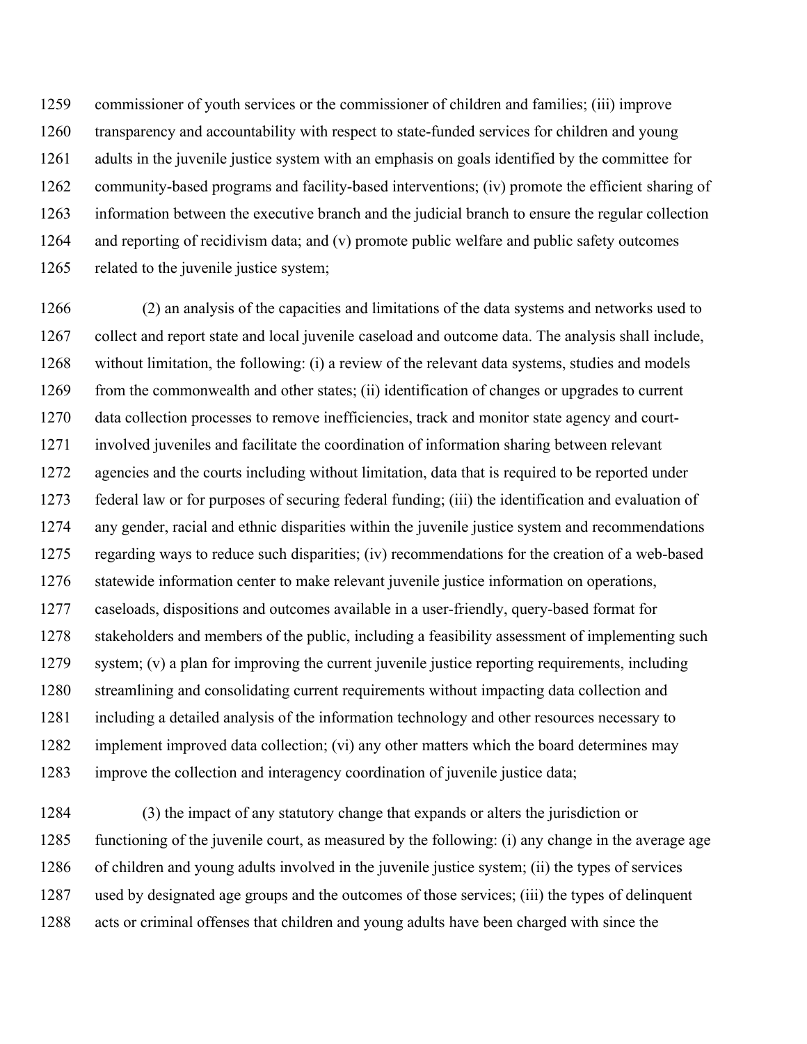commissioner of youth services or the commissioner of children and families; (iii) improve transparency and accountability with respect to state-funded services for children and young adults in the juvenile justice system with an emphasis on goals identified by the committee for community-based programs and facility-based interventions; (iv) promote the efficient sharing of information between the executive branch and the judicial branch to ensure the regular collection and reporting of recidivism data; and (v) promote public welfare and public safety outcomes related to the juvenile justice system;

(2) an analysis of the capacities and limitations of the data systems and networks used to collect and report state and local juvenile caseload and outcome data. The analysis shall include, without limitation, the following: (i) a review of the relevant data systems, studies and models from the commonwealth and other states; (ii) identification of changes or upgrades to current data collection processes to remove inefficiencies, track and monitor state agency and court-involved juveniles and facilitate the coordination of information sharing between relevant agencies and the courts including without limitation, data that is required to be reported under federal law or for purposes of securing federal funding; (iii) the identification and evaluation of any gender, racial and ethnic disparities within the juvenile justice system and recommendations regarding ways to reduce such disparities; (iv) recommendations for the creation of a web-based statewide information center to make relevant juvenile justice information on operations, caseloads, dispositions and outcomes available in a user-friendly, query-based format for stakeholders and members of the public, including a feasibility assessment of implementing such system; (v) a plan for improving the current juvenile justice reporting requirements, including streamlining and consolidating current requirements without impacting data collection and including a detailed analysis of the information technology and other resources necessary to implement improved data collection; (vi) any other matters which the board determines may improve the collection and interagency coordination of juvenile justice data;

(3) the impact of any statutory change that expands or alters the jurisdiction or functioning of the juvenile court, as measured by the following: (i) any change in the average age of children and young adults involved in the juvenile justice system; (ii) the types of services used by designated age groups and the outcomes of those services; (iii) the types of delinquent acts or criminal offenses that children and young adults have been charged with since the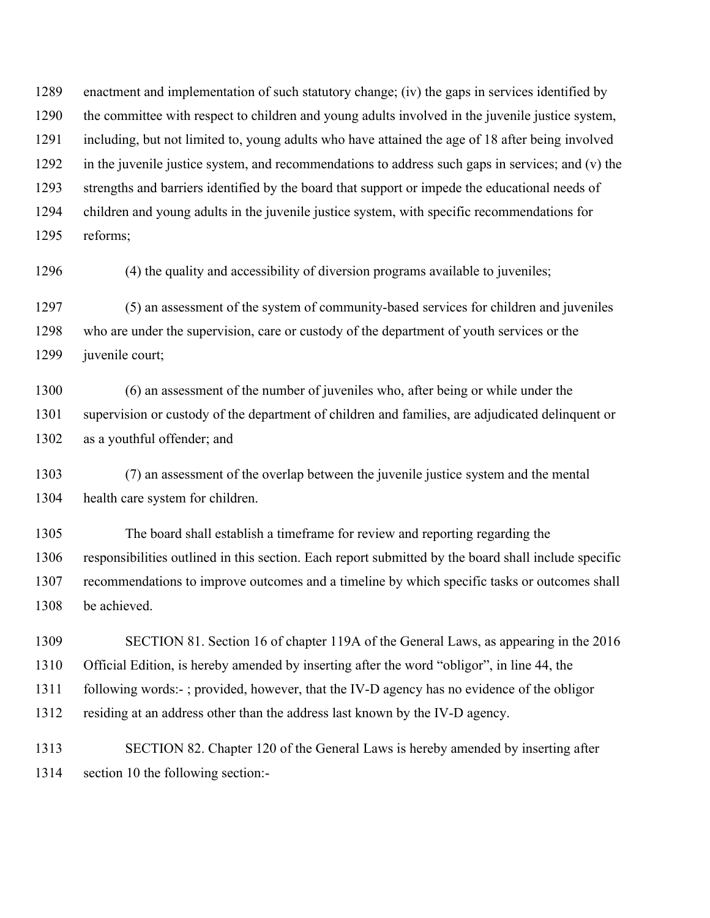enactment and implementation of such statutory change; (iv) the gaps in services identified by the committee with respect to children and young adults involved in the juvenile justice system, including, but not limited to, young adults who have attained the age of 18 after being involved in the juvenile justice system, and recommendations to address such gaps in services; and (v) the strengths and barriers identified by the board that support or impede the educational needs of children and young adults in the juvenile justice system, with specific recommendations for reforms;

(4) the quality and accessibility of diversion programs available to juveniles;

(5) an assessment of the system of community-based services for children and juveniles who are under the supervision, care or custody of the department of youth services or the juvenile court;

(6) an assessment of the number of juveniles who, after being or while under the supervision or custody of the department of children and families, are adjudicated delinquent or as a youthful offender; and

(7) an assessment of the overlap between the juvenile justice system and the mental health care system for children.

The board shall establish a timeframe for review and reporting regarding the responsibilities outlined in this section. Each report submitted by the board shall include specific recommendations to improve outcomes and a timeline by which specific tasks or outcomes shall be achieved.

SECTION 81. Section 16 of chapter 119A of the General Laws, as appearing in the 2016 Official Edition, is hereby amended by inserting after the word "obligor", in line 44, the following words:- ; provided, however, that the IV-D agency has no evidence of the obligor residing at an address other than the address last known by the IV-D agency.

SECTION 82. Chapter 120 of the General Laws is hereby amended by inserting after section 10 the following section:-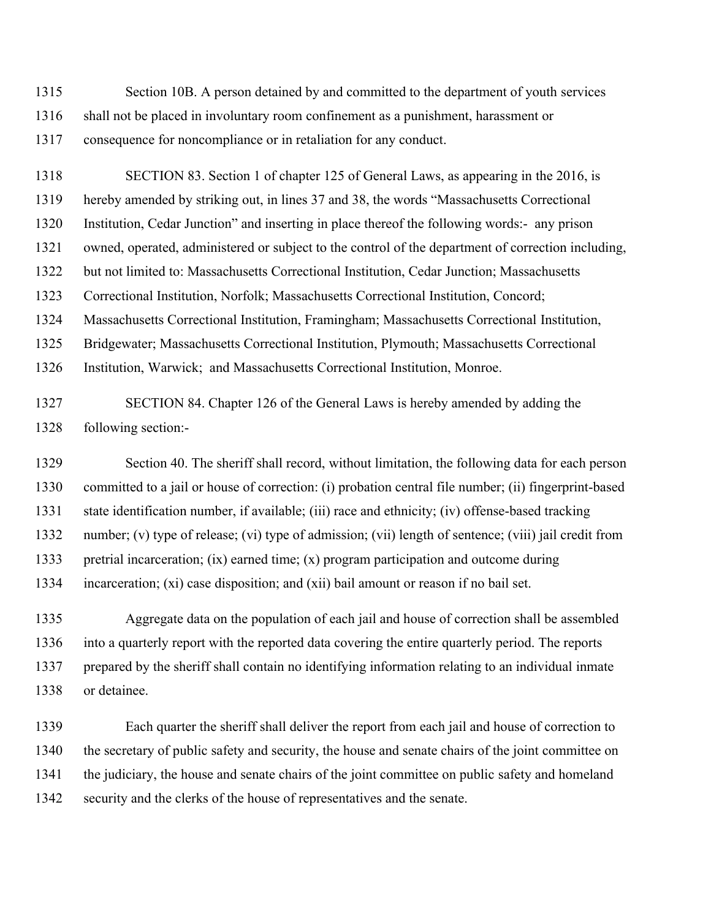Section 10B. A person detained by and committed to the department of youth services shall not be placed in involuntary room confinement as a punishment, harassment or consequence for noncompliance or in retaliation for any conduct.

SECTION 83. Section 1 of chapter 125 of General Laws, as appearing in the 2016, is hereby amended by striking out, in lines 37 and 38, the words "Massachusetts Correctional Institution, Cedar Junction" and inserting in place thereof the following words:- any prison owned, operated, administered or subject to the control of the department of correction including, but not limited to: Massachusetts Correctional Institution, Cedar Junction; Massachusetts Correctional Institution, Norfolk; Massachusetts Correctional Institution, Concord; Massachusetts Correctional Institution, Framingham; Massachusetts Correctional Institution, Bridgewater; Massachusetts Correctional Institution, Plymouth; Massachusetts Correctional Institution, Warwick; and Massachusetts Correctional Institution, Monroe.

SECTION 84. Chapter 126 of the General Laws is hereby amended by adding the following section:-

Section 40. The sheriff shall record, without limitation, the following data for each person committed to a jail or house of correction: (i) probation central file number; (ii) fingerprint-based state identification number, if available; (iii) race and ethnicity; (iv) offense-based tracking number; (v) type of release; (vi) type of admission; (vii) length of sentence; (viii) jail credit from pretrial incarceration; (ix) earned time; (x) program participation and outcome during incarceration; (xi) case disposition; and (xii) bail amount or reason if no bail set.

Aggregate data on the population of each jail and house of correction shall be assembled into a quarterly report with the reported data covering the entire quarterly period. The reports prepared by the sheriff shall contain no identifying information relating to an individual inmate or detainee.

Each quarter the sheriff shall deliver the report from each jail and house of correction to the secretary of public safety and security, the house and senate chairs of the joint committee on the judiciary, the house and senate chairs of the joint committee on public safety and homeland security and the clerks of the house of representatives and the senate.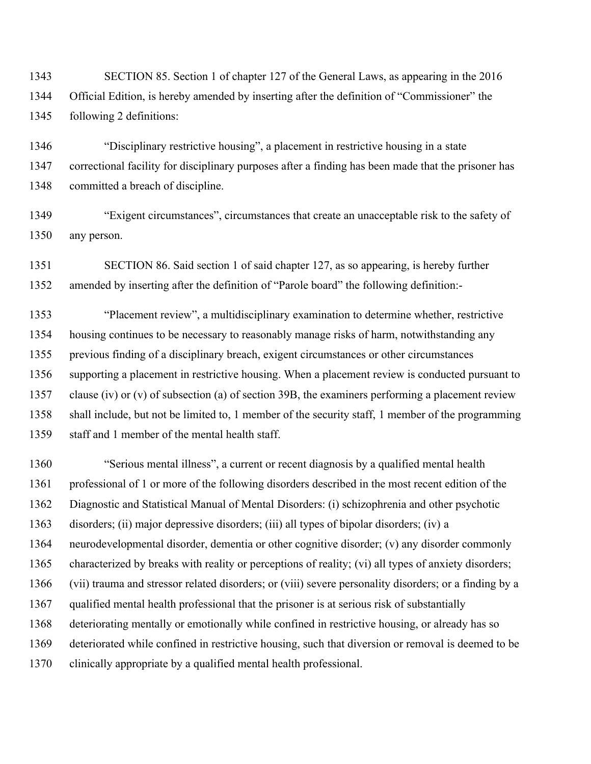SECTION 85. Section 1 of chapter 127 of the General Laws, as appearing in the 2016 Official Edition, is hereby amended by inserting after the definition of "Commissioner" the following 2 definitions:

"Disciplinary restrictive housing", a placement in restrictive housing in a state correctional facility for disciplinary purposes after a finding has been made that the prisoner has committed a breach of discipline.

"Exigent circumstances", circumstances that create an unacceptable risk to the safety of any person.

SECTION 86. Said section 1 of said chapter 127, as so appearing, is hereby further amended by inserting after the definition of "Parole board" the following definition:-

"Placement review", a multidisciplinary examination to determine whether, restrictive housing continues to be necessary to reasonably manage risks of harm, notwithstanding any previous finding of a disciplinary breach, exigent circumstances or other circumstances supporting a placement in restrictive housing. When a placement review is conducted pursuant to clause (iv) or (v) of subsection (a) of section 39B, the examiners performing a placement review shall include, but not be limited to, 1 member of the security staff, 1 member of the programming staff and 1 member of the mental health staff.

"Serious mental illness", a current or recent diagnosis by a qualified mental health professional of 1 or more of the following disorders described in the most recent edition of the Diagnostic and Statistical Manual of Mental Disorders: (i) schizophrenia and other psychotic disorders; (ii) major depressive disorders; (iii) all types of bipolar disorders; (iv) a neurodevelopmental disorder, dementia or other cognitive disorder; (v) any disorder commonly characterized by breaks with reality or perceptions of reality; (vi) all types of anxiety disorders; (vii) trauma and stressor related disorders; or (viii) severe personality disorders; or a finding by a qualified mental health professional that the prisoner is at serious risk of substantially deteriorating mentally or emotionally while confined in restrictive housing, or already has so deteriorated while confined in restrictive housing, such that diversion or removal is deemed to be clinically appropriate by a qualified mental health professional.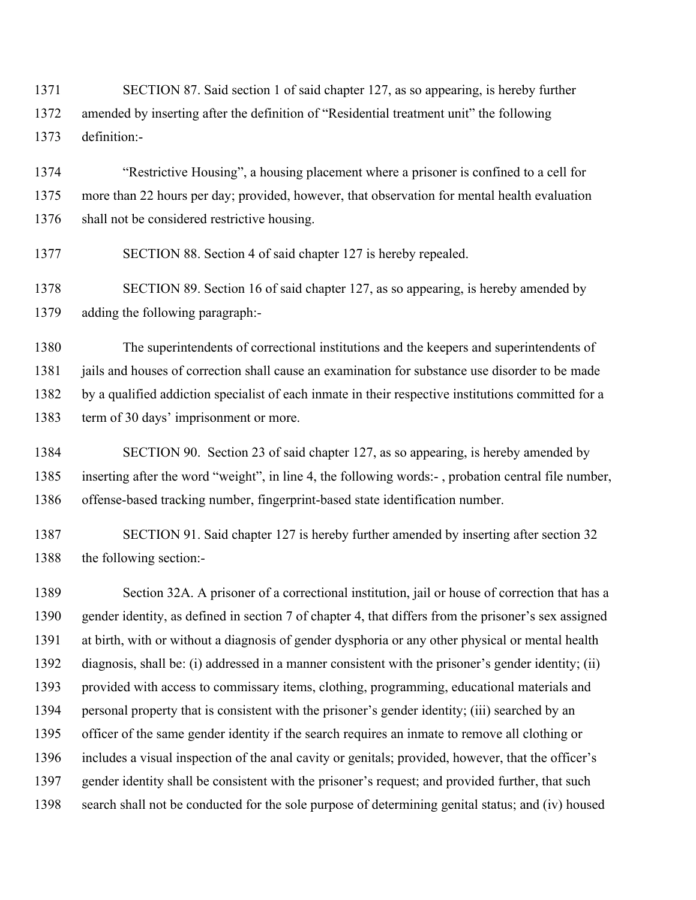1371 SECTION 87. Said section 1 of said chapter 127, as so appearing, is hereby further
1372 amended by inserting after the definition of "Residential treatment unit" the following
1373 definition:-

1374 "Restrictive Housing", a housing placement where a prisoner is confined to a cell for
1375 more than 22 hours per day; provided, however, that observation for mental health evaluation
1376 shall not be considered restrictive housing.

1377 SECTION 88. Section 4 of said chapter 127 is hereby repealed.

1378 SECTION 89. Section 16 of said chapter 127, as so appearing, is hereby amended by
1379 adding the following paragraph:-

1380 The superintendents of correctional institutions and the keepers and superintendents of
1381 jails and houses of correction shall cause an examination for substance use disorder to be made
1382 by a qualified addiction specialist of each inmate in their respective institutions committed for a
1383 term of 30 days' imprisonment or more.

1384 SECTION 90. Section 23 of said chapter 127, as so appearing, is hereby amended by
1385 inserting after the word "weight", in line 4, the following words:- , probation central file number,
1386 offense-based tracking number, fingerprint-based state identification number.

1387 SECTION 91. Said chapter 127 is hereby further amended by inserting after section 32
1388 the following section:-

1389 Section 32A. A prisoner of a correctional institution, jail or house of correction that has a
1390 gender identity, as defined in section 7 of chapter 4, that differs from the prisoner's sex assigned
1391 at birth, with or without a diagnosis of gender dysphoria or any other physical or mental health
1392 diagnosis, shall be: (i) addressed in a manner consistent with the prisoner's gender identity; (ii)
1393 provided with access to commissary items, clothing, programming, educational materials and
1394 personal property that is consistent with the prisoner's gender identity; (iii) searched by an
1395 officer of the same gender identity if the search requires an inmate to remove all clothing or
1396 includes a visual inspection of the anal cavity or genitals; provided, however, that the officer's
1397 gender identity shall be consistent with the prisoner's request; and provided further, that such
1398 search shall not be conducted for the sole purpose of determining genital status; and (iv) housed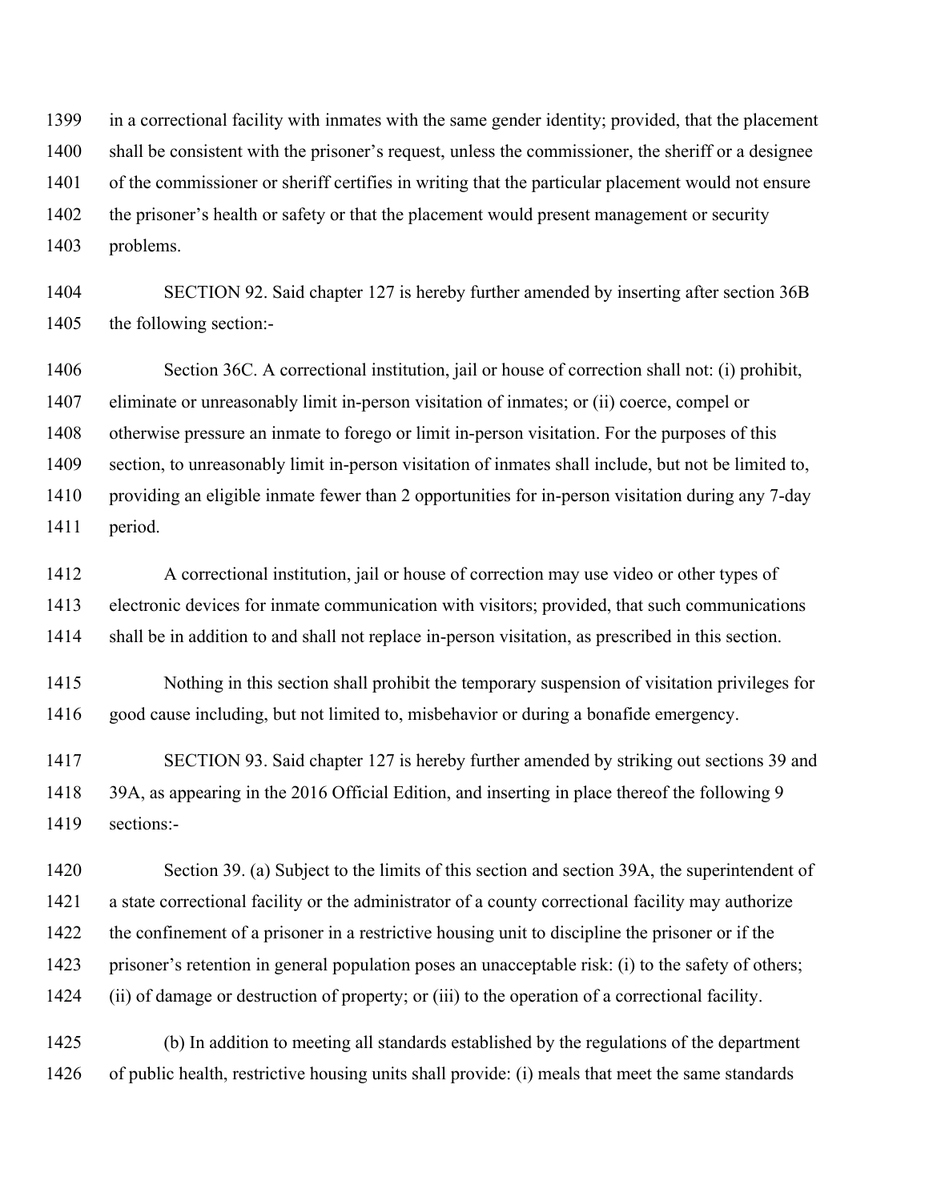in a correctional facility with inmates with the same gender identity; provided, that the placement shall be consistent with the prisoner's request, unless the commissioner, the sheriff or a designee of the commissioner or sheriff certifies in writing that the particular placement would not ensure the prisoner's health or safety or that the placement would present management or security problems.

SECTION 92. Said chapter 127 is hereby further amended by inserting after section 36B the following section:-

Section 36C. A correctional institution, jail or house of correction shall not: (i) prohibit, eliminate or unreasonably limit in-person visitation of inmates; or (ii) coerce, compel or otherwise pressure an inmate to forego or limit in-person visitation. For the purposes of this section, to unreasonably limit in-person visitation of inmates shall include, but not be limited to, providing an eligible inmate fewer than 2 opportunities for in-person visitation during any 7-day period.

A correctional institution, jail or house of correction may use video or other types of electronic devices for inmate communication with visitors; provided, that such communications shall be in addition to and shall not replace in-person visitation, as prescribed in this section.

Nothing in this section shall prohibit the temporary suspension of visitation privileges for good cause including, but not limited to, misbehavior or during a bonafide emergency.

SECTION 93. Said chapter 127 is hereby further amended by striking out sections 39 and 39A, as appearing in the 2016 Official Edition, and inserting in place thereof the following 9 sections:-

Section 39. (a) Subject to the limits of this section and section 39A, the superintendent of a state correctional facility or the administrator of a county correctional facility may authorize the confinement of a prisoner in a restrictive housing unit to discipline the prisoner or if the prisoner's retention in general population poses an unacceptable risk: (i) to the safety of others; (ii) of damage or destruction of property; or (iii) to the operation of a correctional facility.

(b) In addition to meeting all standards established by the regulations of the department of public health, restrictive housing units shall provide: (i) meals that meet the same standards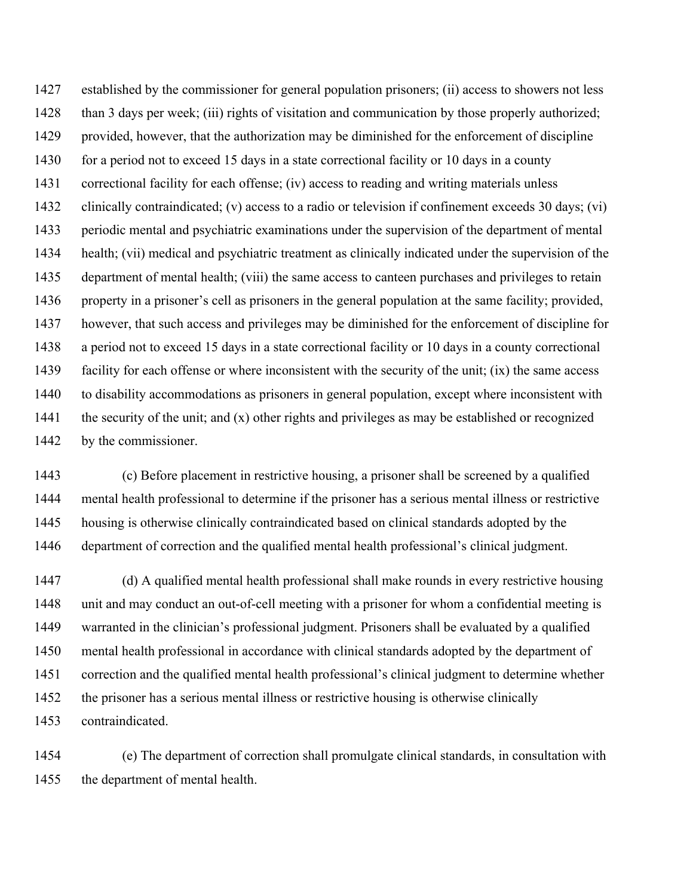established by the commissioner for general population prisoners; (ii) access to showers not less than 3 days per week; (iii) rights of visitation and communication by those properly authorized; provided, however, that the authorization may be diminished for the enforcement of discipline for a period not to exceed 15 days in a state correctional facility or 10 days in a county correctional facility for each offense; (iv) access to reading and writing materials unless clinically contraindicated; (v) access to a radio or television if confinement exceeds 30 days; (vi) periodic mental and psychiatric examinations under the supervision of the department of mental health; (vii) medical and psychiatric treatment as clinically indicated under the supervision of the department of mental health; (viii) the same access to canteen purchases and privileges to retain property in a prisoner's cell as prisoners in the general population at the same facility; provided, however, that such access and privileges may be diminished for the enforcement of discipline for a period not to exceed 15 days in a state correctional facility or 10 days in a county correctional facility for each offense or where inconsistent with the security of the unit; (ix) the same access to disability accommodations as prisoners in general population, except where inconsistent with the security of the unit; and (x) other rights and privileges as may be established or recognized by the commissioner.

(c) Before placement in restrictive housing, a prisoner shall be screened by a qualified mental health professional to determine if the prisoner has a serious mental illness or restrictive housing is otherwise clinically contraindicated based on clinical standards adopted by the department of correction and the qualified mental health professional's clinical judgment.

(d) A qualified mental health professional shall make rounds in every restrictive housing unit and may conduct an out-of-cell meeting with a prisoner for whom a confidential meeting is warranted in the clinician's professional judgment. Prisoners shall be evaluated by a qualified mental health professional in accordance with clinical standards adopted by the department of correction and the qualified mental health professional's clinical judgment to determine whether the prisoner has a serious mental illness or restrictive housing is otherwise clinically contraindicated.

(e) The department of correction shall promulgate clinical standards, in consultation with the department of mental health.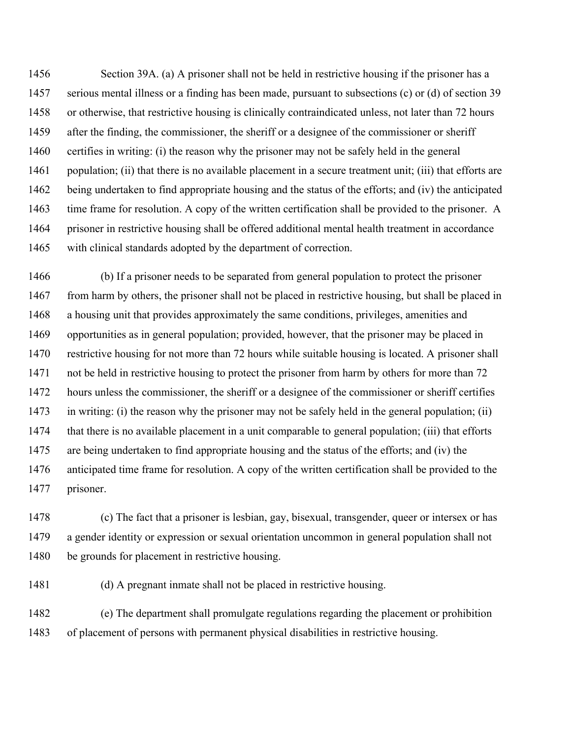Section 39A. (a) A prisoner shall not be held in restrictive housing if the prisoner has a serious mental illness or a finding has been made, pursuant to subsections (c) or (d) of section 39 or otherwise, that restrictive housing is clinically contraindicated unless, not later than 72 hours after the finding, the commissioner, the sheriff or a designee of the commissioner or sheriff certifies in writing: (i) the reason why the prisoner may not be safely held in the general population; (ii) that there is no available placement in a secure treatment unit; (iii) that efforts are being undertaken to find appropriate housing and the status of the efforts; and (iv) the anticipated time frame for resolution. A copy of the written certification shall be provided to the prisoner. A prisoner in restrictive housing shall be offered additional mental health treatment in accordance with clinical standards adopted by the department of correction.

(b) If a prisoner needs to be separated from general population to protect the prisoner from harm by others, the prisoner shall not be placed in restrictive housing, but shall be placed in a housing unit that provides approximately the same conditions, privileges, amenities and opportunities as in general population; provided, however, that the prisoner may be placed in restrictive housing for not more than 72 hours while suitable housing is located. A prisoner shall not be held in restrictive housing to protect the prisoner from harm by others for more than 72 hours unless the commissioner, the sheriff or a designee of the commissioner or sheriff certifies in writing: (i) the reason why the prisoner may not be safely held in the general population; (ii) that there is no available placement in a unit comparable to general population; (iii) that efforts are being undertaken to find appropriate housing and the status of the efforts; and (iv) the anticipated time frame for resolution. A copy of the written certification shall be provided to the prisoner.

(c) The fact that a prisoner is lesbian, gay, bisexual, transgender, queer or intersex or has a gender identity or expression or sexual orientation uncommon in general population shall not be grounds for placement in restrictive housing.

(d) A pregnant inmate shall not be placed in restrictive housing.

(e) The department shall promulgate regulations regarding the placement or prohibition of placement of persons with permanent physical disabilities in restrictive housing.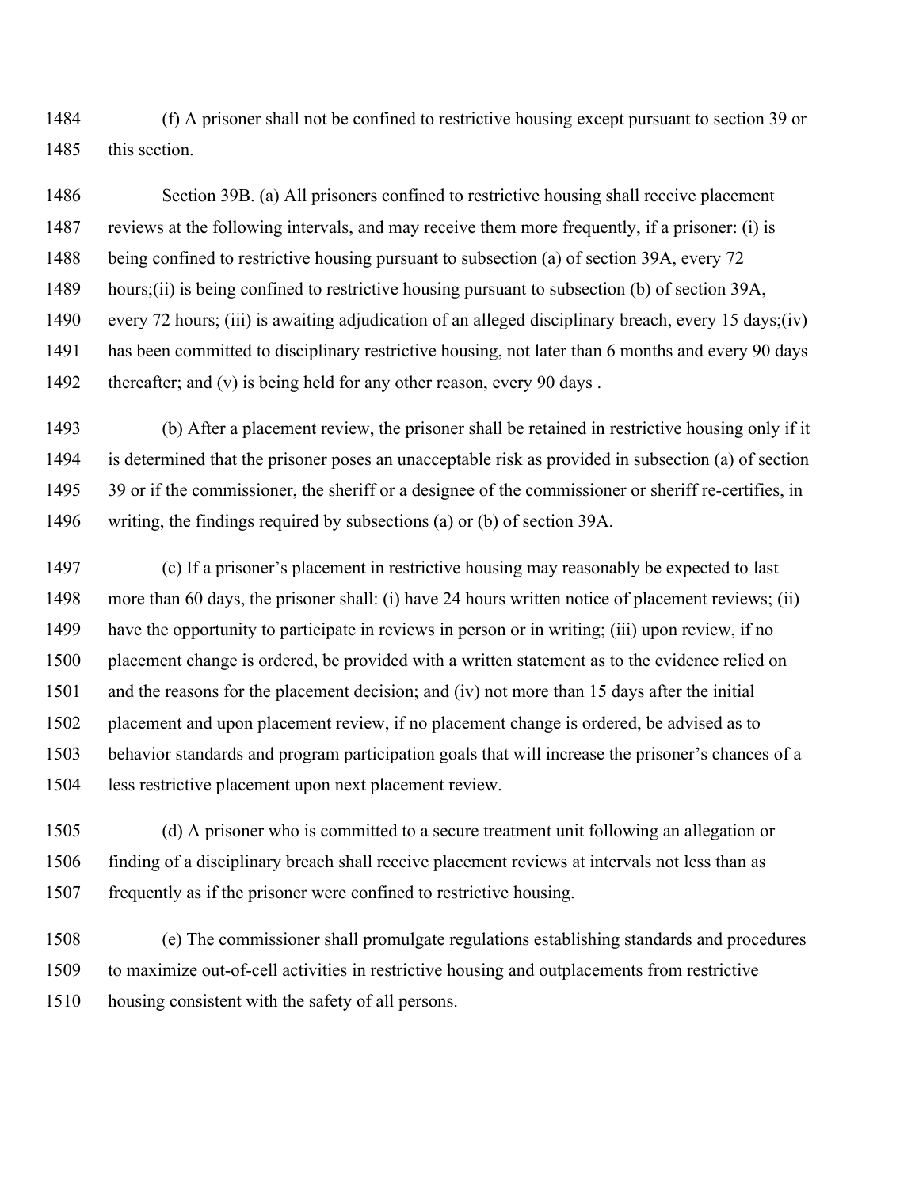(f) A prisoner shall not be confined to restrictive housing except pursuant to section 39 or this section.

Section 39B. (a) All prisoners confined to restrictive housing shall receive placement reviews at the following intervals, and may receive them more frequently, if a prisoner: (i) is being confined to restrictive housing pursuant to subsection (a) of section 39A, every 72 hours;(ii) is being confined to restrictive housing pursuant to subsection (b) of section 39A, every 72 hours; (iii) is awaiting adjudication of an alleged disciplinary breach, every 15 days;(iv) has been committed to disciplinary restrictive housing, not later than 6 months and every 90 days thereafter; and (v) is being held for any other reason, every 90 days .

(b) After a placement review, the prisoner shall be retained in restrictive housing only if it is determined that the prisoner poses an unacceptable risk as provided in subsection (a) of section 39 or if the commissioner, the sheriff or a designee of the commissioner or sheriff re-certifies, in writing, the findings required by subsections (a) or (b) of section 39A.

(c) If a prisoner's placement in restrictive housing may reasonably be expected to last more than 60 days, the prisoner shall: (i) have 24 hours written notice of placement reviews; (ii) have the opportunity to participate in reviews in person or in writing; (iii) upon review, if no placement change is ordered, be provided with a written statement as to the evidence relied on and the reasons for the placement decision; and (iv) not more than 15 days after the initial placement and upon placement review, if no placement change is ordered, be advised as to behavior standards and program participation goals that will increase the prisoner's chances of a less restrictive placement upon next placement review.

(d) A prisoner who is committed to a secure treatment unit following an allegation or finding of a disciplinary breach shall receive placement reviews at intervals not less than as frequently as if the prisoner were confined to restrictive housing.

(e) The commissioner shall promulgate regulations establishing standards and procedures to maximize out-of-cell activities in restrictive housing and outplacements from restrictive housing consistent with the safety of all persons.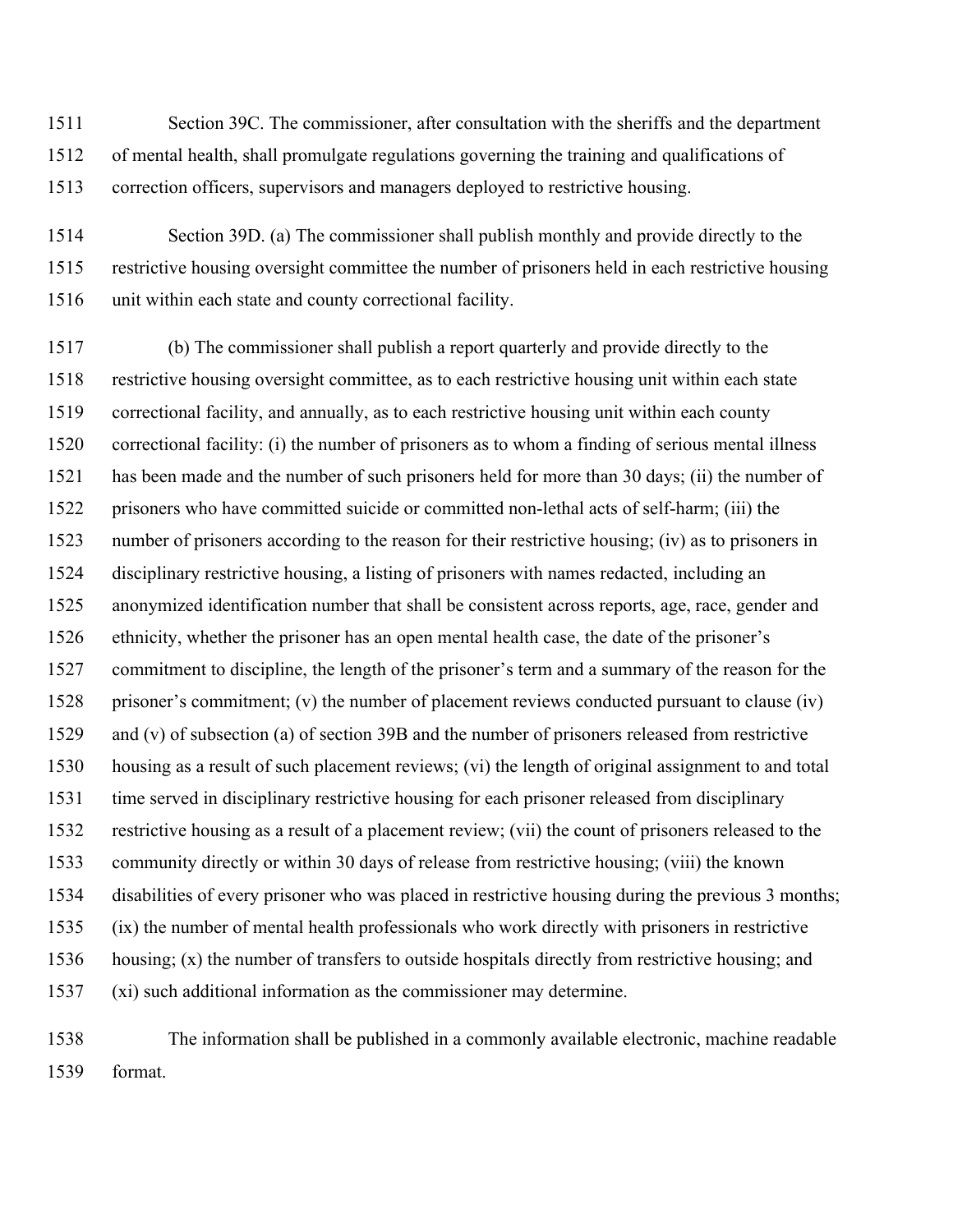Section 39C. The commissioner, after consultation with the sheriffs and the department of mental health, shall promulgate regulations governing the training and qualifications of correction officers, supervisors and managers deployed to restrictive housing.

Section 39D. (a) The commissioner shall publish monthly and provide directly to the restrictive housing oversight committee the number of prisoners held in each restrictive housing unit within each state and county correctional facility.

(b) The commissioner shall publish a report quarterly and provide directly to the restrictive housing oversight committee, as to each restrictive housing unit within each state correctional facility, and annually, as to each restrictive housing unit within each county correctional facility: (i) the number of prisoners as to whom a finding of serious mental illness has been made and the number of such prisoners held for more than 30 days; (ii) the number of prisoners who have committed suicide or committed non-lethal acts of self-harm; (iii) the number of prisoners according to the reason for their restrictive housing; (iv) as to prisoners in disciplinary restrictive housing, a listing of prisoners with names redacted, including an anonymized identification number that shall be consistent across reports, age, race, gender and ethnicity, whether the prisoner has an open mental health case, the date of the prisoner's commitment to discipline, the length of the prisoner's term and a summary of the reason for the prisoner's commitment; (v) the number of placement reviews conducted pursuant to clause (iv) and (v) of subsection (a) of section 39B and the number of prisoners released from restrictive housing as a result of such placement reviews; (vi) the length of original assignment to and total time served in disciplinary restrictive housing for each prisoner released from disciplinary restrictive housing as a result of a placement review; (vii) the count of prisoners released to the community directly or within 30 days of release from restrictive housing; (viii) the known disabilities of every prisoner who was placed in restrictive housing during the previous 3 months; (ix) the number of mental health professionals who work directly with prisoners in restrictive housing; (x) the number of transfers to outside hospitals directly from restrictive housing; and (xi) such additional information as the commissioner may determine.

The information shall be published in a commonly available electronic, machine readable format.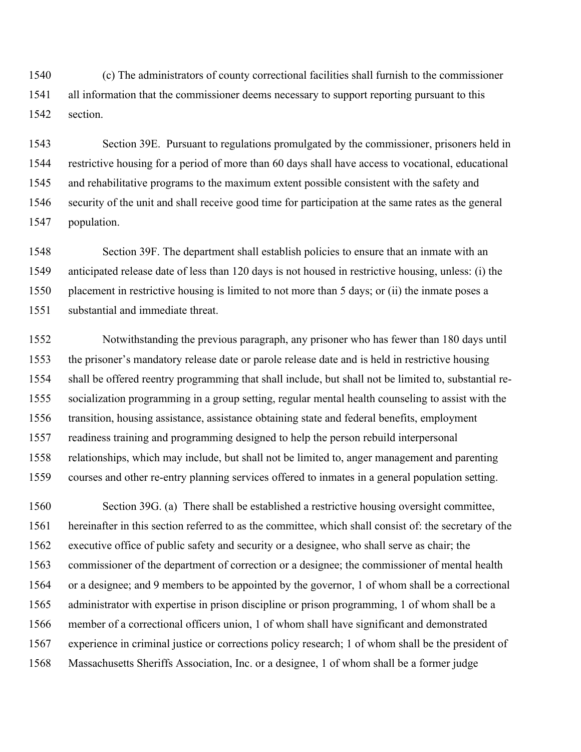(c) The administrators of county correctional facilities shall furnish to the commissioner all information that the commissioner deems necessary to support reporting pursuant to this section.

Section 39E. Pursuant to regulations promulgated by the commissioner, prisoners held in restrictive housing for a period of more than 60 days shall have access to vocational, educational and rehabilitative programs to the maximum extent possible consistent with the safety and security of the unit and shall receive good time for participation at the same rates as the general population.

Section 39F. The department shall establish policies to ensure that an inmate with an anticipated release date of less than 120 days is not housed in restrictive housing, unless: (i) the placement in restrictive housing is limited to not more than 5 days; or (ii) the inmate poses a substantial and immediate threat.

Notwithstanding the previous paragraph, any prisoner who has fewer than 180 days until the prisoner's mandatory release date or parole release date and is held in restrictive housing shall be offered reentry programming that shall include, but shall not be limited to, substantial re-socialization programming in a group setting, regular mental health counseling to assist with the transition, housing assistance, assistance obtaining state and federal benefits, employment readiness training and programming designed to help the person rebuild interpersonal relationships, which may include, but shall not be limited to, anger management and parenting courses and other re-entry planning services offered to inmates in a general population setting.

Section 39G. (a) There shall be established a restrictive housing oversight committee, hereinafter in this section referred to as the committee, which shall consist of: the secretary of the executive office of public safety and security or a designee, who shall serve as chair; the commissioner of the department of correction or a designee; the commissioner of mental health or a designee; and 9 members to be appointed by the governor, 1 of whom shall be a correctional administrator with expertise in prison discipline or prison programming, 1 of whom shall be a member of a correctional officers union, 1 of whom shall have significant and demonstrated experience in criminal justice or corrections policy research; 1 of whom shall be the president of Massachusetts Sheriffs Association, Inc. or a designee, 1 of whom shall be a former judge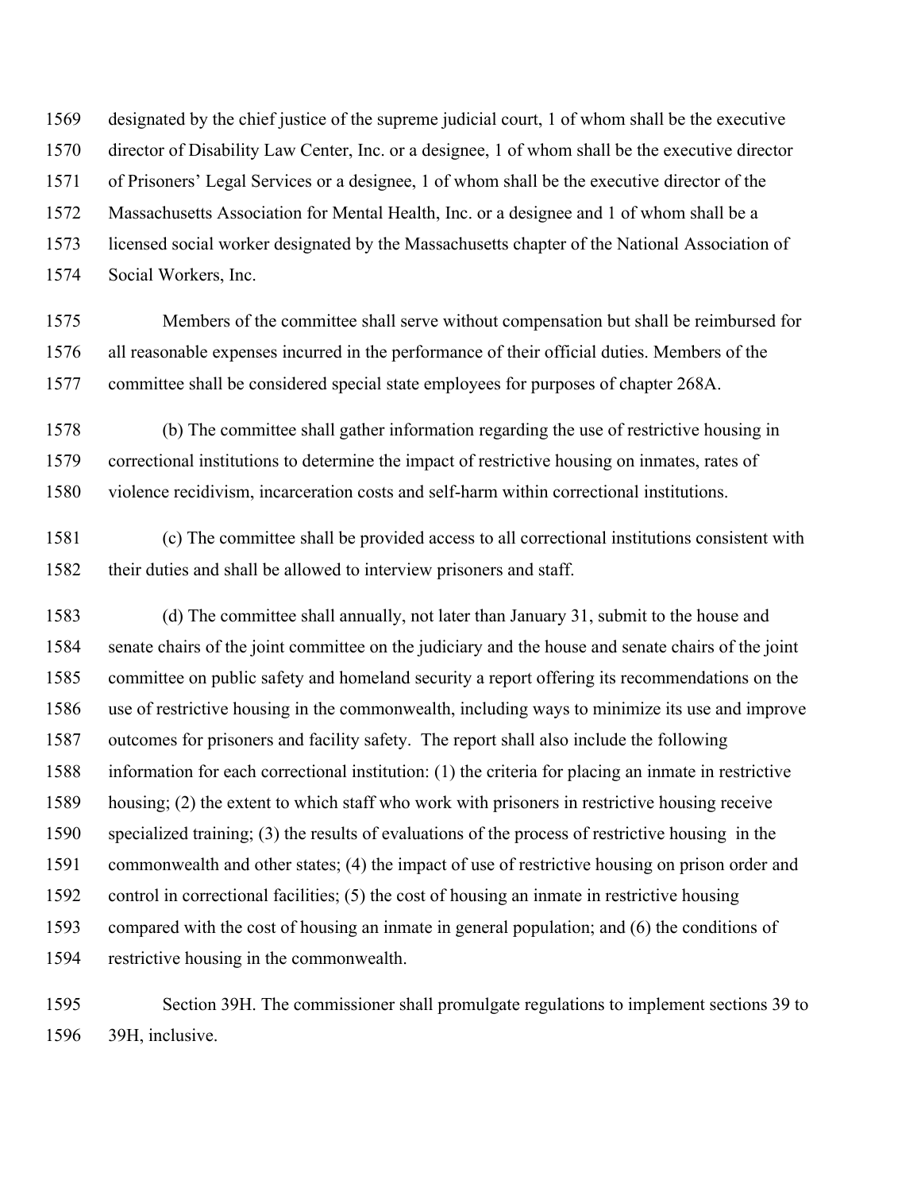designated by the chief justice of the supreme judicial court, 1 of whom shall be the executive director of Disability Law Center, Inc. or a designee, 1 of whom shall be the executive director of Prisoners' Legal Services or a designee, 1 of whom shall be the executive director of the Massachusetts Association for Mental Health, Inc. or a designee and 1 of whom shall be a licensed social worker designated by the Massachusetts chapter of the National Association of Social Workers, Inc.

Members of the committee shall serve without compensation but shall be reimbursed for all reasonable expenses incurred in the performance of their official duties. Members of the committee shall be considered special state employees for purposes of chapter 268A.

(b) The committee shall gather information regarding the use of restrictive housing in correctional institutions to determine the impact of restrictive housing on inmates, rates of violence recidivism, incarceration costs and self-harm within correctional institutions.

(c) The committee shall be provided access to all correctional institutions consistent with their duties and shall be allowed to interview prisoners and staff.

(d) The committee shall annually, not later than January 31, submit to the house and senate chairs of the joint committee on the judiciary and the house and senate chairs of the joint committee on public safety and homeland security a report offering its recommendations on the use of restrictive housing in the commonwealth, including ways to minimize its use and improve outcomes for prisoners and facility safety. The report shall also include the following information for each correctional institution: (1) the criteria for placing an inmate in restrictive housing; (2) the extent to which staff who work with prisoners in restrictive housing receive specialized training; (3) the results of evaluations of the process of restrictive housing in the commonwealth and other states; (4) the impact of use of restrictive housing on prison order and control in correctional facilities; (5) the cost of housing an inmate in restrictive housing compared with the cost of housing an inmate in general population; and (6) the conditions of restrictive housing in the commonwealth.

Section 39H. The commissioner shall promulgate regulations to implement sections 39 to 39H, inclusive.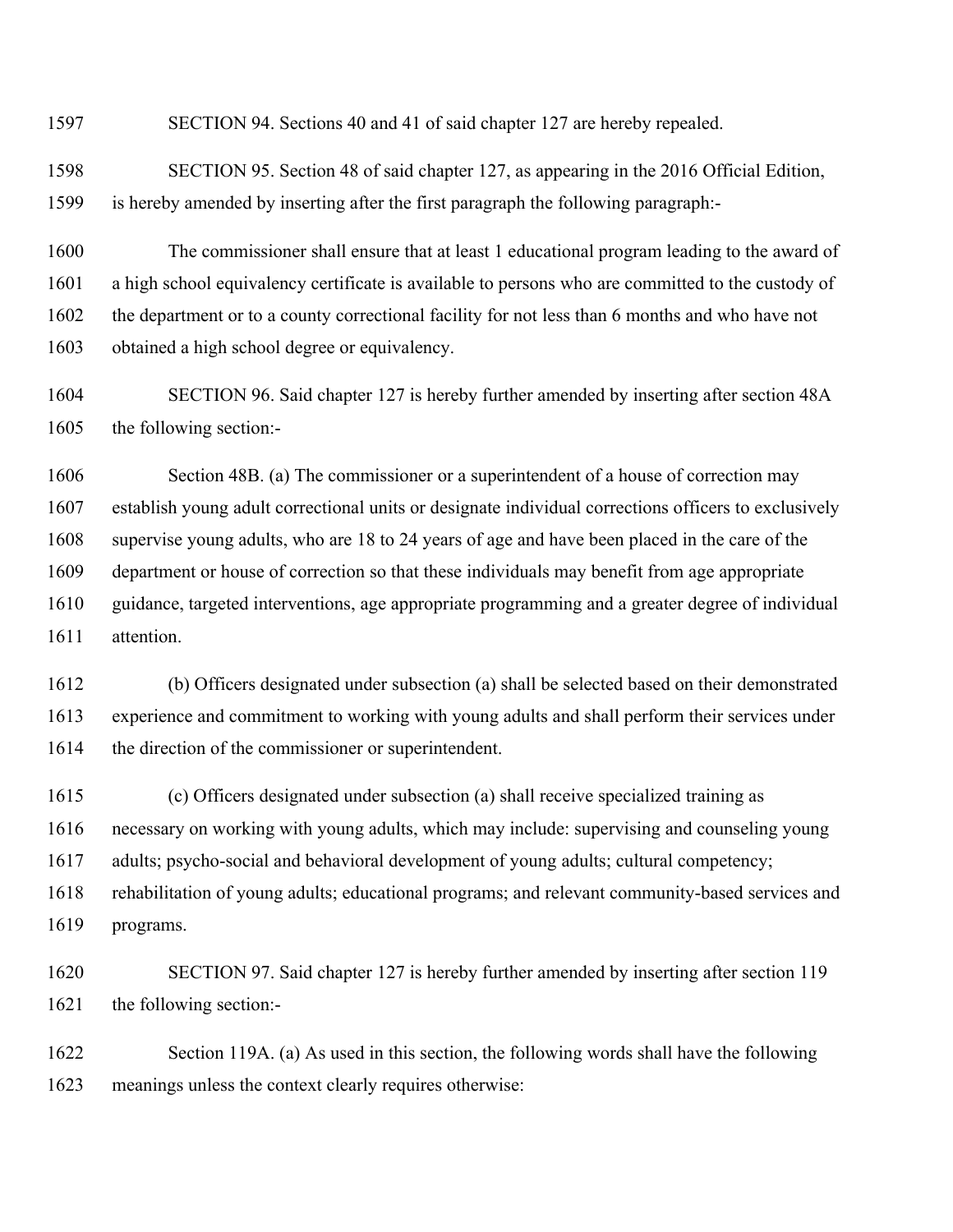SECTION 94. Sections 40 and 41 of said chapter 127 are hereby repealed.

SECTION 95. Section 48 of said chapter 127, as appearing in the 2016 Official Edition, is hereby amended by inserting after the first paragraph the following paragraph:-

The commissioner shall ensure that at least 1 educational program leading to the award of a high school equivalency certificate is available to persons who are committed to the custody of the department or to a county correctional facility for not less than 6 months and who have not obtained a high school degree or equivalency.

SECTION 96. Said chapter 127 is hereby further amended by inserting after section 48A the following section:-

Section 48B. (a) The commissioner or a superintendent of a house of correction may establish young adult correctional units or designate individual corrections officers to exclusively supervise young adults, who are 18 to 24 years of age and have been placed in the care of the department or house of correction so that these individuals may benefit from age appropriate guidance, targeted interventions, age appropriate programming and a greater degree of individual attention.

(b) Officers designated under subsection (a) shall be selected based on their demonstrated experience and commitment to working with young adults and shall perform their services under the direction of the commissioner or superintendent.

(c) Officers designated under subsection (a) shall receive specialized training as necessary on working with young adults, which may include: supervising and counseling young adults; psycho-social and behavioral development of young adults; cultural competency; rehabilitation of young adults; educational programs; and relevant community-based services and programs.

SECTION 97. Said chapter 127 is hereby further amended by inserting after section 119 the following section:-

Section 119A. (a) As used in this section, the following words shall have the following meanings unless the context clearly requires otherwise: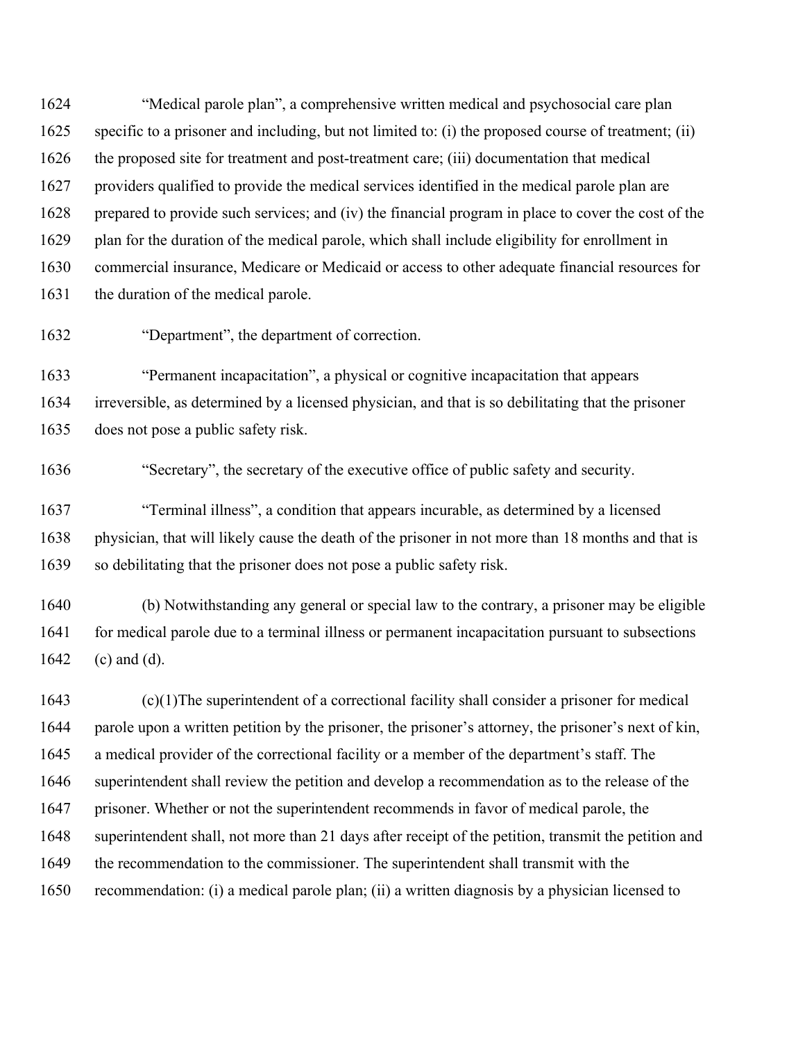"Medical parole plan", a comprehensive written medical and psychosocial care plan specific to a prisoner and including, but not limited to: (i) the proposed course of treatment; (ii) the proposed site for treatment and post-treatment care; (iii) documentation that medical providers qualified to provide the medical services identified in the medical parole plan are prepared to provide such services; and (iv) the financial program in place to cover the cost of the plan for the duration of the medical parole, which shall include eligibility for enrollment in commercial insurance, Medicare or Medicaid or access to other adequate financial resources for the duration of the medical parole.

"Department", the department of correction.

"Permanent incapacitation", a physical or cognitive incapacitation that appears irreversible, as determined by a licensed physician, and that is so debilitating that the prisoner does not pose a public safety risk.

"Secretary", the secretary of the executive office of public safety and security.

"Terminal illness", a condition that appears incurable, as determined by a licensed physician, that will likely cause the death of the prisoner in not more than 18 months and that is so debilitating that the prisoner does not pose a public safety risk.

(b) Notwithstanding any general or special law to the contrary, a prisoner may be eligible for medical parole due to a terminal illness or permanent incapacitation pursuant to subsections (c) and (d).

(c)(1)The superintendent of a correctional facility shall consider a prisoner for medical parole upon a written petition by the prisoner, the prisoner's attorney, the prisoner's next of kin, a medical provider of the correctional facility or a member of the department's staff. The superintendent shall review the petition and develop a recommendation as to the release of the prisoner. Whether or not the superintendent recommends in favor of medical parole, the superintendent shall, not more than 21 days after receipt of the petition, transmit the petition and the recommendation to the commissioner. The superintendent shall transmit with the recommendation: (i) a medical parole plan; (ii) a written diagnosis by a physician licensed to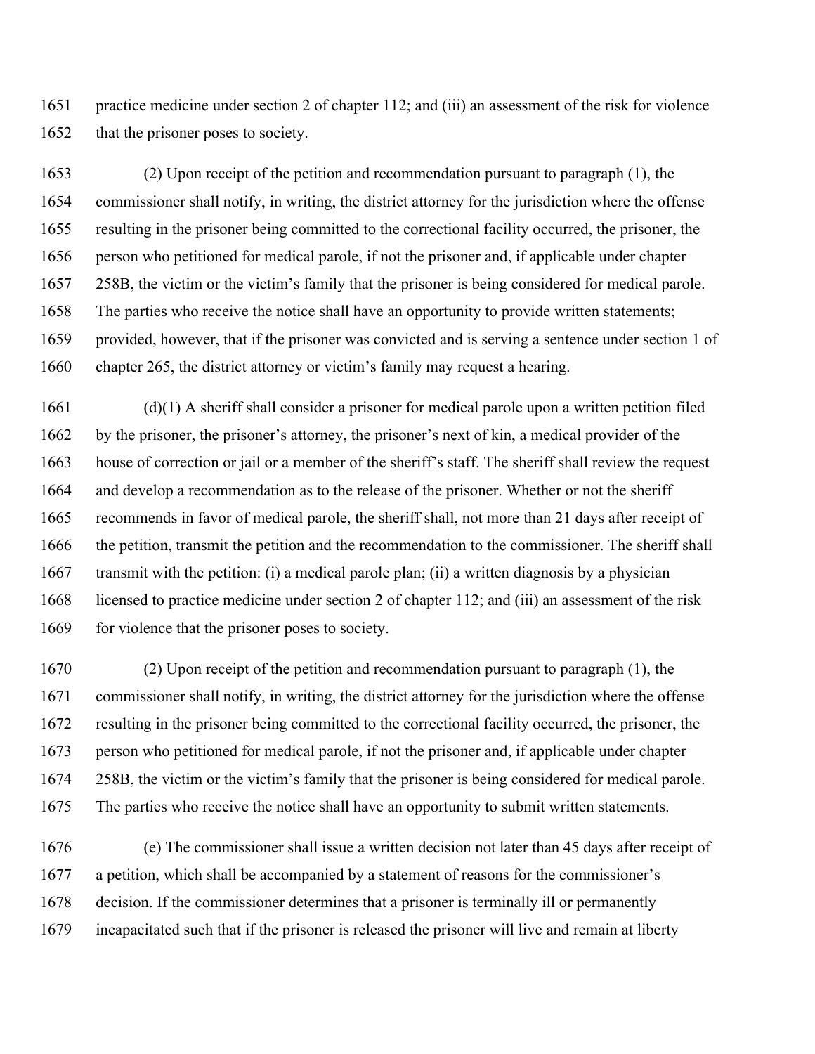practice medicine under section 2 of chapter 112; and (iii) an assessment of the risk for violence that the prisoner poses to society.

(2) Upon receipt of the petition and recommendation pursuant to paragraph (1), the commissioner shall notify, in writing, the district attorney for the jurisdiction where the offense resulting in the prisoner being committed to the correctional facility occurred, the prisoner, the person who petitioned for medical parole, if not the prisoner and, if applicable under chapter 258B, the victim or the victim's family that the prisoner is being considered for medical parole. The parties who receive the notice shall have an opportunity to provide written statements; provided, however, that if the prisoner was convicted and is serving a sentence under section 1 of chapter 265, the district attorney or victim's family may request a hearing.

(d)(1) A sheriff shall consider a prisoner for medical parole upon a written petition filed by the prisoner, the prisoner's attorney, the prisoner's next of kin, a medical provider of the house of correction or jail or a member of the sheriff's staff. The sheriff shall review the request and develop a recommendation as to the release of the prisoner. Whether or not the sheriff recommends in favor of medical parole, the sheriff shall, not more than 21 days after receipt of the petition, transmit the petition and the recommendation to the commissioner. The sheriff shall transmit with the petition: (i) a medical parole plan; (ii) a written diagnosis by a physician licensed to practice medicine under section 2 of chapter 112; and (iii) an assessment of the risk for violence that the prisoner poses to society.

(2) Upon receipt of the petition and recommendation pursuant to paragraph (1), the commissioner shall notify, in writing, the district attorney for the jurisdiction where the offense resulting in the prisoner being committed to the correctional facility occurred, the prisoner, the person who petitioned for medical parole, if not the prisoner and, if applicable under chapter 258B, the victim or the victim's family that the prisoner is being considered for medical parole. The parties who receive the notice shall have an opportunity to submit written statements.

(e) The commissioner shall issue a written decision not later than 45 days after receipt of a petition, which shall be accompanied by a statement of reasons for the commissioner's decision. If the commissioner determines that a prisoner is terminally ill or permanently incapacitated such that if the prisoner is released the prisoner will live and remain at liberty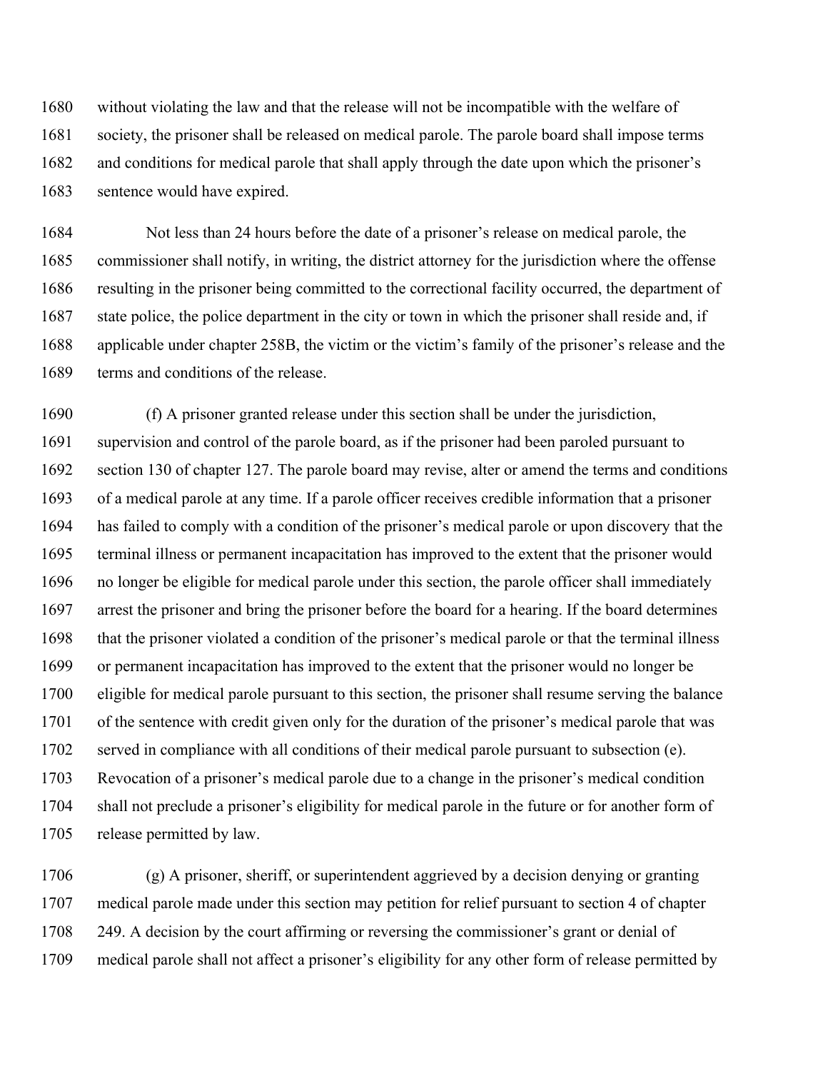without violating the law and that the release will not be incompatible with the welfare of society, the prisoner shall be released on medical parole. The parole board shall impose terms and conditions for medical parole that shall apply through the date upon which the prisoner's sentence would have expired.

Not less than 24 hours before the date of a prisoner's release on medical parole, the commissioner shall notify, in writing, the district attorney for the jurisdiction where the offense resulting in the prisoner being committed to the correctional facility occurred, the department of state police, the police department in the city or town in which the prisoner shall reside and, if applicable under chapter 258B, the victim or the victim's family of the prisoner's release and the terms and conditions of the release.

(f) A prisoner granted release under this section shall be under the jurisdiction, supervision and control of the parole board, as if the prisoner had been paroled pursuant to section 130 of chapter 127. The parole board may revise, alter or amend the terms and conditions of a medical parole at any time. If a parole officer receives credible information that a prisoner has failed to comply with a condition of the prisoner's medical parole or upon discovery that the terminal illness or permanent incapacitation has improved to the extent that the prisoner would no longer be eligible for medical parole under this section, the parole officer shall immediately arrest the prisoner and bring the prisoner before the board for a hearing. If the board determines that the prisoner violated a condition of the prisoner's medical parole or that the terminal illness or permanent incapacitation has improved to the extent that the prisoner would no longer be eligible for medical parole pursuant to this section, the prisoner shall resume serving the balance of the sentence with credit given only for the duration of the prisoner's medical parole that was served in compliance with all conditions of their medical parole pursuant to subsection (e). Revocation of a prisoner's medical parole due to a change in the prisoner's medical condition shall not preclude a prisoner's eligibility for medical parole in the future or for another form of release permitted by law.

(g) A prisoner, sheriff, or superintendent aggrieved by a decision denying or granting medical parole made under this section may petition for relief pursuant to section 4 of chapter 249. A decision by the court affirming or reversing the commissioner's grant or denial of medical parole shall not affect a prisoner's eligibility for any other form of release permitted by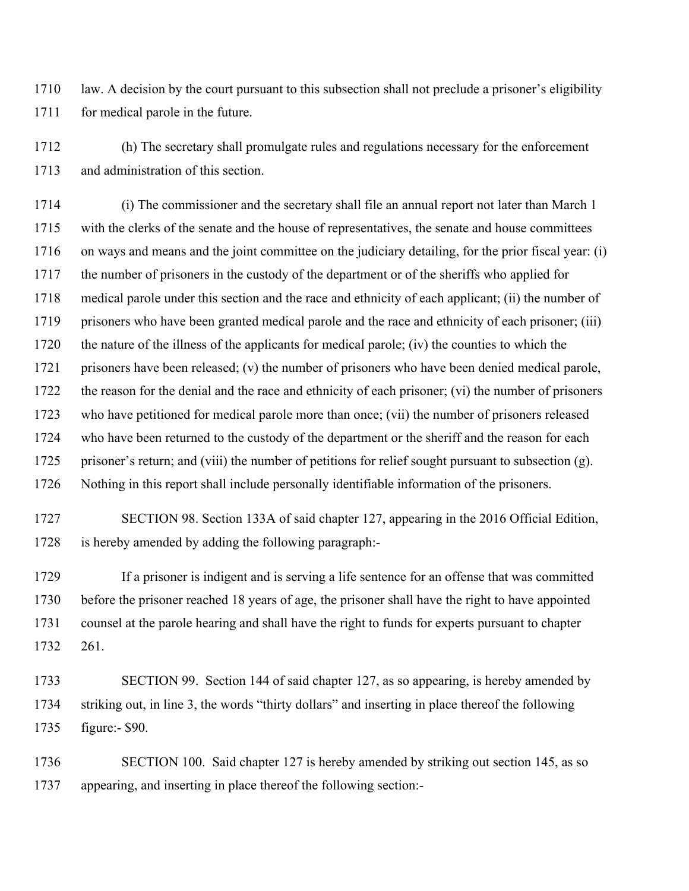law. A decision by the court pursuant to this subsection shall not preclude a prisoner's eligibility for medical parole in the future.

(h) The secretary shall promulgate rules and regulations necessary for the enforcement and administration of this section.

(i) The commissioner and the secretary shall file an annual report not later than March 1 with the clerks of the senate and the house of representatives, the senate and house committees on ways and means and the joint committee on the judiciary detailing, for the prior fiscal year: (i) the number of prisoners in the custody of the department or of the sheriffs who applied for medical parole under this section and the race and ethnicity of each applicant; (ii) the number of prisoners who have been granted medical parole and the race and ethnicity of each prisoner; (iii) the nature of the illness of the applicants for medical parole; (iv) the counties to which the prisoners have been released; (v) the number of prisoners who have been denied medical parole, the reason for the denial and the race and ethnicity of each prisoner; (vi) the number of prisoners who have petitioned for medical parole more than once; (vii) the number of prisoners released who have been returned to the custody of the department or the sheriff and the reason for each prisoner's return; and (viii) the number of petitions for relief sought pursuant to subsection (g). Nothing in this report shall include personally identifiable information of the prisoners.

SECTION 98. Section 133A of said chapter 127, appearing in the 2016 Official Edition, is hereby amended by adding the following paragraph:-

If a prisoner is indigent and is serving a life sentence for an offense that was committed before the prisoner reached 18 years of age, the prisoner shall have the right to have appointed counsel at the parole hearing and shall have the right to funds for experts pursuant to chapter 261.

SECTION 99. Section 144 of said chapter 127, as so appearing, is hereby amended by striking out, in line 3, the words "thirty dollars" and inserting in place thereof the following figure:- $90.

SECTION 100. Said chapter 127 is hereby amended by striking out section 145, as so appearing, and inserting in place thereof the following section:-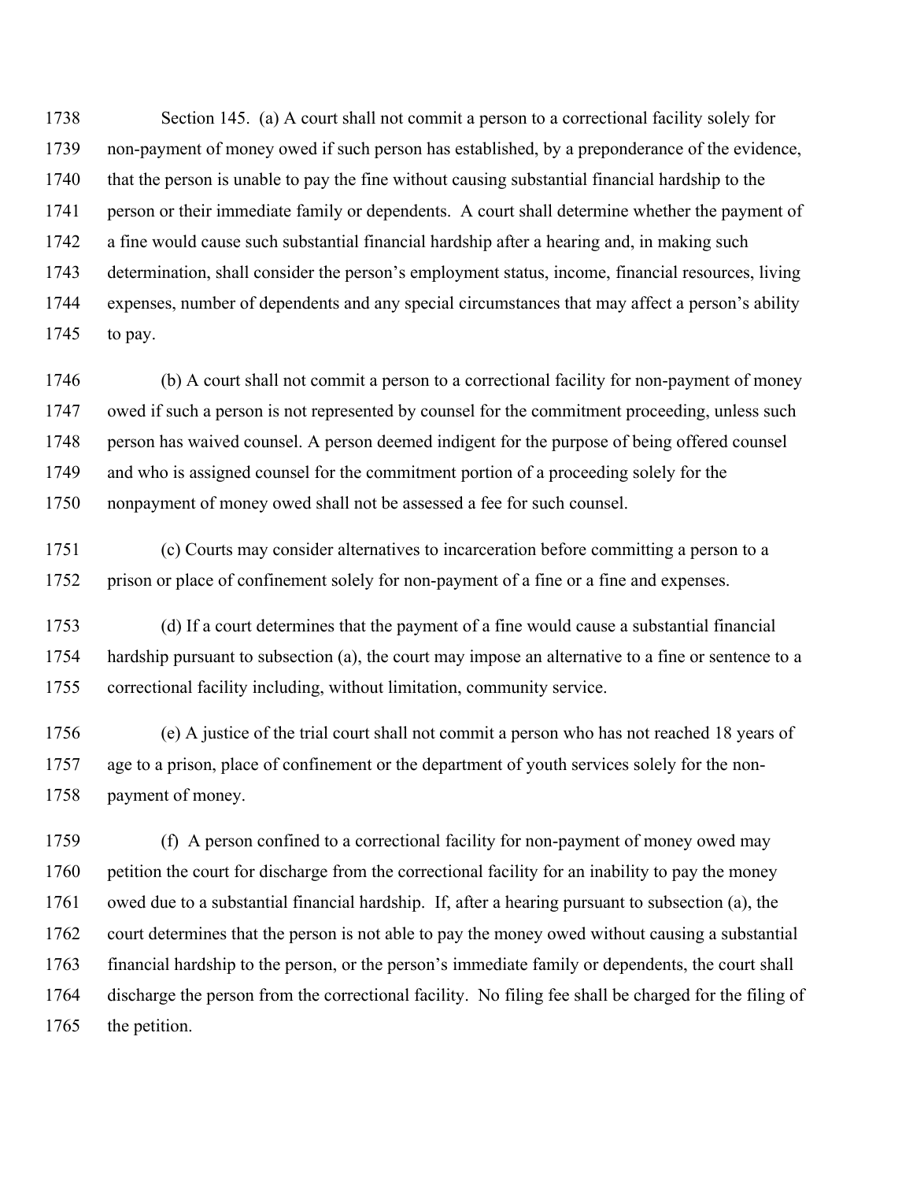Section 145. (a) A court shall not commit a person to a correctional facility solely for non-payment of money owed if such person has established, by a preponderance of the evidence, that the person is unable to pay the fine without causing substantial financial hardship to the person or their immediate family or dependents. A court shall determine whether the payment of a fine would cause such substantial financial hardship after a hearing and, in making such determination, shall consider the person's employment status, income, financial resources, living expenses, number of dependents and any special circumstances that may affect a person's ability to pay.

(b) A court shall not commit a person to a correctional facility for non-payment of money owed if such a person is not represented by counsel for the commitment proceeding, unless such person has waived counsel. A person deemed indigent for the purpose of being offered counsel and who is assigned counsel for the commitment portion of a proceeding solely for the nonpayment of money owed shall not be assessed a fee for such counsel.

(c) Courts may consider alternatives to incarceration before committing a person to a prison or place of confinement solely for non-payment of a fine or a fine and expenses.

(d) If a court determines that the payment of a fine would cause a substantial financial hardship pursuant to subsection (a), the court may impose an alternative to a fine or sentence to a correctional facility including, without limitation, community service.

(e) A justice of the trial court shall not commit a person who has not reached 18 years of age to a prison, place of confinement or the department of youth services solely for the non-payment of money.

(f) A person confined to a correctional facility for non-payment of money owed may petition the court for discharge from the correctional facility for an inability to pay the money owed due to a substantial financial hardship. If, after a hearing pursuant to subsection (a), the court determines that the person is not able to pay the money owed without causing a substantial financial hardship to the person, or the person's immediate family or dependents, the court shall discharge the person from the correctional facility. No filing fee shall be charged for the filing of the petition.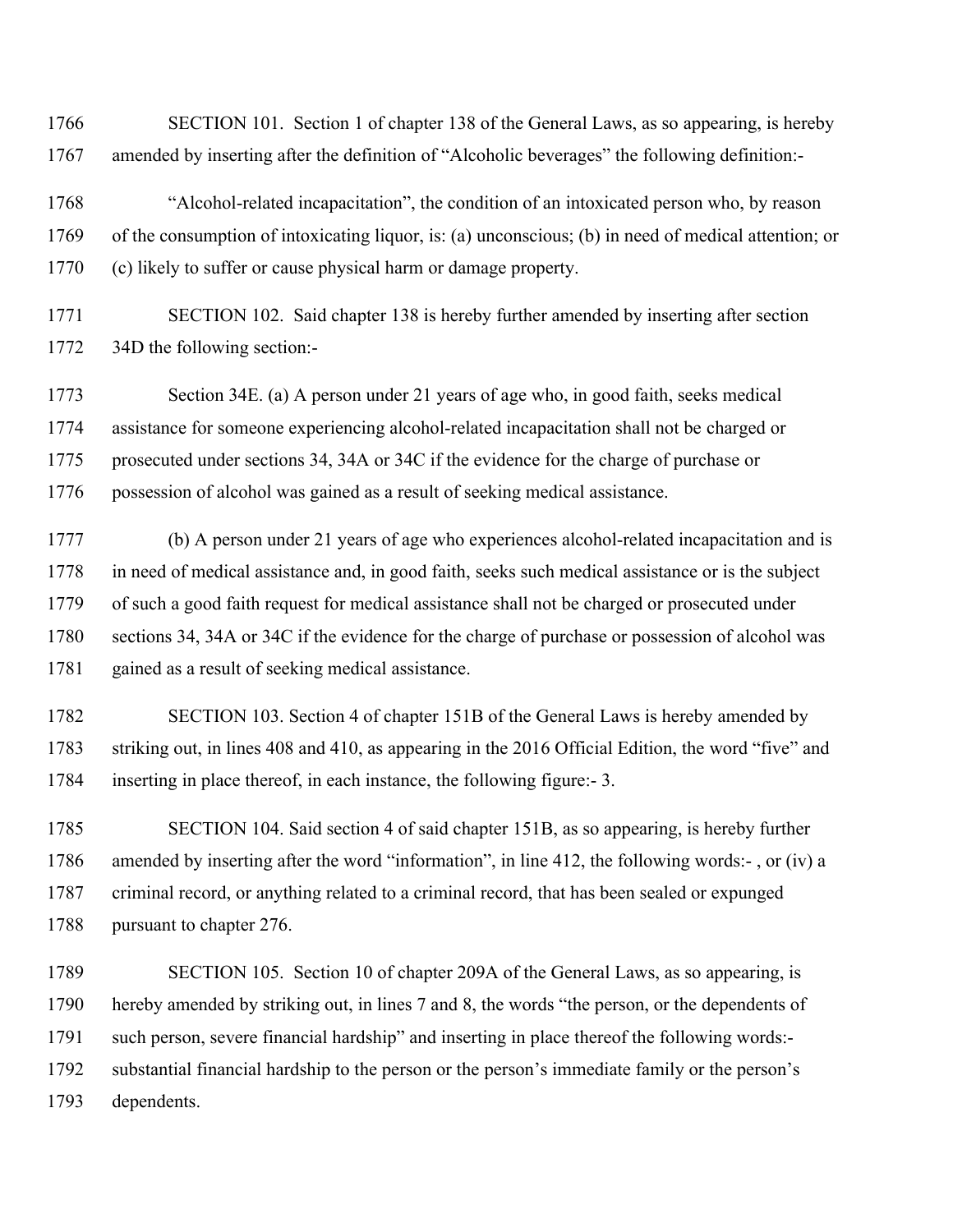SECTION 101. Section 1 of chapter 138 of the General Laws, as so appearing, is hereby amended by inserting after the definition of "Alcoholic beverages" the following definition:-

"Alcohol-related incapacitation", the condition of an intoxicated person who, by reason of the consumption of intoxicating liquor, is: (a) unconscious; (b) in need of medical attention; or (c) likely to suffer or cause physical harm or damage property.

SECTION 102. Said chapter 138 is hereby further amended by inserting after section 34D the following section:-

Section 34E. (a) A person under 21 years of age who, in good faith, seeks medical assistance for someone experiencing alcohol-related incapacitation shall not be charged or prosecuted under sections 34, 34A or 34C if the evidence for the charge of purchase or possession of alcohol was gained as a result of seeking medical assistance.

(b) A person under 21 years of age who experiences alcohol-related incapacitation and is in need of medical assistance and, in good faith, seeks such medical assistance or is the subject of such a good faith request for medical assistance shall not be charged or prosecuted under sections 34, 34A or 34C if the evidence for the charge of purchase or possession of alcohol was gained as a result of seeking medical assistance.

SECTION 103. Section 4 of chapter 151B of the General Laws is hereby amended by striking out, in lines 408 and 410, as appearing in the 2016 Official Edition, the word "five" and inserting in place thereof, in each instance, the following figure:- 3.

SECTION 104. Said section 4 of said chapter 151B, as so appearing, is hereby further amended by inserting after the word "information", in line 412, the following words:- , or (iv) a criminal record, or anything related to a criminal record, that has been sealed or expunged pursuant to chapter 276.

SECTION 105. Section 10 of chapter 209A of the General Laws, as so appearing, is hereby amended by striking out, in lines 7 and 8, the words "the person, or the dependents of such person, severe financial hardship" and inserting in place thereof the following words:- substantial financial hardship to the person or the person's immediate family or the person's dependents.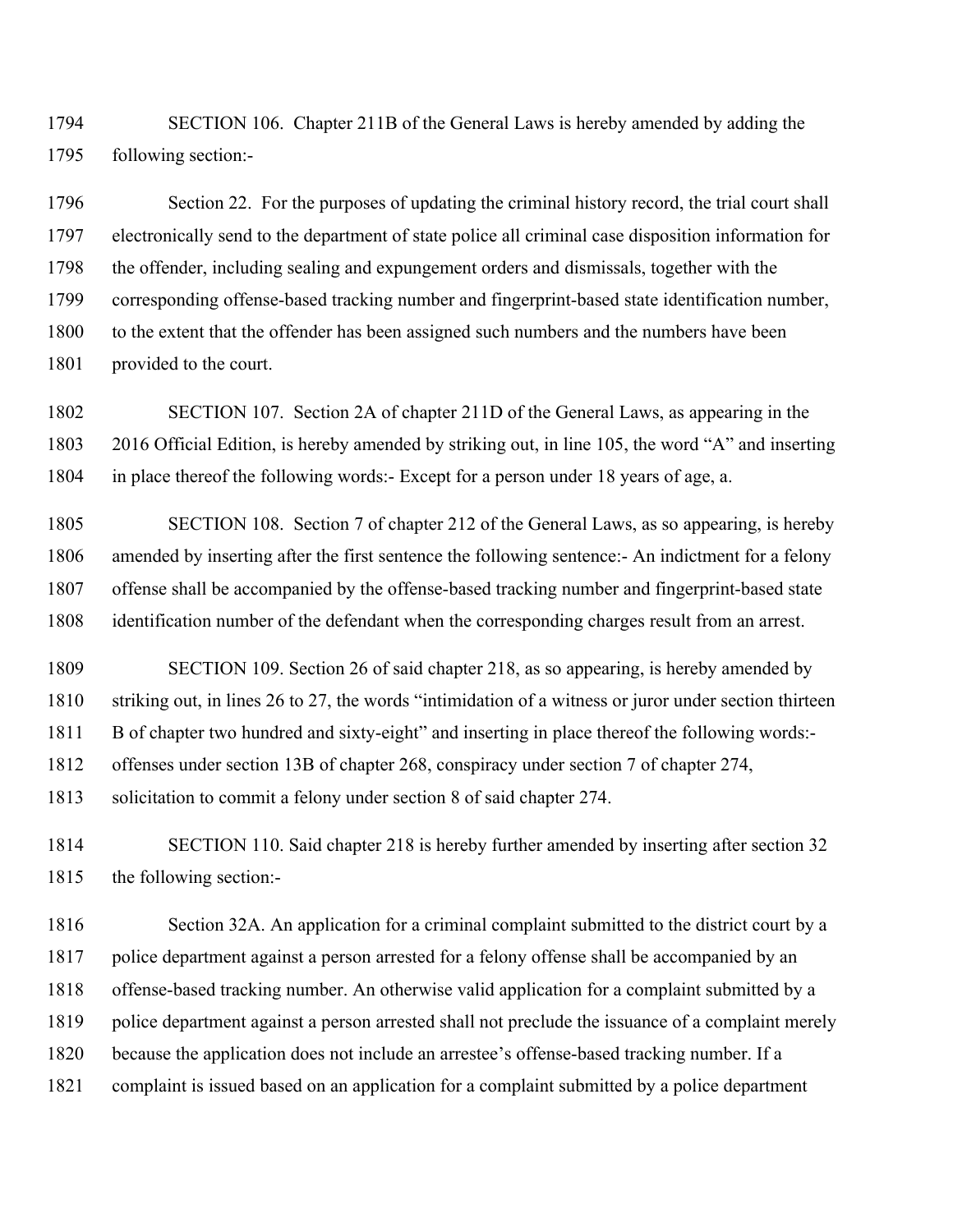1794 SECTION 106. Chapter 211B of the General Laws is hereby amended by adding the
1795 following section:-

1796 Section 22. For the purposes of updating the criminal history record, the trial court shall
1797 electronically send to the department of state police all criminal case disposition information for
1798 the offender, including sealing and expungement orders and dismissals, together with the
1799 corresponding offense-based tracking number and fingerprint-based state identification number,
1800 to the extent that the offender has been assigned such numbers and the numbers have been
1801 provided to the court.

1802 SECTION 107. Section 2A of chapter 211D of the General Laws, as appearing in the
1803 2016 Official Edition, is hereby amended by striking out, in line 105, the word "A" and inserting
1804 in place thereof the following words:- Except for a person under 18 years of age, a.

1805 SECTION 108. Section 7 of chapter 212 of the General Laws, as so appearing, is hereby
1806 amended by inserting after the first sentence the following sentence:- An indictment for a felony
1807 offense shall be accompanied by the offense-based tracking number and fingerprint-based state
1808 identification number of the defendant when the corresponding charges result from an arrest.

1809 SECTION 109. Section 26 of said chapter 218, as so appearing, is hereby amended by
1810 striking out, in lines 26 to 27, the words "intimidation of a witness or juror under section thirteen
1811 B of chapter two hundred and sixty-eight" and inserting in place thereof the following words:-
1812 offenses under section 13B of chapter 268, conspiracy under section 7 of chapter 274,
1813 solicitation to commit a felony under section 8 of said chapter 274.

1814 SECTION 110. Said chapter 218 is hereby further amended by inserting after section 32
1815 the following section:-

1816 Section 32A. An application for a criminal complaint submitted to the district court by a
1817 police department against a person arrested for a felony offense shall be accompanied by an
1818 offense-based tracking number. An otherwise valid application for a complaint submitted by a
1819 police department against a person arrested shall not preclude the issuance of a complaint merely
1820 because the application does not include an arrestee's offense-based tracking number. If a
1821 complaint is issued based on an application for a complaint submitted by a police department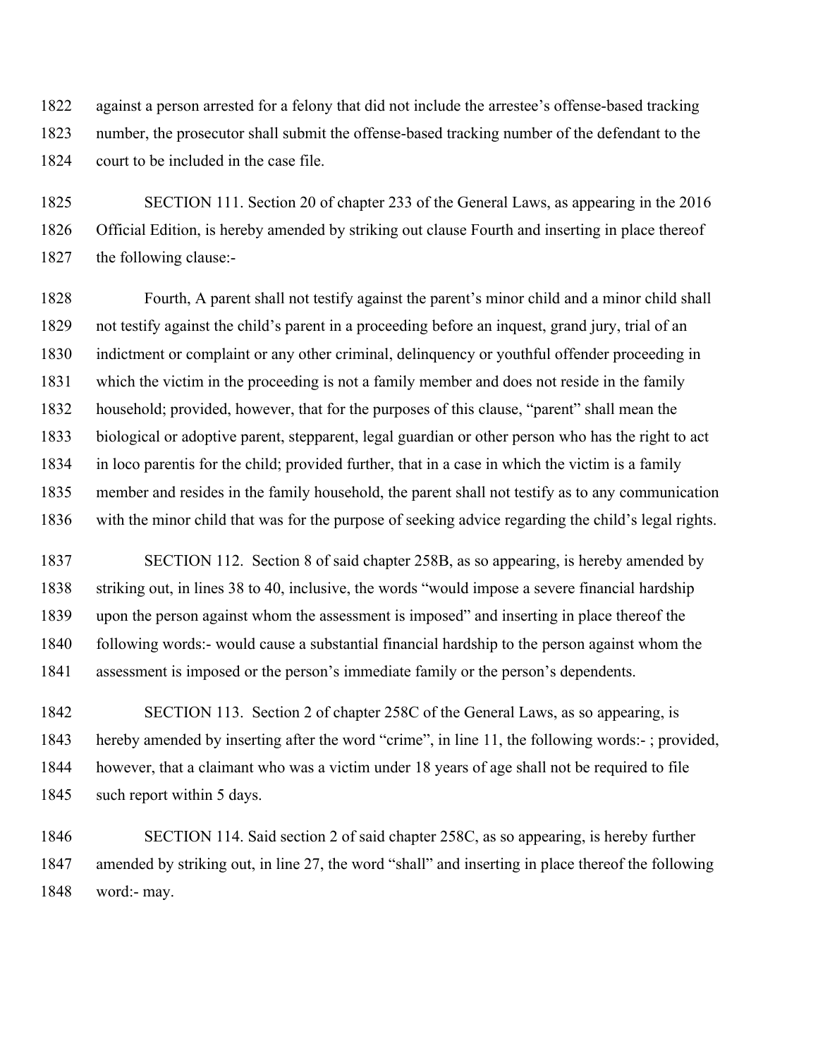against a person arrested for a felony that did not include the arrestee's offense-based tracking number, the prosecutor shall submit the offense-based tracking number of the defendant to the court to be included in the case file.

SECTION 111. Section 20 of chapter 233 of the General Laws, as appearing in the 2016 Official Edition, is hereby amended by striking out clause Fourth and inserting in place thereof the following clause:-

Fourth, A parent shall not testify against the parent's minor child and a minor child shall not testify against the child's parent in a proceeding before an inquest, grand jury, trial of an indictment or complaint or any other criminal, delinquency or youthful offender proceeding in which the victim in the proceeding is not a family member and does not reside in the family household; provided, however, that for the purposes of this clause, "parent" shall mean the biological or adoptive parent, stepparent, legal guardian or other person who has the right to act in loco parentis for the child; provided further, that in a case in which the victim is a family member and resides in the family household, the parent shall not testify as to any communication with the minor child that was for the purpose of seeking advice regarding the child's legal rights.

SECTION 112. Section 8 of said chapter 258B, as so appearing, is hereby amended by striking out, in lines 38 to 40, inclusive, the words "would impose a severe financial hardship upon the person against whom the assessment is imposed" and inserting in place thereof the following words:- would cause a substantial financial hardship to the person against whom the assessment is imposed or the person's immediate family or the person's dependents.

SECTION 113. Section 2 of chapter 258C of the General Laws, as so appearing, is hereby amended by inserting after the word "crime", in line 11, the following words:- ; provided, however, that a claimant who was a victim under 18 years of age shall not be required to file such report within 5 days.

SECTION 114. Said section 2 of said chapter 258C, as so appearing, is hereby further amended by striking out, in line 27, the word "shall" and inserting in place thereof the following word:- may.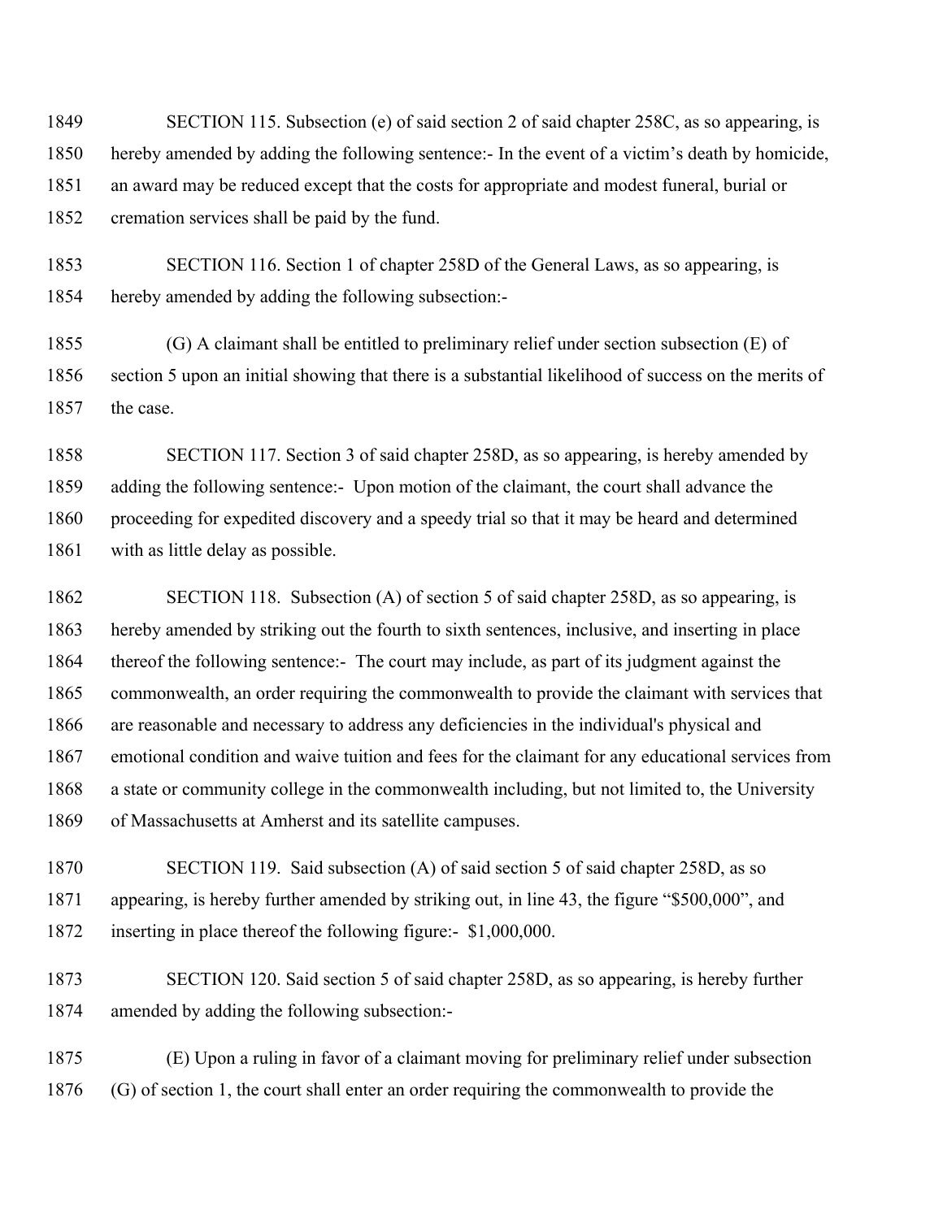SECTION 115. Subsection (e) of said section 2 of said chapter 258C, as so appearing, is hereby amended by adding the following sentence:- In the event of a victim's death by homicide, an award may be reduced except that the costs for appropriate and modest funeral, burial or cremation services shall be paid by the fund.

SECTION 116. Section 1 of chapter 258D of the General Laws, as so appearing, is hereby amended by adding the following subsection:-

(G) A claimant shall be entitled to preliminary relief under section subsection (E) of section 5 upon an initial showing that there is a substantial likelihood of success on the merits of the case.

SECTION 117. Section 3 of said chapter 258D, as so appearing, is hereby amended by adding the following sentence:- Upon motion of the claimant, the court shall advance the proceeding for expedited discovery and a speedy trial so that it may be heard and determined with as little delay as possible.

SECTION 118. Subsection (A) of section 5 of said chapter 258D, as so appearing, is hereby amended by striking out the fourth to sixth sentences, inclusive, and inserting in place thereof the following sentence:- The court may include, as part of its judgment against the commonwealth, an order requiring the commonwealth to provide the claimant with services that are reasonable and necessary to address any deficiencies in the individual's physical and emotional condition and waive tuition and fees for the claimant for any educational services from a state or community college in the commonwealth including, but not limited to, the University of Massachusetts at Amherst and its satellite campuses.

SECTION 119. Said subsection (A) of said section 5 of said chapter 258D, as so appearing, is hereby further amended by striking out, in line 43, the figure "$500,000", and inserting in place thereof the following figure:- $1,000,000.

SECTION 120. Said section 5 of said chapter 258D, as so appearing, is hereby further amended by adding the following subsection:-

(E) Upon a ruling in favor of a claimant moving for preliminary relief under subsection (G) of section 1, the court shall enter an order requiring the commonwealth to provide the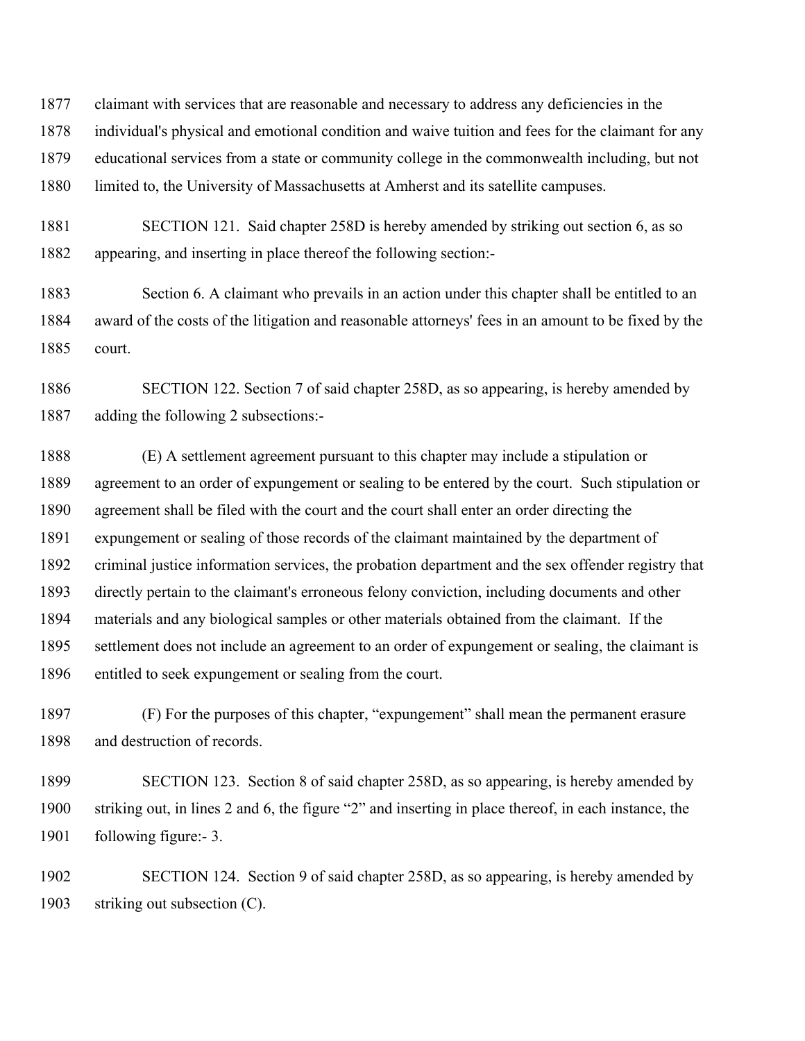claimant with services that are reasonable and necessary to address any deficiencies in the individual's physical and emotional condition and waive tuition and fees for the claimant for any educational services from a state or community college in the commonwealth including, but not limited to, the University of Massachusetts at Amherst and its satellite campuses.

SECTION 121. Said chapter 258D is hereby amended by striking out section 6, as so appearing, and inserting in place thereof the following section:-

Section 6. A claimant who prevails in an action under this chapter shall be entitled to an award of the costs of the litigation and reasonable attorneys' fees in an amount to be fixed by the court.

SECTION 122. Section 7 of said chapter 258D, as so appearing, is hereby amended by adding the following 2 subsections:-

(E) A settlement agreement pursuant to this chapter may include a stipulation or agreement to an order of expungement or sealing to be entered by the court. Such stipulation or agreement shall be filed with the court and the court shall enter an order directing the expungement or sealing of those records of the claimant maintained by the department of criminal justice information services, the probation department and the sex offender registry that directly pertain to the claimant's erroneous felony conviction, including documents and other materials and any biological samples or other materials obtained from the claimant. If the settlement does not include an agreement to an order of expungement or sealing, the claimant is entitled to seek expungement or sealing from the court.

(F) For the purposes of this chapter, "expungement" shall mean the permanent erasure and destruction of records.

SECTION 123. Section 8 of said chapter 258D, as so appearing, is hereby amended by striking out, in lines 2 and 6, the figure "2" and inserting in place thereof, in each instance, the following figure:- 3.

SECTION 124. Section 9 of said chapter 258D, as so appearing, is hereby amended by striking out subsection (C).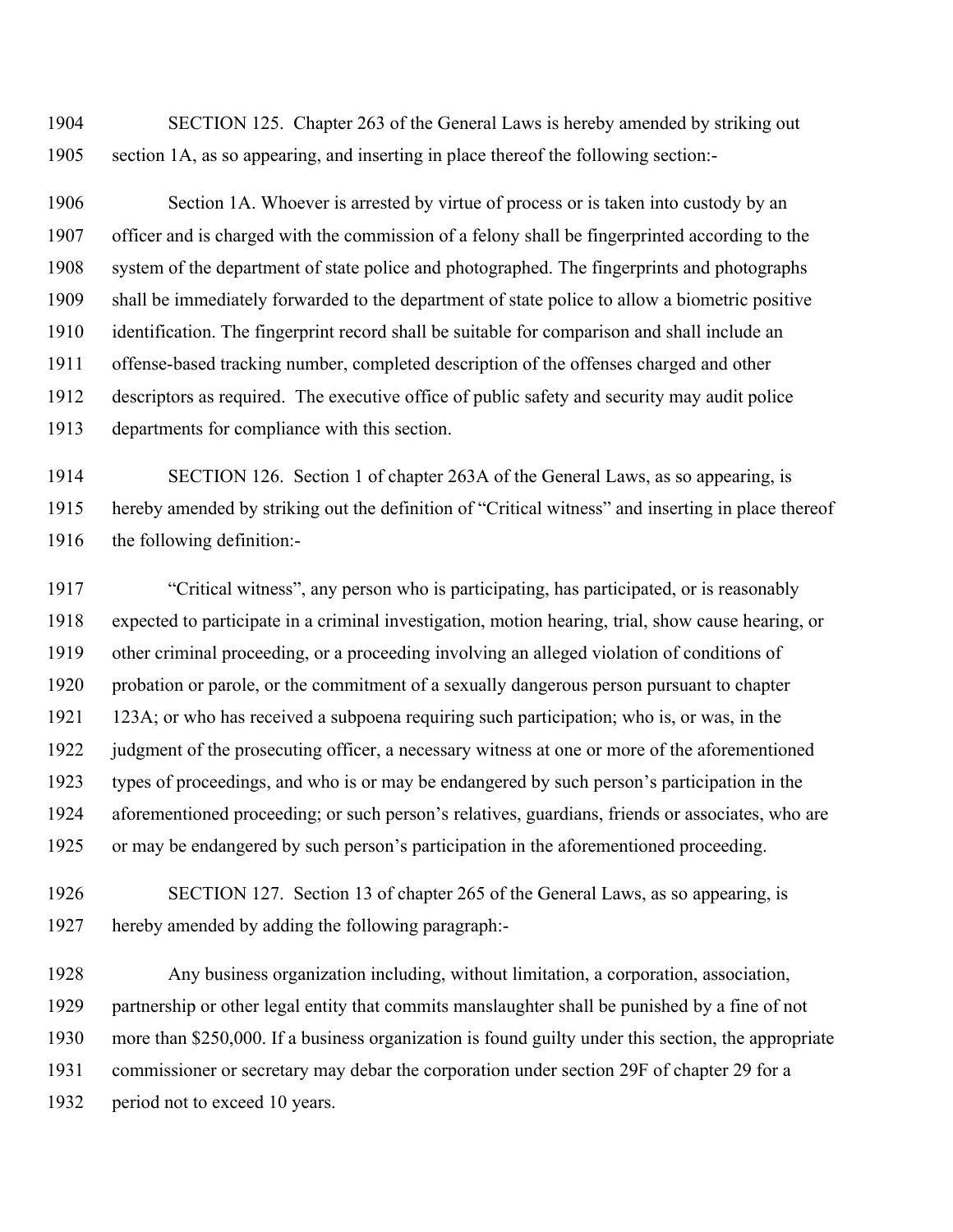SECTION 125. Chapter 263 of the General Laws is hereby amended by striking out section 1A, as so appearing, and inserting in place thereof the following section:-

Section 1A. Whoever is arrested by virtue of process or is taken into custody by an officer and is charged with the commission of a felony shall be fingerprinted according to the system of the department of state police and photographed. The fingerprints and photographs shall be immediately forwarded to the department of state police to allow a biometric positive identification. The fingerprint record shall be suitable for comparison and shall include an offense-based tracking number, completed description of the offenses charged and other descriptors as required. The executive office of public safety and security may audit police departments for compliance with this section.

SECTION 126. Section 1 of chapter 263A of the General Laws, as so appearing, is hereby amended by striking out the definition of "Critical witness" and inserting in place thereof the following definition:-

"Critical witness", any person who is participating, has participated, or is reasonably expected to participate in a criminal investigation, motion hearing, trial, show cause hearing, or other criminal proceeding, or a proceeding involving an alleged violation of conditions of probation or parole, or the commitment of a sexually dangerous person pursuant to chapter 123A; or who has received a subpoena requiring such participation; who is, or was, in the judgment of the prosecuting officer, a necessary witness at one or more of the aforementioned types of proceedings, and who is or may be endangered by such person's participation in the aforementioned proceeding; or such person's relatives, guardians, friends or associates, who are or may be endangered by such person's participation in the aforementioned proceeding.

SECTION 127. Section 13 of chapter 265 of the General Laws, as so appearing, is hereby amended by adding the following paragraph:-

Any business organization including, without limitation, a corporation, association, partnership or other legal entity that commits manslaughter shall be punished by a fine of not more than $250,000. If a business organization is found guilty under this section, the appropriate commissioner or secretary may debar the corporation under section 29F of chapter 29 for a period not to exceed 10 years.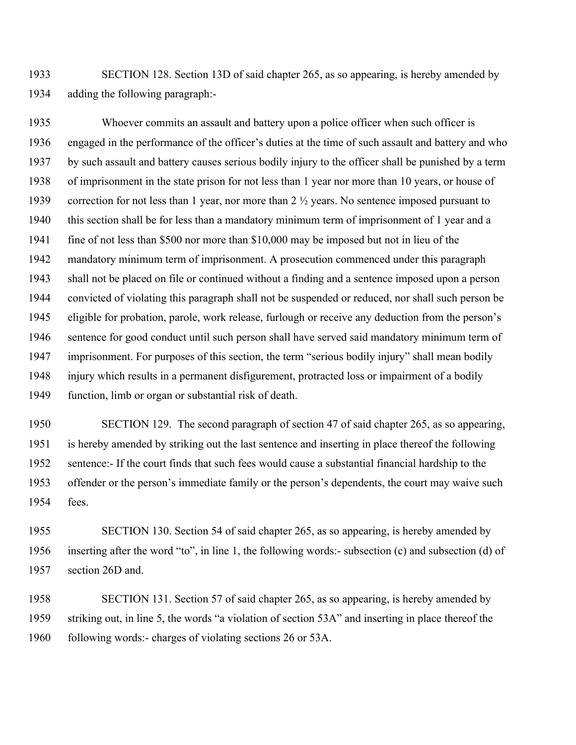SECTION 128. Section 13D of said chapter 265, as so appearing, is hereby amended by adding the following paragraph:-

Whoever commits an assault and battery upon a police officer when such officer is engaged in the performance of the officer's duties at the time of such assault and battery and who by such assault and battery causes serious bodily injury to the officer shall be punished by a term of imprisonment in the state prison for not less than 1 year nor more than 10 years, or house of correction for not less than 1 year, nor more than 2 ½ years. No sentence imposed pursuant to this section shall be for less than a mandatory minimum term of imprisonment of 1 year and a fine of not less than $500 nor more than $10,000 may be imposed but not in lieu of the mandatory minimum term of imprisonment. A prosecution commenced under this paragraph shall not be placed on file or continued without a finding and a sentence imposed upon a person convicted of violating this paragraph shall not be suspended or reduced, nor shall such person be eligible for probation, parole, work release, furlough or receive any deduction from the person's sentence for good conduct until such person shall have served said mandatory minimum term of imprisonment. For purposes of this section, the term "serious bodily injury" shall mean bodily injury which results in a permanent disfigurement, protracted loss or impairment of a bodily function, limb or organ or substantial risk of death.

SECTION 129. The second paragraph of section 47 of said chapter 265, as so appearing, is hereby amended by striking out the last sentence and inserting in place thereof the following sentence:- If the court finds that such fees would cause a substantial financial hardship to the offender or the person's immediate family or the person's dependents, the court may waive such fees.

SECTION 130. Section 54 of said chapter 265, as so appearing, is hereby amended by inserting after the word "to", in line 1, the following words:- subsection (c) and subsection (d) of section 26D and.

SECTION 131. Section 57 of said chapter 265, as so appearing, is hereby amended by striking out, in line 5, the words "a violation of section 53A" and inserting in place thereof the following words:- charges of violating sections 26 or 53A.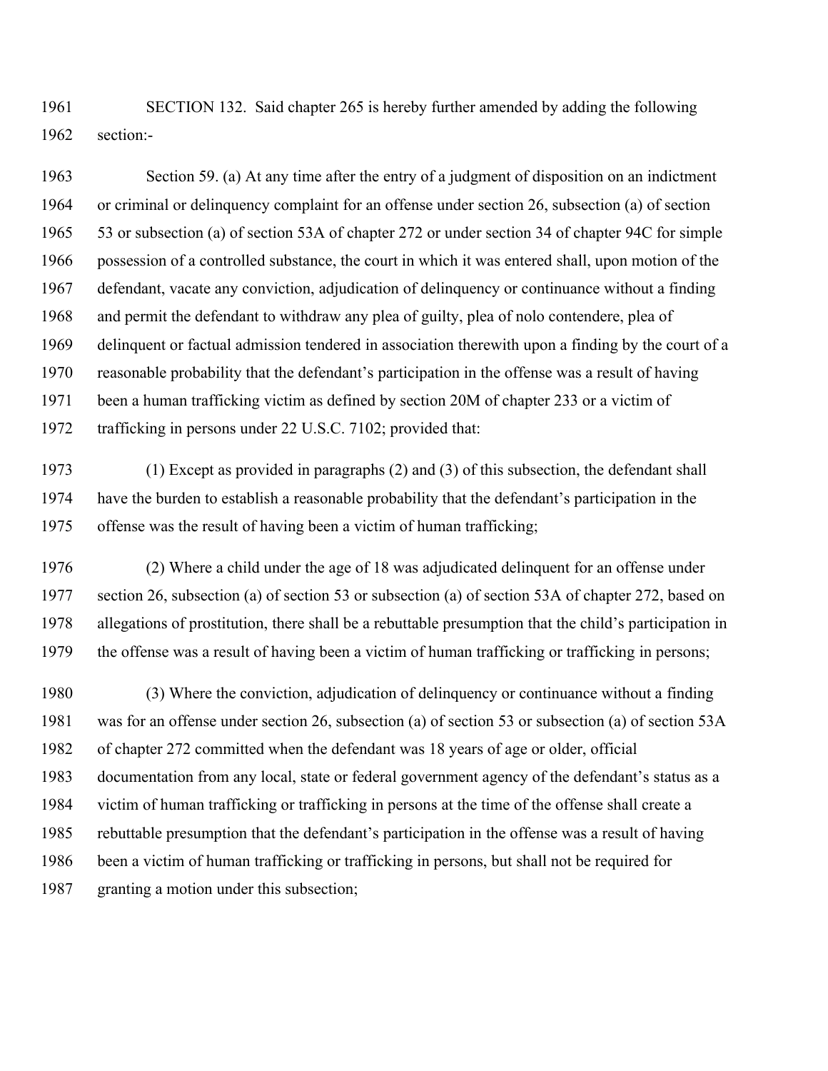SECTION 132. Said chapter 265 is hereby further amended by adding the following section:-

Section 59. (a) At any time after the entry of a judgment of disposition on an indictment or criminal or delinquency complaint for an offense under section 26, subsection (a) of section 53 or subsection (a) of section 53A of chapter 272 or under section 34 of chapter 94C for simple possession of a controlled substance, the court in which it was entered shall, upon motion of the defendant, vacate any conviction, adjudication of delinquency or continuance without a finding and permit the defendant to withdraw any plea of guilty, plea of nolo contendere, plea of delinquent or factual admission tendered in association therewith upon a finding by the court of a reasonable probability that the defendant's participation in the offense was a result of having been a human trafficking victim as defined by section 20M of chapter 233 or a victim of trafficking in persons under 22 U.S.C. 7102; provided that:

(1) Except as provided in paragraphs (2) and (3) of this subsection, the defendant shall have the burden to establish a reasonable probability that the defendant's participation in the offense was the result of having been a victim of human trafficking;

(2) Where a child under the age of 18 was adjudicated delinquent for an offense under section 26, subsection (a) of section 53 or subsection (a) of section 53A of chapter 272, based on allegations of prostitution, there shall be a rebuttable presumption that the child's participation in the offense was a result of having been a victim of human trafficking or trafficking in persons;

(3) Where the conviction, adjudication of delinquency or continuance without a finding was for an offense under section 26, subsection (a) of section 53 or subsection (a) of section 53A of chapter 272 committed when the defendant was 18 years of age or older, official documentation from any local, state or federal government agency of the defendant's status as a victim of human trafficking or trafficking in persons at the time of the offense shall create a rebuttable presumption that the defendant's participation in the offense was a result of having been a victim of human trafficking or trafficking in persons, but shall not be required for granting a motion under this subsection;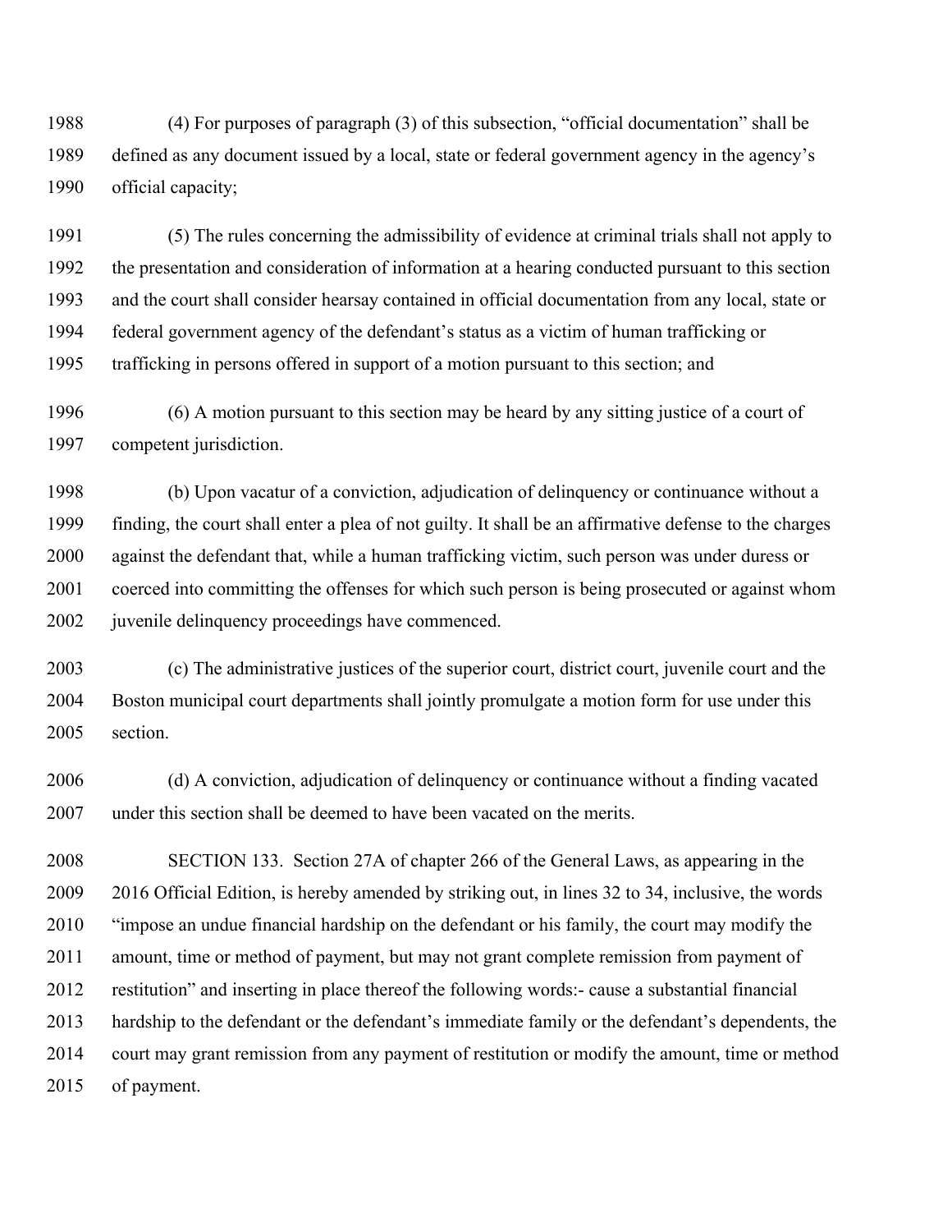(4) For purposes of paragraph (3) of this subsection, "official documentation" shall be defined as any document issued by a local, state or federal government agency in the agency's official capacity;

(5) The rules concerning the admissibility of evidence at criminal trials shall not apply to the presentation and consideration of information at a hearing conducted pursuant to this section and the court shall consider hearsay contained in official documentation from any local, state or federal government agency of the defendant's status as a victim of human trafficking or trafficking in persons offered in support of a motion pursuant to this section; and

(6) A motion pursuant to this section may be heard by any sitting justice of a court of competent jurisdiction.

(b) Upon vacatur of a conviction, adjudication of delinquency or continuance without a finding, the court shall enter a plea of not guilty. It shall be an affirmative defense to the charges against the defendant that, while a human trafficking victim, such person was under duress or coerced into committing the offenses for which such person is being prosecuted or against whom juvenile delinquency proceedings have commenced.

(c) The administrative justices of the superior court, district court, juvenile court and the Boston municipal court departments shall jointly promulgate a motion form for use under this section.

(d) A conviction, adjudication of delinquency or continuance without a finding vacated under this section shall be deemed to have been vacated on the merits.

SECTION 133. Section 27A of chapter 266 of the General Laws, as appearing in the 2016 Official Edition, is hereby amended by striking out, in lines 32 to 34, inclusive, the words "impose an undue financial hardship on the defendant or his family, the court may modify the amount, time or method of payment, but may not grant complete remission from payment of restitution" and inserting in place thereof the following words:- cause a substantial financial hardship to the defendant or the defendant's immediate family or the defendant's dependents, the court may grant remission from any payment of restitution or modify the amount, time or method of payment.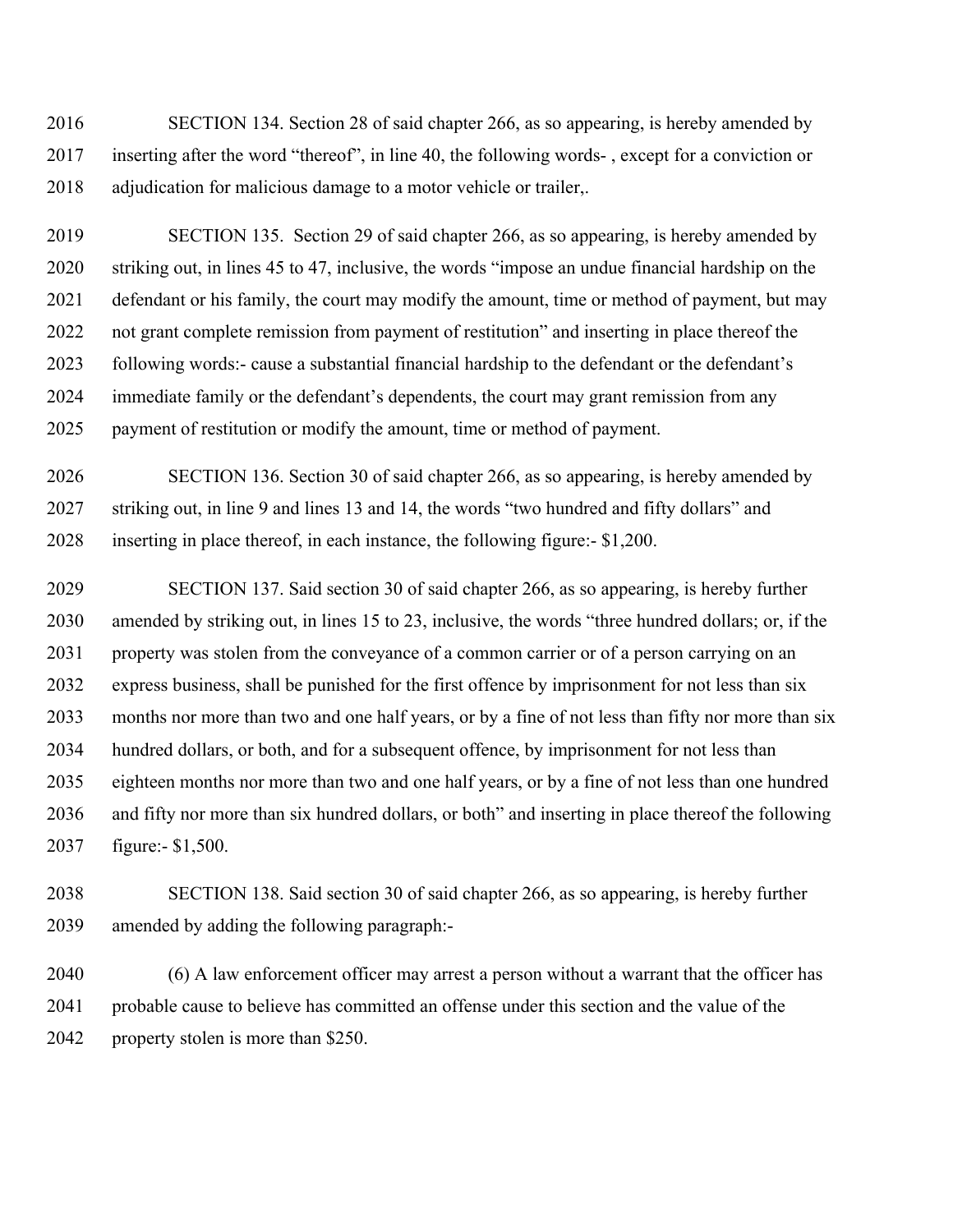SECTION 134. Section 28 of said chapter 266, as so appearing, is hereby amended by inserting after the word "thereof", in line 40, the following words- , except for a conviction or adjudication for malicious damage to a motor vehicle or trailer,.

SECTION 135. Section 29 of said chapter 266, as so appearing, is hereby amended by striking out, in lines 45 to 47, inclusive, the words "impose an undue financial hardship on the defendant or his family, the court may modify the amount, time or method of payment, but may not grant complete remission from payment of restitution" and inserting in place thereof the following words:- cause a substantial financial hardship to the defendant or the defendant's immediate family or the defendant's dependents, the court may grant remission from any payment of restitution or modify the amount, time or method of payment.

SECTION 136. Section 30 of said chapter 266, as so appearing, is hereby amended by striking out, in line 9 and lines 13 and 14, the words "two hundred and fifty dollars" and inserting in place thereof, in each instance, the following figure:- $1,200.

SECTION 137. Said section 30 of said chapter 266, as so appearing, is hereby further amended by striking out, in lines 15 to 23, inclusive, the words "three hundred dollars; or, if the property was stolen from the conveyance of a common carrier or of a person carrying on an express business, shall be punished for the first offence by imprisonment for not less than six months nor more than two and one half years, or by a fine of not less than fifty nor more than six hundred dollars, or both, and for a subsequent offence, by imprisonment for not less than eighteen months nor more than two and one half years, or by a fine of not less than one hundred and fifty nor more than six hundred dollars, or both" and inserting in place thereof the following figure:- $1,500.

SECTION 138. Said section 30 of said chapter 266, as so appearing, is hereby further amended by adding the following paragraph:-

(6) A law enforcement officer may arrest a person without a warrant that the officer has probable cause to believe has committed an offense under this section and the value of the property stolen is more than $250.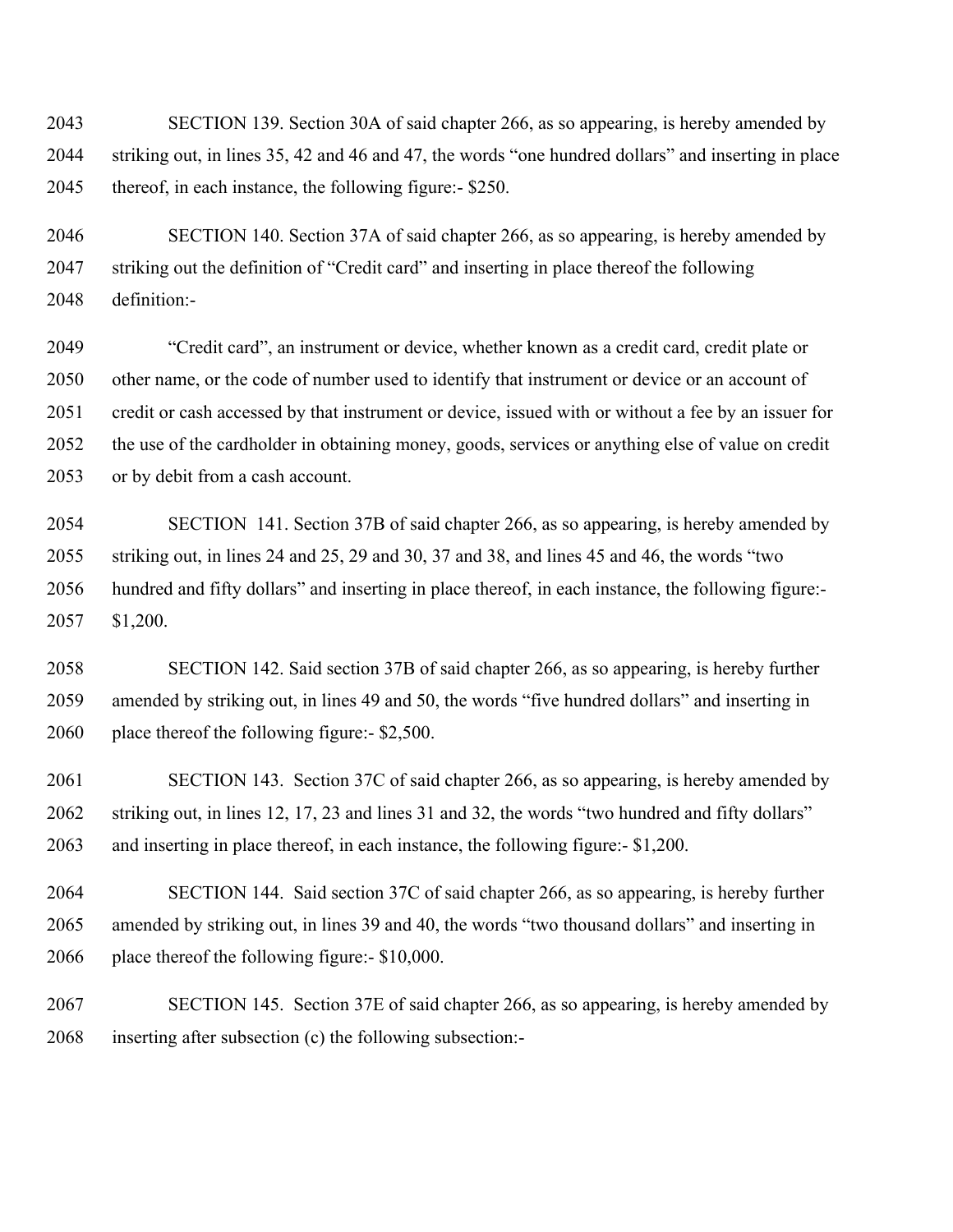SECTION 139. Section 30A of said chapter 266, as so appearing, is hereby amended by striking out, in lines 35, 42 and 46 and 47, the words "one hundred dollars" and inserting in place thereof, in each instance, the following figure:- $250.

SECTION 140. Section 37A of said chapter 266, as so appearing, is hereby amended by striking out the definition of "Credit card" and inserting in place thereof the following definition:-

"Credit card", an instrument or device, whether known as a credit card, credit plate or other name, or the code of number used to identify that instrument or device or an account of credit or cash accessed by that instrument or device, issued with or without a fee by an issuer for the use of the cardholder in obtaining money, goods, services or anything else of value on credit or by debit from a cash account.

SECTION 141. Section 37B of said chapter 266, as so appearing, is hereby amended by striking out, in lines 24 and 25, 29 and 30, 37 and 38, and lines 45 and 46, the words "two hundred and fifty dollars" and inserting in place thereof, in each instance, the following figure:- $1,200.

SECTION 142. Said section 37B of said chapter 266, as so appearing, is hereby further amended by striking out, in lines 49 and 50, the words "five hundred dollars" and inserting in place thereof the following figure:- $2,500.

SECTION 143. Section 37C of said chapter 266, as so appearing, is hereby amended by striking out, in lines 12, 17, 23 and lines 31 and 32, the words "two hundred and fifty dollars" and inserting in place thereof, in each instance, the following figure:- $1,200.

SECTION 144. Said section 37C of said chapter 266, as so appearing, is hereby further amended by striking out, in lines 39 and 40, the words "two thousand dollars" and inserting in place thereof the following figure:- $10,000.

SECTION 145. Section 37E of said chapter 266, as so appearing, is hereby amended by inserting after subsection (c) the following subsection:-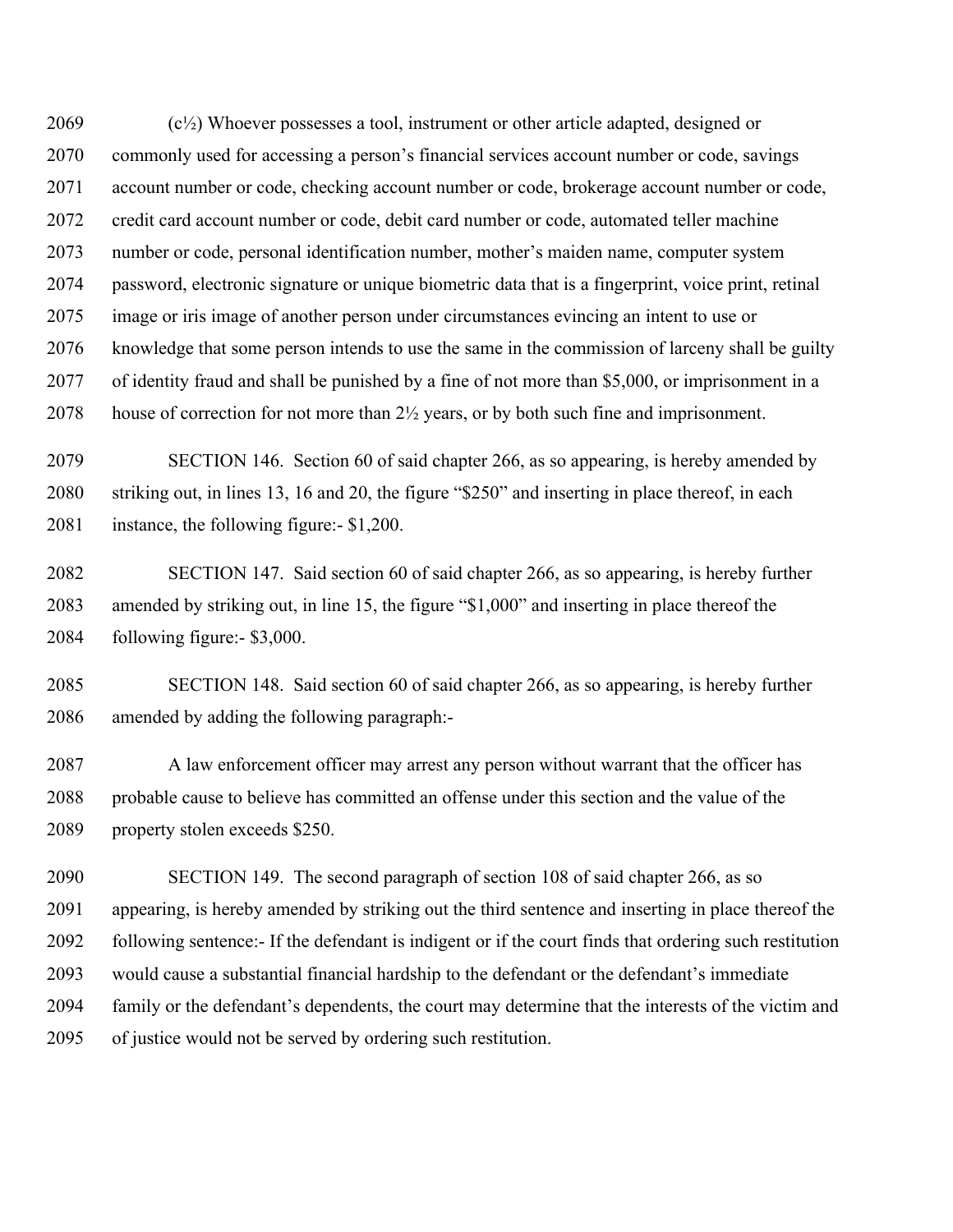(c½) Whoever possesses a tool, instrument or other article adapted, designed or commonly used for accessing a person's financial services account number or code, savings account number or code, checking account number or code, brokerage account number or code, credit card account number or code, debit card number or code, automated teller machine number or code, personal identification number, mother's maiden name, computer system password, electronic signature or unique biometric data that is a fingerprint, voice print, retinal image or iris image of another person under circumstances evincing an intent to use or knowledge that some person intends to use the same in the commission of larceny shall be guilty of identity fraud and shall be punished by a fine of not more than $5,000, or imprisonment in a house of correction for not more than 2½ years, or by both such fine and imprisonment.

SECTION 146. Section 60 of said chapter 266, as so appearing, is hereby amended by striking out, in lines 13, 16 and 20, the figure "$250" and inserting in place thereof, in each instance, the following figure:- $1,200.

SECTION 147. Said section 60 of said chapter 266, as so appearing, is hereby further amended by striking out, in line 15, the figure "$1,000" and inserting in place thereof the following figure:- $3,000.

SECTION 148. Said section 60 of said chapter 266, as so appearing, is hereby further amended by adding the following paragraph:-

A law enforcement officer may arrest any person without warrant that the officer has probable cause to believe has committed an offense under this section and the value of the property stolen exceeds $250.

SECTION 149. The second paragraph of section 108 of said chapter 266, as so appearing, is hereby amended by striking out the third sentence and inserting in place thereof the following sentence:- If the defendant is indigent or if the court finds that ordering such restitution would cause a substantial financial hardship to the defendant or the defendant's immediate family or the defendant's dependents, the court may determine that the interests of the victim and of justice would not be served by ordering such restitution.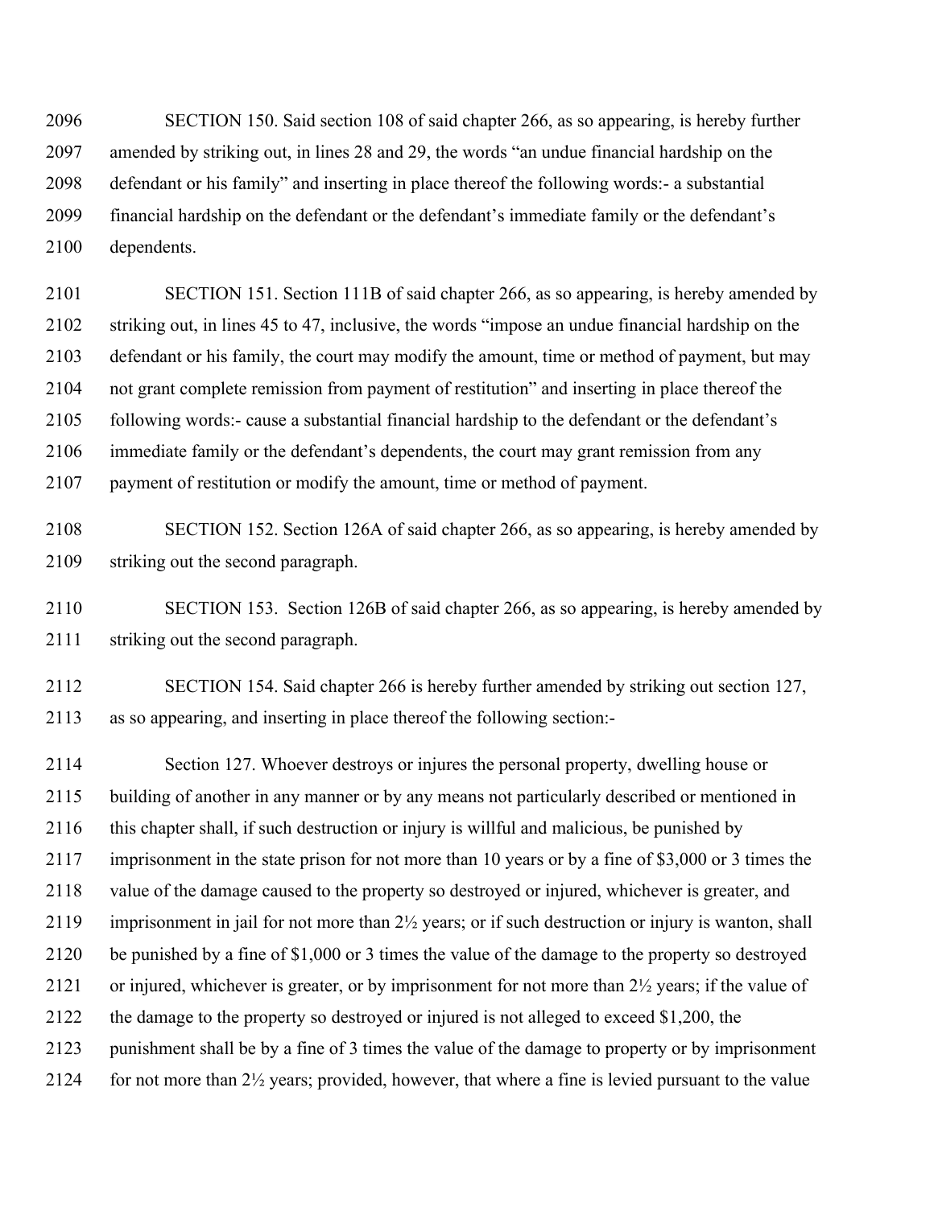SECTION 150. Said section 108 of said chapter 266, as so appearing, is hereby further amended by striking out, in lines 28 and 29, the words "an undue financial hardship on the defendant or his family" and inserting in place thereof the following words:- a substantial financial hardship on the defendant or the defendant's immediate family or the defendant's dependents.

SECTION 151. Section 111B of said chapter 266, as so appearing, is hereby amended by striking out, in lines 45 to 47, inclusive, the words "impose an undue financial hardship on the defendant or his family, the court may modify the amount, time or method of payment, but may not grant complete remission from payment of restitution" and inserting in place thereof the following words:- cause a substantial financial hardship to the defendant or the defendant's immediate family or the defendant's dependents, the court may grant remission from any payment of restitution or modify the amount, time or method of payment.

SECTION 152. Section 126A of said chapter 266, as so appearing, is hereby amended by striking out the second paragraph.

SECTION 153. Section 126B of said chapter 266, as so appearing, is hereby amended by striking out the second paragraph.

SECTION 154. Said chapter 266 is hereby further amended by striking out section 127, as so appearing, and inserting in place thereof the following section:-

Section 127. Whoever destroys or injures the personal property, dwelling house or building of another in any manner or by any means not particularly described or mentioned in this chapter shall, if such destruction or injury is willful and malicious, be punished by imprisonment in the state prison for not more than 10 years or by a fine of $3,000 or 3 times the value of the damage caused to the property so destroyed or injured, whichever is greater, and imprisonment in jail for not more than 2½ years; or if such destruction or injury is wanton, shall be punished by a fine of $1,000 or 3 times the value of the damage to the property so destroyed or injured, whichever is greater, or by imprisonment for not more than 2½ years; if the value of the damage to the property so destroyed or injured is not alleged to exceed $1,200, the punishment shall be by a fine of 3 times the value of the damage to property or by imprisonment for not more than 2½ years; provided, however, that where a fine is levied pursuant to the value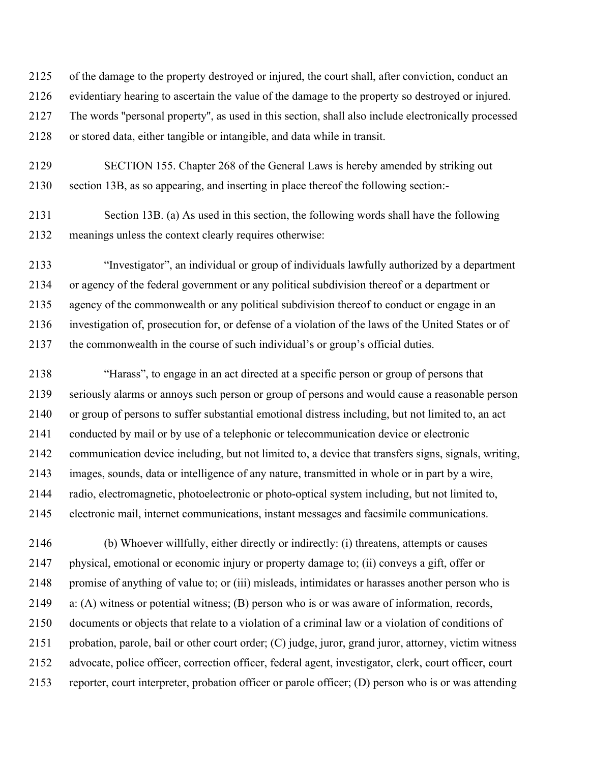of the damage to the property destroyed or injured, the court shall, after conviction, conduct an evidentiary hearing to ascertain the value of the damage to the property so destroyed or injured. The words "personal property", as used in this section, shall also include electronically processed or stored data, either tangible or intangible, and data while in transit.

SECTION 155. Chapter 268 of the General Laws is hereby amended by striking out section 13B, as so appearing, and inserting in place thereof the following section:-

Section 13B. (a) As used in this section, the following words shall have the following meanings unless the context clearly requires otherwise:

"Investigator", an individual or group of individuals lawfully authorized by a department or agency of the federal government or any political subdivision thereof or a department or agency of the commonwealth or any political subdivision thereof to conduct or engage in an investigation of, prosecution for, or defense of a violation of the laws of the United States or of the commonwealth in the course of such individual's or group's official duties.

"Harass", to engage in an act directed at a specific person or group of persons that seriously alarms or annoys such person or group of persons and would cause a reasonable person or group of persons to suffer substantial emotional distress including, but not limited to, an act conducted by mail or by use of a telephonic or telecommunication device or electronic communication device including, but not limited to, a device that transfers signs, signals, writing, images, sounds, data or intelligence of any nature, transmitted in whole or in part by a wire, radio, electromagnetic, photoelectronic or photo-optical system including, but not limited to, electronic mail, internet communications, instant messages and facsimile communications.

(b) Whoever willfully, either directly or indirectly: (i) threatens, attempts or causes physical, emotional or economic injury or property damage to; (ii) conveys a gift, offer or promise of anything of value to; or (iii) misleads, intimidates or harasses another person who is a: (A) witness or potential witness; (B) person who is or was aware of information, records, documents or objects that relate to a violation of a criminal law or a violation of conditions of probation, parole, bail or other court order; (C) judge, juror, grand juror, attorney, victim witness advocate, police officer, correction officer, federal agent, investigator, clerk, court officer, court reporter, court interpreter, probation officer or parole officer; (D) person who is or was attending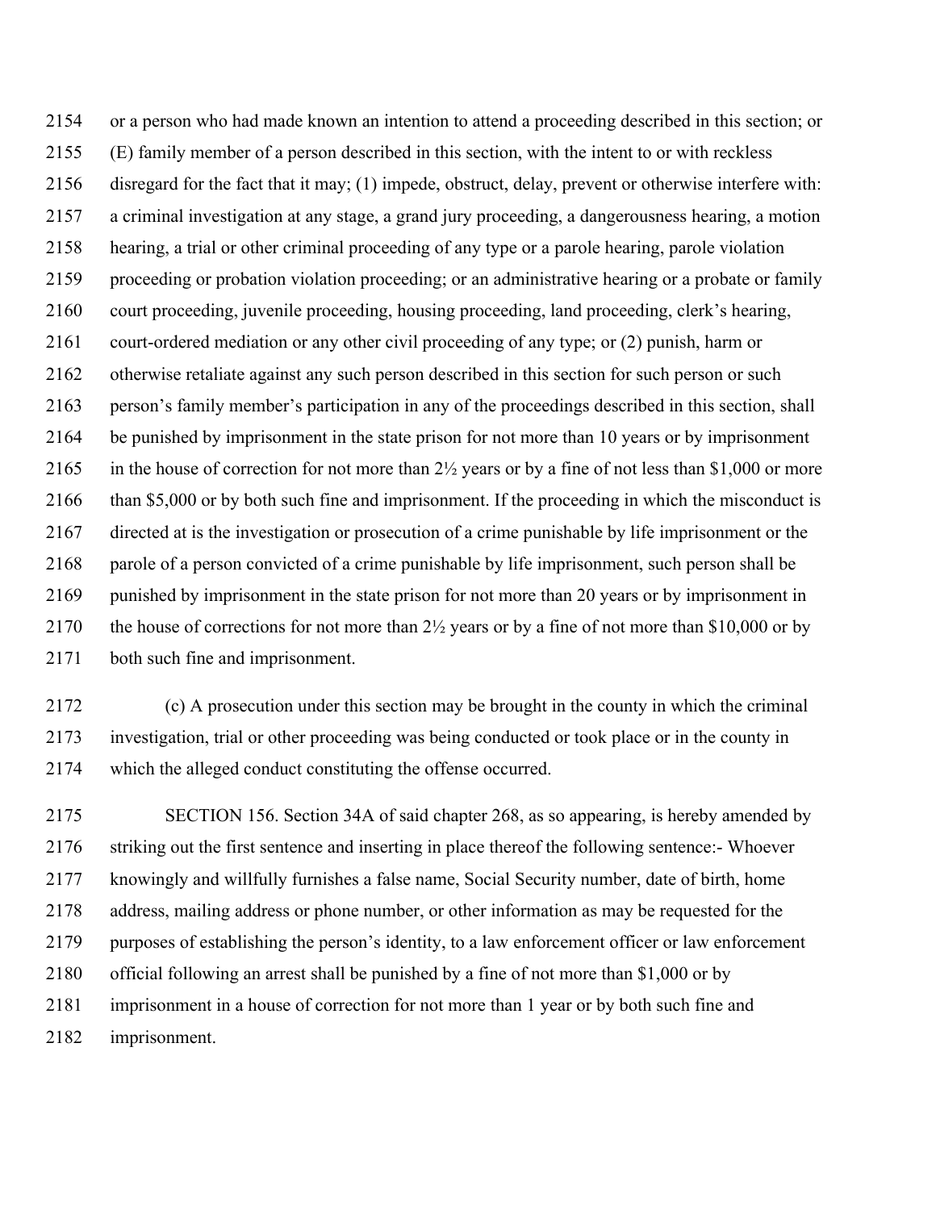or a person who had made known an intention to attend a proceeding described in this section; or (E) family member of a person described in this section, with the intent to or with reckless disregard for the fact that it may; (1) impede, obstruct, delay, prevent or otherwise interfere with: a criminal investigation at any stage, a grand jury proceeding, a dangerousness hearing, a motion hearing, a trial or other criminal proceeding of any type or a parole hearing, parole violation proceeding or probation violation proceeding; or an administrative hearing or a probate or family court proceeding, juvenile proceeding, housing proceeding, land proceeding, clerk's hearing, court-ordered mediation or any other civil proceeding of any type; or (2) punish, harm or otherwise retaliate against any such person described in this section for such person or such person's family member's participation in any of the proceedings described in this section, shall be punished by imprisonment in the state prison for not more than 10 years or by imprisonment in the house of correction for not more than 2½ years or by a fine of not less than $1,000 or more than $5,000 or by both such fine and imprisonment. If the proceeding in which the misconduct is directed at is the investigation or prosecution of a crime punishable by life imprisonment or the parole of a person convicted of a crime punishable by life imprisonment, such person shall be punished by imprisonment in the state prison for not more than 20 years or by imprisonment in the house of corrections for not more than 2½ years or by a fine of not more than $10,000 or by both such fine and imprisonment.

(c) A prosecution under this section may be brought in the county in which the criminal investigation, trial or other proceeding was being conducted or took place or in the county in which the alleged conduct constituting the offense occurred.

SECTION 156. Section 34A of said chapter 268, as so appearing, is hereby amended by striking out the first sentence and inserting in place thereof the following sentence:- Whoever knowingly and willfully furnishes a false name, Social Security number, date of birth, home address, mailing address or phone number, or other information as may be requested for the purposes of establishing the person's identity, to a law enforcement officer or law enforcement official following an arrest shall be punished by a fine of not more than $1,000 or by imprisonment in a house of correction for not more than 1 year or by both such fine and imprisonment.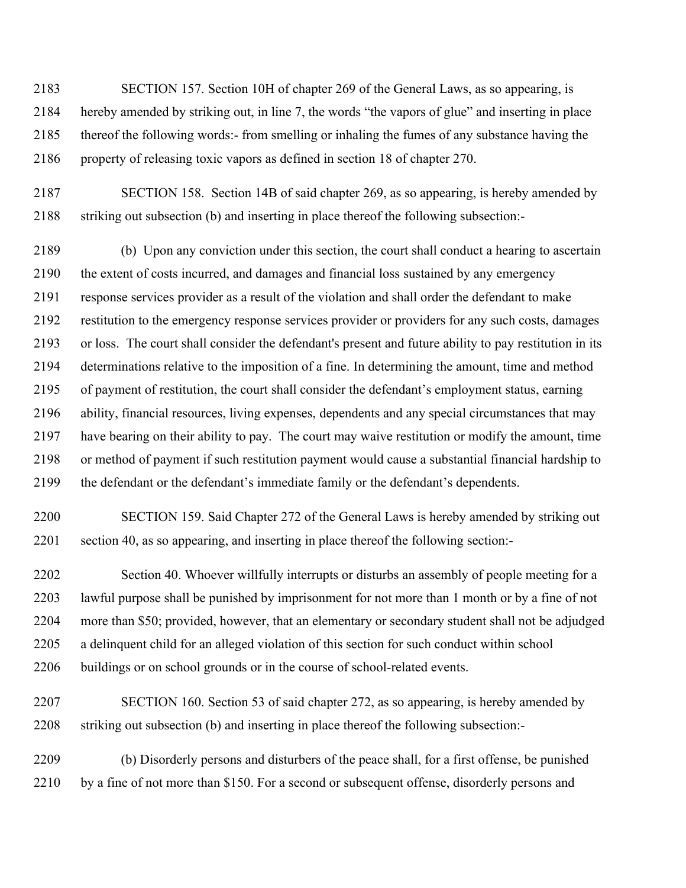SECTION 157. Section 10H of chapter 269 of the General Laws, as so appearing, is hereby amended by striking out, in line 7, the words "the vapors of glue" and inserting in place thereof the following words:- from smelling or inhaling the fumes of any substance having the property of releasing toxic vapors as defined in section 18 of chapter 270.

SECTION 158. Section 14B of said chapter 269, as so appearing, is hereby amended by striking out subsection (b) and inserting in place thereof the following subsection:-

(b) Upon any conviction under this section, the court shall conduct a hearing to ascertain the extent of costs incurred, and damages and financial loss sustained by any emergency response services provider as a result of the violation and shall order the defendant to make restitution to the emergency response services provider or providers for any such costs, damages or loss. The court shall consider the defendant's present and future ability to pay restitution in its determinations relative to the imposition of a fine. In determining the amount, time and method of payment of restitution, the court shall consider the defendant's employment status, earning ability, financial resources, living expenses, dependents and any special circumstances that may have bearing on their ability to pay. The court may waive restitution or modify the amount, time or method of payment if such restitution payment would cause a substantial financial hardship to the defendant or the defendant's immediate family or the defendant's dependents.

SECTION 159. Said Chapter 272 of the General Laws is hereby amended by striking out section 40, as so appearing, and inserting in place thereof the following section:-

Section 40. Whoever willfully interrupts or disturbs an assembly of people meeting for a lawful purpose shall be punished by imprisonment for not more than 1 month or by a fine of not more than $50; provided, however, that an elementary or secondary student shall not be adjudged a delinquent child for an alleged violation of this section for such conduct within school buildings or on school grounds or in the course of school-related events.

SECTION 160. Section 53 of said chapter 272, as so appearing, is hereby amended by striking out subsection (b) and inserting in place thereof the following subsection:-

(b) Disorderly persons and disturbers of the peace shall, for a first offense, be punished by a fine of not more than $150. For a second or subsequent offense, disorderly persons and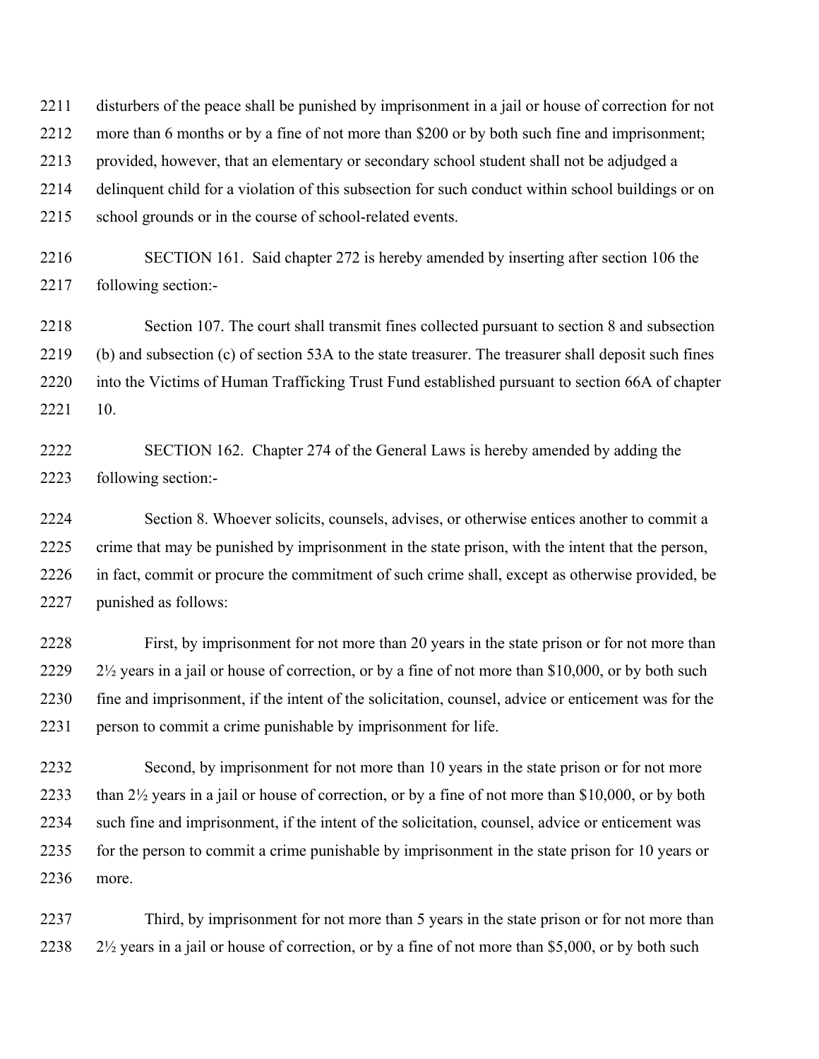disturbers of the peace shall be punished by imprisonment in a jail or house of correction for not more than 6 months or by a fine of not more than $200 or by both such fine and imprisonment; provided, however, that an elementary or secondary school student shall not be adjudged a delinquent child for a violation of this subsection for such conduct within school buildings or on school grounds or in the course of school-related events.

SECTION 161. Said chapter 272 is hereby amended by inserting after section 106 the following section:-

Section 107. The court shall transmit fines collected pursuant to section 8 and subsection (b) and subsection (c) of section 53A to the state treasurer. The treasurer shall deposit such fines into the Victims of Human Trafficking Trust Fund established pursuant to section 66A of chapter 10.

SECTION 162. Chapter 274 of the General Laws is hereby amended by adding the following section:-

Section 8. Whoever solicits, counsels, advises, or otherwise entices another to commit a crime that may be punished by imprisonment in the state prison, with the intent that the person, in fact, commit or procure the commitment of such crime shall, except as otherwise provided, be punished as follows:

First, by imprisonment for not more than 20 years in the state prison or for not more than 2½ years in a jail or house of correction, or by a fine of not more than $10,000, or by both such fine and imprisonment, if the intent of the solicitation, counsel, advice or enticement was for the person to commit a crime punishable by imprisonment for life.

Second, by imprisonment for not more than 10 years in the state prison or for not more than 2½ years in a jail or house of correction, or by a fine of not more than $10,000, or by both such fine and imprisonment, if the intent of the solicitation, counsel, advice or enticement was for the person to commit a crime punishable by imprisonment in the state prison for 10 years or more.

Third, by imprisonment for not more than 5 years in the state prison or for not more than 2½ years in a jail or house of correction, or by a fine of not more than $5,000, or by both such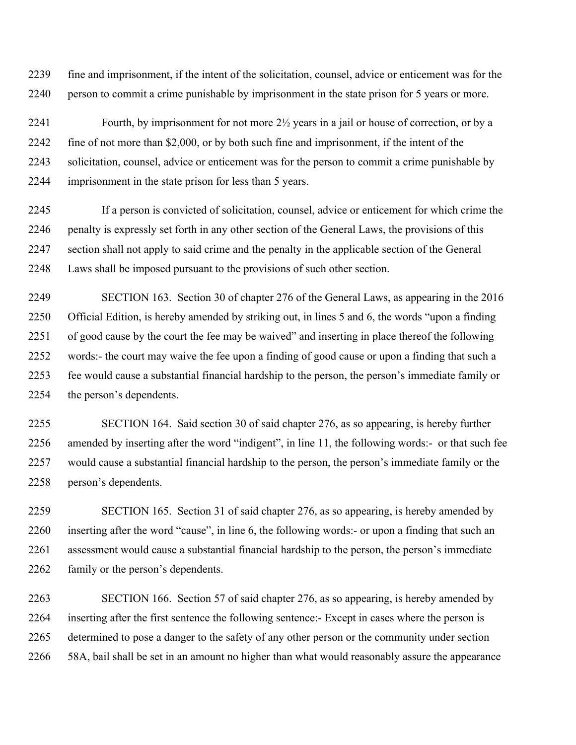fine and imprisonment, if the intent of the solicitation, counsel, advice or enticement was for the person to commit a crime punishable by imprisonment in the state prison for 5 years or more.

Fourth, by imprisonment for not more 2½ years in a jail or house of correction, or by a fine of not more than $2,000, or by both such fine and imprisonment, if the intent of the solicitation, counsel, advice or enticement was for the person to commit a crime punishable by imprisonment in the state prison for less than 5 years.

If a person is convicted of solicitation, counsel, advice or enticement for which crime the penalty is expressly set forth in any other section of the General Laws, the provisions of this section shall not apply to said crime and the penalty in the applicable section of the General Laws shall be imposed pursuant to the provisions of such other section.

SECTION 163. Section 30 of chapter 276 of the General Laws, as appearing in the 2016 Official Edition, is hereby amended by striking out, in lines 5 and 6, the words "upon a finding of good cause by the court the fee may be waived" and inserting in place thereof the following words:- the court may waive the fee upon a finding of good cause or upon a finding that such a fee would cause a substantial financial hardship to the person, the person's immediate family or the person's dependents.

SECTION 164. Said section 30 of said chapter 276, as so appearing, is hereby further amended by inserting after the word "indigent", in line 11, the following words:- or that such fee would cause a substantial financial hardship to the person, the person's immediate family or the person's dependents.

SECTION 165. Section 31 of said chapter 276, as so appearing, is hereby amended by inserting after the word "cause", in line 6, the following words:- or upon a finding that such an assessment would cause a substantial financial hardship to the person, the person's immediate family or the person's dependents.

SECTION 166. Section 57 of said chapter 276, as so appearing, is hereby amended by inserting after the first sentence the following sentence:- Except in cases where the person is determined to pose a danger to the safety of any other person or the community under section 58A, bail shall be set in an amount no higher than what would reasonably assure the appearance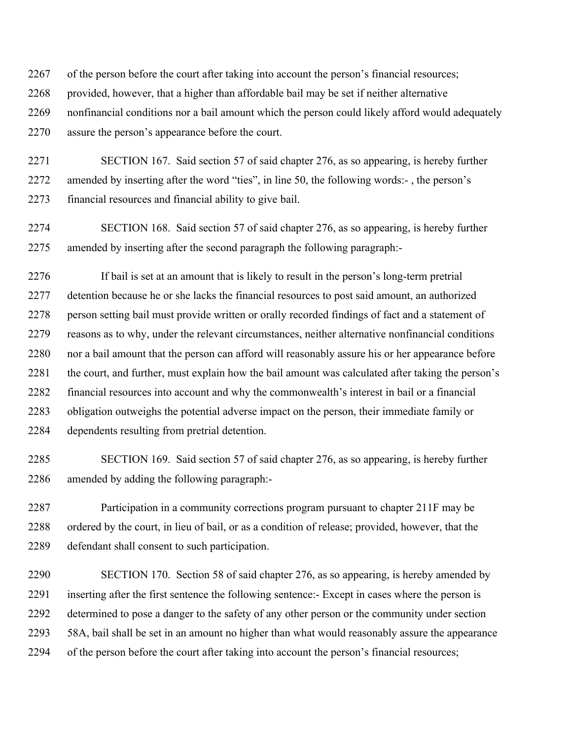of the person before the court after taking into account the person's financial resources; provided, however, that a higher than affordable bail may be set if neither alternative nonfinancial conditions nor a bail amount which the person could likely afford would adequately assure the person's appearance before the court.

SECTION 167. Said section 57 of said chapter 276, as so appearing, is hereby further amended by inserting after the word "ties", in line 50, the following words:- , the person's financial resources and financial ability to give bail.

SECTION 168. Said section 57 of said chapter 276, as so appearing, is hereby further amended by inserting after the second paragraph the following paragraph:-

If bail is set at an amount that is likely to result in the person's long-term pretrial detention because he or she lacks the financial resources to post said amount, an authorized person setting bail must provide written or orally recorded findings of fact and a statement of reasons as to why, under the relevant circumstances, neither alternative nonfinancial conditions nor a bail amount that the person can afford will reasonably assure his or her appearance before the court, and further, must explain how the bail amount was calculated after taking the person's financial resources into account and why the commonwealth's interest in bail or a financial obligation outweighs the potential adverse impact on the person, their immediate family or dependents resulting from pretrial detention.

SECTION 169. Said section 57 of said chapter 276, as so appearing, is hereby further amended by adding the following paragraph:-

Participation in a community corrections program pursuant to chapter 211F may be ordered by the court, in lieu of bail, or as a condition of release; provided, however, that the defendant shall consent to such participation.

SECTION 170. Section 58 of said chapter 276, as so appearing, is hereby amended by inserting after the first sentence the following sentence:- Except in cases where the person is determined to pose a danger to the safety of any other person or the community under section 58A, bail shall be set in an amount no higher than what would reasonably assure the appearance of the person before the court after taking into account the person's financial resources;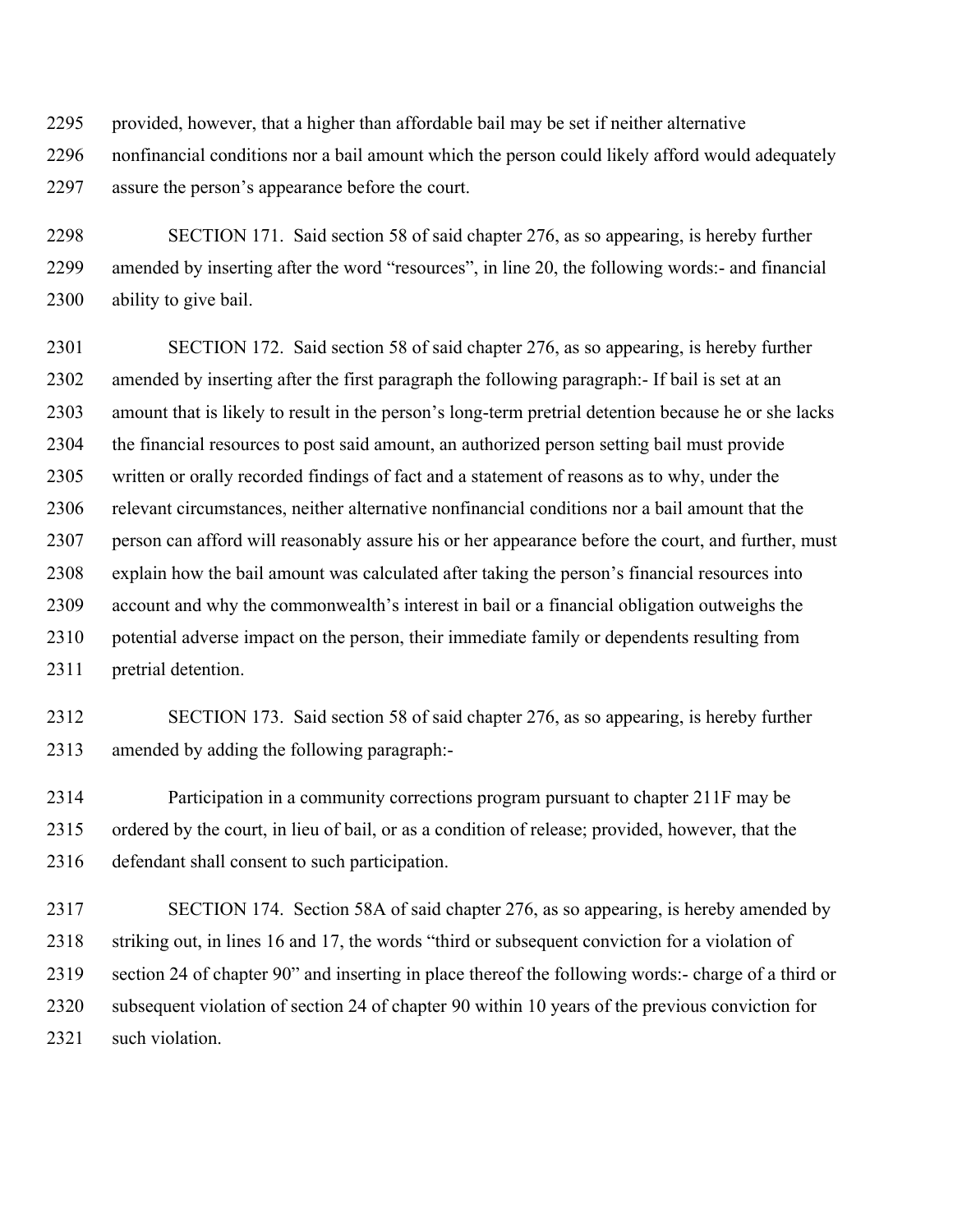provided, however, that a higher than affordable bail may be set if neither alternative nonfinancial conditions nor a bail amount which the person could likely afford would adequately assure the person's appearance before the court.

SECTION 171. Said section 58 of said chapter 276, as so appearing, is hereby further amended by inserting after the word "resources", in line 20, the following words:- and financial ability to give bail.

SECTION 172. Said section 58 of said chapter 276, as so appearing, is hereby further amended by inserting after the first paragraph the following paragraph:- If bail is set at an amount that is likely to result in the person's long-term pretrial detention because he or she lacks the financial resources to post said amount, an authorized person setting bail must provide written or orally recorded findings of fact and a statement of reasons as to why, under the relevant circumstances, neither alternative nonfinancial conditions nor a bail amount that the person can afford will reasonably assure his or her appearance before the court, and further, must explain how the bail amount was calculated after taking the person's financial resources into account and why the commonwealth's interest in bail or a financial obligation outweighs the potential adverse impact on the person, their immediate family or dependents resulting from pretrial detention.

SECTION 173. Said section 58 of said chapter 276, as so appearing, is hereby further amended by adding the following paragraph:-

Participation in a community corrections program pursuant to chapter 211F may be ordered by the court, in lieu of bail, or as a condition of release; provided, however, that the defendant shall consent to such participation.

SECTION 174. Section 58A of said chapter 276, as so appearing, is hereby amended by striking out, in lines 16 and 17, the words "third or subsequent conviction for a violation of section 24 of chapter 90" and inserting in place thereof the following words:- charge of a third or subsequent violation of section 24 of chapter 90 within 10 years of the previous conviction for such violation.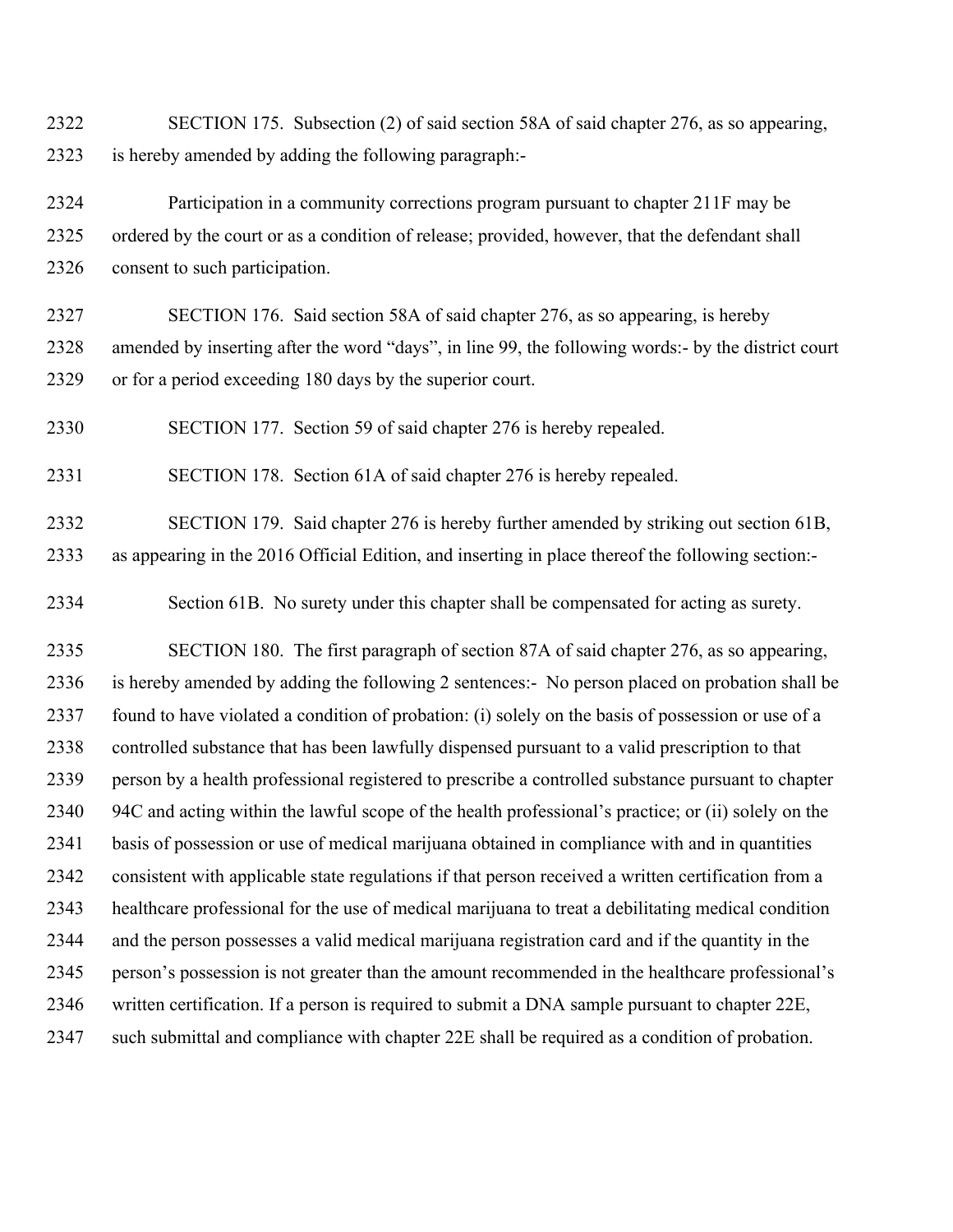SECTION 175. Subsection (2) of said section 58A of said chapter 276, as so appearing, is hereby amended by adding the following paragraph:-

Participation in a community corrections program pursuant to chapter 211F may be ordered by the court or as a condition of release; provided, however, that the defendant shall consent to such participation.

SECTION 176. Said section 58A of said chapter 276, as so appearing, is hereby amended by inserting after the word "days", in line 99, the following words:- by the district court or for a period exceeding 180 days by the superior court.

SECTION 177. Section 59 of said chapter 276 is hereby repealed.

SECTION 178. Section 61A of said chapter 276 is hereby repealed.

SECTION 179. Said chapter 276 is hereby further amended by striking out section 61B, as appearing in the 2016 Official Edition, and inserting in place thereof the following section:-

Section 61B. No surety under this chapter shall be compensated for acting as surety.

SECTION 180. The first paragraph of section 87A of said chapter 276, as so appearing, is hereby amended by adding the following 2 sentences:- No person placed on probation shall be found to have violated a condition of probation: (i) solely on the basis of possession or use of a controlled substance that has been lawfully dispensed pursuant to a valid prescription to that person by a health professional registered to prescribe a controlled substance pursuant to chapter 94C and acting within the lawful scope of the health professional's practice; or (ii) solely on the basis of possession or use of medical marijuana obtained in compliance with and in quantities consistent with applicable state regulations if that person received a written certification from a healthcare professional for the use of medical marijuana to treat a debilitating medical condition and the person possesses a valid medical marijuana registration card and if the quantity in the person's possession is not greater than the amount recommended in the healthcare professional's written certification. If a person is required to submit a DNA sample pursuant to chapter 22E, such submittal and compliance with chapter 22E shall be required as a condition of probation.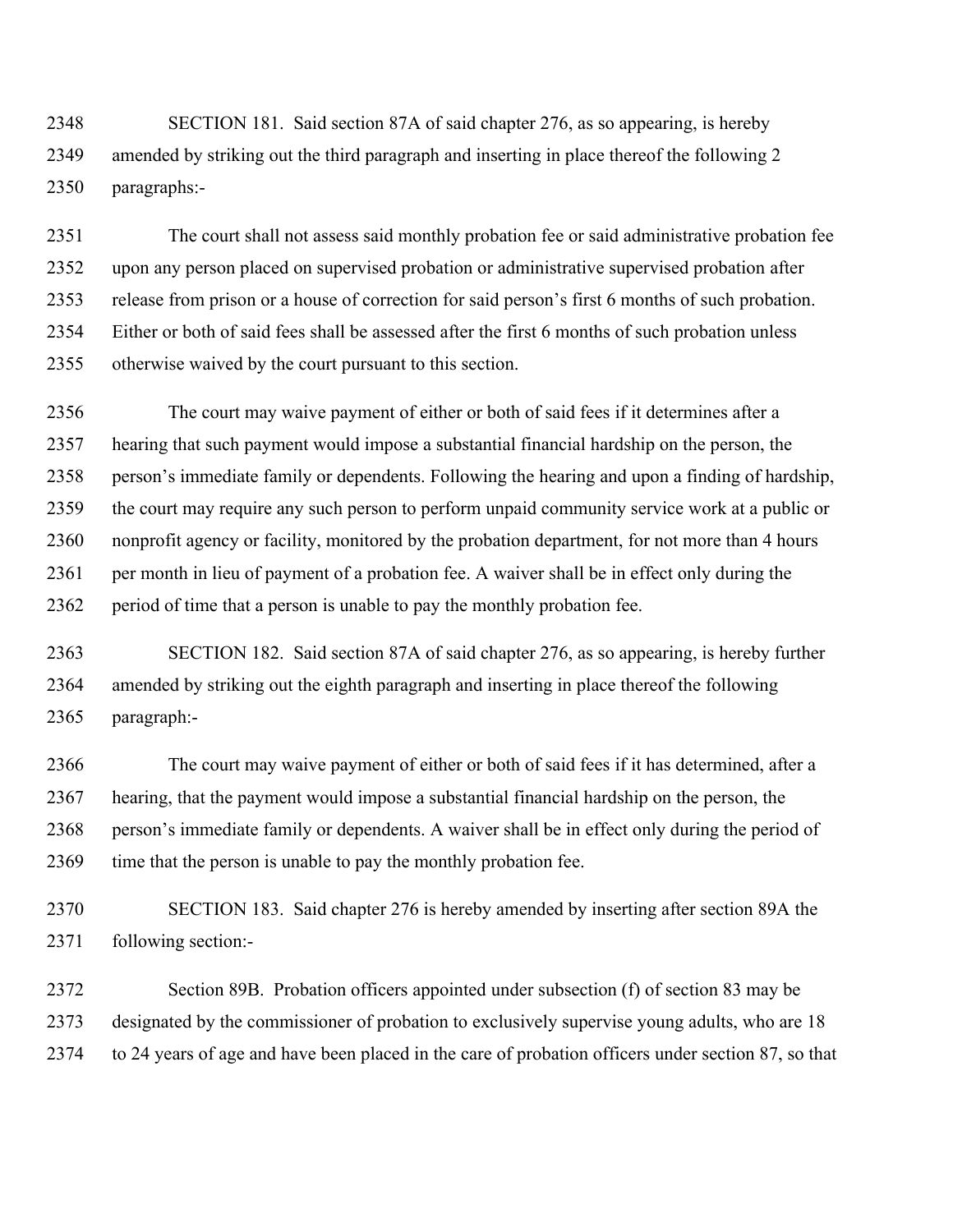SECTION 181. Said section 87A of said chapter 276, as so appearing, is hereby amended by striking out the third paragraph and inserting in place thereof the following 2 paragraphs:-

The court shall not assess said monthly probation fee or said administrative probation fee upon any person placed on supervised probation or administrative supervised probation after release from prison or a house of correction for said person's first 6 months of such probation. Either or both of said fees shall be assessed after the first 6 months of such probation unless otherwise waived by the court pursuant to this section.

The court may waive payment of either or both of said fees if it determines after a hearing that such payment would impose a substantial financial hardship on the person, the person's immediate family or dependents. Following the hearing and upon a finding of hardship, the court may require any such person to perform unpaid community service work at a public or nonprofit agency or facility, monitored by the probation department, for not more than 4 hours per month in lieu of payment of a probation fee. A waiver shall be in effect only during the period of time that a person is unable to pay the monthly probation fee.

SECTION 182. Said section 87A of said chapter 276, as so appearing, is hereby further amended by striking out the eighth paragraph and inserting in place thereof the following paragraph:-

The court may waive payment of either or both of said fees if it has determined, after a hearing, that the payment would impose a substantial financial hardship on the person, the person's immediate family or dependents. A waiver shall be in effect only during the period of time that the person is unable to pay the monthly probation fee.

SECTION 183. Said chapter 276 is hereby amended by inserting after section 89A the following section:-

Section 89B. Probation officers appointed under subsection (f) of section 83 may be designated by the commissioner of probation to exclusively supervise young adults, who are 18 to 24 years of age and have been placed in the care of probation officers under section 87, so that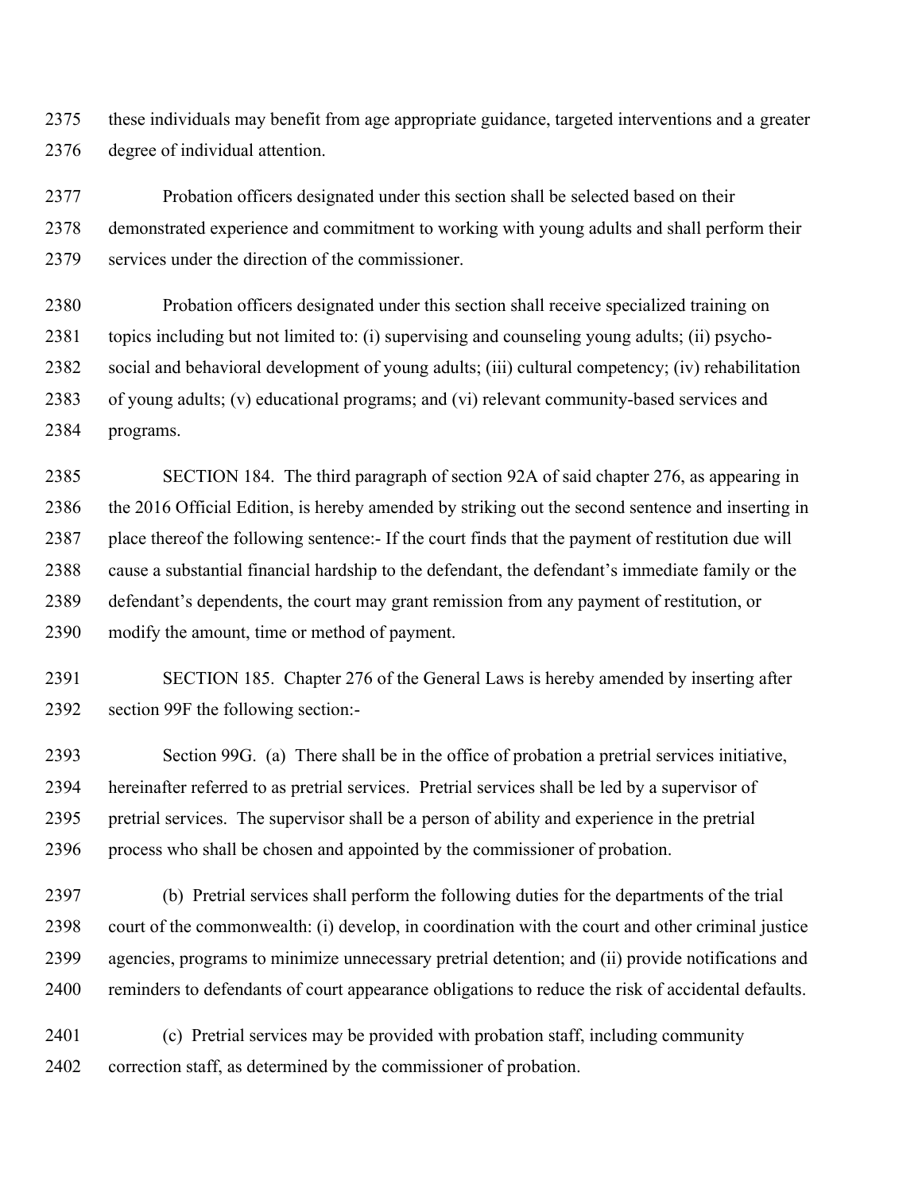these individuals may benefit from age appropriate guidance, targeted interventions and a greater degree of individual attention.

Probation officers designated under this section shall be selected based on their demonstrated experience and commitment to working with young adults and shall perform their services under the direction of the commissioner.

Probation officers designated under this section shall receive specialized training on topics including but not limited to: (i) supervising and counseling young adults; (ii) psycho-social and behavioral development of young adults; (iii) cultural competency; (iv) rehabilitation of young adults; (v) educational programs; and (vi) relevant community-based services and programs.

SECTION 184. The third paragraph of section 92A of said chapter 276, as appearing in the 2016 Official Edition, is hereby amended by striking out the second sentence and inserting in place thereof the following sentence:- If the court finds that the payment of restitution due will cause a substantial financial hardship to the defendant, the defendant's immediate family or the defendant's dependents, the court may grant remission from any payment of restitution, or modify the amount, time or method of payment.

SECTION 185. Chapter 276 of the General Laws is hereby amended by inserting after section 99F the following section:-

Section 99G. (a) There shall be in the office of probation a pretrial services initiative, hereinafter referred to as pretrial services. Pretrial services shall be led by a supervisor of pretrial services. The supervisor shall be a person of ability and experience in the pretrial process who shall be chosen and appointed by the commissioner of probation.

(b) Pretrial services shall perform the following duties for the departments of the trial court of the commonwealth: (i) develop, in coordination with the court and other criminal justice agencies, programs to minimize unnecessary pretrial detention; and (ii) provide notifications and reminders to defendants of court appearance obligations to reduce the risk of accidental defaults.

(c) Pretrial services may be provided with probation staff, including community correction staff, as determined by the commissioner of probation.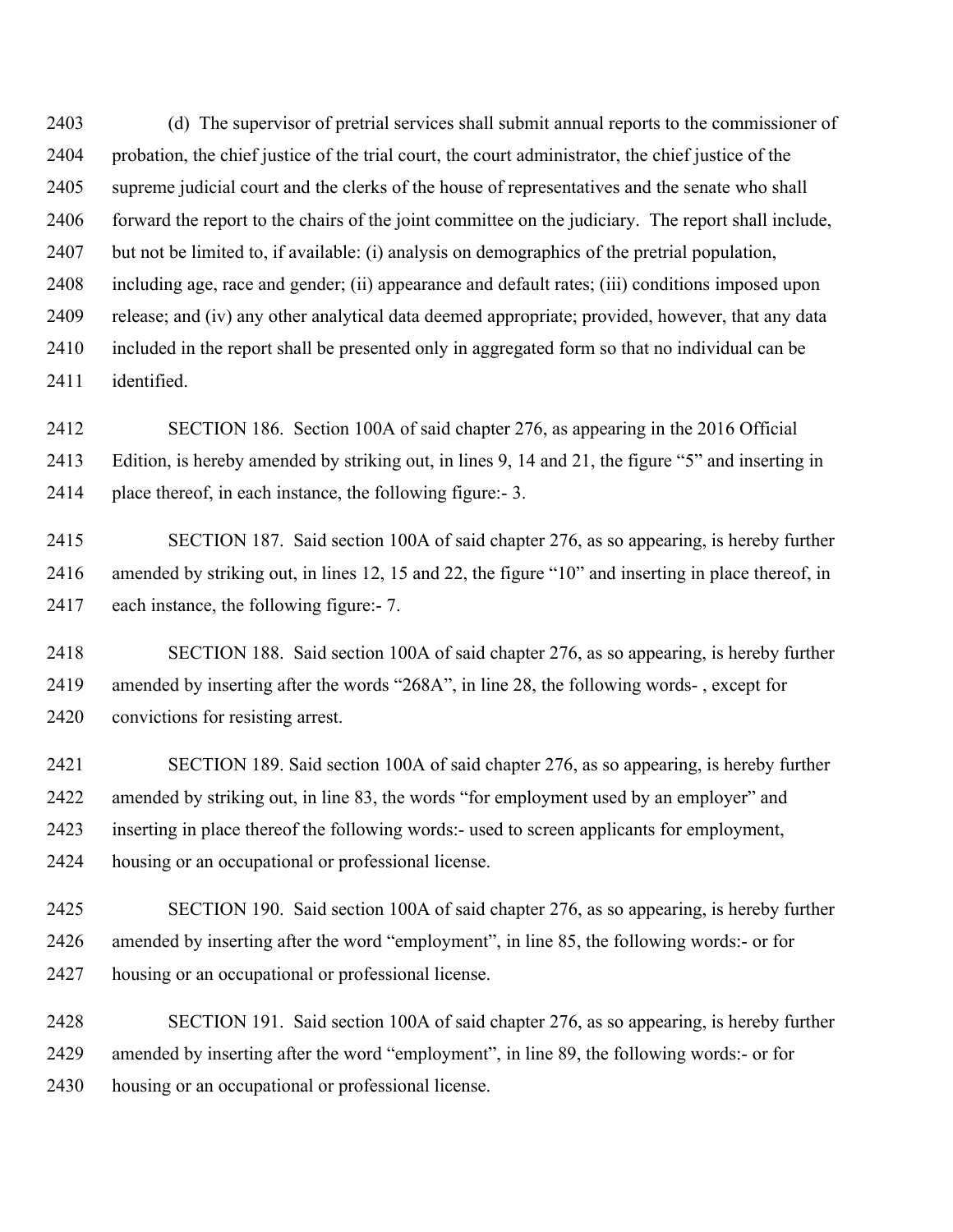(d) The supervisor of pretrial services shall submit annual reports to the commissioner of probation, the chief justice of the trial court, the court administrator, the chief justice of the supreme judicial court and the clerks of the house of representatives and the senate who shall forward the report to the chairs of the joint committee on the judiciary. The report shall include, but not be limited to, if available: (i) analysis on demographics of the pretrial population, including age, race and gender; (ii) appearance and default rates; (iii) conditions imposed upon release; and (iv) any other analytical data deemed appropriate; provided, however, that any data included in the report shall be presented only in aggregated form so that no individual can be identified.

SECTION 186. Section 100A of said chapter 276, as appearing in the 2016 Official Edition, is hereby amended by striking out, in lines 9, 14 and 21, the figure "5" and inserting in place thereof, in each instance, the following figure:- 3.

SECTION 187. Said section 100A of said chapter 276, as so appearing, is hereby further amended by striking out, in lines 12, 15 and 22, the figure "10" and inserting in place thereof, in each instance, the following figure:- 7.

SECTION 188. Said section 100A of said chapter 276, as so appearing, is hereby further amended by inserting after the words "268A", in line 28, the following words- , except for convictions for resisting arrest.

SECTION 189. Said section 100A of said chapter 276, as so appearing, is hereby further amended by striking out, in line 83, the words "for employment used by an employer" and inserting in place thereof the following words:- used to screen applicants for employment, housing or an occupational or professional license.

SECTION 190. Said section 100A of said chapter 276, as so appearing, is hereby further amended by inserting after the word "employment", in line 85, the following words:- or for housing or an occupational or professional license.

SECTION 191. Said section 100A of said chapter 276, as so appearing, is hereby further amended by inserting after the word "employment", in line 89, the following words:- or for housing or an occupational or professional license.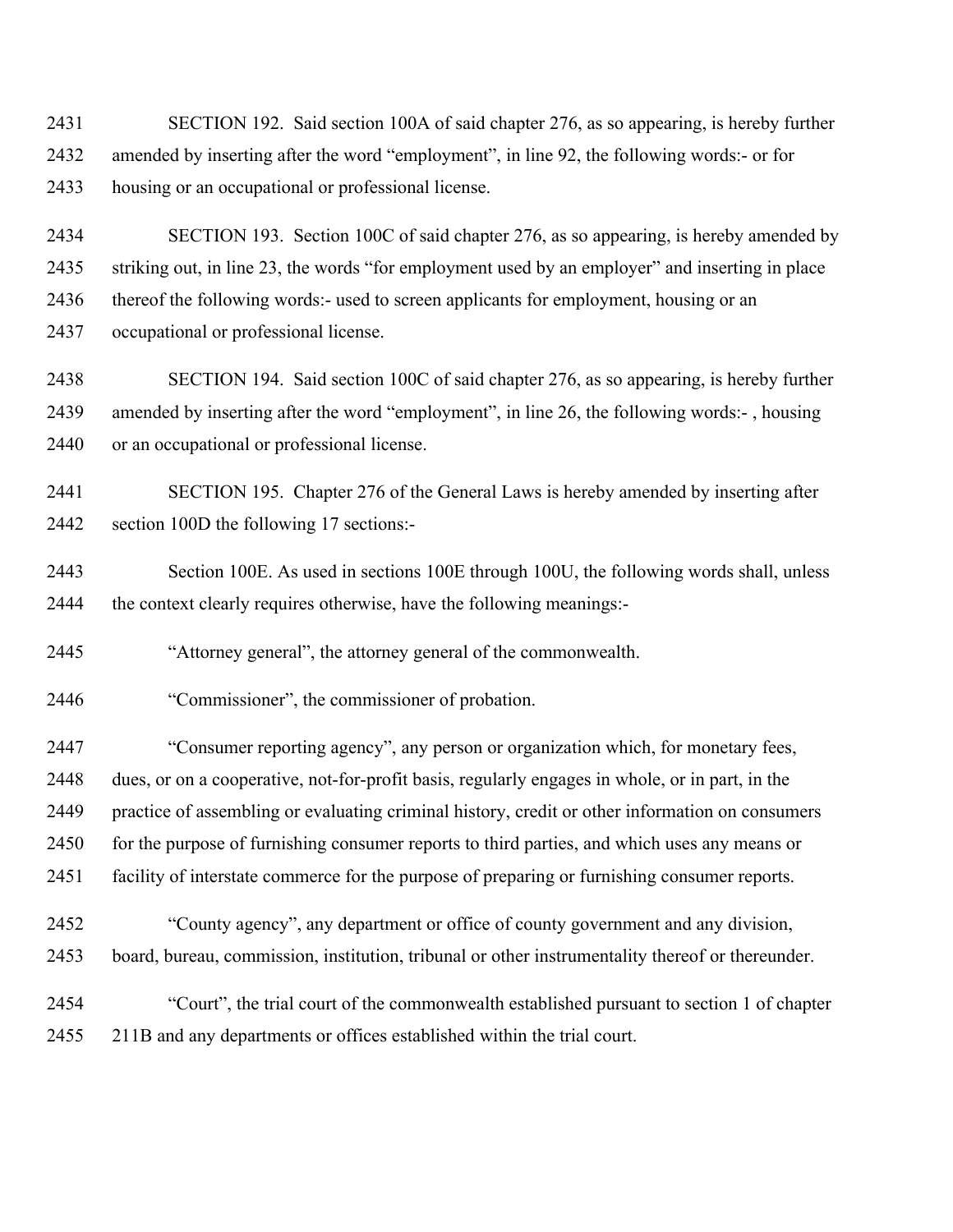SECTION 192. Said section 100A of said chapter 276, as so appearing, is hereby further amended by inserting after the word "employment", in line 92, the following words:- or for housing or an occupational or professional license.

SECTION 193. Section 100C of said chapter 276, as so appearing, is hereby amended by striking out, in line 23, the words "for employment used by an employer" and inserting in place thereof the following words:- used to screen applicants for employment, housing or an occupational or professional license.

SECTION 194. Said section 100C of said chapter 276, as so appearing, is hereby further amended by inserting after the word "employment", in line 26, the following words:- , housing or an occupational or professional license.

SECTION 195. Chapter 276 of the General Laws is hereby amended by inserting after section 100D the following 17 sections:-

Section 100E. As used in sections 100E through 100U, the following words shall, unless the context clearly requires otherwise, have the following meanings:-

"Attorney general", the attorney general of the commonwealth.

"Commissioner", the commissioner of probation.

"Consumer reporting agency", any person or organization which, for monetary fees, dues, or on a cooperative, not-for-profit basis, regularly engages in whole, or in part, in the practice of assembling or evaluating criminal history, credit or other information on consumers for the purpose of furnishing consumer reports to third parties, and which uses any means or facility of interstate commerce for the purpose of preparing or furnishing consumer reports.

"County agency", any department or office of county government and any division, board, bureau, commission, institution, tribunal or other instrumentality thereof or thereunder.

"Court", the trial court of the commonwealth established pursuant to section 1 of chapter 211B and any departments or offices established within the trial court.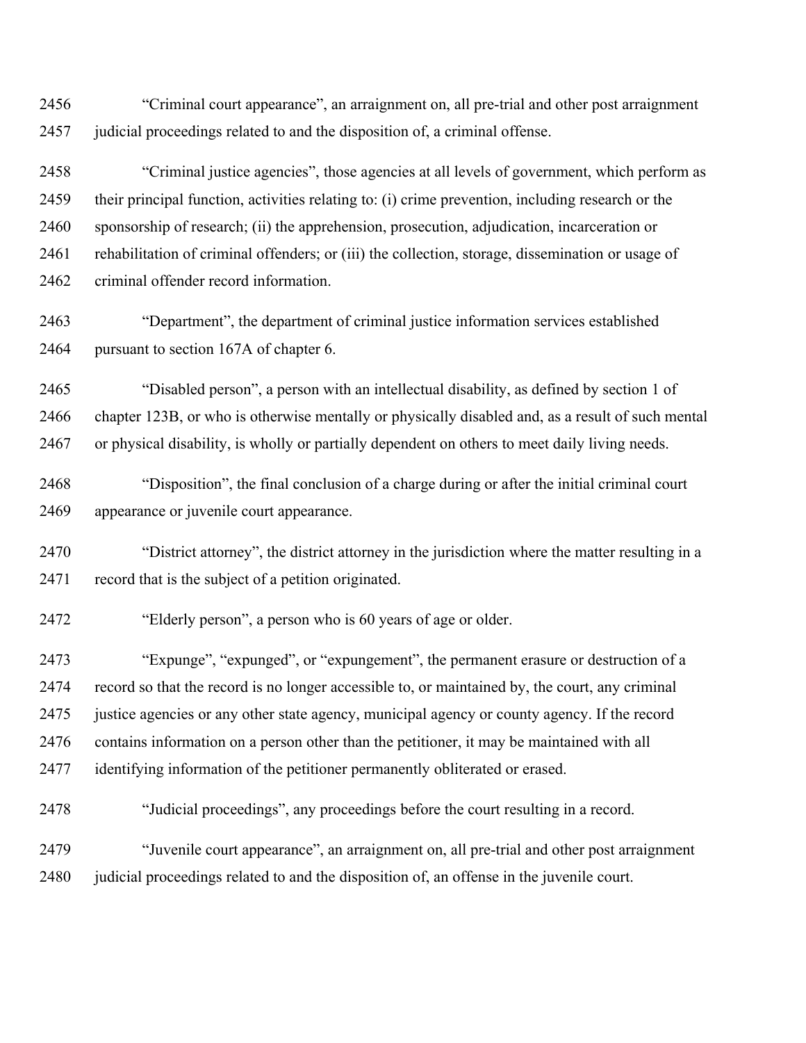"Criminal court appearance", an arraignment on, all pre-trial and other post arraignment judicial proceedings related to and the disposition of, a criminal offense.

"Criminal justice agencies", those agencies at all levels of government, which perform as their principal function, activities relating to: (i) crime prevention, including research or the sponsorship of research; (ii) the apprehension, prosecution, adjudication, incarceration or rehabilitation of criminal offenders; or (iii) the collection, storage, dissemination or usage of criminal offender record information.

"Department", the department of criminal justice information services established pursuant to section 167A of chapter 6.

"Disabled person", a person with an intellectual disability, as defined by section 1 of chapter 123B, or who is otherwise mentally or physically disabled and, as a result of such mental or physical disability, is wholly or partially dependent on others to meet daily living needs.

"Disposition", the final conclusion of a charge during or after the initial criminal court appearance or juvenile court appearance.

"District attorney", the district attorney in the jurisdiction where the matter resulting in a record that is the subject of a petition originated.

"Elderly person", a person who is 60 years of age or older.

"Expunge", "expunged", or "expungement", the permanent erasure or destruction of a record so that the record is no longer accessible to, or maintained by, the court, any criminal justice agencies or any other state agency, municipal agency or county agency. If the record contains information on a person other than the petitioner, it may be maintained with all identifying information of the petitioner permanently obliterated or erased.

"Judicial proceedings", any proceedings before the court resulting in a record.

"Juvenile court appearance", an arraignment on, all pre-trial and other post arraignment judicial proceedings related to and the disposition of, an offense in the juvenile court.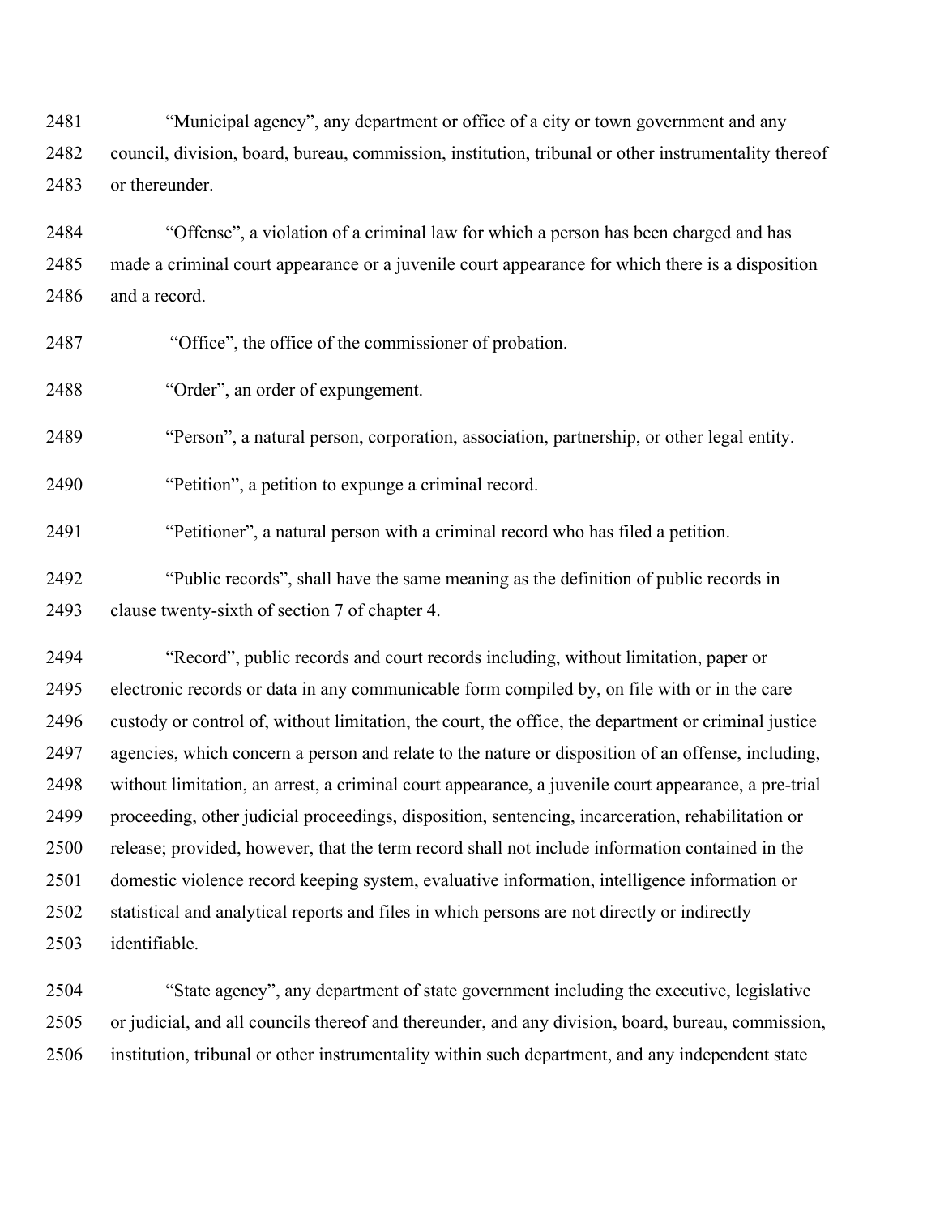"Municipal agency", any department or office of a city or town government and any council, division, board, bureau, commission, institution, tribunal or other instrumentality thereof or thereunder.

"Offense", a violation of a criminal law for which a person has been charged and has made a criminal court appearance or a juvenile court appearance for which there is a disposition and a record.

"Office", the office of the commissioner of probation.

"Order", an order of expungement.

"Person", a natural person, corporation, association, partnership, or other legal entity.

"Petition", a petition to expunge a criminal record.

"Petitioner", a natural person with a criminal record who has filed a petition.

"Public records", shall have the same meaning as the definition of public records in clause twenty-sixth of section 7 of chapter 4.

"Record", public records and court records including, without limitation, paper or electronic records or data in any communicable form compiled by, on file with or in the care custody or control of, without limitation, the court, the office, the department or criminal justice agencies, which concern a person and relate to the nature or disposition of an offense, including, without limitation, an arrest, a criminal court appearance, a juvenile court appearance, a pre-trial proceeding, other judicial proceedings, disposition, sentencing, incarceration, rehabilitation or release; provided, however, that the term record shall not include information contained in the domestic violence record keeping system, evaluative information, intelligence information or statistical and analytical reports and files in which persons are not directly or indirectly identifiable.

"State agency", any department of state government including the executive, legislative or judicial, and all councils thereof and thereunder, and any division, board, bureau, commission, institution, tribunal or other instrumentality within such department, and any independent state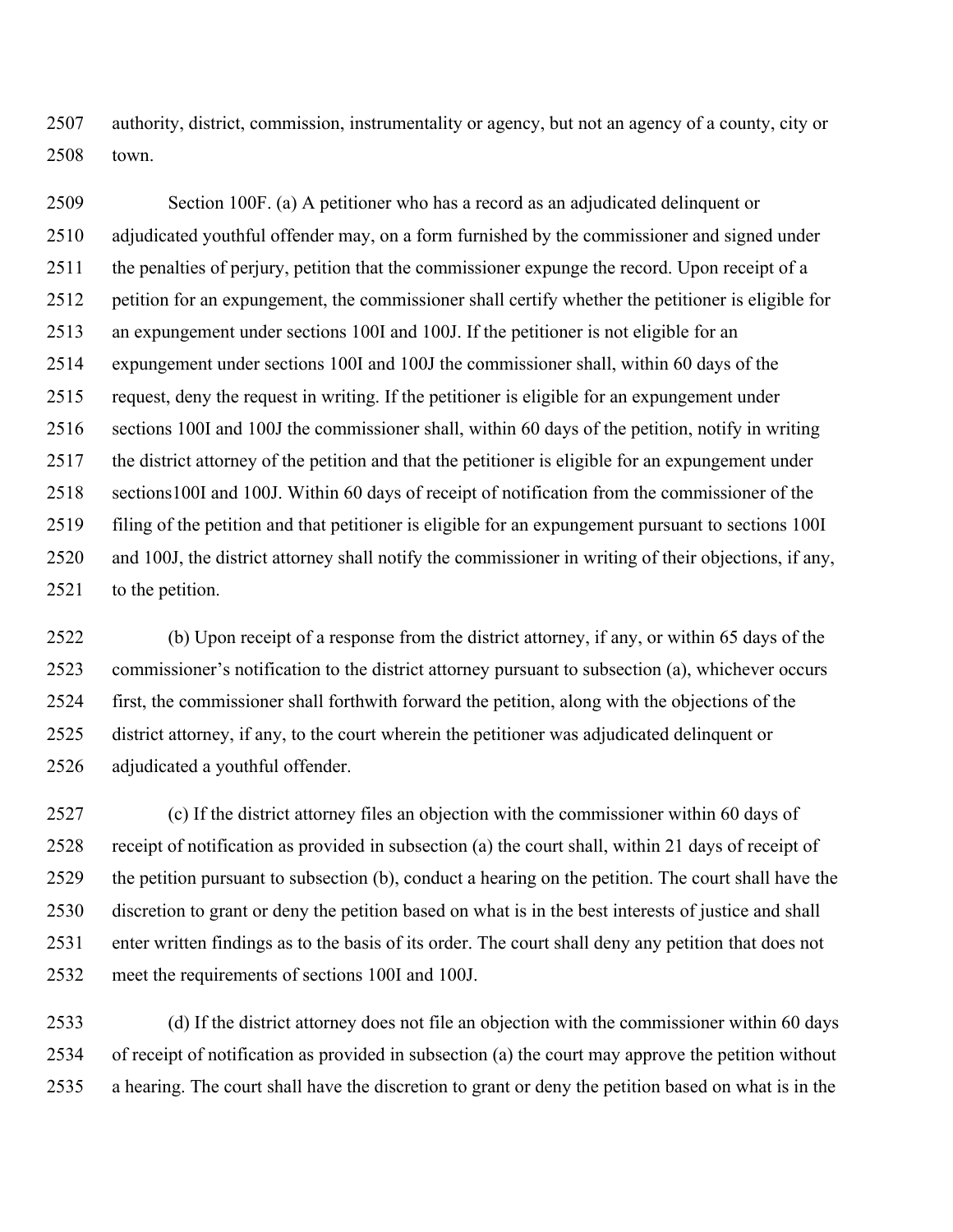authority, district, commission, instrumentality or agency, but not an agency of a county, city or town.

Section 100F. (a) A petitioner who has a record as an adjudicated delinquent or adjudicated youthful offender may, on a form furnished by the commissioner and signed under the penalties of perjury, petition that the commissioner expunge the record. Upon receipt of a petition for an expungement, the commissioner shall certify whether the petitioner is eligible for an expungement under sections 100I and 100J. If the petitioner is not eligible for an expungement under sections 100I and 100J the commissioner shall, within 60 days of the request, deny the request in writing. If the petitioner is eligible for an expungement under sections 100I and 100J the commissioner shall, within 60 days of the petition, notify in writing the district attorney of the petition and that the petitioner is eligible for an expungement under sections100I and 100J. Within 60 days of receipt of notification from the commissioner of the filing of the petition and that petitioner is eligible for an expungement pursuant to sections 100I and 100J, the district attorney shall notify the commissioner in writing of their objections, if any, to the petition.

(b) Upon receipt of a response from the district attorney, if any, or within 65 days of the commissioner's notification to the district attorney pursuant to subsection (a), whichever occurs first, the commissioner shall forthwith forward the petition, along with the objections of the district attorney, if any, to the court wherein the petitioner was adjudicated delinquent or adjudicated a youthful offender.

(c) If the district attorney files an objection with the commissioner within 60 days of receipt of notification as provided in subsection (a) the court shall, within 21 days of receipt of the petition pursuant to subsection (b), conduct a hearing on the petition. The court shall have the discretion to grant or deny the petition based on what is in the best interests of justice and shall enter written findings as to the basis of its order. The court shall deny any petition that does not meet the requirements of sections 100I and 100J.

(d) If the district attorney does not file an objection with the commissioner within 60 days of receipt of notification as provided in subsection (a) the court may approve the petition without a hearing. The court shall have the discretion to grant or deny the petition based on what is in the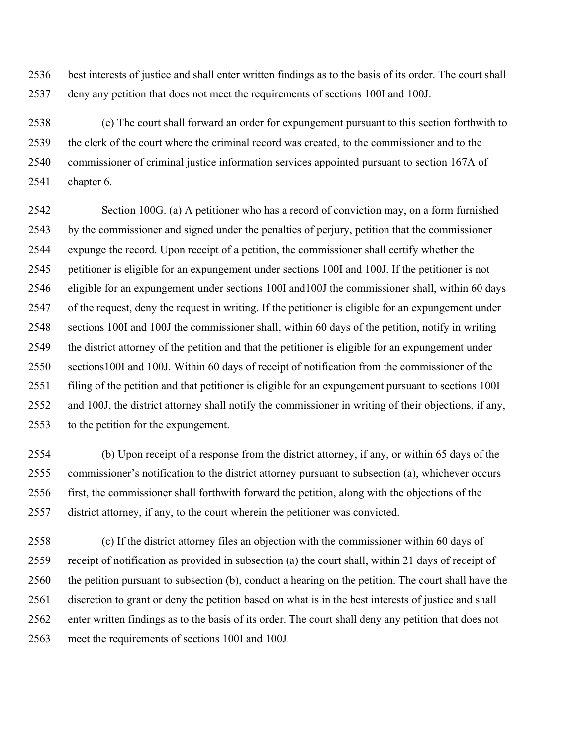best interests of justice and shall enter written findings as to the basis of its order. The court shall deny any petition that does not meet the requirements of sections 100I and 100J.

(e) The court shall forward an order for expungement pursuant to this section forthwith to the clerk of the court where the criminal record was created, to the commissioner and to the commissioner of criminal justice information services appointed pursuant to section 167A of chapter 6.

Section 100G. (a) A petitioner who has a record of conviction may, on a form furnished by the commissioner and signed under the penalties of perjury, petition that the commissioner expunge the record. Upon receipt of a petition, the commissioner shall certify whether the petitioner is eligible for an expungement under sections 100I and 100J. If the petitioner is not eligible for an expungement under sections 100I and100J the commissioner shall, within 60 days of the request, deny the request in writing. If the petitioner is eligible for an expungement under sections 100I and 100J the commissioner shall, within 60 days of the petition, notify in writing the district attorney of the petition and that the petitioner is eligible for an expungement under sections100I and 100J. Within 60 days of receipt of notification from the commissioner of the filing of the petition and that petitioner is eligible for an expungement pursuant to sections 100I and 100J, the district attorney shall notify the commissioner in writing of their objections, if any, to the petition for the expungement.

(b) Upon receipt of a response from the district attorney, if any, or within 65 days of the commissioner's notification to the district attorney pursuant to subsection (a), whichever occurs first, the commissioner shall forthwith forward the petition, along with the objections of the district attorney, if any, to the court wherein the petitioner was convicted.

(c) If the district attorney files an objection with the commissioner within 60 days of receipt of notification as provided in subsection (a) the court shall, within 21 days of receipt of the petition pursuant to subsection (b), conduct a hearing on the petition. The court shall have the discretion to grant or deny the petition based on what is in the best interests of justice and shall enter written findings as to the basis of its order. The court shall deny any petition that does not meet the requirements of sections 100I and 100J.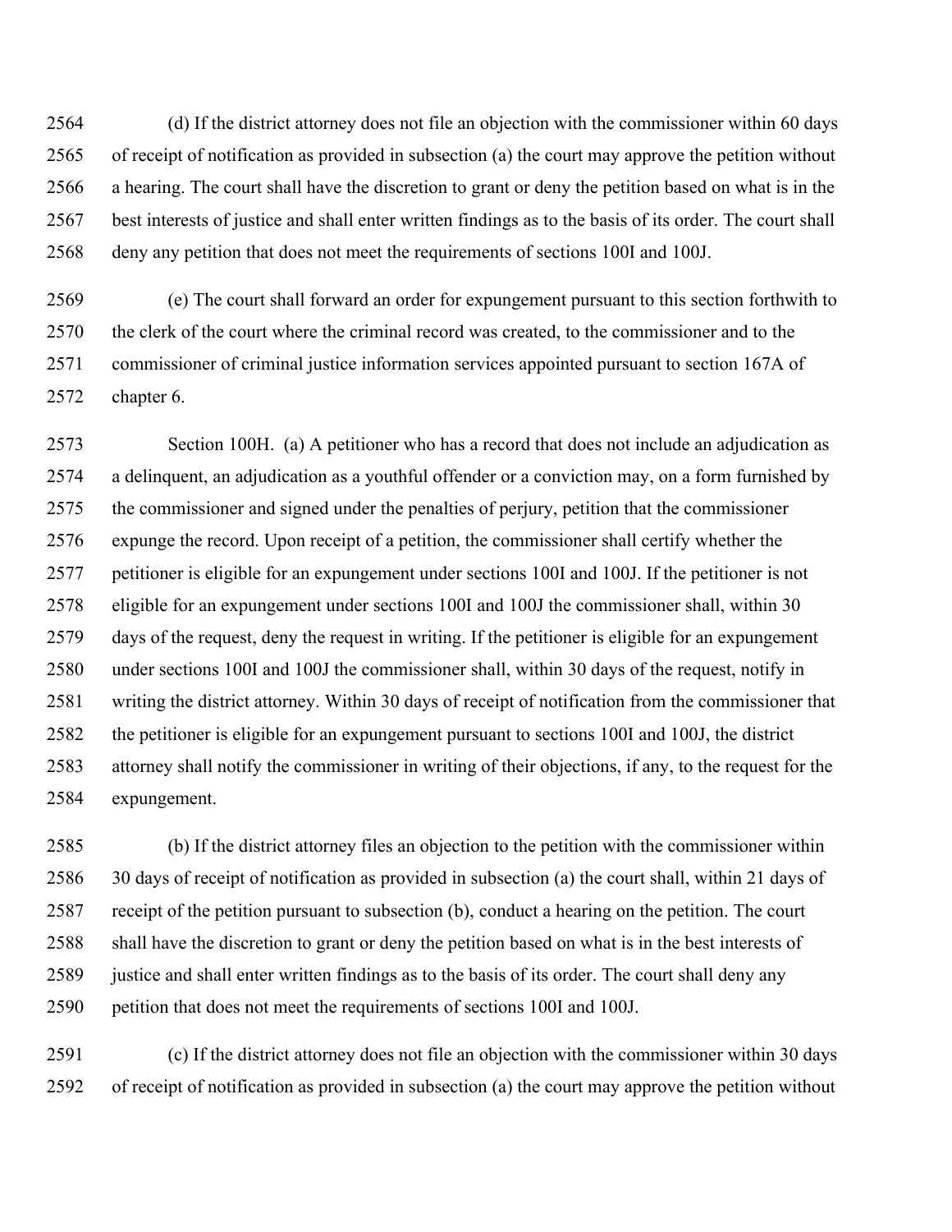(d) If the district attorney does not file an objection with the commissioner within 60 days of receipt of notification as provided in subsection (a) the court may approve the petition without a hearing. The court shall have the discretion to grant or deny the petition based on what is in the best interests of justice and shall enter written findings as to the basis of its order. The court shall deny any petition that does not meet the requirements of sections 100I and 100J.

(e) The court shall forward an order for expungement pursuant to this section forthwith to the clerk of the court where the criminal record was created, to the commissioner and to the commissioner of criminal justice information services appointed pursuant to section 167A of chapter 6.

Section 100H. (a) A petitioner who has a record that does not include an adjudication as a delinquent, an adjudication as a youthful offender or a conviction may, on a form furnished by the commissioner and signed under the penalties of perjury, petition that the commissioner expunge the record. Upon receipt of a petition, the commissioner shall certify whether the petitioner is eligible for an expungement under sections 100I and 100J. If the petitioner is not eligible for an expungement under sections 100I and 100J the commissioner shall, within 30 days of the request, deny the request in writing. If the petitioner is eligible for an expungement under sections 100I and 100J the commissioner shall, within 30 days of the request, notify in writing the district attorney. Within 30 days of receipt of notification from the commissioner that the petitioner is eligible for an expungement pursuant to sections 100I and 100J, the district attorney shall notify the commissioner in writing of their objections, if any, to the request for the expungement.

(b) If the district attorney files an objection to the petition with the commissioner within 30 days of receipt of notification as provided in subsection (a) the court shall, within 21 days of receipt of the petition pursuant to subsection (b), conduct a hearing on the petition. The court shall have the discretion to grant or deny the petition based on what is in the best interests of justice and shall enter written findings as to the basis of its order. The court shall deny any petition that does not meet the requirements of sections 100I and 100J.

(c) If the district attorney does not file an objection with the commissioner within 30 days of receipt of notification as provided in subsection (a) the court may approve the petition without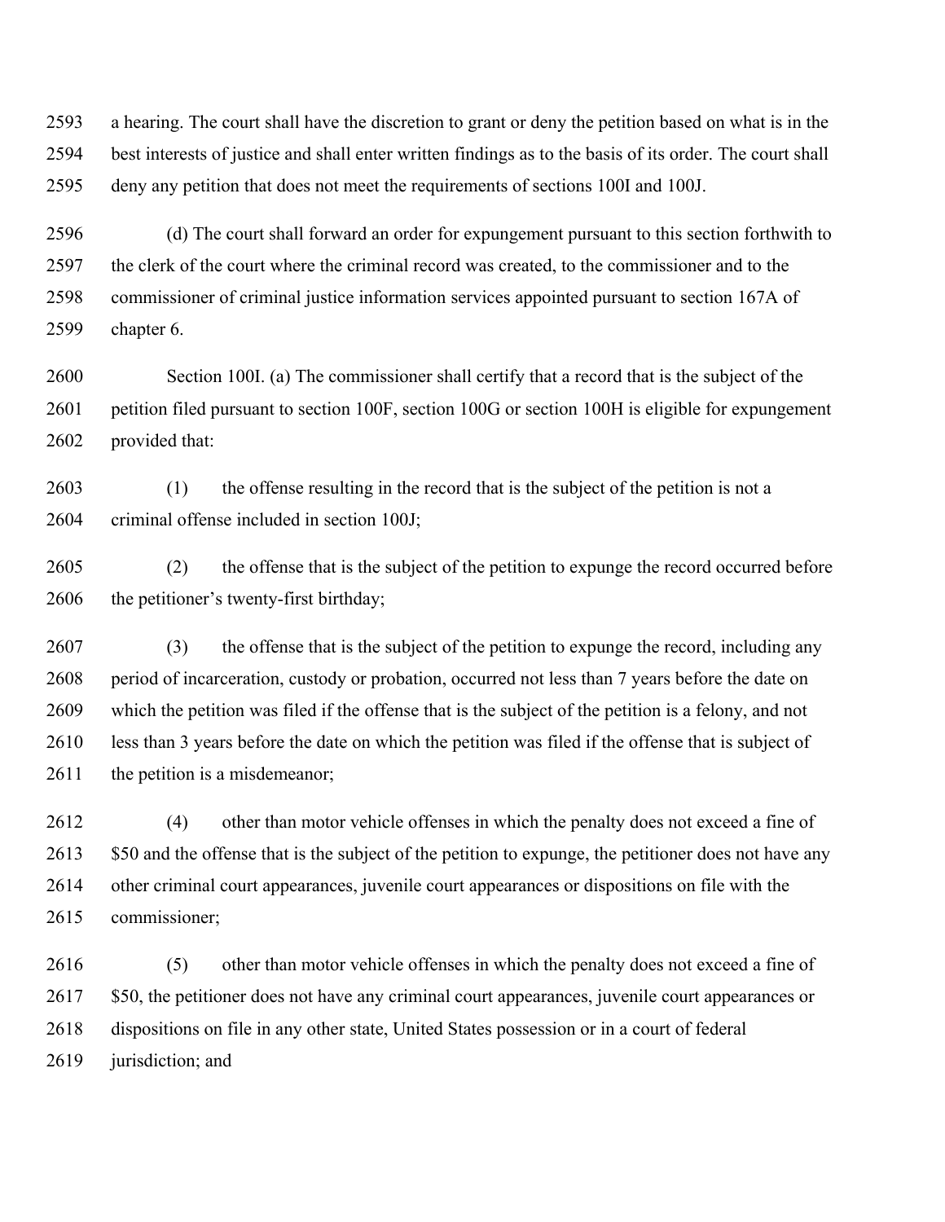a hearing. The court shall have the discretion to grant or deny the petition based on what is in the best interests of justice and shall enter written findings as to the basis of its order. The court shall deny any petition that does not meet the requirements of sections 100I and 100J.

(d) The court shall forward an order for expungement pursuant to this section forthwith to the clerk of the court where the criminal record was created, to the commissioner and to the commissioner of criminal justice information services appointed pursuant to section 167A of chapter 6.

Section 100I. (a) The commissioner shall certify that a record that is the subject of the petition filed pursuant to section 100F, section 100G or section 100H is eligible for expungement provided that:

(1) the offense resulting in the record that is the subject of the petition is not a criminal offense included in section 100J;

(2) the offense that is the subject of the petition to expunge the record occurred before the petitioner's twenty-first birthday;

(3) the offense that is the subject of the petition to expunge the record, including any period of incarceration, custody or probation, occurred not less than 7 years before the date on which the petition was filed if the offense that is the subject of the petition is a felony, and not less than 3 years before the date on which the petition was filed if the offense that is subject of the petition is a misdemeanor;

(4) other than motor vehicle offenses in which the penalty does not exceed a fine of $50 and the offense that is the subject of the petition to expunge, the petitioner does not have any other criminal court appearances, juvenile court appearances or dispositions on file with the commissioner;

(5) other than motor vehicle offenses in which the penalty does not exceed a fine of $50, the petitioner does not have any criminal court appearances, juvenile court appearances or dispositions on file in any other state, United States possession or in a court of federal jurisdiction; and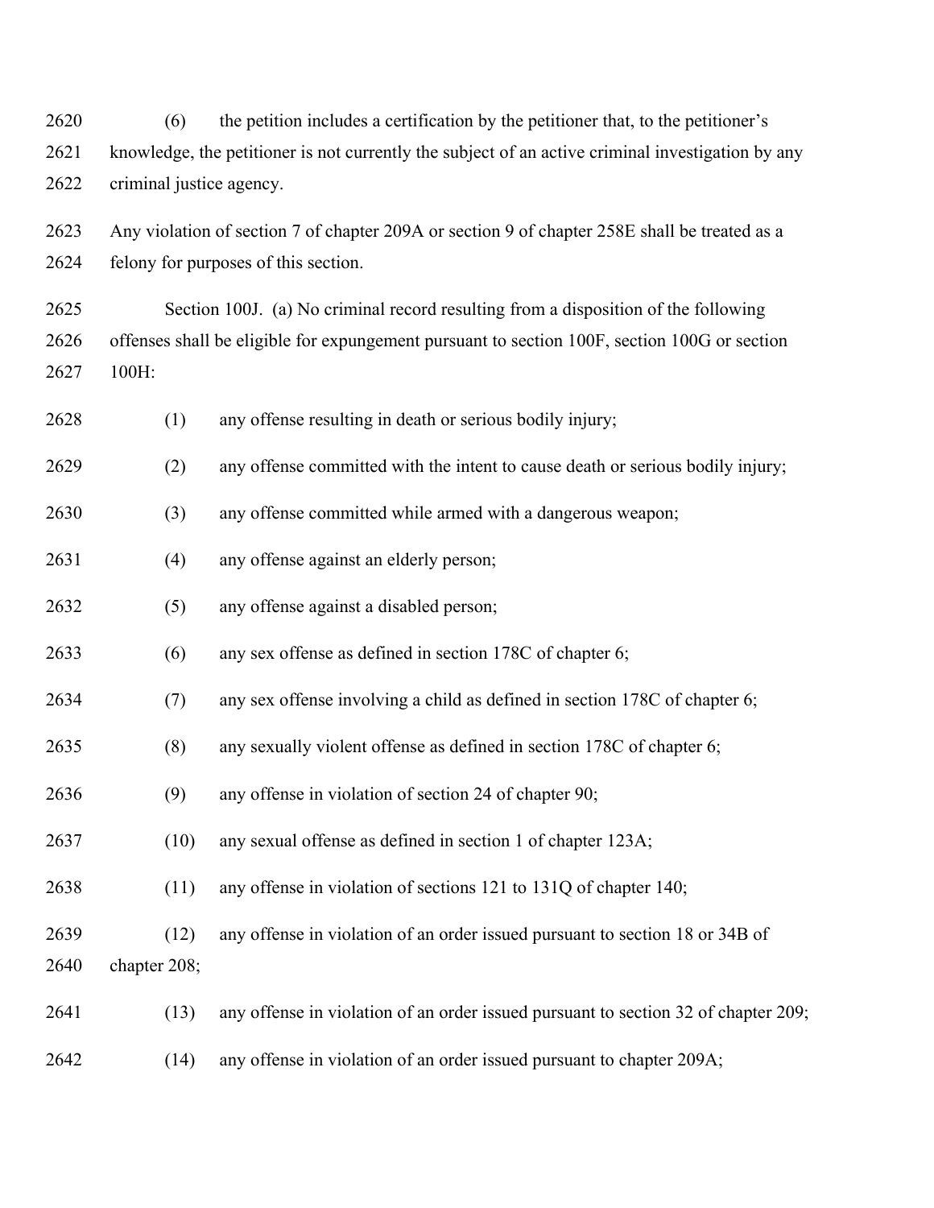(6) the petition includes a certification by the petitioner that, to the petitioner's knowledge, the petitioner is not currently the subject of an active criminal investigation by any criminal justice agency.

Any violation of section 7 of chapter 209A or section 9 of chapter 258E shall be treated as a felony for purposes of this section.

Section 100J. (a) No criminal record resulting from a disposition of the following offenses shall be eligible for expungement pursuant to section 100F, section 100G or section 100H:

(1) any offense resulting in death or serious bodily injury;

(2) any offense committed with the intent to cause death or serious bodily injury;

(3) any offense committed while armed with a dangerous weapon;

(4) any offense against an elderly person;

(5) any offense against a disabled person;

(6) any sex offense as defined in section 178C of chapter 6;

(7) any sex offense involving a child as defined in section 178C of chapter 6;

(8) any sexually violent offense as defined in section 178C of chapter 6;

(9) any offense in violation of section 24 of chapter 90;

(10) any sexual offense as defined in section 1 of chapter 123A;

(11) any offense in violation of sections 121 to 131Q of chapter 140;

(12) any offense in violation of an order issued pursuant to section 18 or 34B of chapter 208;

(13) any offense in violation of an order issued pursuant to section 32 of chapter 209;

(14) any offense in violation of an order issued pursuant to chapter 209A;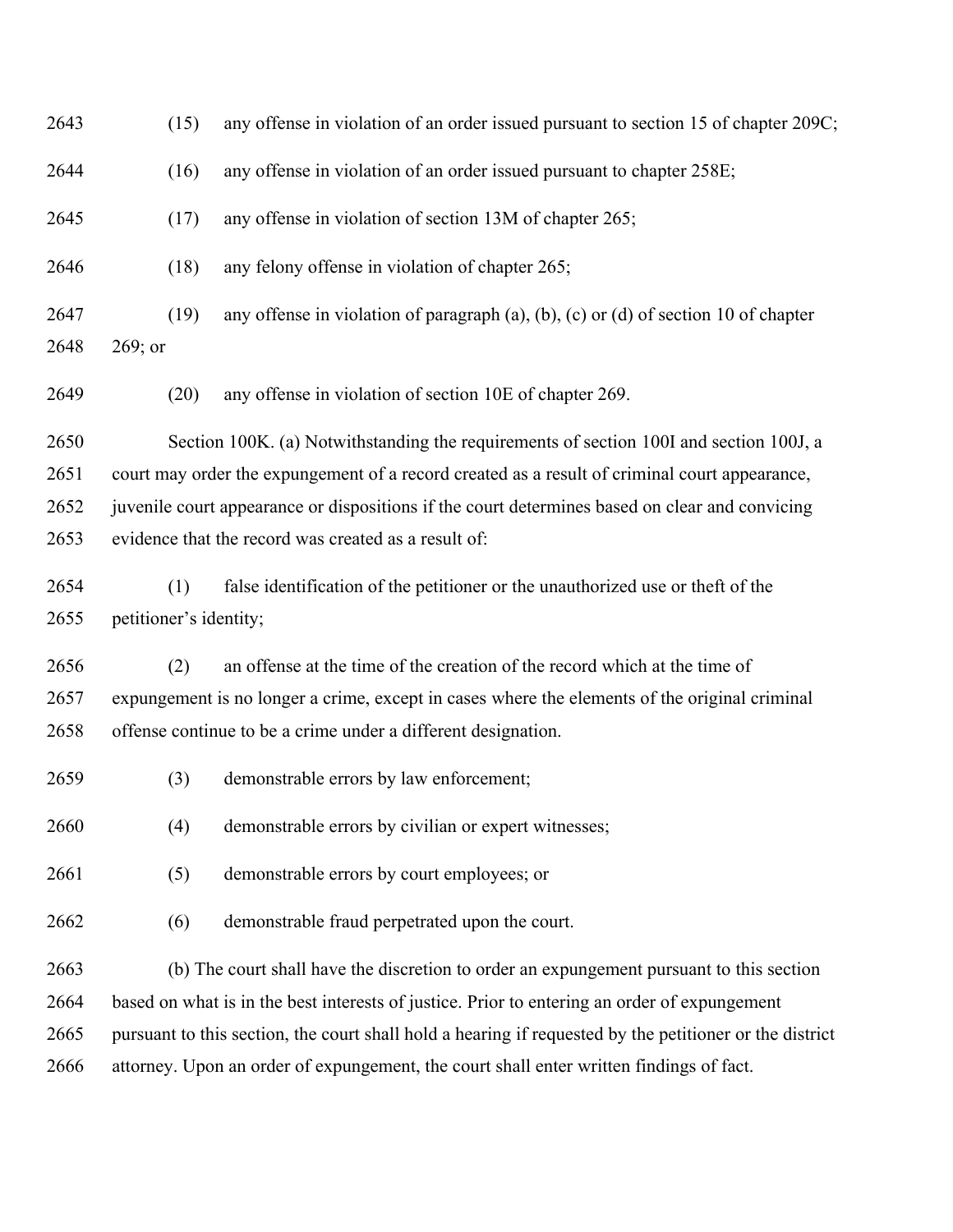(15) any offense in violation of an order issued pursuant to section 15 of chapter 209C;

(16) any offense in violation of an order issued pursuant to chapter 258E;

(17) any offense in violation of section 13M of chapter 265;

(18) any felony offense in violation of chapter 265;

(19) any offense in violation of paragraph (a), (b), (c) or (d) of section 10 of chapter 269; or

(20) any offense in violation of section 10E of chapter 269.

Section 100K. (a) Notwithstanding the requirements of section 100I and section 100J, a court may order the expungement of a record created as a result of criminal court appearance, juvenile court appearance or dispositions if the court determines based on clear and convicing evidence that the record was created as a result of:

(1) false identification of the petitioner or the unauthorized use or theft of the petitioner's identity;

(2) an offense at the time of the creation of the record which at the time of expungement is no longer a crime, except in cases where the elements of the original criminal offense continue to be a crime under a different designation.

(3) demonstrable errors by law enforcement;

(4) demonstrable errors by civilian or expert witnesses;

(5) demonstrable errors by court employees; or

(6) demonstrable fraud perpetrated upon the court.

(b) The court shall have the discretion to order an expungement pursuant to this section based on what is in the best interests of justice. Prior to entering an order of expungement pursuant to this section, the court shall hold a hearing if requested by the petitioner or the district attorney. Upon an order of expungement, the court shall enter written findings of fact.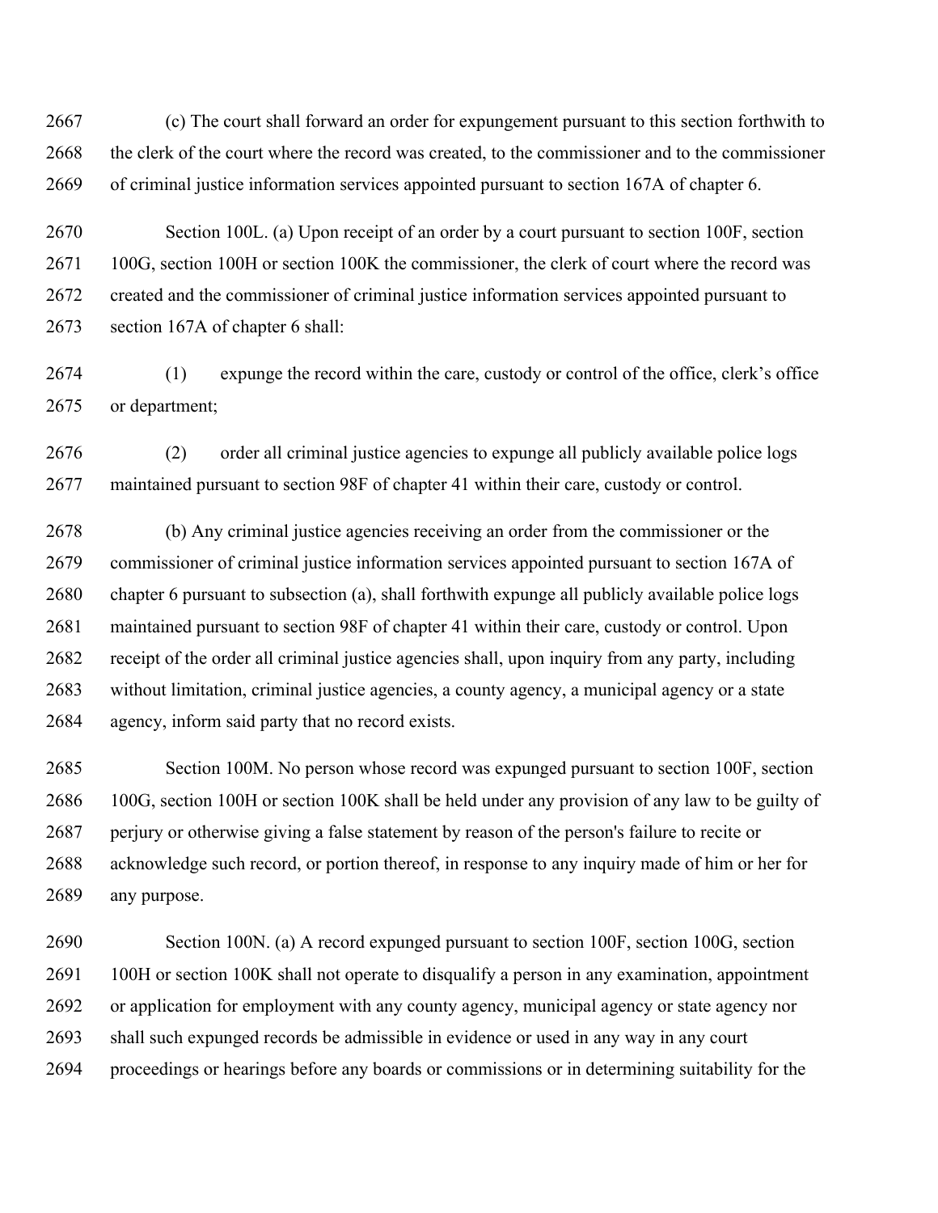(c) The court shall forward an order for expungement pursuant to this section forthwith to the clerk of the court where the record was created, to the commissioner and to the commissioner of criminal justice information services appointed pursuant to section 167A of chapter 6.

Section 100L. (a) Upon receipt of an order by a court pursuant to section 100F, section 100G, section 100H or section 100K the commissioner, the clerk of court where the record was created and the commissioner of criminal justice information services appointed pursuant to section 167A of chapter 6 shall:

(1) expunge the record within the care, custody or control of the office, clerk's office or department;

(2) order all criminal justice agencies to expunge all publicly available police logs maintained pursuant to section 98F of chapter 41 within their care, custody or control.

(b) Any criminal justice agencies receiving an order from the commissioner or the commissioner of criminal justice information services appointed pursuant to section 167A of chapter 6 pursuant to subsection (a), shall forthwith expunge all publicly available police logs maintained pursuant to section 98F of chapter 41 within their care, custody or control. Upon receipt of the order all criminal justice agencies shall, upon inquiry from any party, including without limitation, criminal justice agencies, a county agency, a municipal agency or a state agency, inform said party that no record exists.

Section 100M. No person whose record was expunged pursuant to section 100F, section 100G, section 100H or section 100K shall be held under any provision of any law to be guilty of perjury or otherwise giving a false statement by reason of the person's failure to recite or acknowledge such record, or portion thereof, in response to any inquiry made of him or her for any purpose.

Section 100N. (a) A record expunged pursuant to section 100F, section 100G, section 100H or section 100K shall not operate to disqualify a person in any examination, appointment or application for employment with any county agency, municipal agency or state agency nor shall such expunged records be admissible in evidence or used in any way in any court proceedings or hearings before any boards or commissions or in determining suitability for the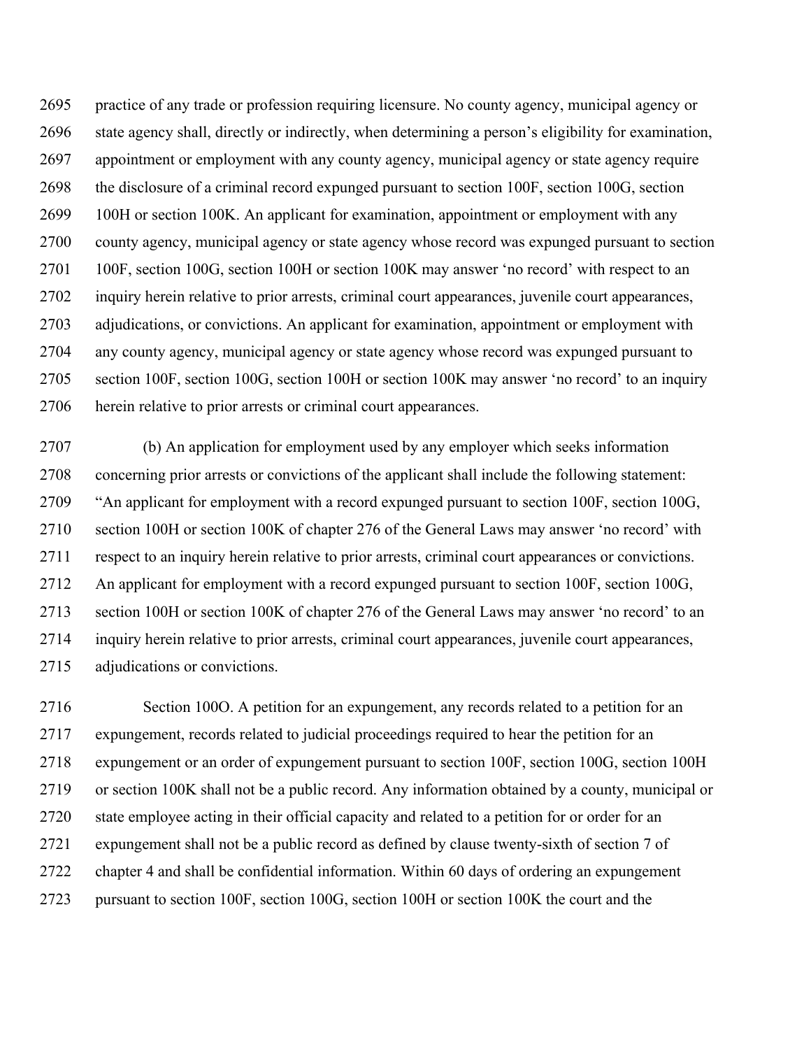practice of any trade or profession requiring licensure. No county agency, municipal agency or state agency shall, directly or indirectly, when determining a person's eligibility for examination, appointment or employment with any county agency, municipal agency or state agency require the disclosure of a criminal record expunged pursuant to section 100F, section 100G, section 100H or section 100K. An applicant for examination, appointment or employment with any county agency, municipal agency or state agency whose record was expunged pursuant to section 100F, section 100G, section 100H or section 100K may answer 'no record' with respect to an inquiry herein relative to prior arrests, criminal court appearances, juvenile court appearances, adjudications, or convictions. An applicant for examination, appointment or employment with any county agency, municipal agency or state agency whose record was expunged pursuant to section 100F, section 100G, section 100H or section 100K may answer 'no record' to an inquiry herein relative to prior arrests or criminal court appearances.

(b) An application for employment used by any employer which seeks information concerning prior arrests or convictions of the applicant shall include the following statement: "An applicant for employment with a record expunged pursuant to section 100F, section 100G, section 100H or section 100K of chapter 276 of the General Laws may answer 'no record' with respect to an inquiry herein relative to prior arrests, criminal court appearances or convictions. An applicant for employment with a record expunged pursuant to section 100F, section 100G, section 100H or section 100K of chapter 276 of the General Laws may answer 'no record' to an inquiry herein relative to prior arrests, criminal court appearances, juvenile court appearances, adjudications or convictions.

Section 100O. A petition for an expungement, any records related to a petition for an expungement, records related to judicial proceedings required to hear the petition for an expungement or an order of expungement pursuant to section 100F, section 100G, section 100H or section 100K shall not be a public record. Any information obtained by a county, municipal or state employee acting in their official capacity and related to a petition for or order for an expungement shall not be a public record as defined by clause twenty-sixth of section 7 of chapter 4 and shall be confidential information. Within 60 days of ordering an expungement pursuant to section 100F, section 100G, section 100H or section 100K the court and the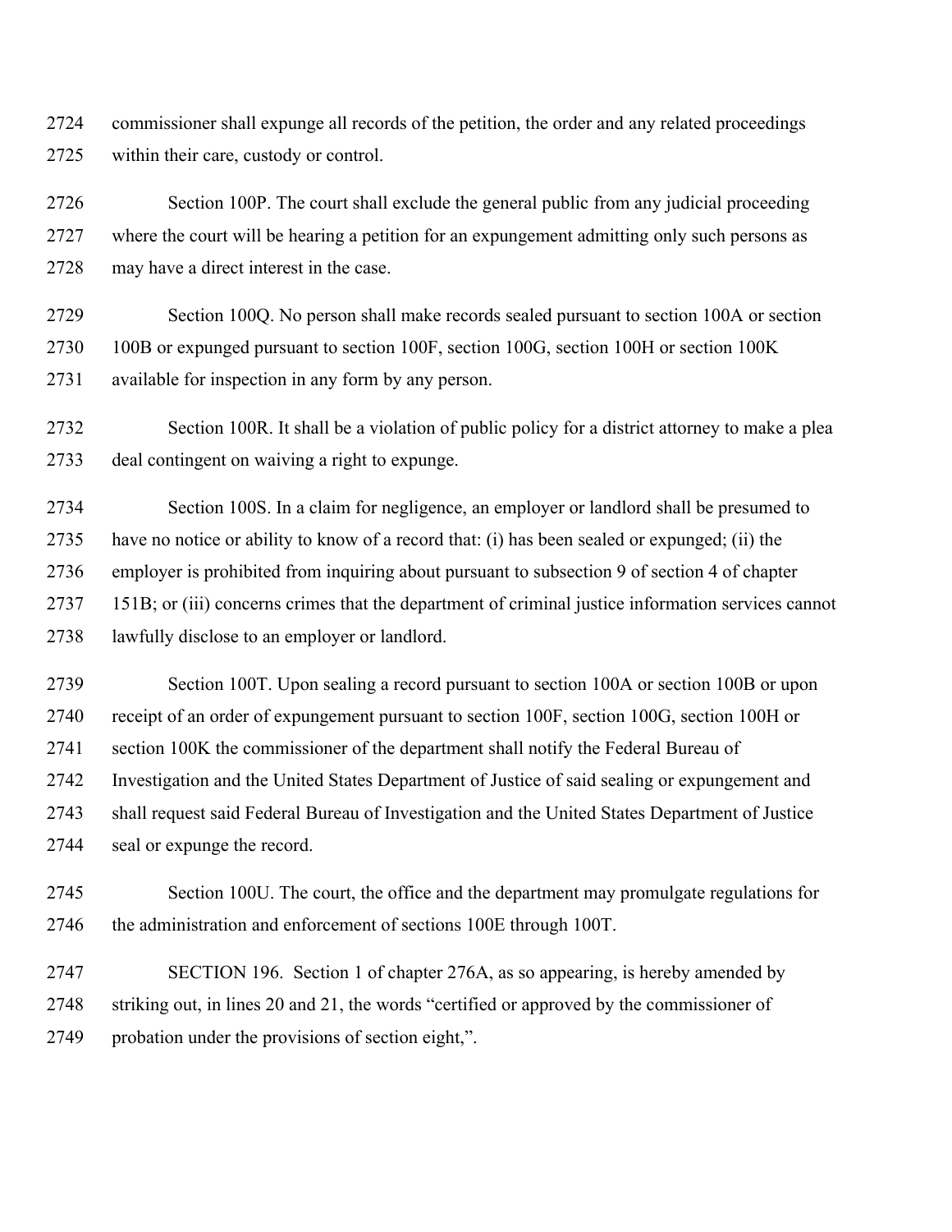commissioner shall expunge all records of the petition, the order and any related proceedings within their care, custody or control.

Section 100P. The court shall exclude the general public from any judicial proceeding where the court will be hearing a petition for an expungement admitting only such persons as may have a direct interest in the case.

Section 100Q. No person shall make records sealed pursuant to section 100A or section 100B or expunged pursuant to section 100F, section 100G, section 100H or section 100K available for inspection in any form by any person.

Section 100R. It shall be a violation of public policy for a district attorney to make a plea deal contingent on waiving a right to expunge.

Section 100S. In a claim for negligence, an employer or landlord shall be presumed to have no notice or ability to know of a record that: (i) has been sealed or expunged; (ii) the employer is prohibited from inquiring about pursuant to subsection 9 of section 4 of chapter 151B; or (iii) concerns crimes that the department of criminal justice information services cannot lawfully disclose to an employer or landlord.

Section 100T. Upon sealing a record pursuant to section 100A or section 100B or upon receipt of an order of expungement pursuant to section 100F, section 100G, section 100H or section 100K the commissioner of the department shall notify the Federal Bureau of Investigation and the United States Department of Justice of said sealing or expungement and shall request said Federal Bureau of Investigation and the United States Department of Justice seal or expunge the record.

Section 100U. The court, the office and the department may promulgate regulations for the administration and enforcement of sections 100E through 100T.

SECTION 196. Section 1 of chapter 276A, as so appearing, is hereby amended by striking out, in lines 20 and 21, the words "certified or approved by the commissioner of probation under the provisions of section eight,".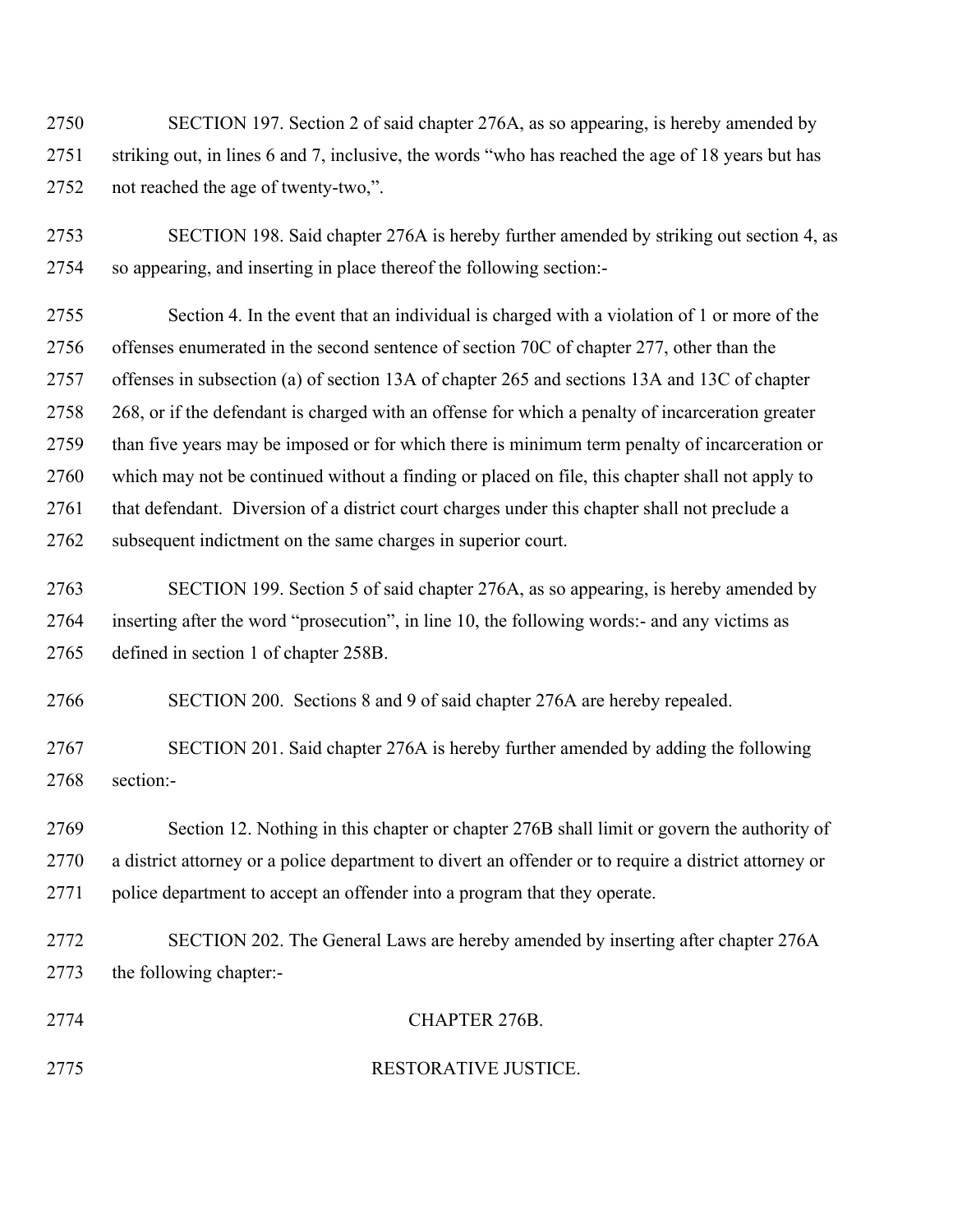SECTION 197. Section 2 of said chapter 276A, as so appearing, is hereby amended by striking out, in lines 6 and 7, inclusive, the words "who has reached the age of 18 years but has not reached the age of twenty-two,".

SECTION 198. Said chapter 276A is hereby further amended by striking out section 4, as so appearing, and inserting in place thereof the following section:-

Section 4. In the event that an individual is charged with a violation of 1 or more of the offenses enumerated in the second sentence of section 70C of chapter 277, other than the offenses in subsection (a) of section 13A of chapter 265 and sections 13A and 13C of chapter 268, or if the defendant is charged with an offense for which a penalty of incarceration greater than five years may be imposed or for which there is minimum term penalty of incarceration or which may not be continued without a finding or placed on file, this chapter shall not apply to that defendant. Diversion of a district court charges under this chapter shall not preclude a subsequent indictment on the same charges in superior court.

SECTION 199. Section 5 of said chapter 276A, as so appearing, is hereby amended by inserting after the word "prosecution", in line 10, the following words:- and any victims as defined in section 1 of chapter 258B.

SECTION 200. Sections 8 and 9 of said chapter 276A are hereby repealed.

SECTION 201. Said chapter 276A is hereby further amended by adding the following section:-

Section 12. Nothing in this chapter or chapter 276B shall limit or govern the authority of a district attorney or a police department to divert an offender or to require a district attorney or police department to accept an offender into a program that they operate.

SECTION 202. The General Laws are hereby amended by inserting after chapter 276A the following chapter:-

## CHAPTER 276B.

## RESTORATIVE JUSTICE.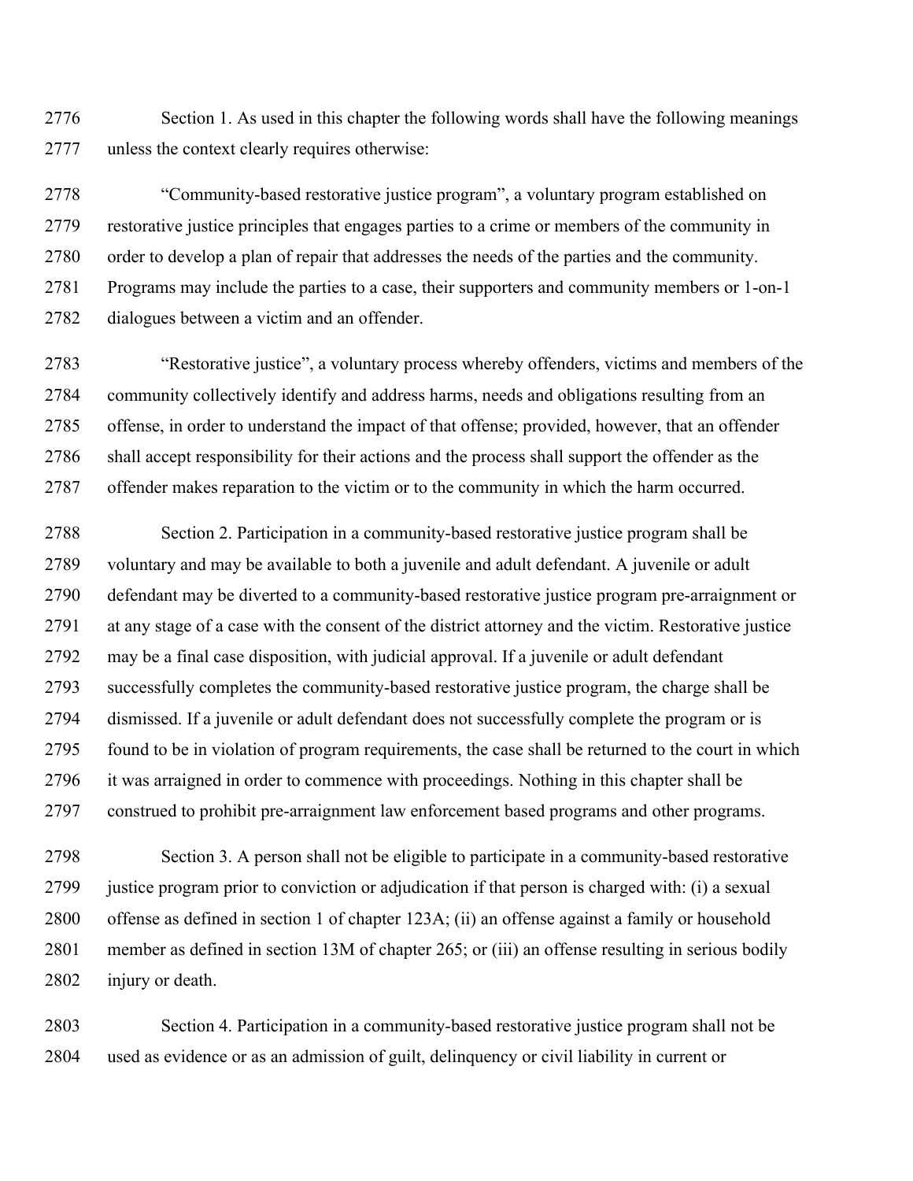Section 1. As used in this chapter the following words shall have the following meanings unless the context clearly requires otherwise:

"Community-based restorative justice program", a voluntary program established on restorative justice principles that engages parties to a crime or members of the community in order to develop a plan of repair that addresses the needs of the parties and the community. Programs may include the parties to a case, their supporters and community members or 1-on-1 dialogues between a victim and an offender.

"Restorative justice", a voluntary process whereby offenders, victims and members of the community collectively identify and address harms, needs and obligations resulting from an offense, in order to understand the impact of that offense; provided, however, that an offender shall accept responsibility for their actions and the process shall support the offender as the offender makes reparation to the victim or to the community in which the harm occurred.

Section 2. Participation in a community-based restorative justice program shall be voluntary and may be available to both a juvenile and adult defendant. A juvenile or adult defendant may be diverted to a community-based restorative justice program pre-arraignment or at any stage of a case with the consent of the district attorney and the victim. Restorative justice may be a final case disposition, with judicial approval. If a juvenile or adult defendant successfully completes the community-based restorative justice program, the charge shall be dismissed. If a juvenile or adult defendant does not successfully complete the program or is found to be in violation of program requirements, the case shall be returned to the court in which it was arraigned in order to commence with proceedings. Nothing in this chapter shall be construed to prohibit pre-arraignment law enforcement based programs and other programs.

Section 3. A person shall not be eligible to participate in a community-based restorative justice program prior to conviction or adjudication if that person is charged with: (i) a sexual offense as defined in section 1 of chapter 123A; (ii) an offense against a family or household member as defined in section 13M of chapter 265; or (iii) an offense resulting in serious bodily injury or death.

Section 4. Participation in a community-based restorative justice program shall not be used as evidence or as an admission of guilt, delinquency or civil liability in current or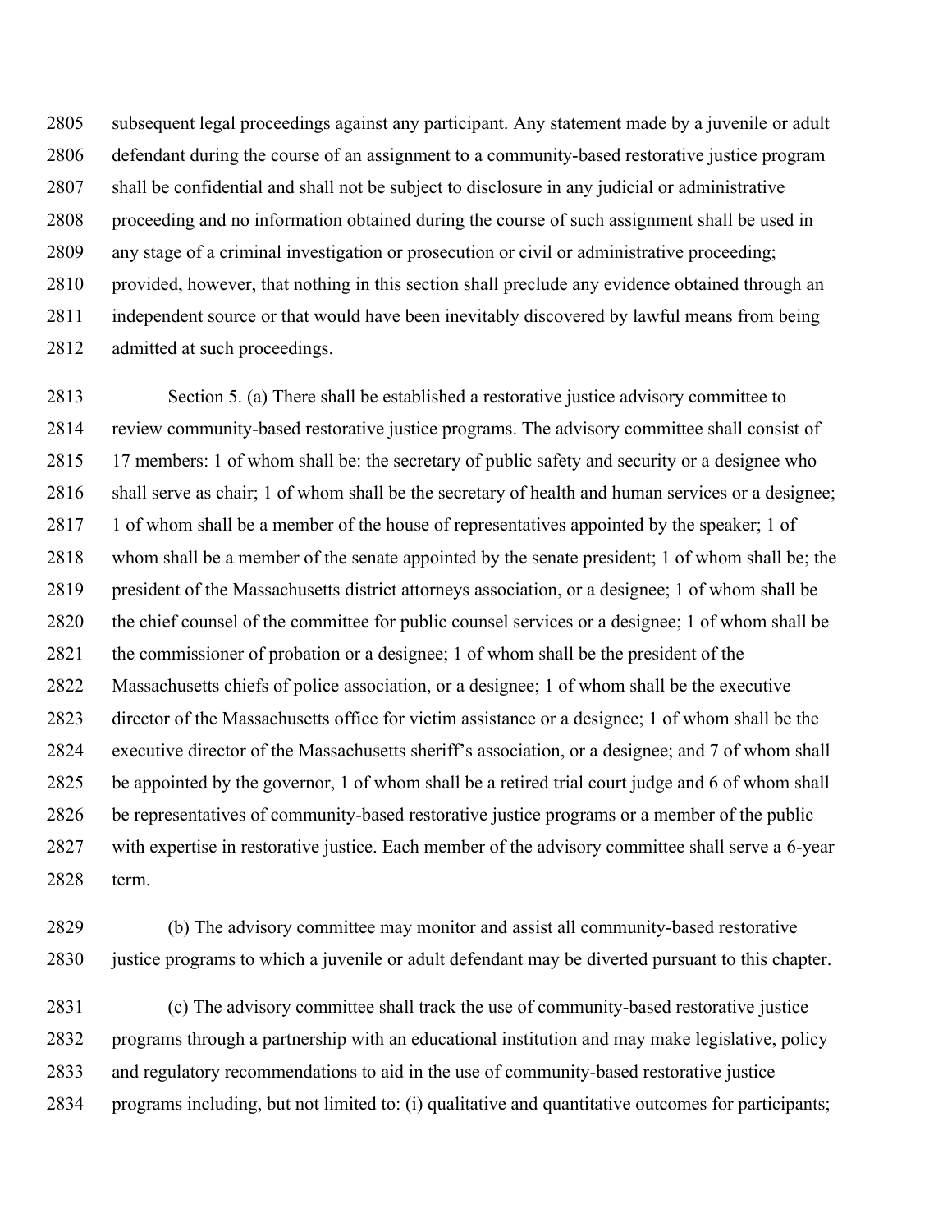subsequent legal proceedings against any participant. Any statement made by a juvenile or adult defendant during the course of an assignment to a community-based restorative justice program shall be confidential and shall not be subject to disclosure in any judicial or administrative proceeding and no information obtained during the course of such assignment shall be used in any stage of a criminal investigation or prosecution or civil or administrative proceeding; provided, however, that nothing in this section shall preclude any evidence obtained through an independent source or that would have been inevitably discovered by lawful means from being admitted at such proceedings.

Section 5. (a) There shall be established a restorative justice advisory committee to review community-based restorative justice programs. The advisory committee shall consist of 17 members: 1 of whom shall be: the secretary of public safety and security or a designee who shall serve as chair; 1 of whom shall be the secretary of health and human services or a designee; 1 of whom shall be a member of the house of representatives appointed by the speaker; 1 of whom shall be a member of the senate appointed by the senate president; 1 of whom shall be; the president of the Massachusetts district attorneys association, or a designee; 1 of whom shall be the chief counsel of the committee for public counsel services or a designee; 1 of whom shall be the commissioner of probation or a designee; 1 of whom shall be the president of the Massachusetts chiefs of police association, or a designee; 1 of whom shall be the executive director of the Massachusetts office for victim assistance or a designee; 1 of whom shall be the executive director of the Massachusetts sheriff's association, or a designee; and 7 of whom shall be appointed by the governor, 1 of whom shall be a retired trial court judge and 6 of whom shall be representatives of community-based restorative justice programs or a member of the public with expertise in restorative justice. Each member of the advisory committee shall serve a 6-year term.

(b) The advisory committee may monitor and assist all community-based restorative justice programs to which a juvenile or adult defendant may be diverted pursuant to this chapter.

(c) The advisory committee shall track the use of community-based restorative justice programs through a partnership with an educational institution and may make legislative, policy and regulatory recommendations to aid in the use of community-based restorative justice programs including, but not limited to: (i) qualitative and quantitative outcomes for participants;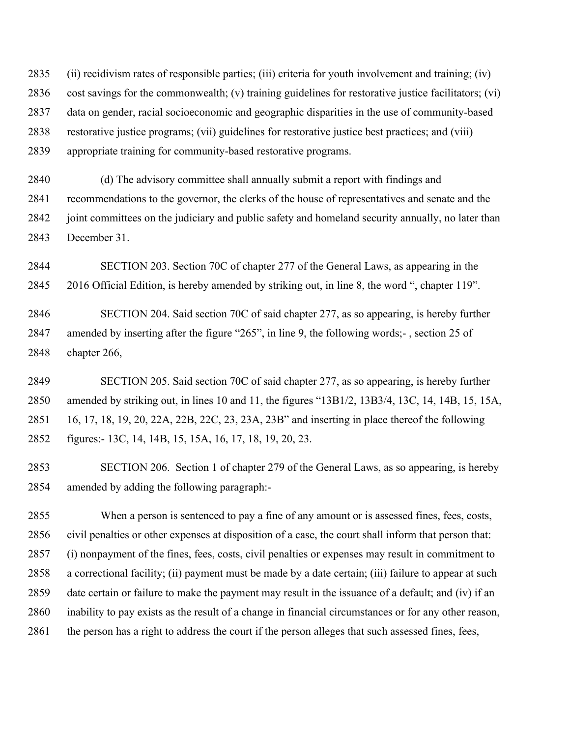(ii) recidivism rates of responsible parties; (iii) criteria for youth involvement and training; (iv) cost savings for the commonwealth; (v) training guidelines for restorative justice facilitators; (vi) data on gender, racial socioeconomic and geographic disparities in the use of community-based restorative justice programs; (vii) guidelines for restorative justice best practices; and (viii) appropriate training for community-based restorative programs.

(d) The advisory committee shall annually submit a report with findings and recommendations to the governor, the clerks of the house of representatives and senate and the joint committees on the judiciary and public safety and homeland security annually, no later than December 31.

SECTION 203. Section 70C of chapter 277 of the General Laws, as appearing in the 2016 Official Edition, is hereby amended by striking out, in line 8, the word ", chapter 119".

SECTION 204. Said section 70C of said chapter 277, as so appearing, is hereby further amended by inserting after the figure "265", in line 9, the following words;- , section 25 of chapter 266,

SECTION 205. Said section 70C of said chapter 277, as so appearing, is hereby further amended by striking out, in lines 10 and 11, the figures "13B1/2, 13B3/4, 13C, 14, 14B, 15, 15A, 16, 17, 18, 19, 20, 22A, 22B, 22C, 23, 23A, 23B" and inserting in place thereof the following figures:- 13C, 14, 14B, 15, 15A, 16, 17, 18, 19, 20, 23.

SECTION 206. Section 1 of chapter 279 of the General Laws, as so appearing, is hereby amended by adding the following paragraph:-

When a person is sentenced to pay a fine of any amount or is assessed fines, fees, costs, civil penalties or other expenses at disposition of a case, the court shall inform that person that: (i) nonpayment of the fines, fees, costs, civil penalties or expenses may result in commitment to a correctional facility; (ii) payment must be made by a date certain; (iii) failure to appear at such date certain or failure to make the payment may result in the issuance of a default; and (iv) if an inability to pay exists as the result of a change in financial circumstances or for any other reason, the person has a right to address the court if the person alleges that such assessed fines, fees,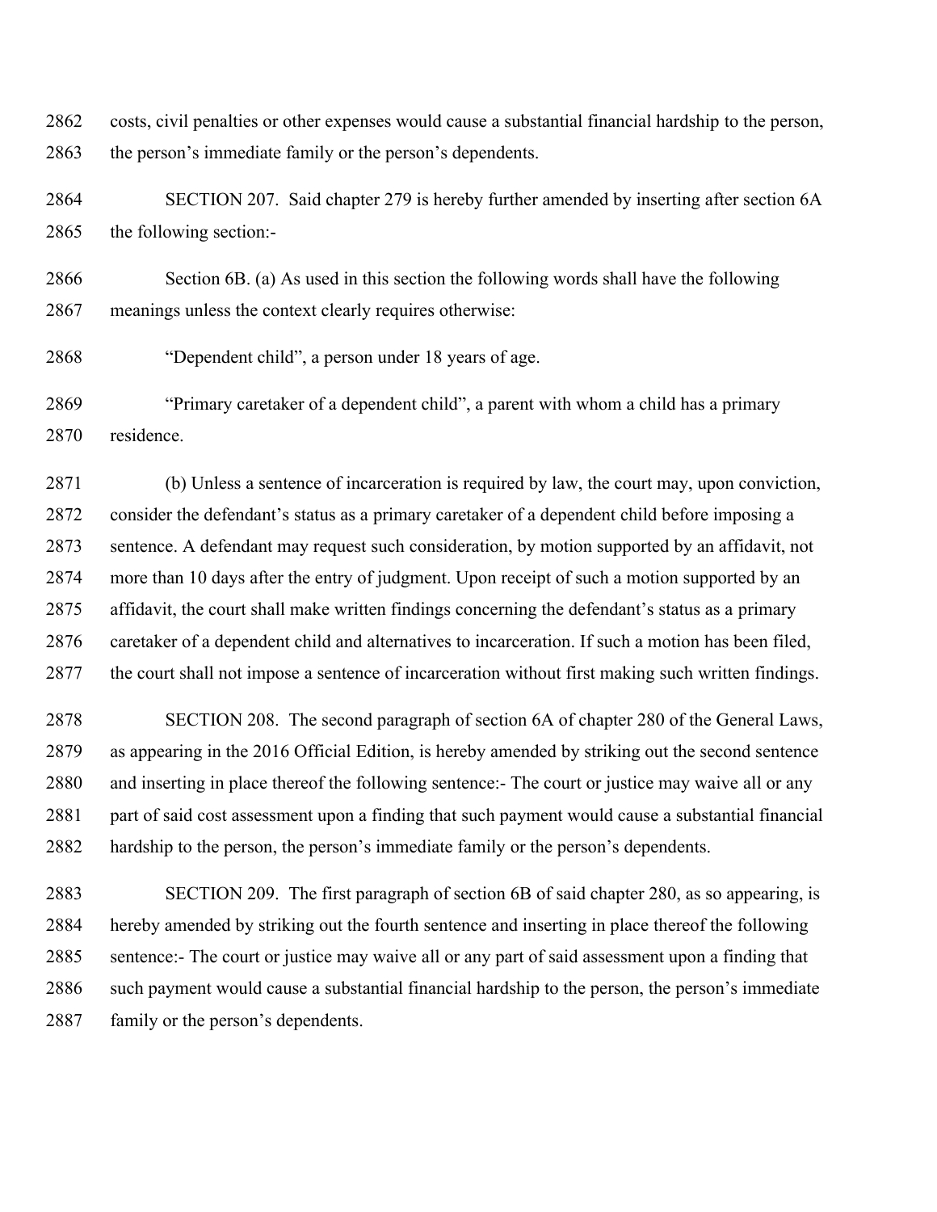costs, civil penalties or other expenses would cause a substantial financial hardship to the person, the person's immediate family or the person's dependents.

SECTION 207. Said chapter 279 is hereby further amended by inserting after section 6A the following section:-

Section 6B. (a) As used in this section the following words shall have the following meanings unless the context clearly requires otherwise:

"Dependent child", a person under 18 years of age.

"Primary caretaker of a dependent child", a parent with whom a child has a primary residence.

(b) Unless a sentence of incarceration is required by law, the court may, upon conviction, consider the defendant's status as a primary caretaker of a dependent child before imposing a sentence. A defendant may request such consideration, by motion supported by an affidavit, not more than 10 days after the entry of judgment. Upon receipt of such a motion supported by an affidavit, the court shall make written findings concerning the defendant's status as a primary caretaker of a dependent child and alternatives to incarceration. If such a motion has been filed, the court shall not impose a sentence of incarceration without first making such written findings.

SECTION 208. The second paragraph of section 6A of chapter 280 of the General Laws, as appearing in the 2016 Official Edition, is hereby amended by striking out the second sentence and inserting in place thereof the following sentence:- The court or justice may waive all or any part of said cost assessment upon a finding that such payment would cause a substantial financial hardship to the person, the person's immediate family or the person's dependents.

SECTION 209. The first paragraph of section 6B of said chapter 280, as so appearing, is hereby amended by striking out the fourth sentence and inserting in place thereof the following sentence:- The court or justice may waive all or any part of said assessment upon a finding that such payment would cause a substantial financial hardship to the person, the person's immediate family or the person's dependents.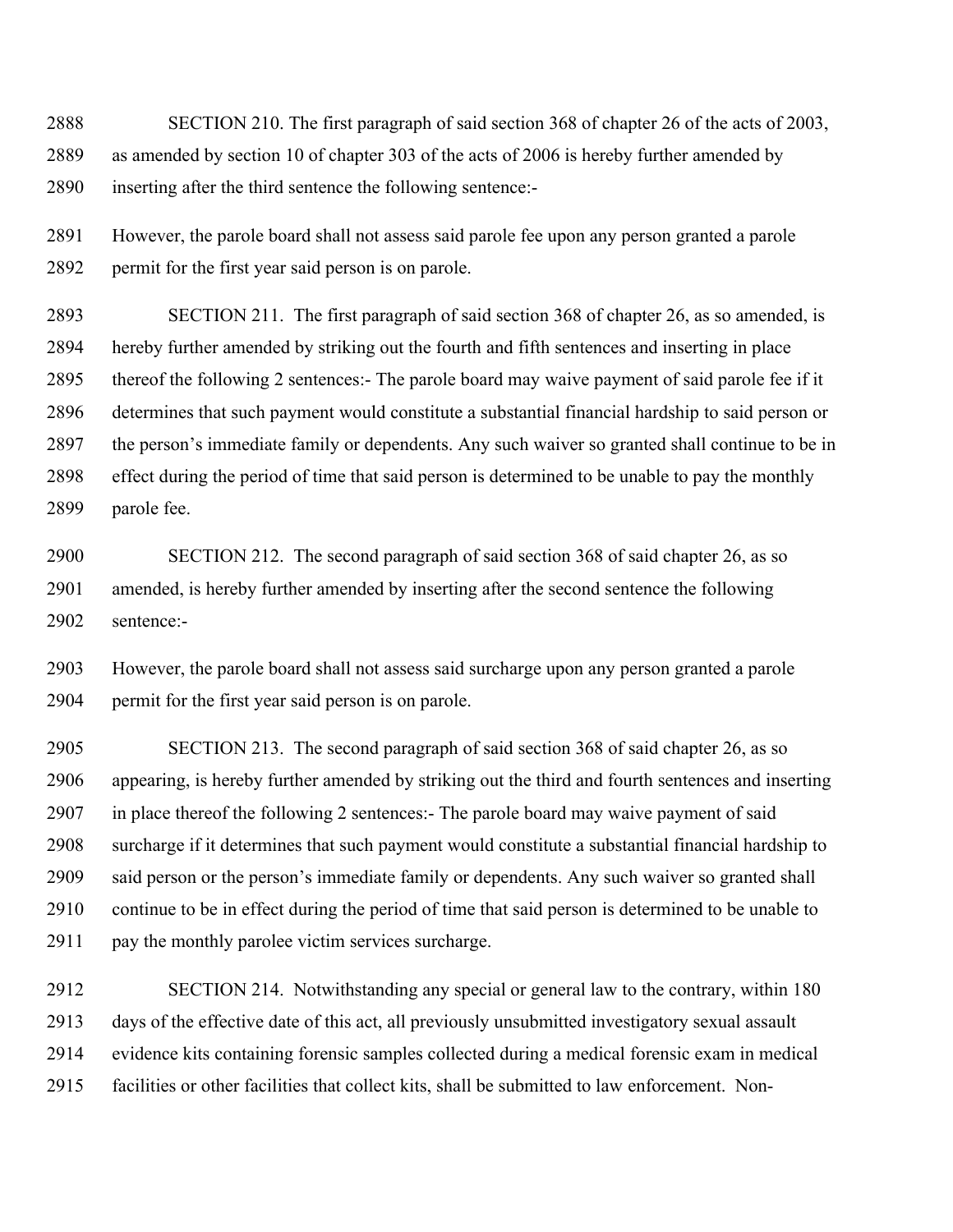SECTION 210. The first paragraph of said section 368 of chapter 26 of the acts of 2003, as amended by section 10 of chapter 303 of the acts of 2006 is hereby further amended by inserting after the third sentence the following sentence:-

However, the parole board shall not assess said parole fee upon any person granted a parole permit for the first year said person is on parole.

SECTION 211. The first paragraph of said section 368 of chapter 26, as so amended, is hereby further amended by striking out the fourth and fifth sentences and inserting in place thereof the following 2 sentences:- The parole board may waive payment of said parole fee if it determines that such payment would constitute a substantial financial hardship to said person or the person's immediate family or dependents. Any such waiver so granted shall continue to be in effect during the period of time that said person is determined to be unable to pay the monthly parole fee.

SECTION 212. The second paragraph of said section 368 of said chapter 26, as so amended, is hereby further amended by inserting after the second sentence the following sentence:-

However, the parole board shall not assess said surcharge upon any person granted a parole permit for the first year said person is on parole.

SECTION 213. The second paragraph of said section 368 of said chapter 26, as so appearing, is hereby further amended by striking out the third and fourth sentences and inserting in place thereof the following 2 sentences:- The parole board may waive payment of said surcharge if it determines that such payment would constitute a substantial financial hardship to said person or the person's immediate family or dependents. Any such waiver so granted shall continue to be in effect during the period of time that said person is determined to be unable to pay the monthly parolee victim services surcharge.

SECTION 214. Notwithstanding any special or general law to the contrary, within 180 days of the effective date of this act, all previously unsubmitted investigatory sexual assault evidence kits containing forensic samples collected during a medical forensic exam in medical facilities or other facilities that collect kits, shall be submitted to law enforcement. Non-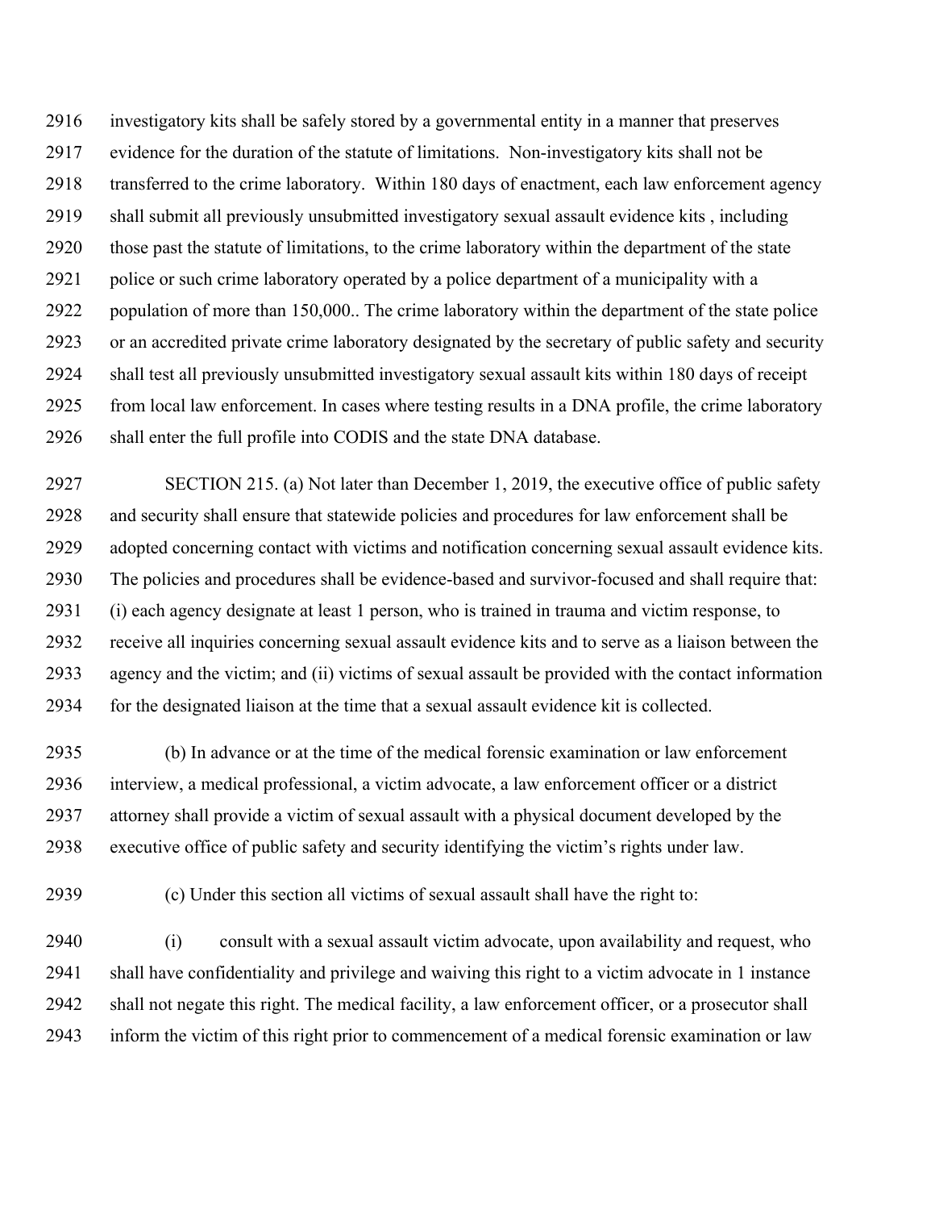investigatory kits shall be safely stored by a governmental entity in a manner that preserves evidence for the duration of the statute of limitations. Non-investigatory kits shall not be transferred to the crime laboratory. Within 180 days of enactment, each law enforcement agency shall submit all previously unsubmitted investigatory sexual assault evidence kits , including those past the statute of limitations, to the crime laboratory within the department of the state police or such crime laboratory operated by a police department of a municipality with a population of more than 150,000.. The crime laboratory within the department of the state police or an accredited private crime laboratory designated by the secretary of public safety and security shall test all previously unsubmitted investigatory sexual assault kits within 180 days of receipt from local law enforcement. In cases where testing results in a DNA profile, the crime laboratory shall enter the full profile into CODIS and the state DNA database.

SECTION 215. (a) Not later than December 1, 2019, the executive office of public safety and security shall ensure that statewide policies and procedures for law enforcement shall be adopted concerning contact with victims and notification concerning sexual assault evidence kits. The policies and procedures shall be evidence-based and survivor-focused and shall require that: (i) each agency designate at least 1 person, who is trained in trauma and victim response, to receive all inquiries concerning sexual assault evidence kits and to serve as a liaison between the agency and the victim; and (ii) victims of sexual assault be provided with the contact information for the designated liaison at the time that a sexual assault evidence kit is collected.

(b) In advance or at the time of the medical forensic examination or law enforcement interview, a medical professional, a victim advocate, a law enforcement officer or a district attorney shall provide a victim of sexual assault with a physical document developed by the executive office of public safety and security identifying the victim's rights under law.

(c) Under this section all victims of sexual assault shall have the right to:

(i) consult with a sexual assault victim advocate, upon availability and request, who shall have confidentiality and privilege and waiving this right to a victim advocate in 1 instance shall not negate this right. The medical facility, a law enforcement officer, or a prosecutor shall inform the victim of this right prior to commencement of a medical forensic examination or law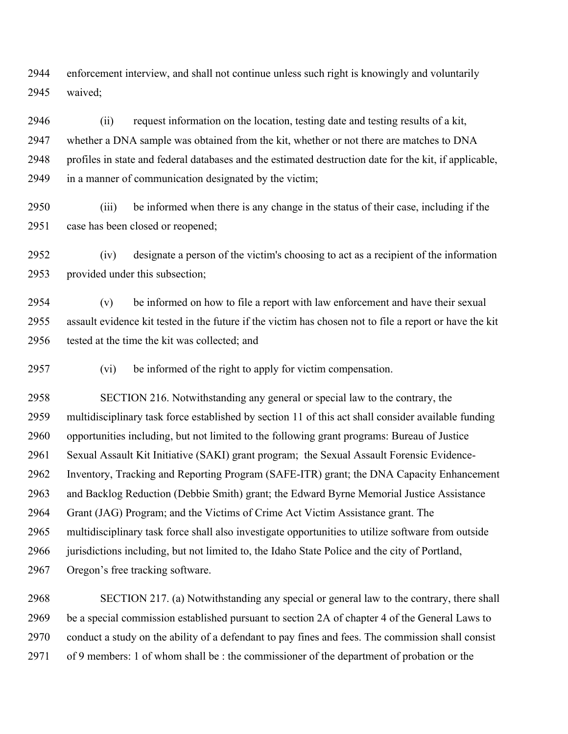enforcement interview, and shall not continue unless such right is knowingly and voluntarily waived;

(ii) request information on the location, testing date and testing results of a kit, whether a DNA sample was obtained from the kit, whether or not there are matches to DNA profiles in state and federal databases and the estimated destruction date for the kit, if applicable, in a manner of communication designated by the victim;

(iii) be informed when there is any change in the status of their case, including if the case has been closed or reopened;

(iv) designate a person of the victim's choosing to act as a recipient of the information provided under this subsection;

(v) be informed on how to file a report with law enforcement and have their sexual assault evidence kit tested in the future if the victim has chosen not to file a report or have the kit tested at the time the kit was collected; and

(vi) be informed of the right to apply for victim compensation.

SECTION 216. Notwithstanding any general or special law to the contrary, the multidisciplinary task force established by section 11 of this act shall consider available funding opportunities including, but not limited to the following grant programs: Bureau of Justice Sexual Assault Kit Initiative (SAKI) grant program; the Sexual Assault Forensic Evidence-Inventory, Tracking and Reporting Program (SAFE-ITR) grant; the DNA Capacity Enhancement and Backlog Reduction (Debbie Smith) grant; the Edward Byrne Memorial Justice Assistance Grant (JAG) Program; and the Victims of Crime Act Victim Assistance grant. The multidisciplinary task force shall also investigate opportunities to utilize software from outside jurisdictions including, but not limited to, the Idaho State Police and the city of Portland, Oregon's free tracking software.

SECTION 217. (a) Notwithstanding any special or general law to the contrary, there shall be a special commission established pursuant to section 2A of chapter 4 of the General Laws to conduct a study on the ability of a defendant to pay fines and fees. The commission shall consist of 9 members: 1 of whom shall be : the commissioner of the department of probation or the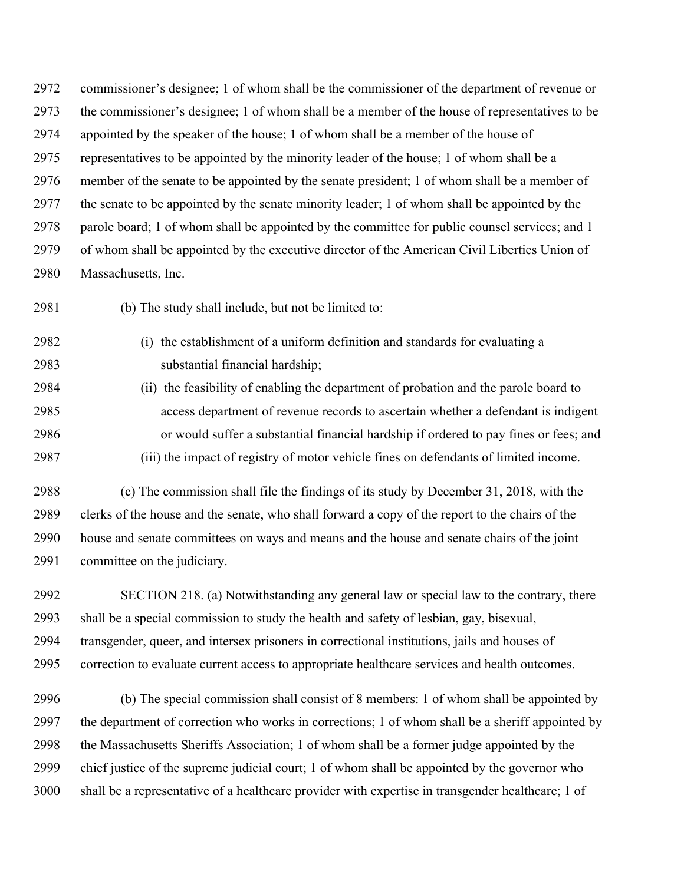commissioner's designee; 1 of whom shall be the commissioner of the department of revenue or the commissioner's designee; 1 of whom shall be a member of the house of representatives to be appointed by the speaker of the house; 1 of whom shall be a member of the house of representatives to be appointed by the minority leader of the house; 1 of whom shall be a member of the senate to be appointed by the senate president; 1 of whom shall be a member of the senate to be appointed by the senate minority leader; 1 of whom shall be appointed by the parole board; 1 of whom shall be appointed by the committee for public counsel services; and 1 of whom shall be appointed by the executive director of the American Civil Liberties Union of Massachusetts, Inc.

(b) The study shall include, but not be limited to:

(i) the establishment of a uniform definition and standards for evaluating a substantial financial hardship;

(ii) the feasibility of enabling the department of probation and the parole board to access department of revenue records to ascertain whether a defendant is indigent or would suffer a substantial financial hardship if ordered to pay fines or fees; and

(iii) the impact of registry of motor vehicle fines on defendants of limited income.

(c) The commission shall file the findings of its study by December 31, 2018, with the clerks of the house and the senate, who shall forward a copy of the report to the chairs of the house and senate committees on ways and means and the house and senate chairs of the joint committee on the judiciary.

SECTION 218. (a) Notwithstanding any general law or special law to the contrary, there shall be a special commission to study the health and safety of lesbian, gay, bisexual, transgender, queer, and intersex prisoners in correctional institutions, jails and houses of correction to evaluate current access to appropriate healthcare services and health outcomes.

(b) The special commission shall consist of 8 members: 1 of whom shall be appointed by the department of correction who works in corrections; 1 of whom shall be a sheriff appointed by the Massachusetts Sheriffs Association; 1 of whom shall be a former judge appointed by the chief justice of the supreme judicial court; 1 of whom shall be appointed by the governor who shall be a representative of a healthcare provider with expertise in transgender healthcare; 1 of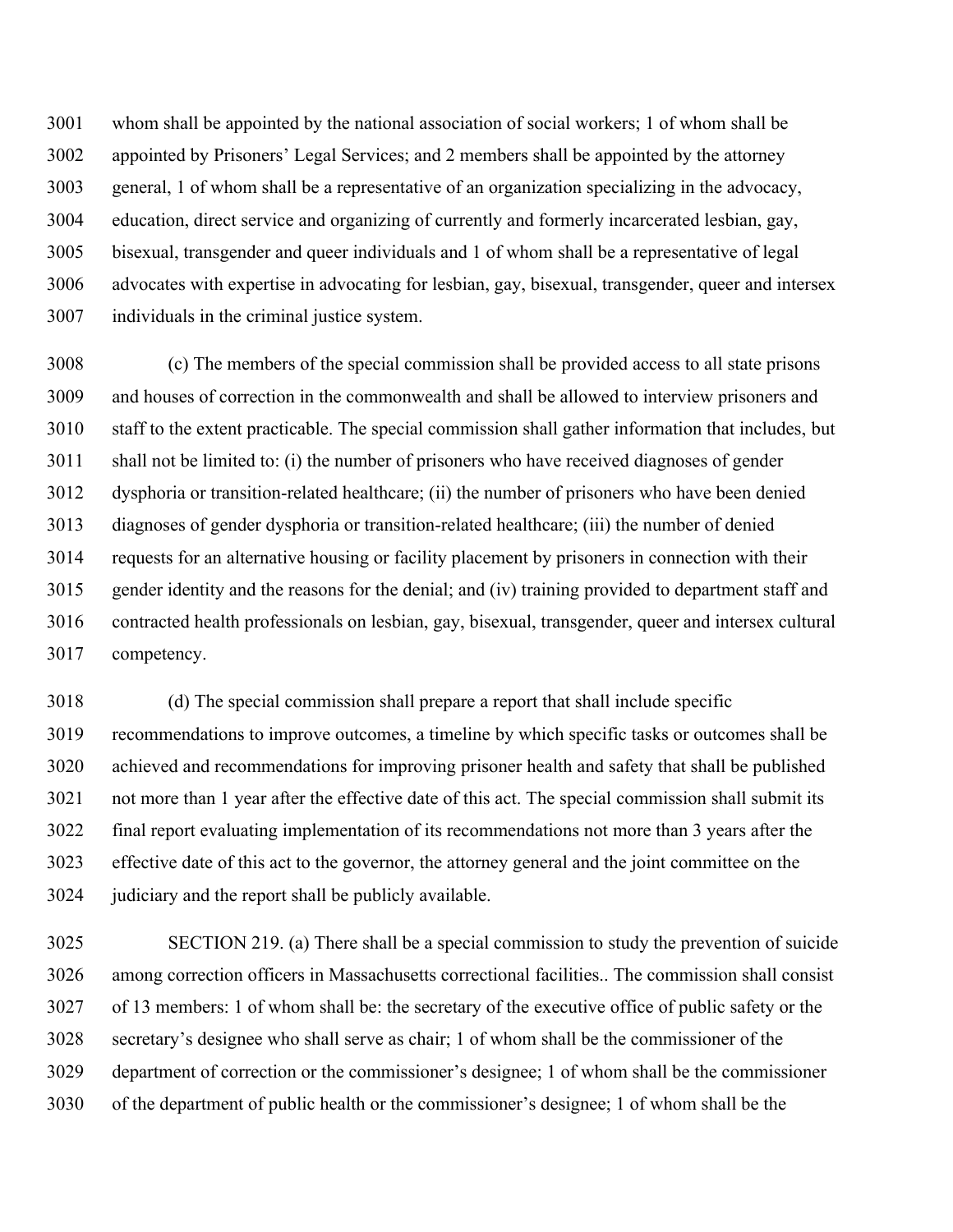whom shall be appointed by the national association of social workers; 1 of whom shall be appointed by Prisoners' Legal Services; and 2 members shall be appointed by the attorney general, 1 of whom shall be a representative of an organization specializing in the advocacy, education, direct service and organizing of currently and formerly incarcerated lesbian, gay, bisexual, transgender and queer individuals and 1 of whom shall be a representative of legal advocates with expertise in advocating for lesbian, gay, bisexual, transgender, queer and intersex individuals in the criminal justice system.

(c) The members of the special commission shall be provided access to all state prisons and houses of correction in the commonwealth and shall be allowed to interview prisoners and staff to the extent practicable. The special commission shall gather information that includes, but shall not be limited to: (i) the number of prisoners who have received diagnoses of gender dysphoria or transition-related healthcare; (ii) the number of prisoners who have been denied diagnoses of gender dysphoria or transition-related healthcare; (iii) the number of denied requests for an alternative housing or facility placement by prisoners in connection with their gender identity and the reasons for the denial; and (iv) training provided to department staff and contracted health professionals on lesbian, gay, bisexual, transgender, queer and intersex cultural competency.

(d) The special commission shall prepare a report that shall include specific recommendations to improve outcomes, a timeline by which specific tasks or outcomes shall be achieved and recommendations for improving prisoner health and safety that shall be published not more than 1 year after the effective date of this act. The special commission shall submit its final report evaluating implementation of its recommendations not more than 3 years after the effective date of this act to the governor, the attorney general and the joint committee on the judiciary and the report shall be publicly available.

SECTION 219. (a) There shall be a special commission to study the prevention of suicide among correction officers in Massachusetts correctional facilities.. The commission shall consist of 13 members: 1 of whom shall be: the secretary of the executive office of public safety or the secretary's designee who shall serve as chair; 1 of whom shall be the commissioner of the department of correction or the commissioner's designee; 1 of whom shall be the commissioner of the department of public health or the commissioner's designee; 1 of whom shall be the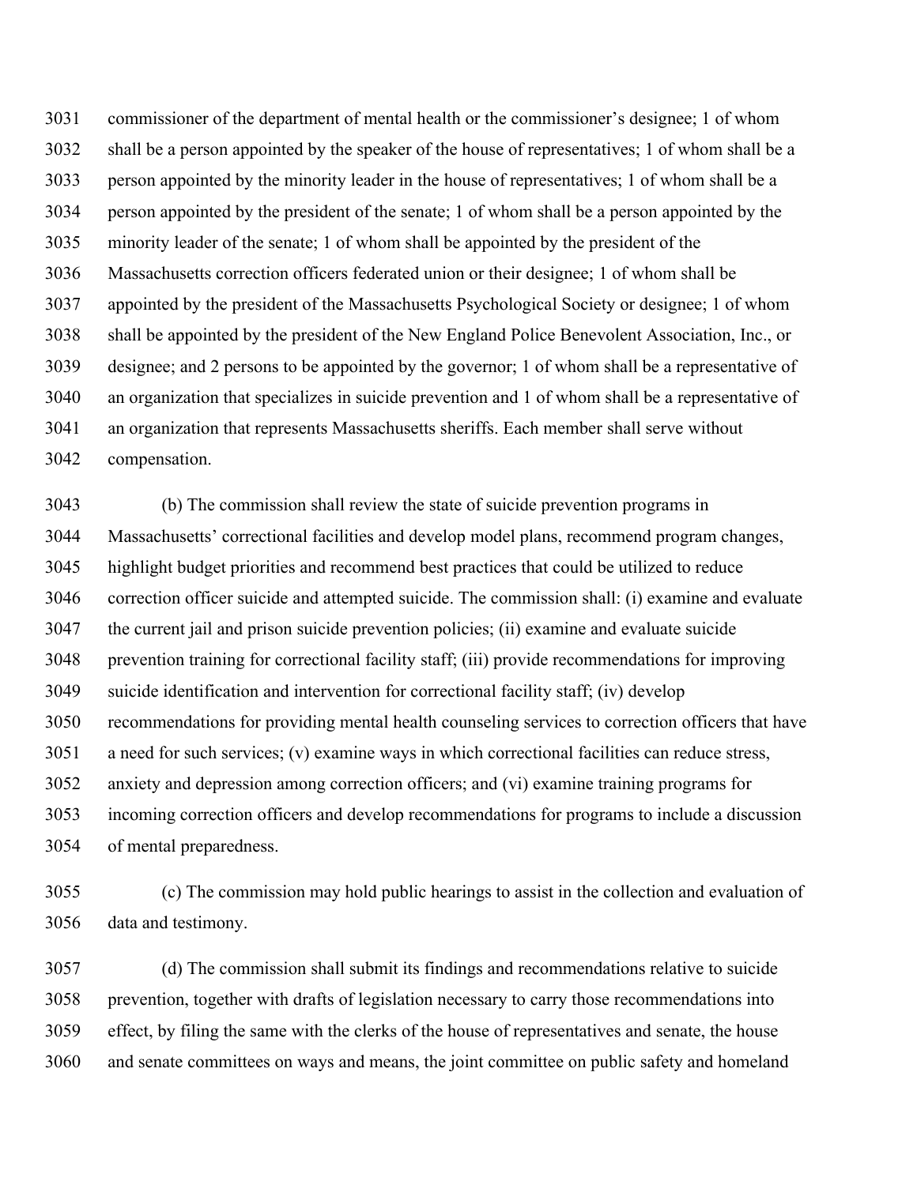commissioner of the department of mental health or the commissioner's designee; 1 of whom shall be a person appointed by the speaker of the house of representatives; 1 of whom shall be a person appointed by the minority leader in the house of representatives; 1 of whom shall be a person appointed by the president of the senate; 1 of whom shall be a person appointed by the minority leader of the senate; 1 of whom shall be appointed by the president of the Massachusetts correction officers federated union or their designee; 1 of whom shall be appointed by the president of the Massachusetts Psychological Society or designee; 1 of whom shall be appointed by the president of the New England Police Benevolent Association, Inc., or designee; and 2 persons to be appointed by the governor; 1 of whom shall be a representative of an organization that specializes in suicide prevention and 1 of whom shall be a representative of an organization that represents Massachusetts sheriffs. Each member shall serve without compensation.

(b) The commission shall review the state of suicide prevention programs in Massachusetts' correctional facilities and develop model plans, recommend program changes, highlight budget priorities and recommend best practices that could be utilized to reduce correction officer suicide and attempted suicide. The commission shall: (i) examine and evaluate the current jail and prison suicide prevention policies; (ii) examine and evaluate suicide prevention training for correctional facility staff; (iii) provide recommendations for improving suicide identification and intervention for correctional facility staff; (iv) develop recommendations for providing mental health counseling services to correction officers that have a need for such services; (v) examine ways in which correctional facilities can reduce stress, anxiety and depression among correction officers; and (vi) examine training programs for incoming correction officers and develop recommendations for programs to include a discussion of mental preparedness.

(c) The commission may hold public hearings to assist in the collection and evaluation of data and testimony.

(d) The commission shall submit its findings and recommendations relative to suicide prevention, together with drafts of legislation necessary to carry those recommendations into effect, by filing the same with the clerks of the house of representatives and senate, the house and senate committees on ways and means, the joint committee on public safety and homeland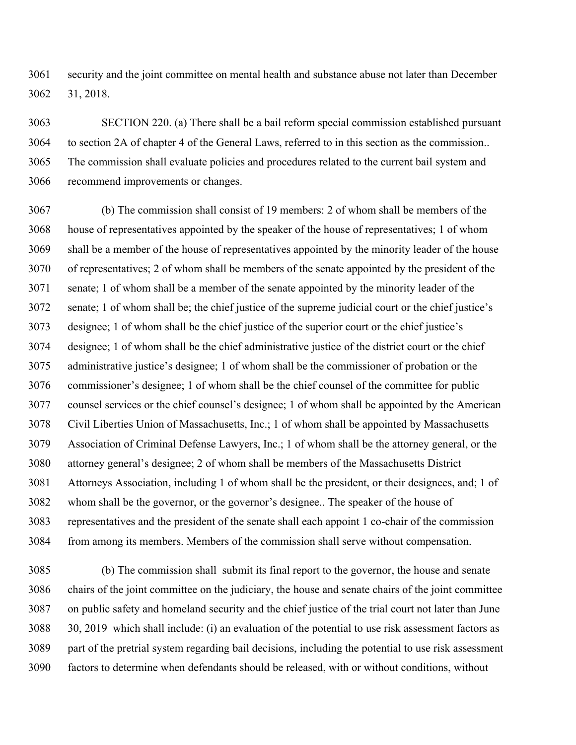security and the joint committee on mental health and substance abuse not later than December 31, 2018.

SECTION 220. (a) There shall be a bail reform special commission established pursuant to section 2A of chapter 4 of the General Laws, referred to in this section as the commission.. The commission shall evaluate policies and procedures related to the current bail system and recommend improvements or changes.

(b) The commission shall consist of 19 members: 2 of whom shall be members of the house of representatives appointed by the speaker of the house of representatives; 1 of whom shall be a member of the house of representatives appointed by the minority leader of the house of representatives; 2 of whom shall be members of the senate appointed by the president of the senate; 1 of whom shall be a member of the senate appointed by the minority leader of the senate; 1 of whom shall be; the chief justice of the supreme judicial court or the chief justice's designee; 1 of whom shall be the chief justice of the superior court or the chief justice's designee; 1 of whom shall be the chief administrative justice of the district court or the chief administrative justice's designee; 1 of whom shall be the commissioner of probation or the commissioner's designee; 1 of whom shall be the chief counsel of the committee for public counsel services or the chief counsel's designee; 1 of whom shall be appointed by the American Civil Liberties Union of Massachusetts, Inc.; 1 of whom shall be appointed by Massachusetts Association of Criminal Defense Lawyers, Inc.; 1 of whom shall be the attorney general, or the attorney general's designee; 2 of whom shall be members of the Massachusetts District Attorneys Association, including 1 of whom shall be the president, or their designees, and; 1 of whom shall be the governor, or the governor's designee.. The speaker of the house of representatives and the president of the senate shall each appoint 1 co-chair of the commission from among its members. Members of the commission shall serve without compensation.

(b) The commission shall submit its final report to the governor, the house and senate chairs of the joint committee on the judiciary, the house and senate chairs of the joint committee on public safety and homeland security and the chief justice of the trial court not later than June 30, 2019 which shall include: (i) an evaluation of the potential to use risk assessment factors as part of the pretrial system regarding bail decisions, including the potential to use risk assessment factors to determine when defendants should be released, with or without conditions, without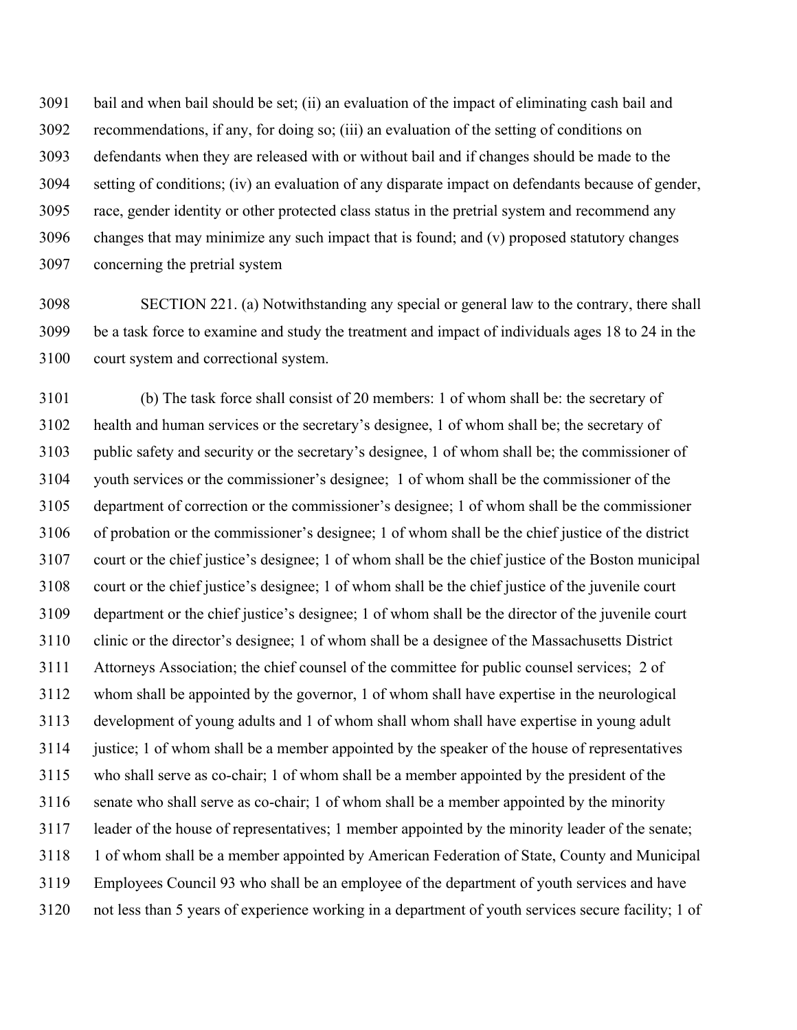bail and when bail should be set; (ii) an evaluation of the impact of eliminating cash bail and recommendations, if any, for doing so; (iii) an evaluation of the setting of conditions on defendants when they are released with or without bail and if changes should be made to the setting of conditions; (iv) an evaluation of any disparate impact on defendants because of gender, race, gender identity or other protected class status in the pretrial system and recommend any changes that may minimize any such impact that is found; and (v) proposed statutory changes concerning the pretrial system

SECTION 221. (a) Notwithstanding any special or general law to the contrary, there shall be a task force to examine and study the treatment and impact of individuals ages 18 to 24 in the court system and correctional system.

(b) The task force shall consist of 20 members: 1 of whom shall be: the secretary of health and human services or the secretary's designee, 1 of whom shall be; the secretary of public safety and security or the secretary's designee, 1 of whom shall be; the commissioner of youth services or the commissioner's designee; 1 of whom shall be the commissioner of the department of correction or the commissioner's designee; 1 of whom shall be the commissioner of probation or the commissioner's designee; 1 of whom shall be the chief justice of the district court or the chief justice's designee; 1 of whom shall be the chief justice of the Boston municipal court or the chief justice's designee; 1 of whom shall be the chief justice of the juvenile court department or the chief justice's designee; 1 of whom shall be the director of the juvenile court clinic or the director's designee; 1 of whom shall be a designee of the Massachusetts District Attorneys Association; the chief counsel of the committee for public counsel services; 2 of whom shall be appointed by the governor, 1 of whom shall have expertise in the neurological development of young adults and 1 of whom shall whom shall have expertise in young adult justice; 1 of whom shall be a member appointed by the speaker of the house of representatives who shall serve as co-chair; 1 of whom shall be a member appointed by the president of the senate who shall serve as co-chair; 1 of whom shall be a member appointed by the minority leader of the house of representatives; 1 member appointed by the minority leader of the senate; 1 of whom shall be a member appointed by American Federation of State, County and Municipal Employees Council 93 who shall be an employee of the department of youth services and have not less than 5 years of experience working in a department of youth services secure facility; 1 of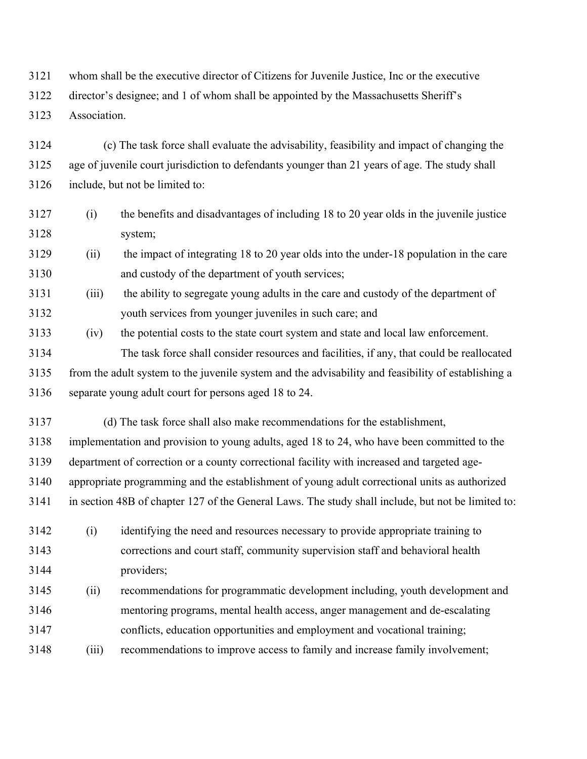whom shall be the executive director of Citizens for Juvenile Justice, Inc or the executive director's designee; and 1 of whom shall be appointed by the Massachusetts Sheriff's Association.

(c) The task force shall evaluate the advisability, feasibility and impact of changing the age of juvenile court jurisdiction to defendants younger than 21 years of age. The study shall include, but not be limited to:

(i) the benefits and disadvantages of including 18 to 20 year olds in the juvenile justice system;

(ii) the impact of integrating 18 to 20 year olds into the under-18 population in the care and custody of the department of youth services;

(iii) the ability to segregate young adults in the care and custody of the department of youth services from younger juveniles in such care; and

(iv) the potential costs to the state court system and state and local law enforcement.

The task force shall consider resources and facilities, if any, that could be reallocated from the adult system to the juvenile system and the advisability and feasibility of establishing a separate young adult court for persons aged 18 to 24.

(d) The task force shall also make recommendations for the establishment, implementation and provision to young adults, aged 18 to 24, who have been committed to the department of correction or a county correctional facility with increased and targeted age-appropriate programming and the establishment of young adult correctional units as authorized in section 48B of chapter 127 of the General Laws. The study shall include, but not be limited to:

(i) identifying the need and resources necessary to provide appropriate training to corrections and court staff, community supervision staff and behavioral health providers;

(ii) recommendations for programmatic development including, youth development and mentoring programs, mental health access, anger management and de-escalating conflicts, education opportunities and employment and vocational training;

(iii) recommendations to improve access to family and increase family involvement;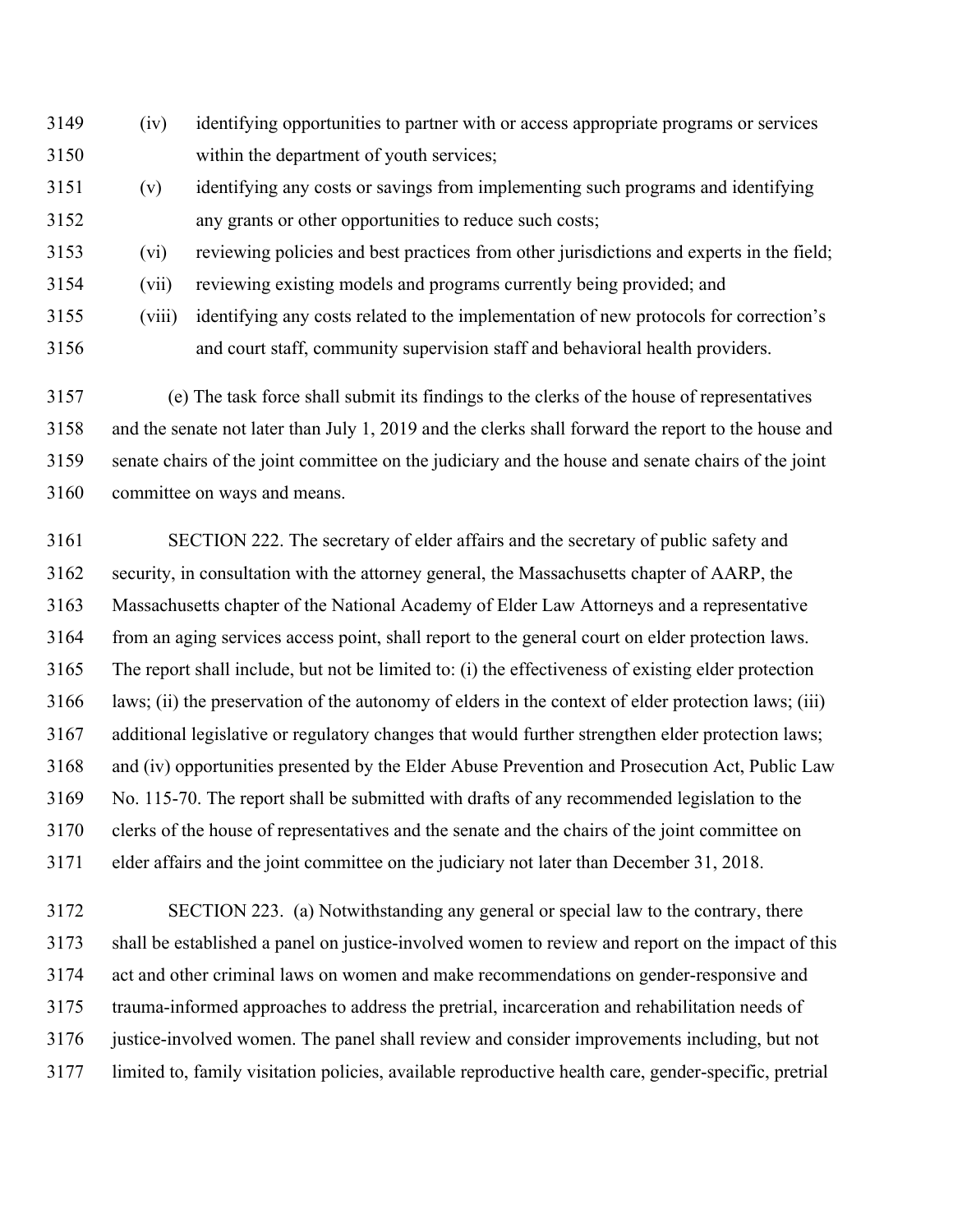(iv) identifying opportunities to partner with or access appropriate programs or services within the department of youth services;

(v) identifying any costs or savings from implementing such programs and identifying any grants or other opportunities to reduce such costs;

(vi) reviewing policies and best practices from other jurisdictions and experts in the field;

(vii) reviewing existing models and programs currently being provided; and

(viii) identifying any costs related to the implementation of new protocols for correction's and court staff, community supervision staff and behavioral health providers.

(e) The task force shall submit its findings to the clerks of the house of representatives and the senate not later than July 1, 2019 and the clerks shall forward the report to the house and senate chairs of the joint committee on the judiciary and the house and senate chairs of the joint committee on ways and means.

SECTION 222. The secretary of elder affairs and the secretary of public safety and security, in consultation with the attorney general, the Massachusetts chapter of AARP, the Massachusetts chapter of the National Academy of Elder Law Attorneys and a representative from an aging services access point, shall report to the general court on elder protection laws. The report shall include, but not be limited to: (i) the effectiveness of existing elder protection laws; (ii) the preservation of the autonomy of elders in the context of elder protection laws; (iii) additional legislative or regulatory changes that would further strengthen elder protection laws; and (iv) opportunities presented by the Elder Abuse Prevention and Prosecution Act, Public Law No. 115-70. The report shall be submitted with drafts of any recommended legislation to the clerks of the house of representatives and the senate and the chairs of the joint committee on elder affairs and the joint committee on the judiciary not later than December 31, 2018.

SECTION 223. (a) Notwithstanding any general or special law to the contrary, there shall be established a panel on justice-involved women to review and report on the impact of this act and other criminal laws on women and make recommendations on gender-responsive and trauma-informed approaches to address the pretrial, incarceration and rehabilitation needs of justice-involved women. The panel shall review and consider improvements including, but not limited to, family visitation policies, available reproductive health care, gender-specific, pretrial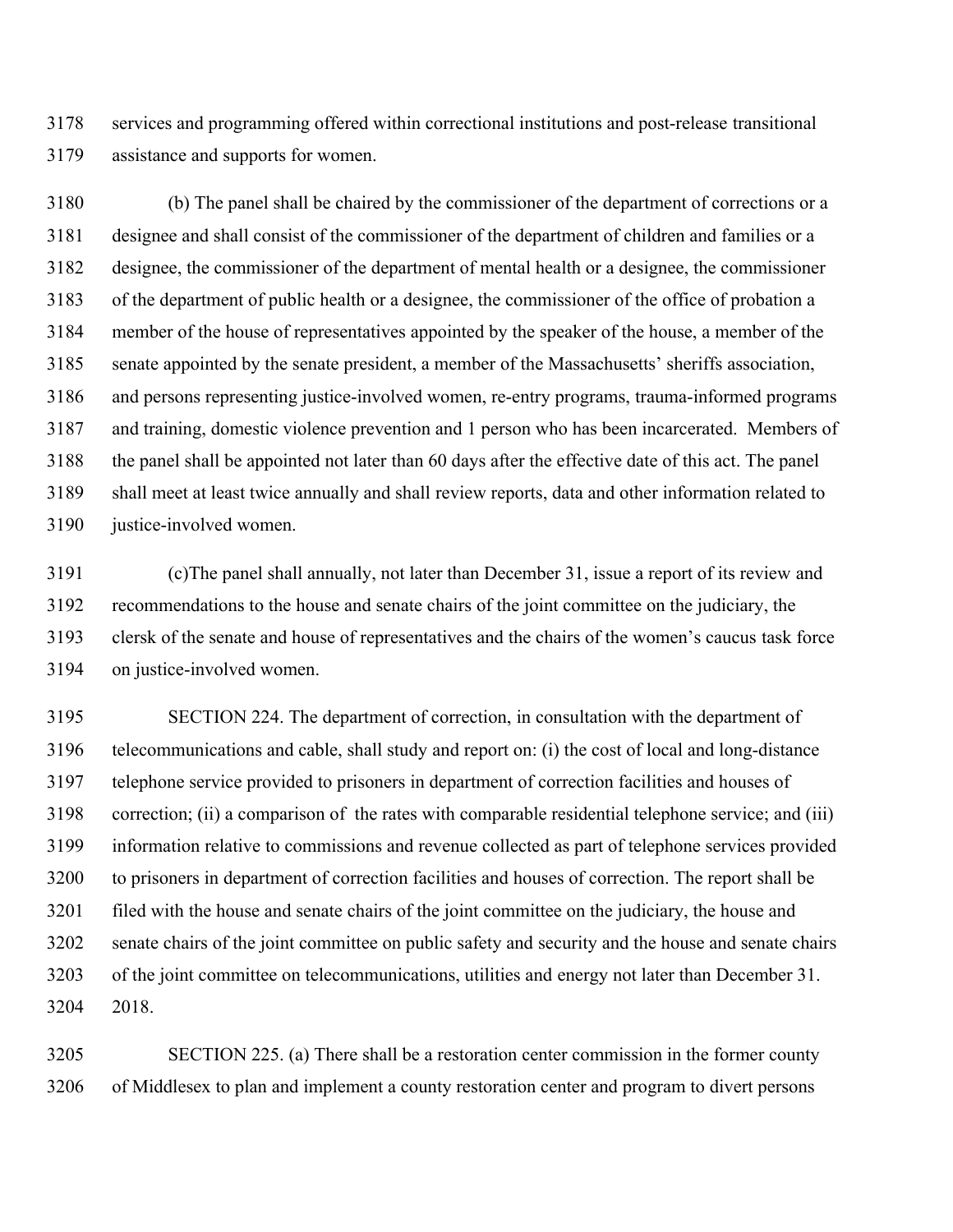services and programming offered within correctional institutions and post-release transitional assistance and supports for women.

(b) The panel shall be chaired by the commissioner of the department of corrections or a designee and shall consist of the commissioner of the department of children and families or a designee, the commissioner of the department of mental health or a designee, the commissioner of the department of public health or a designee, the commissioner of the office of probation a member of the house of representatives appointed by the speaker of the house, a member of the senate appointed by the senate president, a member of the Massachusetts' sheriffs association, and persons representing justice-involved women, re-entry programs, trauma-informed programs and training, domestic violence prevention and 1 person who has been incarcerated. Members of the panel shall be appointed not later than 60 days after the effective date of this act. The panel shall meet at least twice annually and shall review reports, data and other information related to justice-involved women.

(c)The panel shall annually, not later than December 31, issue a report of its review and recommendations to the house and senate chairs of the joint committee on the judiciary, the clersk of the senate and house of representatives and the chairs of the women's caucus task force on justice-involved women.

SECTION 224. The department of correction, in consultation with the department of telecommunications and cable, shall study and report on: (i) the cost of local and long-distance telephone service provided to prisoners in department of correction facilities and houses of correction; (ii) a comparison of the rates with comparable residential telephone service; and (iii) information relative to commissions and revenue collected as part of telephone services provided to prisoners in department of correction facilities and houses of correction. The report shall be filed with the house and senate chairs of the joint committee on the judiciary, the house and senate chairs of the joint committee on public safety and security and the house and senate chairs of the joint committee on telecommunications, utilities and energy not later than December 31. 2018.

SECTION 225. (a) There shall be a restoration center commission in the former county of Middlesex to plan and implement a county restoration center and program to divert persons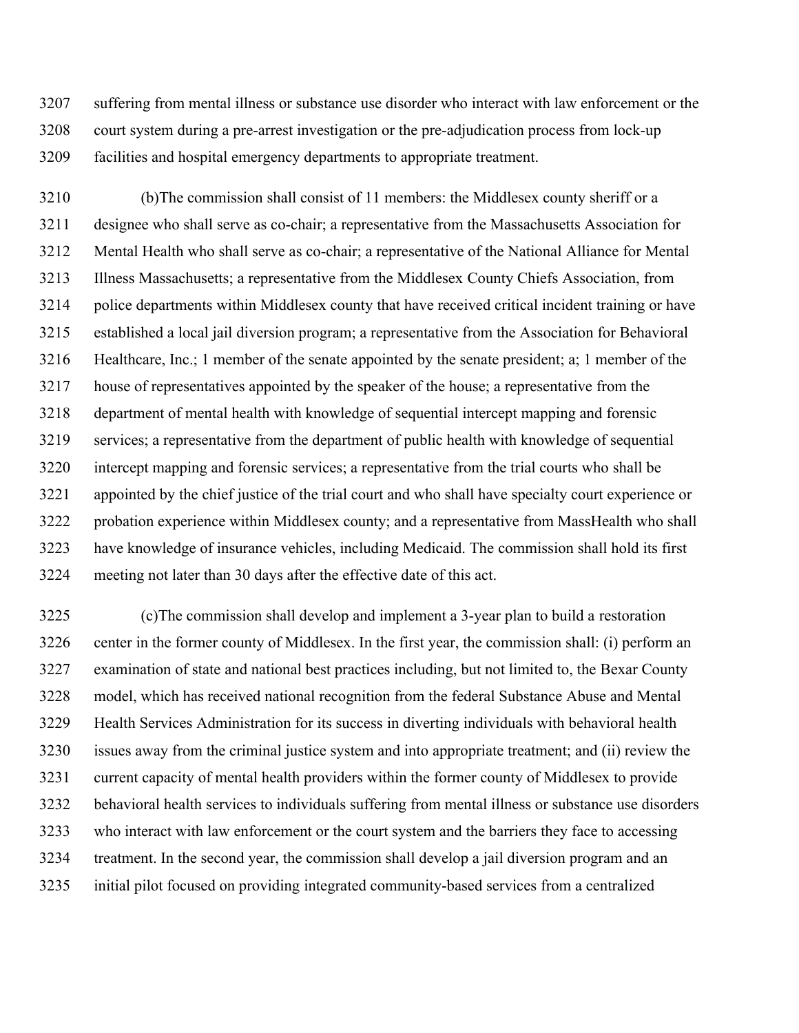suffering from mental illness or substance use disorder who interact with law enforcement or the court system during a pre-arrest investigation or the pre-adjudication process from lock-up facilities and hospital emergency departments to appropriate treatment.

(b)The commission shall consist of 11 members: the Middlesex county sheriff or a designee who shall serve as co-chair; a representative from the Massachusetts Association for Mental Health who shall serve as co-chair; a representative of the National Alliance for Mental Illness Massachusetts; a representative from the Middlesex County Chiefs Association, from police departments within Middlesex county that have received critical incident training or have established a local jail diversion program; a representative from the Association for Behavioral Healthcare, Inc.; 1 member of the senate appointed by the senate president; a; 1 member of the house of representatives appointed by the speaker of the house; a representative from the department of mental health with knowledge of sequential intercept mapping and forensic services; a representative from the department of public health with knowledge of sequential intercept mapping and forensic services; a representative from the trial courts who shall be appointed by the chief justice of the trial court and who shall have specialty court experience or probation experience within Middlesex county; and a representative from MassHealth who shall have knowledge of insurance vehicles, including Medicaid. The commission shall hold its first meeting not later than 30 days after the effective date of this act.

(c)The commission shall develop and implement a 3-year plan to build a restoration center in the former county of Middlesex. In the first year, the commission shall: (i) perform an examination of state and national best practices including, but not limited to, the Bexar County model, which has received national recognition from the federal Substance Abuse and Mental Health Services Administration for its success in diverting individuals with behavioral health issues away from the criminal justice system and into appropriate treatment; and (ii) review the current capacity of mental health providers within the former county of Middlesex to provide behavioral health services to individuals suffering from mental illness or substance use disorders who interact with law enforcement or the court system and the barriers they face to accessing treatment. In the second year, the commission shall develop a jail diversion program and an initial pilot focused on providing integrated community-based services from a centralized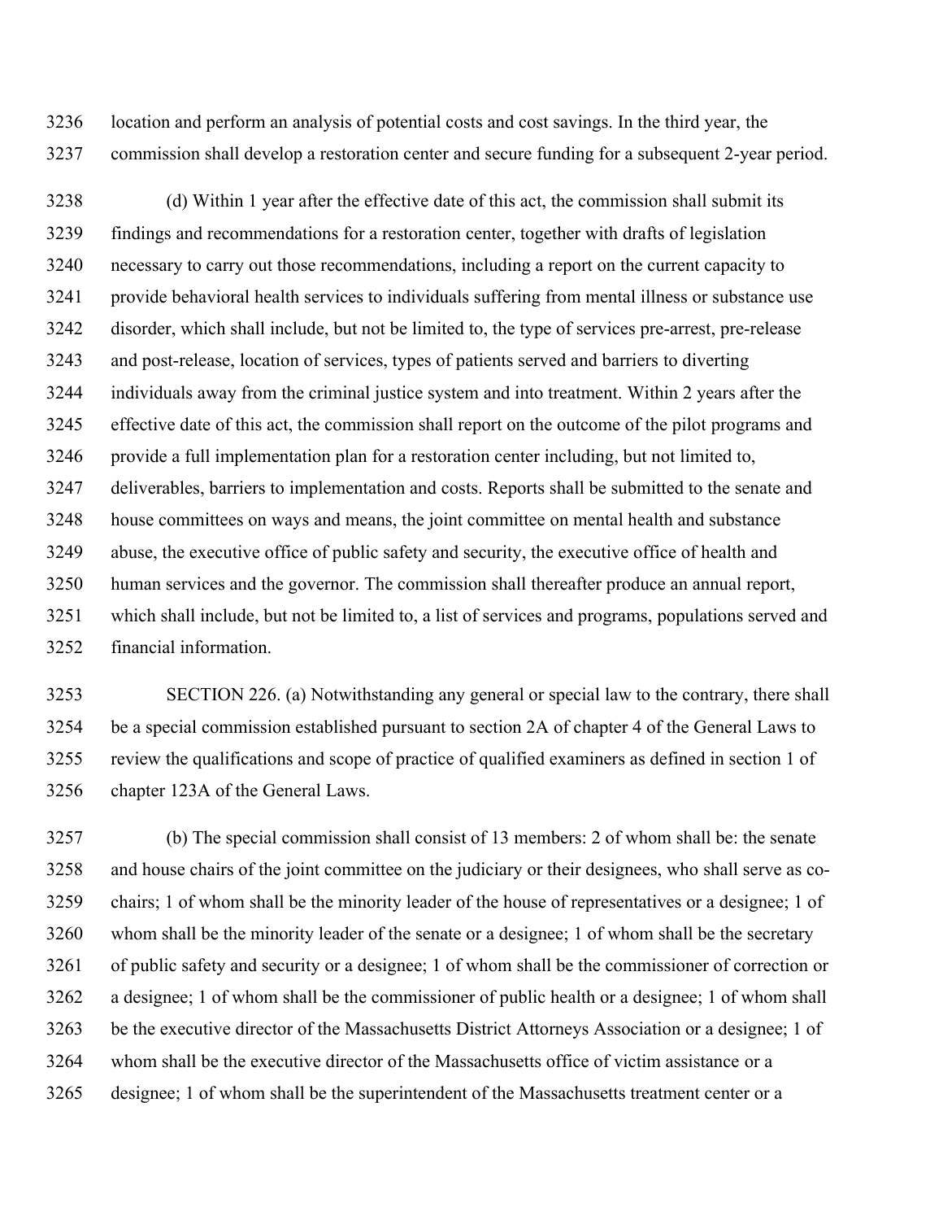location and perform an analysis of potential costs and cost savings. In the third year, the commission shall develop a restoration center and secure funding for a subsequent 2-year period.

(d) Within 1 year after the effective date of this act, the commission shall submit its findings and recommendations for a restoration center, together with drafts of legislation necessary to carry out those recommendations, including a report on the current capacity to provide behavioral health services to individuals suffering from mental illness or substance use disorder, which shall include, but not be limited to, the type of services pre-arrest, pre-release and post-release, location of services, types of patients served and barriers to diverting individuals away from the criminal justice system and into treatment. Within 2 years after the effective date of this act, the commission shall report on the outcome of the pilot programs and provide a full implementation plan for a restoration center including, but not limited to, deliverables, barriers to implementation and costs. Reports shall be submitted to the senate and house committees on ways and means, the joint committee on mental health and substance abuse, the executive office of public safety and security, the executive office of health and human services and the governor. The commission shall thereafter produce an annual report, which shall include, but not be limited to, a list of services and programs, populations served and financial information.

SECTION 226. (a) Notwithstanding any general or special law to the contrary, there shall be a special commission established pursuant to section 2A of chapter 4 of the General Laws to review the qualifications and scope of practice of qualified examiners as defined in section 1 of chapter 123A of the General Laws.

(b) The special commission shall consist of 13 members: 2 of whom shall be: the senate and house chairs of the joint committee on the judiciary or their designees, who shall serve as co-chairs; 1 of whom shall be the minority leader of the house of representatives or a designee; 1 of whom shall be the minority leader of the senate or a designee; 1 of whom shall be the secretary of public safety and security or a designee; 1 of whom shall be the commissioner of correction or a designee; 1 of whom shall be the commissioner of public health or a designee; 1 of whom shall be the executive director of the Massachusetts District Attorneys Association or a designee; 1 of whom shall be the executive director of the Massachusetts office of victim assistance or a designee; 1 of whom shall be the superintendent of the Massachusetts treatment center or a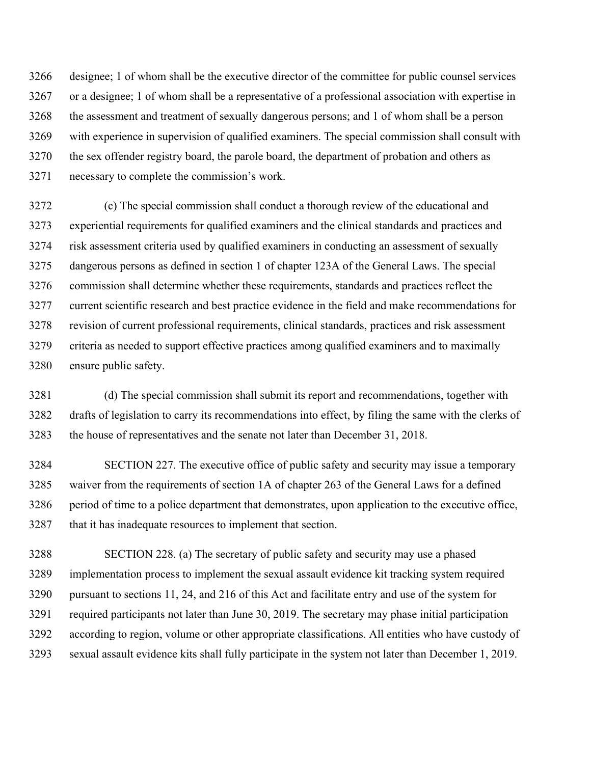designee; 1 of whom shall be the executive director of the committee for public counsel services or a designee; 1 of whom shall be a representative of a professional association with expertise in the assessment and treatment of sexually dangerous persons; and 1 of whom shall be a person with experience in supervision of qualified examiners. The special commission shall consult with the sex offender registry board, the parole board, the department of probation and others as necessary to complete the commission's work.

(c) The special commission shall conduct a thorough review of the educational and experiential requirements for qualified examiners and the clinical standards and practices and risk assessment criteria used by qualified examiners in conducting an assessment of sexually dangerous persons as defined in section 1 of chapter 123A of the General Laws. The special commission shall determine whether these requirements, standards and practices reflect the current scientific research and best practice evidence in the field and make recommendations for revision of current professional requirements, clinical standards, practices and risk assessment criteria as needed to support effective practices among qualified examiners and to maximally ensure public safety.

(d) The special commission shall submit its report and recommendations, together with drafts of legislation to carry its recommendations into effect, by filing the same with the clerks of the house of representatives and the senate not later than December 31, 2018.

SECTION 227. The executive office of public safety and security may issue a temporary waiver from the requirements of section 1A of chapter 263 of the General Laws for a defined period of time to a police department that demonstrates, upon application to the executive office, that it has inadequate resources to implement that section.

SECTION 228. (a) The secretary of public safety and security may use a phased implementation process to implement the sexual assault evidence kit tracking system required pursuant to sections 11, 24, and 216 of this Act and facilitate entry and use of the system for required participants not later than June 30, 2019. The secretary may phase initial participation according to region, volume or other appropriate classifications. All entities who have custody of sexual assault evidence kits shall fully participate in the system not later than December 1, 2019.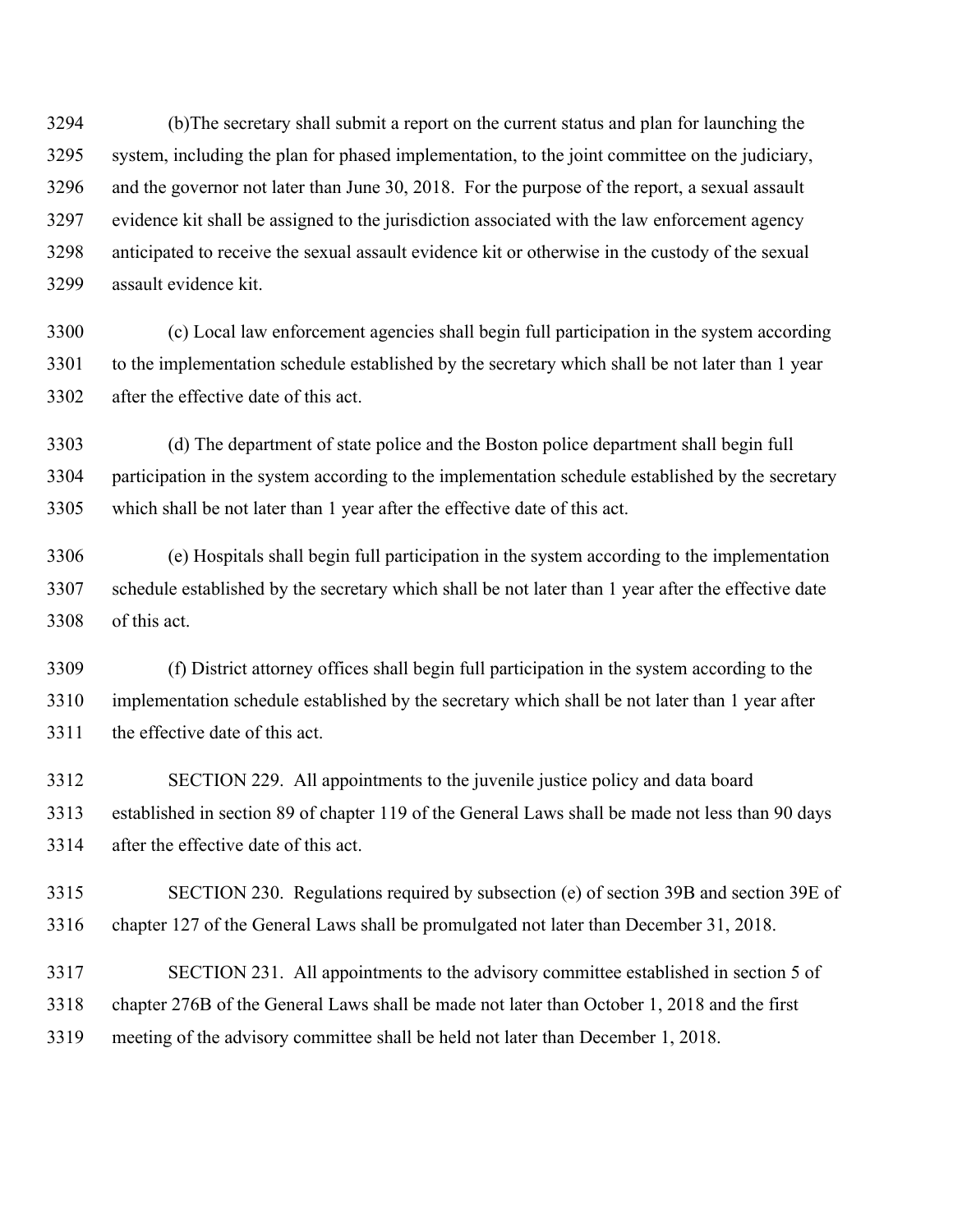(b)The secretary shall submit a report on the current status and plan for launching the system, including the plan for phased implementation, to the joint committee on the judiciary, and the governor not later than June 30, 2018. For the purpose of the report, a sexual assault evidence kit shall be assigned to the jurisdiction associated with the law enforcement agency anticipated to receive the sexual assault evidence kit or otherwise in the custody of the sexual assault evidence kit.

(c) Local law enforcement agencies shall begin full participation in the system according to the implementation schedule established by the secretary which shall be not later than 1 year after the effective date of this act.

(d) The department of state police and the Boston police department shall begin full participation in the system according to the implementation schedule established by the secretary which shall be not later than 1 year after the effective date of this act.

(e) Hospitals shall begin full participation in the system according to the implementation schedule established by the secretary which shall be not later than 1 year after the effective date of this act.

(f) District attorney offices shall begin full participation in the system according to the implementation schedule established by the secretary which shall be not later than 1 year after the effective date of this act.

SECTION 229. All appointments to the juvenile justice policy and data board established in section 89 of chapter 119 of the General Laws shall be made not less than 90 days after the effective date of this act.

SECTION 230. Regulations required by subsection (e) of section 39B and section 39E of chapter 127 of the General Laws shall be promulgated not later than December 31, 2018.

SECTION 231. All appointments to the advisory committee established in section 5 of chapter 276B of the General Laws shall be made not later than October 1, 2018 and the first meeting of the advisory committee shall be held not later than December 1, 2018.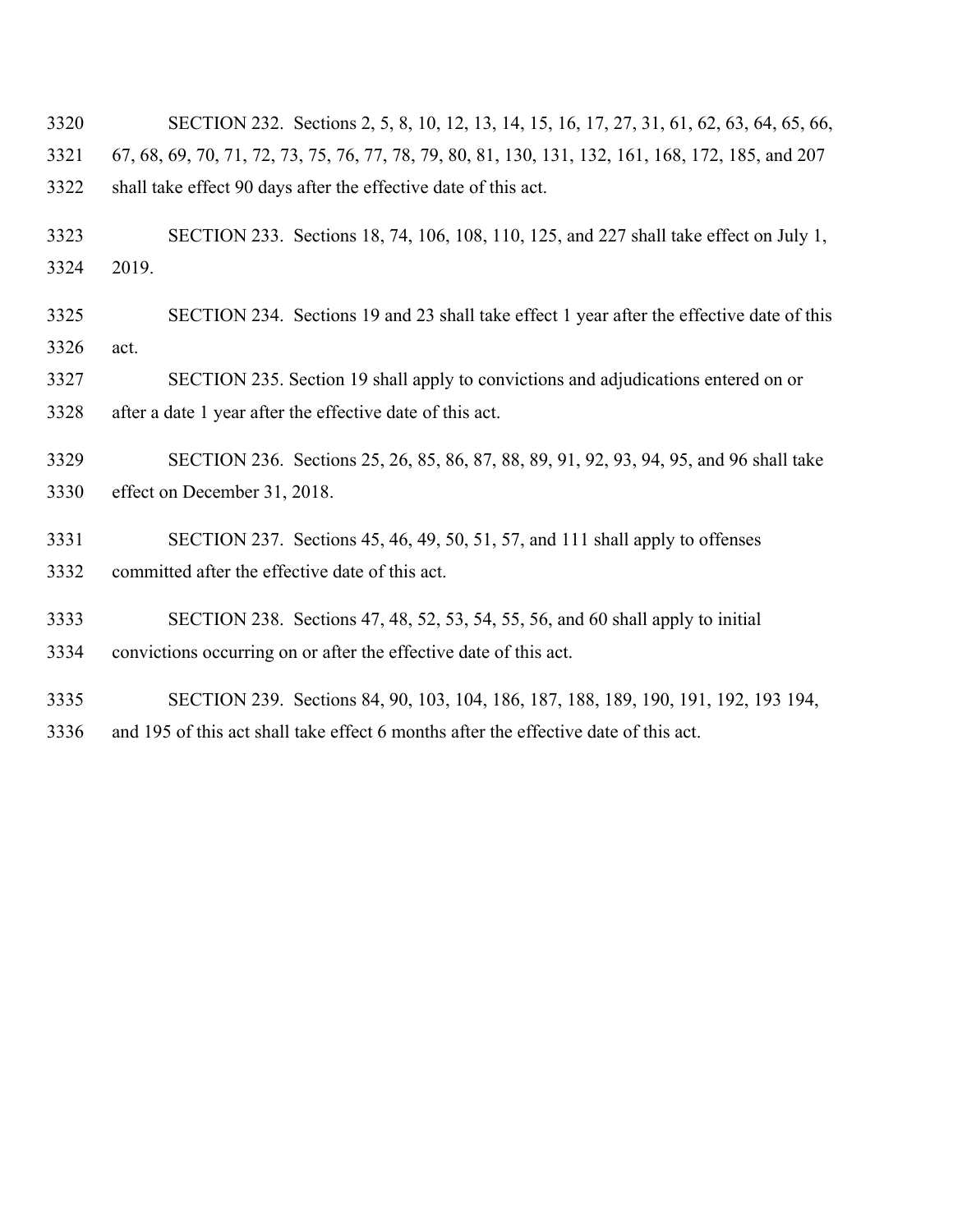SECTION 232. Sections 2, 5, 8, 10, 12, 13, 14, 15, 16, 17, 27, 31, 61, 62, 63, 64, 65, 66, 67, 68, 69, 70, 71, 72, 73, 75, 76, 77, 78, 79, 80, 81, 130, 131, 132, 161, 168, 172, 185, and 207 shall take effect 90 days after the effective date of this act.

SECTION 233. Sections 18, 74, 106, 108, 110, 125, and 227 shall take effect on July 1, 2019.

SECTION 234. Sections 19 and 23 shall take effect 1 year after the effective date of this act.

SECTION 235. Section 19 shall apply to convictions and adjudications entered on or after a date 1 year after the effective date of this act.

SECTION 236. Sections 25, 26, 85, 86, 87, 88, 89, 91, 92, 93, 94, 95, and 96 shall take effect on December 31, 2018.

SECTION 237. Sections 45, 46, 49, 50, 51, 57, and 111 shall apply to offenses committed after the effective date of this act.

SECTION 238. Sections 47, 48, 52, 53, 54, 55, 56, and 60 shall apply to initial convictions occurring on or after the effective date of this act.

SECTION 239. Sections 84, 90, 103, 104, 186, 187, 188, 189, 190, 191, 192, 193 194, and 195 of this act shall take effect 6 months after the effective date of this act.